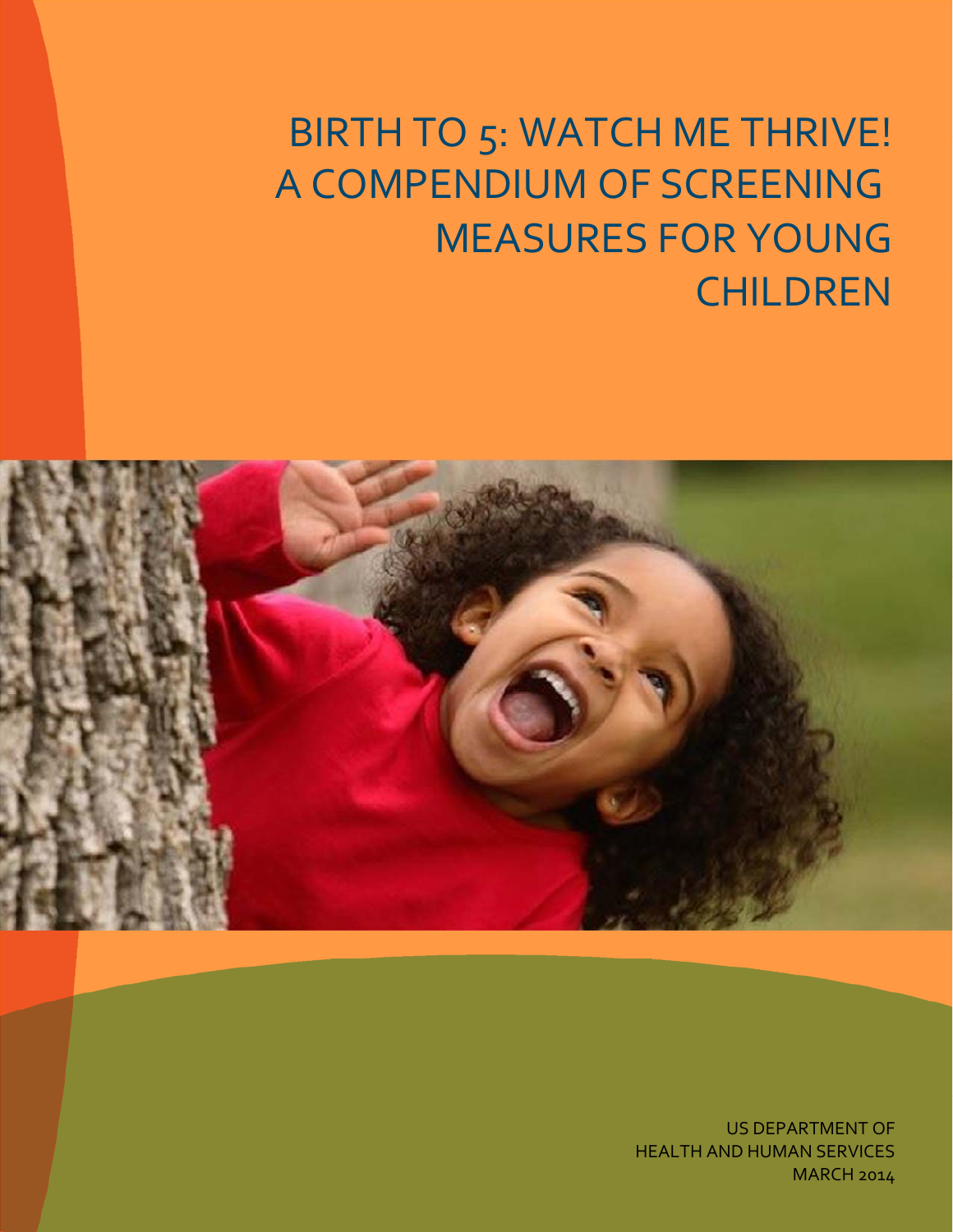# BIRTH TO 5: WATCH ME THRIVE! A COMPENDIUM OF SCREENING MEASURES FOR YOUNG CHILDREN

US DEPARTMENT OF HEALTH AND HUMAN SERVICES

MARCH 2014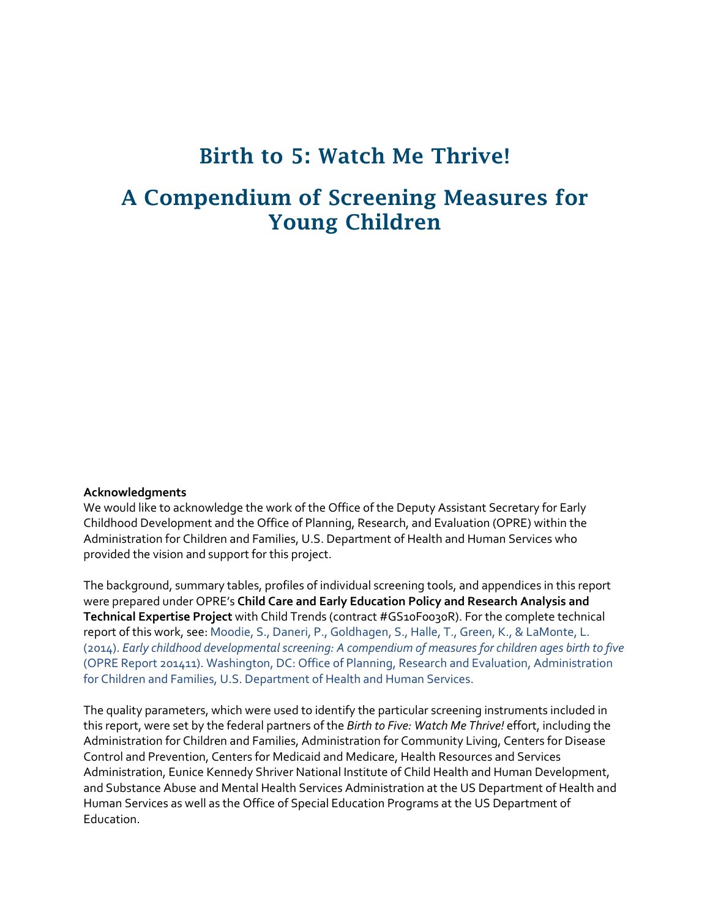# Birth to 5: Watch Me Thrive!

# A Compendium of Screening Measures for Young Children

**Acknowledgments**

We would like to acknowledge the work of the Office of the Deputy Assistant Secretary for Early Childhood Development and the Office of Planning, Research, and Evaluation (OPRE) within the Administration for Children and Families, U.S. Department of Health and Human Services who provided the vision and support for this project.

The background, summary tables, profiles of individual screening tools, and appendices in this report were prepared under OPRE's **Child Care and Early Education Policy and Research Analysis and Technical Expertise Project** with Child Trends (contract #GS10F0030R). For the complete technical report of this work, see: Moodie, S., Daneri, P., Goldhagen, S., Halle, T., Green, K., & LaMonte, L. (2014). *Early childhood developmental screening: A compendium of measures for children ages birth to five* (OPRE Report 201411). Washington, DC: Office of Planning, Research and Evaluation, Administration for Children and Families, U.S. Department of Health and Human Services.

The quality parameters, which were used to identify the particular screening instruments included in this report, were set by the federal partners of the *Birth to Five: Watch Me Thrive!* effort, including the Administration for Children and Families, Administration for Community Living, Centers for Disease Control and Prevention, Centers for Medicaid and Medicare, Health Resources and Services Administration, Eunice Kennedy Shriver National Institute of Child Health and Human Development, and Substance Abuse and Mental Health Services Administration at the US Department of Health and Human Services as well as the Office of Special Education Programs at the US Department of Education.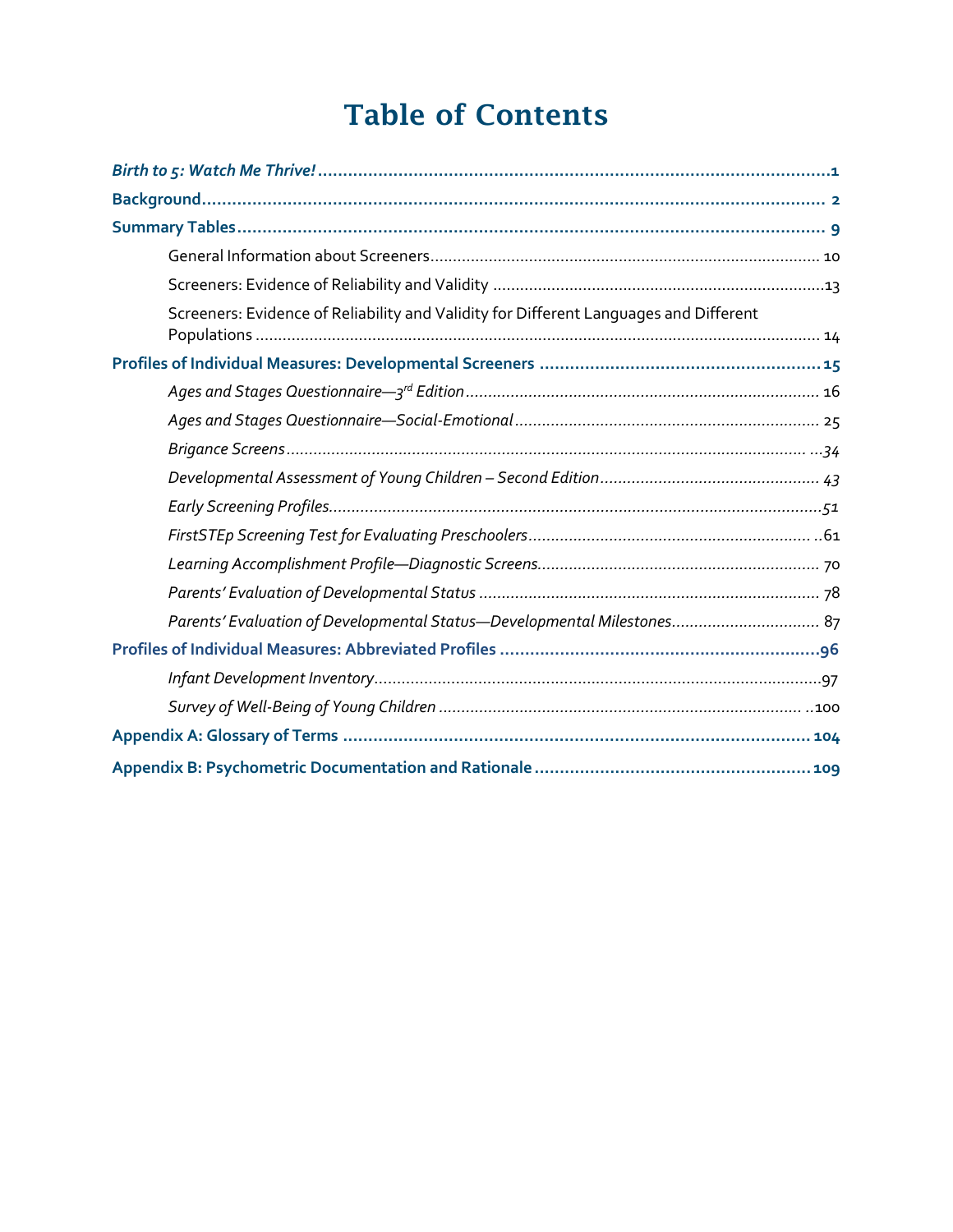# Table of Contents

*Birth to 5: Watch Me Thrive!* .......... 1

**Background** .......... 2

**Summary Tables** .......... 9

- General Information about Screeners .......... 10
- Screeners: Evidence of Reliability and Validity .......... 13
- Screeners: Evidence of Reliability and Validity for Different Languages and Different Populations .......... 14

**Profiles of Individual Measures: Developmental Screeners** .......... 15

- *Ages and Stages Questionnaire—3rd Edition* .......... 16
- *Ages and Stages Questionnaire—Social-Emotional* .......... 25
- *Brigance Screens* .......... 34
- *Developmental Assessment of Young Children – Second Edition* .......... 43
- *Early Screening Profiles* .......... 51
- *FirstSTEp Screening Test for Evaluating Preschoolers* .......... 61
- *Learning Accomplishment Profile—Diagnostic Screens* .......... 70
- *Parents' Evaluation of Developmental Status* .......... 78
- *Parents' Evaluation of Developmental Status—Developmental Milestones* .......... 87

**Profiles of Individual Measures: Abbreviated Profiles** .......... 96

- *Infant Development Inventory* .......... 97
- *Survey of Well-Being of Young Children* .......... 100

**Appendix A: Glossary of Terms** .......... 104

**Appendix B: Psychometric Documentation and Rationale** .......... 109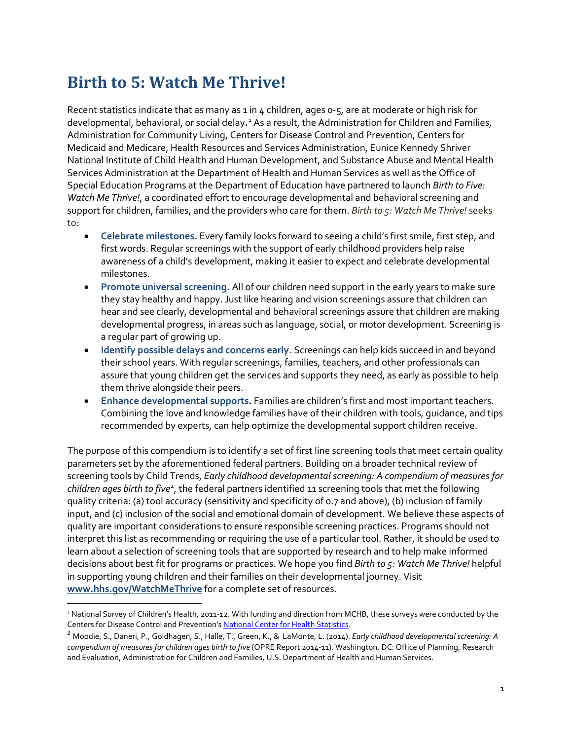# Birth to 5: Watch Me Thrive!

Recent statistics indicate that as many as 1 in 4 children, ages 0-5, are at moderate or high risk for developmental, behavioral, or social delay.[1] As a result, the Administration for Children and Families, Administration for Community Living, Centers for Disease Control and Prevention, Centers for Medicaid and Medicare, Health Resources and Services Administration, Eunice Kennedy Shriver National Institute of Child Health and Human Development, and Substance Abuse and Mental Health Services Administration at the Department of Health and Human Services as well as the Office of Special Education Programs at the Department of Education have partnered to launch *Birth to Five: Watch Me Thrive!*, a coordinated effort to encourage developmental and behavioral screening and support for children, families, and the providers who care for them. *Birth to 5: Watch Me Thrive!* seeks to:

- **Celebrate milestones.** Every family looks forward to seeing a child's first smile, first step, and first words. Regular screenings with the support of early childhood providers help raise awareness of a child's development, making it easier to expect and celebrate developmental milestones.
- **Promote universal screening.** All of our children need support in the early years to make sure they stay healthy and happy. Just like hearing and vision screenings assure that children can hear and see clearly, developmental and behavioral screenings assure that children are making developmental progress, in areas such as language, social, or motor development. Screening is a regular part of growing up.
- **Identify possible delays and concerns early.** Screenings can help kids succeed in and beyond their school years. With regular screenings, families, teachers, and other professionals can assure that young children get the services and supports they need, as early as possible to help them thrive alongside their peers.
- **Enhance developmental supports.** Families are children's first and most important teachers. Combining the love and knowledge families have of their children with tools, guidance, and tips recommended by experts, can help optimize the developmental support children receive.

The purpose of this compendium is to identify a set of first line screening tools that meet certain quality parameters set by the aforementioned federal partners. Building on a broader technical review of screening tools by Child Trends, *Early childhood developmental screening: A compendium of measures for children ages birth to five*[2], the federal partners identified 11 screening tools that met the following quality criteria: (a) tool accuracy (sensitivity and specificity of 0.7 and above), (b) inclusion of family input, and (c) inclusion of the social and emotional domain of development. We believe these aspects of quality are important considerations to ensure responsible screening practices. Programs should not interpret this list as recommending or requiring the use of a particular tool. Rather, it should be used to learn about a selection of screening tools that are supported by research and to help make informed decisions about best fit for programs or practices. We hope you find *Birth to 5: Watch Me Thrive!* helpful in supporting young children and their families on their developmental journey. Visit **www.hhs.gov/WatchMeThrive** for a complete set of resources.

---

[1] National Survey of Children's Health, 2011-12. With funding and direction from MCHB, these surveys were conducted by the Centers for Disease Control and Prevention's National Center for Health Statistics.

[2] Moodie, S., Daneri, P., Goldhagen, S., Halle, T., Green, K., & LaMonte, L. (2014). *Early childhood developmental screening: A compendium of measures for children ages birth to five* (OPRE Report 2014-11). Washington, DC: Office of Planning, Research and Evaluation, Administration for Children and Families, U.S. Department of Health and Human Services.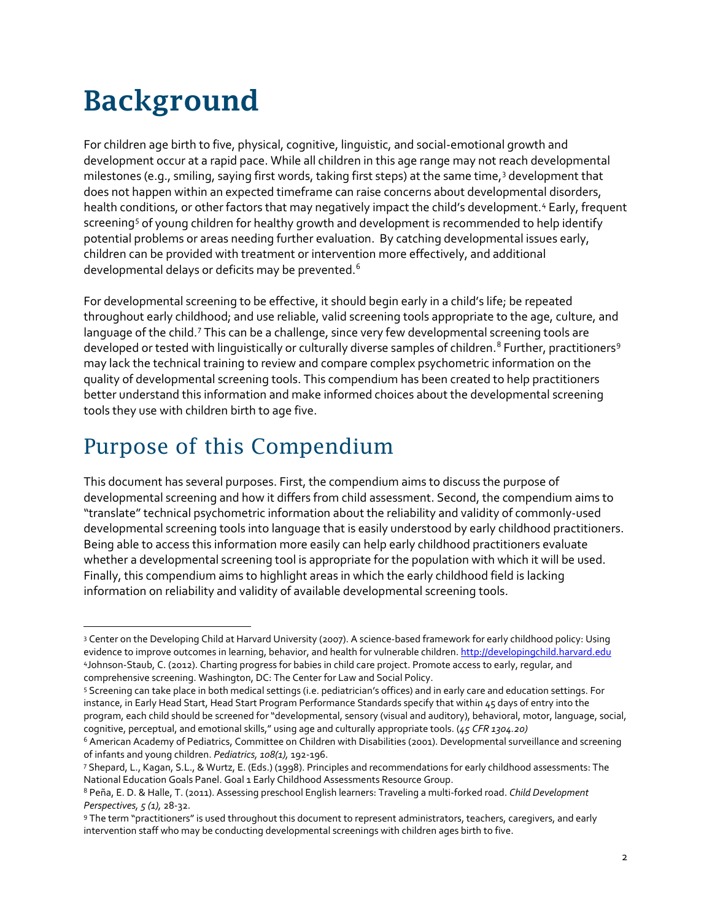# Background

For children age birth to five, physical, cognitive, linguistic, and social-emotional growth and development occur at a rapid pace. While all children in this age range may not reach developmental milestones (e.g., smiling, saying first words, taking first steps) at the same time,[3] development that does not happen within an expected timeframe can raise concerns about developmental disorders, health conditions, or other factors that may negatively impact the child's development.[4] Early, frequent screening[5] of young children for healthy growth and development is recommended to help identify potential problems or areas needing further evaluation. By catching developmental issues early, children can be provided with treatment or intervention more effectively, and additional developmental delays or deficits may be prevented.[6]

For developmental screening to be effective, it should begin early in a child's life; be repeated throughout early childhood; and use reliable, valid screening tools appropriate to the age, culture, and language of the child.[7] This can be a challenge, since very few developmental screening tools are developed or tested with linguistically or culturally diverse samples of children.[8] Further, practitioners[9] may lack the technical training to review and compare complex psychometric information on the quality of developmental screening tools. This compendium has been created to help practitioners better understand this information and make informed choices about the developmental screening tools they use with children birth to age five.

## Purpose of this Compendium

This document has several purposes. First, the compendium aims to discuss the purpose of developmental screening and how it differs from child assessment. Second, the compendium aims to "translate" technical psychometric information about the reliability and validity of commonly-used developmental screening tools into language that is easily understood by early childhood practitioners. Being able to access this information more easily can help early childhood practitioners evaluate whether a developmental screening tool is appropriate for the population with which it will be used. Finally, this compendium aims to highlight areas in which the early childhood field is lacking information on reliability and validity of available developmental screening tools.

---

[3] Center on the Developing Child at Harvard University (2007). A science-based framework for early childhood policy: Using evidence to improve outcomes in learning, behavior, and health for vulnerable children. http://developingchild.harvard.edu

[4] Johnson-Staub, C. (2012). Charting progress for babies in child care project. Promote access to early, regular, and comprehensive screening. Washington, DC: The Center for Law and Social Policy.

[5] Screening can take place in both medical settings (i.e. pediatrician's offices) and in early care and education settings. For instance, in Early Head Start, Head Start Program Performance Standards specify that within 45 days of entry into the program, each child should be screened for "developmental, sensory (visual and auditory), behavioral, motor, language, social, cognitive, perceptual, and emotional skills," using age and culturally appropriate tools. (*45 CFR 1304.20)*

[6] American Academy of Pediatrics, Committee on Children with Disabilities (2001). Developmental surveillance and screening of infants and young children. *Pediatrics, 108(1),* 192-196.

[7] Shepard, L., Kagan, S.L., & Wurtz, E. (Eds.) (1998). Principles and recommendations for early childhood assessments: The National Education Goals Panel. Goal 1 Early Childhood Assessments Resource Group.

[8] Peña, E. D. & Halle, T. (2011). Assessing preschool English learners: Traveling a multi-forked road. *Child Development Perspectives, 5 (1),* 28-32.

[9] The term "practitioners" is used throughout this document to represent administrators, teachers, caregivers, and early intervention staff who may be conducting developmental screenings with children ages birth to five.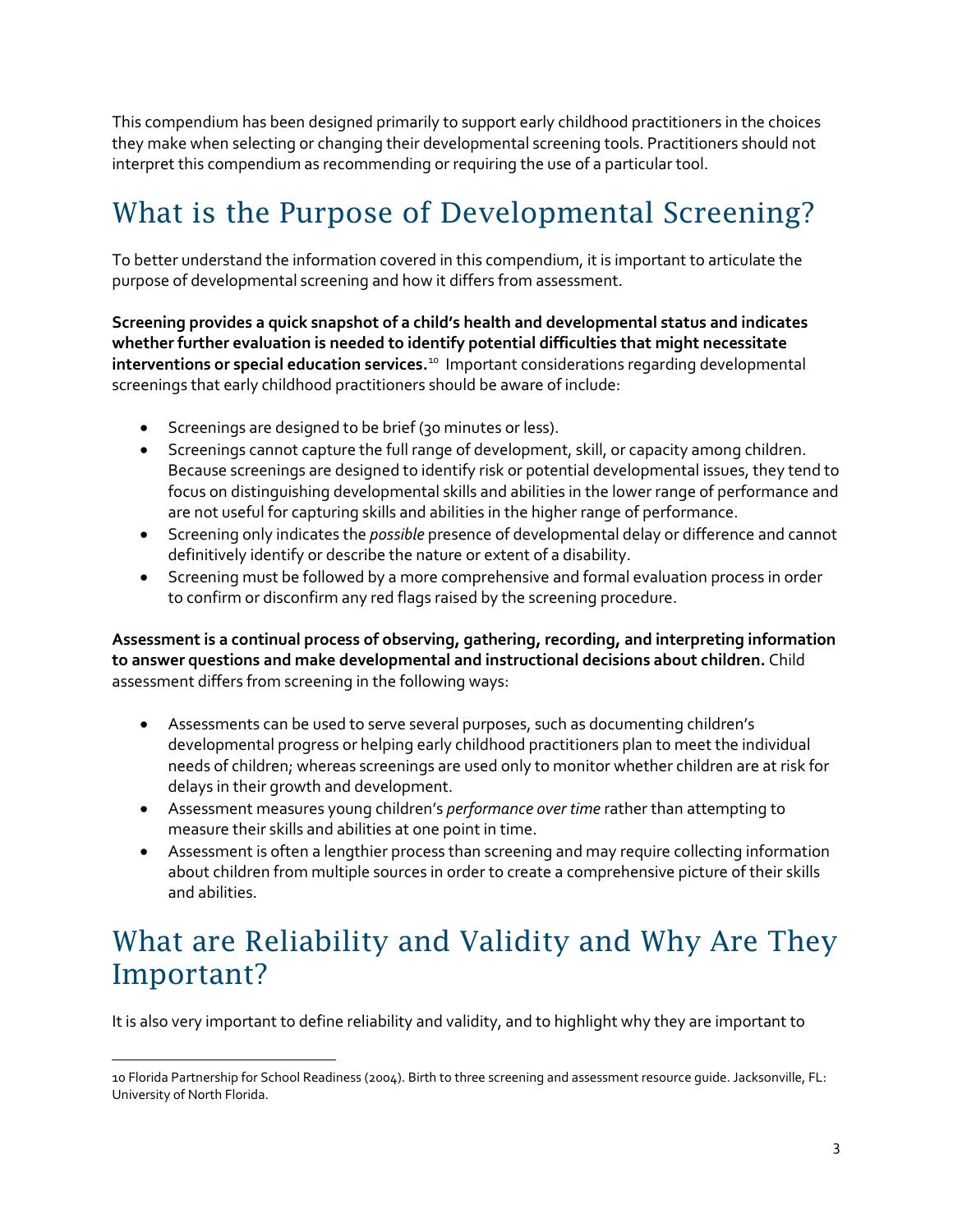This compendium has been designed primarily to support early childhood practitioners in the choices they make when selecting or changing their developmental screening tools. Practitioners should not interpret this compendium as recommending or requiring the use of a particular tool.

# What is the Purpose of Developmental Screening?

To better understand the information covered in this compendium, it is important to articulate the purpose of developmental screening and how it differs from assessment.

**Screening provides a quick snapshot of a child's health and developmental status and indicates whether further evaluation is needed to identify potential difficulties that might necessitate interventions or special education services.**[10] Important considerations regarding developmental screenings that early childhood practitioners should be aware of include:

- Screenings are designed to be brief (30 minutes or less).
- Screenings cannot capture the full range of development, skill, or capacity among children. Because screenings are designed to identify risk or potential developmental issues, they tend to focus on distinguishing developmental skills and abilities in the lower range of performance and are not useful for capturing skills and abilities in the higher range of performance.
- Screening only indicates the *possible* presence of developmental delay or difference and cannot definitively identify or describe the nature or extent of a disability.
- Screening must be followed by a more comprehensive and formal evaluation process in order to confirm or disconfirm any red flags raised by the screening procedure.

**Assessment is a continual process of observing, gathering, recording, and interpreting information to answer questions and make developmental and instructional decisions about children.** Child assessment differs from screening in the following ways:

- Assessments can be used to serve several purposes, such as documenting children's developmental progress or helping early childhood practitioners plan to meet the individual needs of children; whereas screenings are used only to monitor whether children are at risk for delays in their growth and development.
- Assessment measures young children's *performance over time* rather than attempting to measure their skills and abilities at one point in time.
- Assessment is often a lengthier process than screening and may require collecting information about children from multiple sources in order to create a comprehensive picture of their skills and abilities.

# What are Reliability and Validity and Why Are They Important?

It is also very important to define reliability and validity, and to highlight why they are important to

10 Florida Partnership for School Readiness (2004). Birth to three screening and assessment resource guide. Jacksonville, FL: University of North Florida.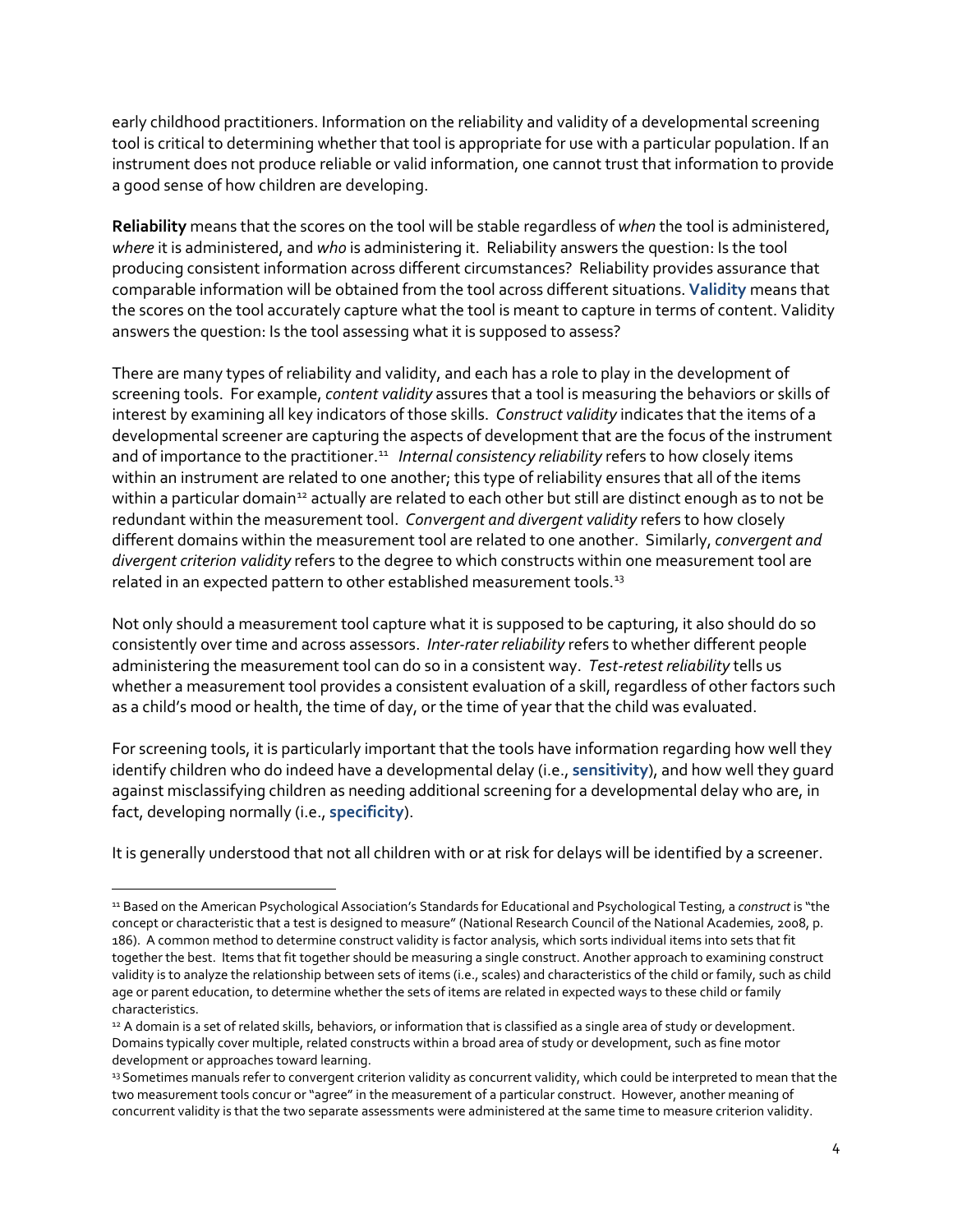early childhood practitioners. Information on the reliability and validity of a developmental screening tool is critical to determining whether that tool is appropriate for use with a particular population. If an instrument does not produce reliable or valid information, one cannot trust that information to provide a good sense of how children are developing.

**Reliability** means that the scores on the tool will be stable regardless of *when* the tool is administered, *where* it is administered, and *who* is administering it. Reliability answers the question: Is the tool producing consistent information across different circumstances? Reliability provides assurance that comparable information will be obtained from the tool across different situations. **Validity** means that the scores on the tool accurately capture what the tool is meant to capture in terms of content. Validity answers the question: Is the tool assessing what it is supposed to assess?

There are many types of reliability and validity, and each has a role to play in the development of screening tools. For example, *content validity* assures that a tool is measuring the behaviors or skills of interest by examining all key indicators of those skills. *Construct validity* indicates that the items of a developmental screener are capturing the aspects of development that are the focus of the instrument and of importance to the practitioner.[11] *Internal consistency reliability* refers to how closely items within an instrument are related to one another; this type of reliability ensures that all of the items within a particular domain[12] actually are related to each other but still are distinct enough as to not be redundant within the measurement tool. *Convergent and divergent validity* refers to how closely different domains within the measurement tool are related to one another. Similarly, *convergent and divergent criterion validity* refers to the degree to which constructs within one measurement tool are related in an expected pattern to other established measurement tools.[13]

Not only should a measurement tool capture what it is supposed to be capturing, it also should do so consistently over time and across assessors. *Inter-rater reliability* refers to whether different people administering the measurement tool can do so in a consistent way. *Test-retest reliability* tells us whether a measurement tool provides a consistent evaluation of a skill, regardless of other factors such as a child's mood or health, the time of day, or the time of year that the child was evaluated.

For screening tools, it is particularly important that the tools have information regarding how well they identify children who do indeed have a developmental delay (i.e., **sensitivity**), and how well they guard against misclassifying children as needing additional screening for a developmental delay who are, in fact, developing normally (i.e., **specificity**).

It is generally understood that not all children with or at risk for delays will be identified by a screener.

---

[11] Based on the American Psychological Association's Standards for Educational and Psychological Testing, a *construct* is "the concept or characteristic that a test is designed to measure" (National Research Council of the National Academies, 2008, p. 186). A common method to determine construct validity is factor analysis, which sorts individual items into sets that fit together the best. Items that fit together should be measuring a single construct. Another approach to examining construct validity is to analyze the relationship between sets of items (i.e., scales) and characteristics of the child or family, such as child age or parent education, to determine whether the sets of items are related in expected ways to these child or family characteristics.

[12] A domain is a set of related skills, behaviors, or information that is classified as a single area of study or development. Domains typically cover multiple, related constructs within a broad area of study or development, such as fine motor development or approaches toward learning.

[13] Sometimes manuals refer to convergent criterion validity as concurrent validity, which could be interpreted to mean that the two measurement tools concur or "agree" in the measurement of a particular construct. However, another meaning of concurrent validity is that the two separate assessments were administered at the same time to measure criterion validity.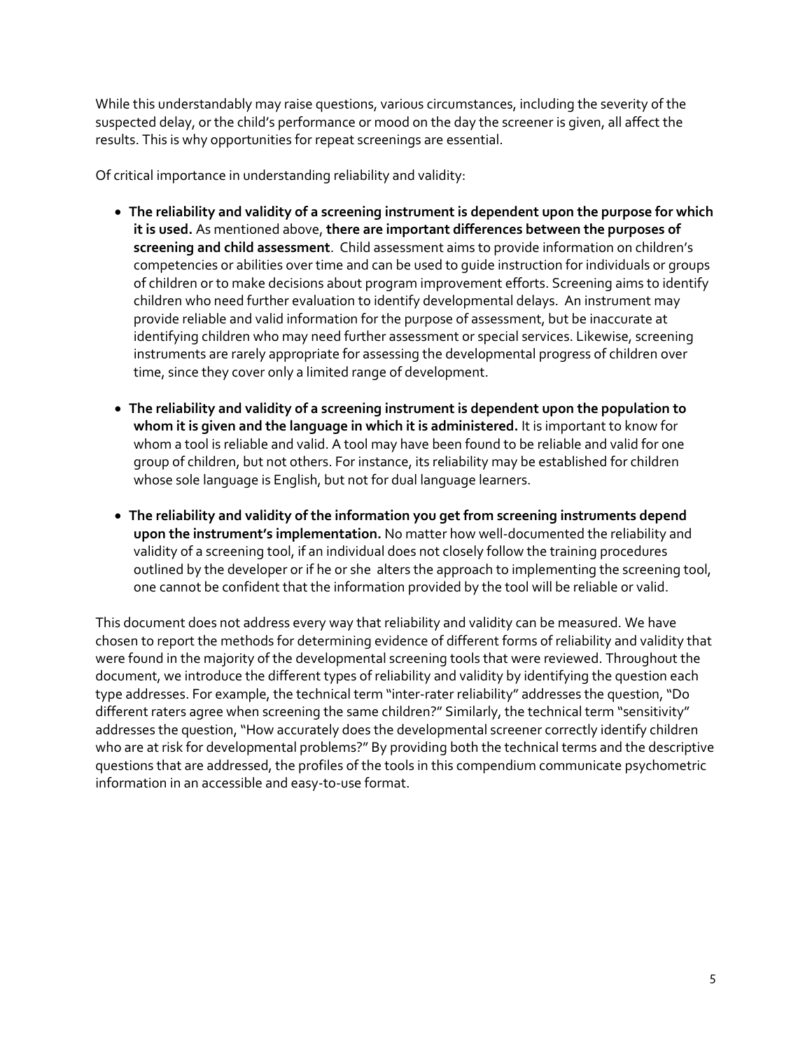While this understandably may raise questions, various circumstances, including the severity of the suspected delay, or the child's performance or mood on the day the screener is given, all affect the results. This is why opportunities for repeat screenings are essential.

Of critical importance in understanding reliability and validity:

- **The reliability and validity of a screening instrument is dependent upon the purpose for which it is used.** As mentioned above, **there are important differences between the purposes of screening and child assessment**. Child assessment aims to provide information on children's competencies or abilities over time and can be used to guide instruction for individuals or groups of children or to make decisions about program improvement efforts. Screening aims to identify children who need further evaluation to identify developmental delays. An instrument may provide reliable and valid information for the purpose of assessment, but be inaccurate at identifying children who may need further assessment or special services. Likewise, screening instruments are rarely appropriate for assessing the developmental progress of children over time, since they cover only a limited range of development.

- **The reliability and validity of a screening instrument is dependent upon the population to whom it is given and the language in which it is administered.** It is important to know for whom a tool is reliable and valid. A tool may have been found to be reliable and valid for one group of children, but not others. For instance, its reliability may be established for children whose sole language is English, but not for dual language learners.

- **The reliability and validity of the information you get from screening instruments depend upon the instrument's implementation.** No matter how well-documented the reliability and validity of a screening tool, if an individual does not closely follow the training procedures outlined by the developer or if he or she alters the approach to implementing the screening tool, one cannot be confident that the information provided by the tool will be reliable or valid.

This document does not address every way that reliability and validity can be measured. We have chosen to report the methods for determining evidence of different forms of reliability and validity that were found in the majority of the developmental screening tools that were reviewed. Throughout the document, we introduce the different types of reliability and validity by identifying the question each type addresses. For example, the technical term "inter-rater reliability" addresses the question, "Do different raters agree when screening the same children?" Similarly, the technical term "sensitivity" addresses the question, "How accurately does the developmental screener correctly identify children who are at risk for developmental problems?" By providing both the technical terms and the descriptive questions that are addressed, the profiles of the tools in this compendium communicate psychometric information in an accessible and easy-to-use format.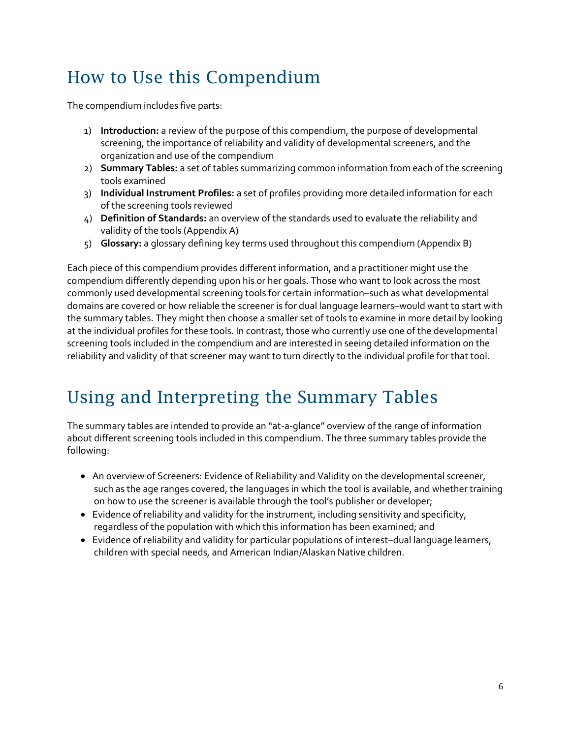# How to Use this Compendium

The compendium includes five parts:

1) **Introduction:** a review of the purpose of this compendium, the purpose of developmental screening, the importance of reliability and validity of developmental screeners, and the organization and use of the compendium
2) **Summary Tables:** a set of tables summarizing common information from each of the screening tools examined
3) **Individual Instrument Profiles:** a set of profiles providing more detailed information for each of the screening tools reviewed
4) **Definition of Standards:** an overview of the standards used to evaluate the reliability and validity of the tools (Appendix A)
5) **Glossary:** a glossary defining key terms used throughout this compendium (Appendix B)

Each piece of this compendium provides different information, and a practitioner might use the compendium differently depending upon his or her goals. Those who want to look across the most commonly used developmental screening tools for certain information–such as what developmental domains are covered or how reliable the screener is for dual language learners–would want to start with the summary tables. They might then choose a smaller set of tools to examine in more detail by looking at the individual profiles for these tools. In contrast, those who currently use one of the developmental screening tools included in the compendium and are interested in seeing detailed information on the reliability and validity of that screener may want to turn directly to the individual profile for that tool.

# Using and Interpreting the Summary Tables

The summary tables are intended to provide an "at-a-glance" overview of the range of information about different screening tools included in this compendium. The three summary tables provide the following:

- An overview of Screeners: Evidence of Reliability and Validity on the developmental screener, such as the age ranges covered, the languages in which the tool is available, and whether training on how to use the screener is available through the tool's publisher or developer;
- Evidence of reliability and validity for the instrument, including sensitivity and specificity, regardless of the population with which this information has been examined; and
- Evidence of reliability and validity for particular populations of interest–dual language learners, children with special needs, and American Indian/Alaskan Native children.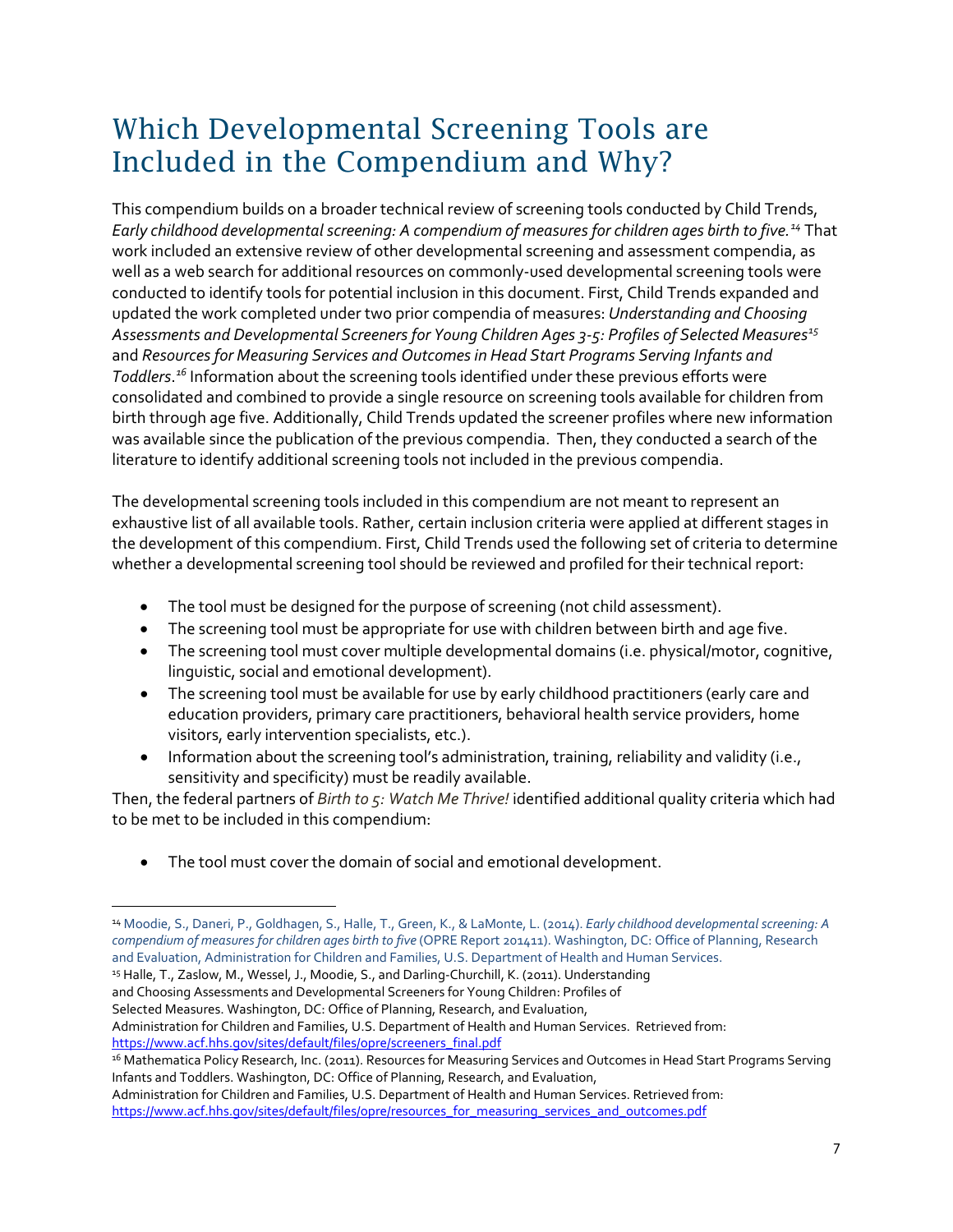# Which Developmental Screening Tools are Included in the Compendium and Why?

This compendium builds on a broader technical review of screening tools conducted by Child Trends, *Early childhood developmental screening: A compendium of measures for children ages birth to five.*[14] That work included an extensive review of other developmental screening and assessment compendia, as well as a web search for additional resources on commonly-used developmental screening tools were conducted to identify tools for potential inclusion in this document. First, Child Trends expanded and updated the work completed under two prior compendia of measures: *Understanding and Choosing Assessments and Developmental Screeners for Young Children Ages 3-5: Profiles of Selected Measures*[15] and *Resources for Measuring Services and Outcomes in Head Start Programs Serving Infants and Toddlers*.[16] Information about the screening tools identified under these previous efforts were consolidated and combined to provide a single resource on screening tools available for children from birth through age five. Additionally, Child Trends updated the screener profiles where new information was available since the publication of the previous compendia. Then, they conducted a search of the literature to identify additional screening tools not included in the previous compendia.

The developmental screening tools included in this compendium are not meant to represent an exhaustive list of all available tools. Rather, certain inclusion criteria were applied at different stages in the development of this compendium. First, Child Trends used the following set of criteria to determine whether a developmental screening tool should be reviewed and profiled for their technical report:

- The tool must be designed for the purpose of screening (not child assessment).
- The screening tool must be appropriate for use with children between birth and age five.
- The screening tool must cover multiple developmental domains (i.e. physical/motor, cognitive, linguistic, social and emotional development).
- The screening tool must be available for use by early childhood practitioners (early care and education providers, primary care practitioners, behavioral health service providers, home visitors, early intervention specialists, etc.).
- Information about the screening tool's administration, training, reliability and validity (i.e., sensitivity and specificity) must be readily available.

Then, the federal partners of *Birth to 5: Watch Me Thrive!* identified additional quality criteria which had to be met to be included in this compendium:

- The tool must cover the domain of social and emotional development.

---

[14] Moodie, S., Daneri, P., Goldhagen, S., Halle, T., Green, K., & LaMonte, L. (2014). *Early childhood developmental screening: A compendium of measures for children ages birth to five* (OPRE Report 201411). Washington, DC: Office of Planning, Research and Evaluation, Administration for Children and Families, U.S. Department of Health and Human Services.

[15] Halle, T., Zaslow, M., Wessel, J., Moodie, S., and Darling-Churchill, K. (2011). Understanding and Choosing Assessments and Developmental Screeners for Young Children: Profiles of Selected Measures. Washington, DC: Office of Planning, Research, and Evaluation, Administration for Children and Families, U.S. Department of Health and Human Services. Retrieved from: https://www.acf.hhs.gov/sites/default/files/opre/screeners_final.pdf

[16] Mathematica Policy Research, Inc. (2011). Resources for Measuring Services and Outcomes in Head Start Programs Serving Infants and Toddlers. Washington, DC: Office of Planning, Research, and Evaluation, Administration for Children and Families, U.S. Department of Health and Human Services. Retrieved from: https://www.acf.hhs.gov/sites/default/files/opre/resources_for_measuring_services_and_outcomes.pdf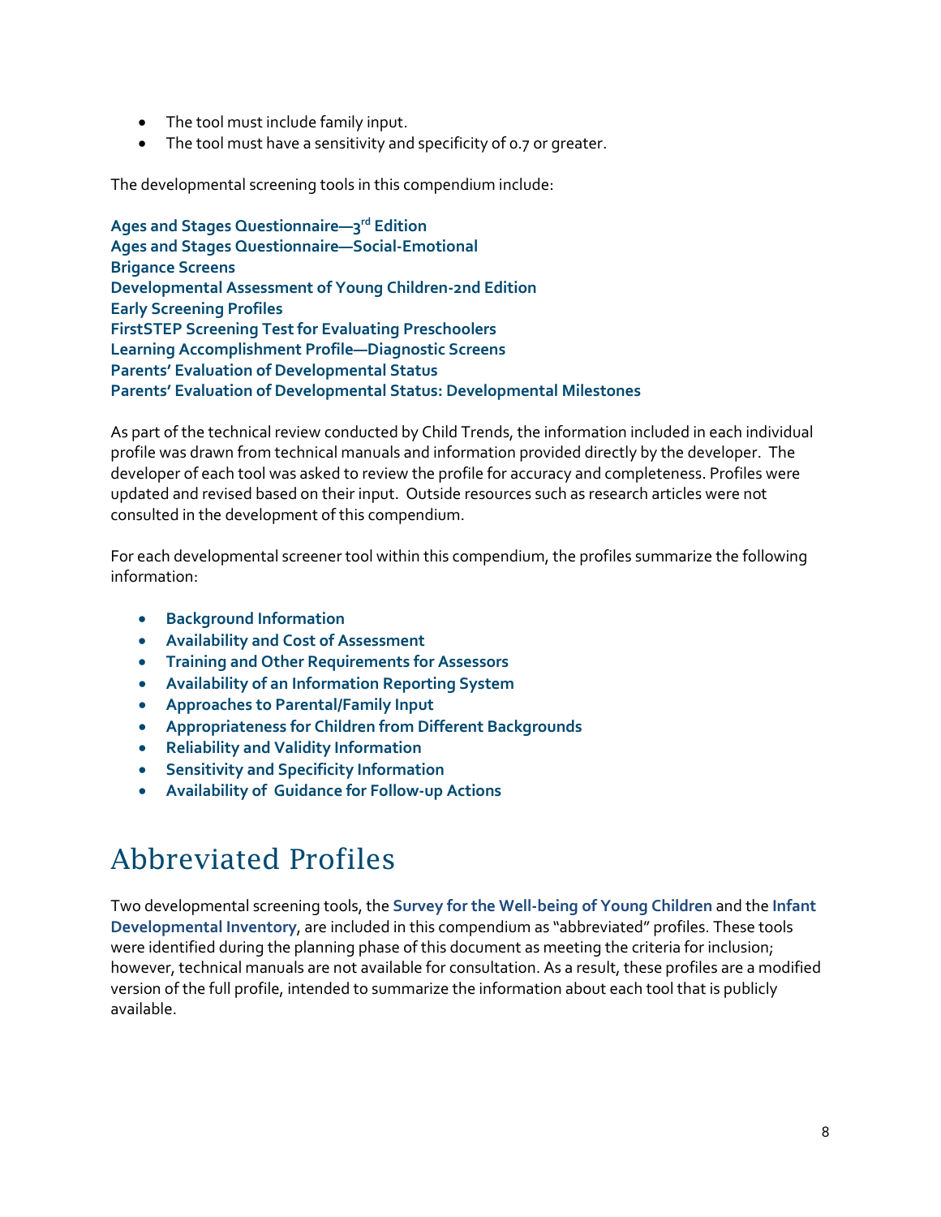- The tool must include family input.
- The tool must have a sensitivity and specificity of 0.7 or greater.

The developmental screening tools in this compendium include:

**Ages and Stages Questionnaire—3rd Edition**
**Ages and Stages Questionnaire—Social-Emotional**
**Brigance Screens**
**Developmental Assessment of Young Children-2nd Edition**
**Early Screening Profiles**
**FirstSTEP Screening Test for Evaluating Preschoolers**
**Learning Accomplishment Profile—Diagnostic Screens**
**Parents' Evaluation of Developmental Status**
**Parents' Evaluation of Developmental Status: Developmental Milestones**

As part of the technical review conducted by Child Trends, the information included in each individual profile was drawn from technical manuals and information provided directly by the developer. The developer of each tool was asked to review the profile for accuracy and completeness. Profiles were updated and revised based on their input. Outside resources such as research articles were not consulted in the development of this compendium.

For each developmental screener tool within this compendium, the profiles summarize the following information:

- **Background Information**
- **Availability and Cost of Assessment**
- **Training and Other Requirements for Assessors**
- **Availability of an Information Reporting System**
- **Approaches to Parental/Family Input**
- **Appropriateness for Children from Different Backgrounds**
- **Reliability and Validity Information**
- **Sensitivity and Specificity Information**
- **Availability of Guidance for Follow-up Actions**

# Abbreviated Profiles

Two developmental screening tools, the **Survey for the Well-being of Young Children** and the **Infant Developmental Inventory**, are included in this compendium as "abbreviated" profiles. These tools were identified during the planning phase of this document as meeting the criteria for inclusion; however, technical manuals are not available for consultation. As a result, these profiles are a modified version of the full profile, intended to summarize the information about each tool that is publicly available.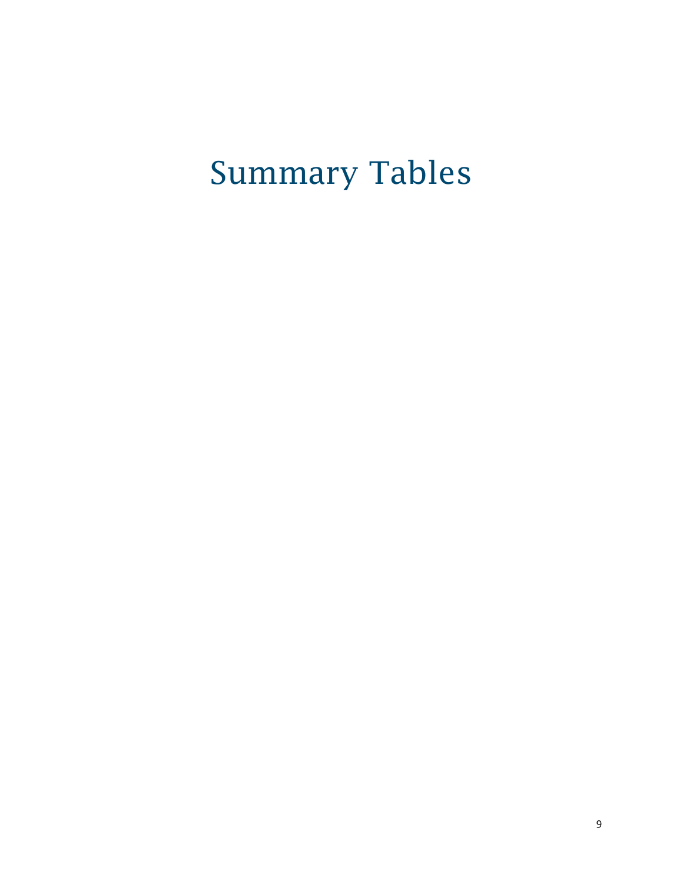# Summary Tables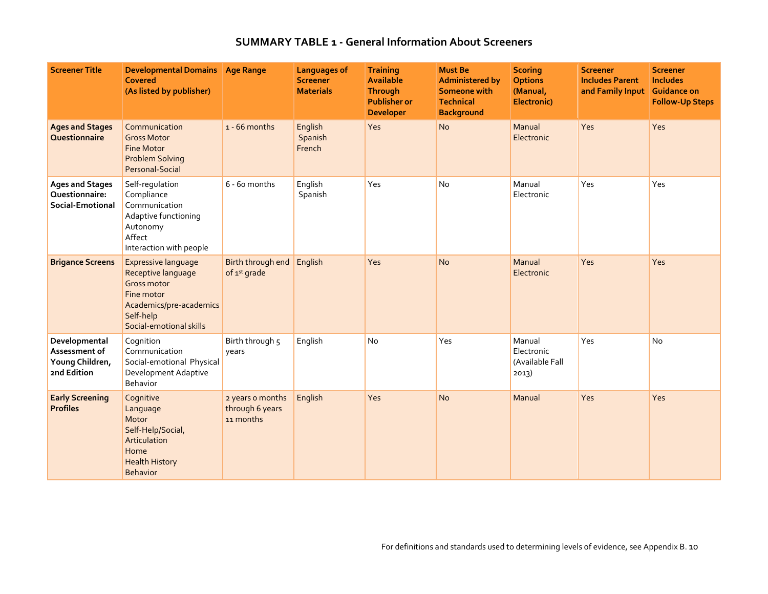## SUMMARY TABLE 1 - General Information About Screeners

| Screener Title | Developmental Domains Covered (As listed by publisher) | Age Range | Languages of Screener Materials | Training Available Through Publisher or Developer | Must Be Administered by Someone with Technical Background | Scoring Options (Manual, Electronic) | Screener Includes Parent and Family Input | Screener Includes Guidance on Follow-Up Steps |
|---|---|---|---|---|---|---|---|---|
| **Ages and Stages Questionnaire** | Communication<br>Gross Motor<br>Fine Motor<br>Problem Solving<br>Personal-Social | 1 - 66 months | English<br>Spanish<br>French | Yes | No | Manual<br>Electronic | Yes | Yes |
| **Ages and Stages Questionnaire: Social-Emotional** | Self-regulation<br>Compliance<br>Communication<br>Adaptive functioning<br>Autonomy<br>Affect<br>Interaction with people | 6 - 60 months | English<br>Spanish | Yes | No | Manual<br>Electronic | Yes | Yes |
| **Brigance Screens** | Expressive language<br>Receptive language<br>Gross motor<br>Fine motor<br>Academics/pre-academics<br>Self-help<br>Social-emotional skills | Birth through end of 1st grade | English | Yes | No | Manual<br>Electronic | Yes | Yes |
| **Developmental Assessment of Young Children, 2nd Edition** | Cognition<br>Communication<br>Social-emotional Physical Development Adaptive Behavior | Birth through 5 years | English | No | Yes | Manual<br>Electronic (Available Fall 2013) | Yes | No |
| **Early Screening Profiles** | Cognitive<br>Language<br>Motor<br>Self-Help/Social,<br>Articulation<br>Home<br>Health History<br>Behavior | 2 years 0 months through 6 years 11 months | English | Yes | No | Manual | Yes | Yes |

For definitions and standards used to determining levels of evidence, see Appendix B.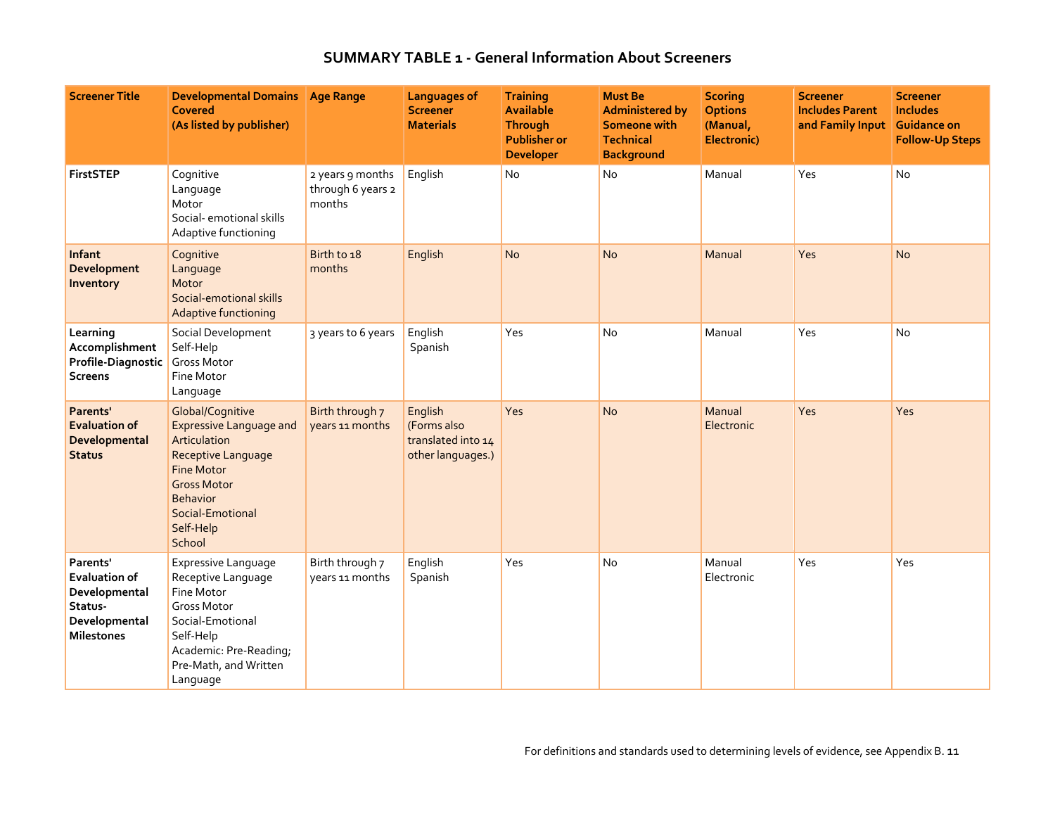# SUMMARY TABLE 1 - General Information About Screeners

| Screener Title | Developmental Domains Covered (As listed by publisher) | Age Range | Languages of Screener Materials | Training Available Through Publisher or Developer | Must Be Administered by Someone with Technical Background | Scoring Options (Manual, Electronic) | Screener Includes Parent and Family Input | Screener Includes Guidance on Follow-Up Steps |
|---|---|---|---|---|---|---|---|---|
| **FirstSTEP** | Cognitive<br>Language<br>Motor<br>Social- emotional skills<br>Adaptive functioning | 2 years 9 months through 6 years 2 months | English | No | No | Manual | Yes | No |
| **Infant Development Inventory** | Cognitive<br>Language<br>Motor<br>Social-emotional skills<br>Adaptive functioning | Birth to 18 months | English | No | No | Manual | Yes | No |
| **Learning Accomplishment Profile-Diagnostic Screens** | Social Development<br>Self-Help<br>Gross Motor<br>Fine Motor<br>Language | 3 years to 6 years | English<br>Spanish | Yes | No | Manual | Yes | No |
| **Parents' Evaluation of Developmental Status** | Global/Cognitive<br>Expressive Language and Articulation<br>Receptive Language<br>Fine Motor<br>Gross Motor<br>Behavior<br>Social-Emotional<br>Self-Help<br>School | Birth through 7 years 11 months | English (Forms also translated into 14 other languages.) | Yes | No | Manual<br>Electronic | Yes | Yes |
| **Parents' Evaluation of Developmental Status-Developmental Milestones** | Expressive Language<br>Receptive Language<br>Fine Motor<br>Gross Motor<br>Social-Emotional<br>Self-Help<br>Academic: Pre-Reading; Pre-Math, and Written Language | Birth through 7 years 11 months | English<br>Spanish | Yes | No | Manual<br>Electronic | Yes | Yes |

For definitions and standards used to determining levels of evidence, see Appendix B.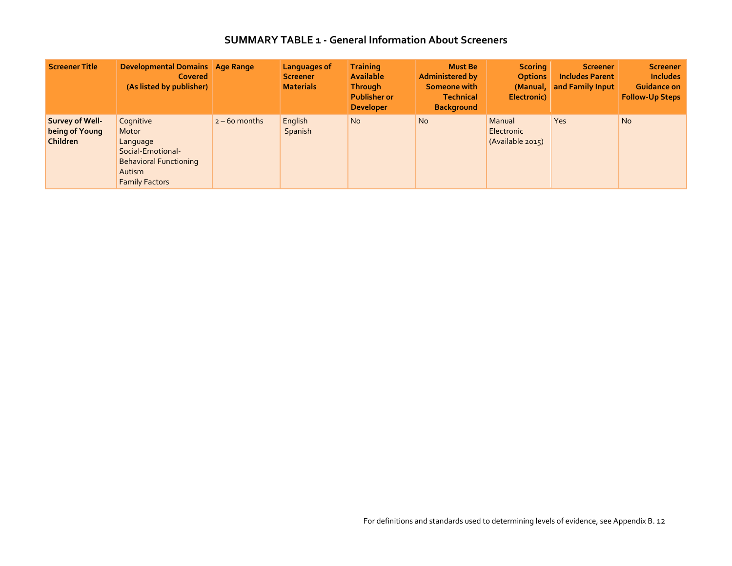# SUMMARY TABLE 1 - General Information About Screeners

| Screener Title | Developmental Domains Covered (As listed by publisher) | Age Range | Languages of Screener Materials | Training Available Through Publisher or Developer | Must Be Administered by Someone with Technical Background | Scoring Options (Manual, Electronic) | Screener Includes Parent and Family Input | Screener Includes Guidance on Follow-Up Steps |
|---|---|---|---|---|---|---|---|---|
| **Survey of Well-being of Young Children** | Cognitive<br>Motor<br>Language<br>Social-Emotional-Behavioral Functioning<br>Autism<br>Family Factors | 2 – 60 months | English<br>Spanish | No | No | Manual<br>Electronic (Available 2015) | Yes | No |

For definitions and standards used to determining levels of evidence, see Appendix B.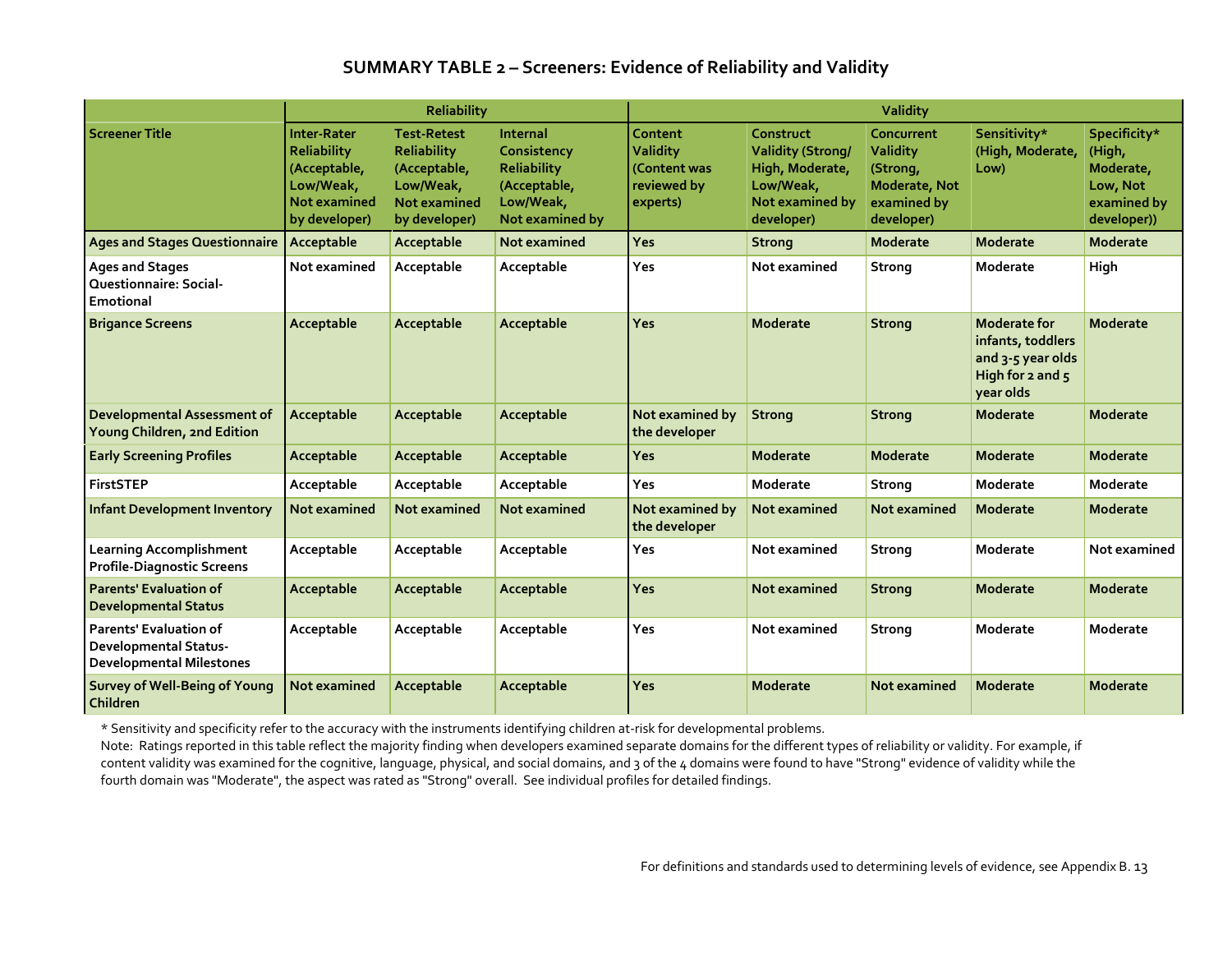## SUMMARY TABLE 2 – Screeners: Evidence of Reliability and Validity

| | Reliability | | | Validity | | | | |
|---|---|---|---|---|---|---|---|---|
| **Screener Title** | **Inter-Rater Reliability (Acceptable, Low/Weak, Not examined by developer)** | **Test-Retest Reliability (Acceptable, Low/Weak, Not examined by developer)** | **Internal Consistency Reliability (Acceptable, Low/Weak, Not examined by** | **Content Validity (Content was reviewed by experts)** | **Construct Validity (Strong/ High, Moderate, Low/Weak, Not examined by developer)** | **Concurrent Validity (Strong, Moderate, Not examined by developer)** | **Sensitivity* (High, Moderate, Low)** | **Specificity* (High, Moderate, Low, Not examined by developer))** |
| Ages and Stages Questionnaire | Acceptable | Acceptable | Not examined | Yes | Strong | Moderate | Moderate | Moderate |
| Ages and Stages Questionnaire: Social-Emotional | Not examined | Acceptable | Acceptable | Yes | Not examined | Strong | Moderate | High |
| Brigance Screens | Acceptable | Acceptable | Acceptable | Yes | Moderate | Strong | Moderate for infants, toddlers and 3-5 year olds High for 2 and 5 year olds | Moderate |
| Developmental Assessment of Young Children, 2nd Edition | Acceptable | Acceptable | Acceptable | Not examined by the developer | Strong | Strong | Moderate | Moderate |
| Early Screening Profiles | Acceptable | Acceptable | Acceptable | Yes | Moderate | Moderate | Moderate | Moderate |
| FirstSTEP | Acceptable | Acceptable | Acceptable | Yes | Moderate | Strong | Moderate | Moderate |
| Infant Development Inventory | Not examined | Not examined | Not examined | Not examined by the developer | Not examined | Not examined | Moderate | Moderate |
| Learning Accomplishment Profile-Diagnostic Screens | Acceptable | Acceptable | Acceptable | Yes | Not examined | Strong | Moderate | Not examined |
| Parents' Evaluation of Developmental Status | Acceptable | Acceptable | Acceptable | Yes | Not examined | Strong | Moderate | Moderate |
| Parents' Evaluation of Developmental Status-Developmental Milestones | Acceptable | Acceptable | Acceptable | Yes | Not examined | Strong | Moderate | Moderate |
| Survey of Well-Being of Young Children | Not examined | Acceptable | Acceptable | Yes | Moderate | Not examined | Moderate | Moderate |

* Sensitivity and specificity refer to the accuracy with the instruments identifying children at-risk for developmental problems.

Note: Ratings reported in this table reflect the majority finding when developers examined separate domains for the different types of reliability or validity. For example, if content validity was examined for the cognitive, language, physical, and social domains, and 3 of the 4 domains were found to have "Strong" evidence of validity while the fourth domain was "Moderate", the aspect was rated as "Strong" overall. See individual profiles for detailed findings.

For definitions and standards used to determining levels of evidence, see Appendix B.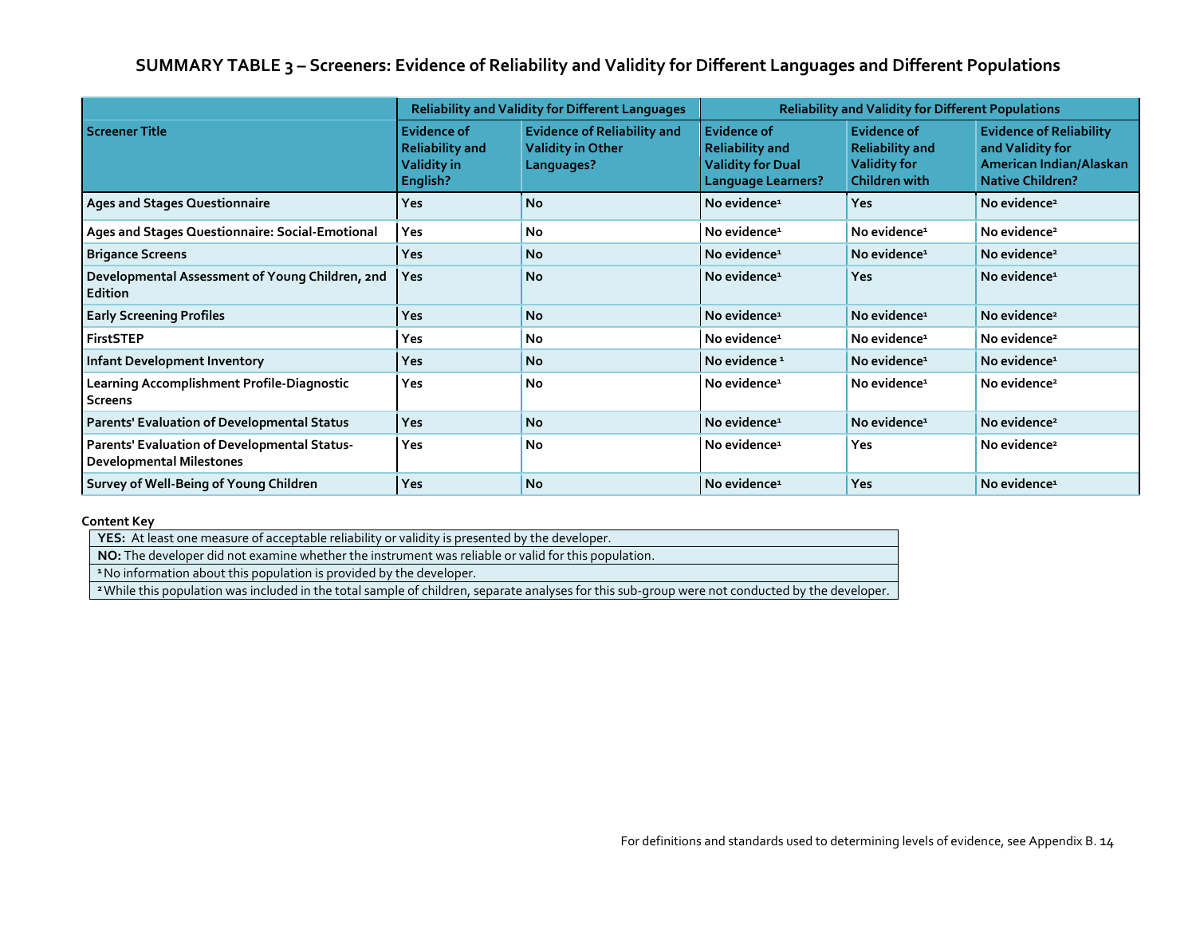# SUMMARY TABLE 3 – Screeners: Evidence of Reliability and Validity for Different Languages and Different Populations

| | Reliability and Validity for Different Languages | | Reliability and Validity for Different Populations | | |
|---|---|---|---|---|---|
| **Screener Title** | **Evidence of Reliability and Validity in English?** | **Evidence of Reliability and Validity in Other Languages?** | **Evidence of Reliability and Validity for Dual Language Learners?** | **Evidence of Reliability and Validity for Children with** | **Evidence of Reliability and Validity for American Indian/Alaskan Native Children?** |
| **Ages and Stages Questionnaire** | Yes | No | No evidence[1] | Yes | No evidence[2] |
| **Ages and Stages Questionnaire: Social-Emotional** | Yes | No | No evidence[1] | No evidence[1] | No evidence[2] |
| **Brigance Screens** | Yes | No | No evidence[1] | No evidence[1] | No evidence[2] |
| **Developmental Assessment of Young Children, 2nd Edition** | Yes | No | No evidence[1] | Yes | No evidence[1] |
| **Early Screening Profiles** | Yes | No | No evidence[1] | No evidence[1] | No evidence[2] |
| **FirstSTEP** | Yes | No | No evidence[1] | No evidence[1] | No evidence[2] |
| **Infant Development Inventory** | Yes | No | No evidence [1] | No evidence[1] | No evidence[1] |
| **Learning Accomplishment Profile-Diagnostic Screens** | Yes | No | No evidence[1] | No evidence[1] | No evidence[2] |
| **Parents' Evaluation of Developmental Status** | Yes | No | No evidence[1] | No evidence[1] | No evidence[2] |
| **Parents' Evaluation of Developmental Status-Developmental Milestones** | Yes | No | No evidence[1] | Yes | No evidence[2] |
| **Survey of Well-Being of Young Children** | Yes | No | No evidence[1] | Yes | No evidence[1] |

**Content Key**

| |
|---|
| **YES:** At least one measure of acceptable reliability or validity is presented by the developer. |
| **NO:** The developer did not examine whether the instrument was reliable or valid for this population. |
| [1] No information about this population is provided by the developer. |
| [2] While this population was included in the total sample of children, separate analyses for this sub-group were not conducted by the developer. |

For definitions and standards used to determining levels of evidence, see Appendix B.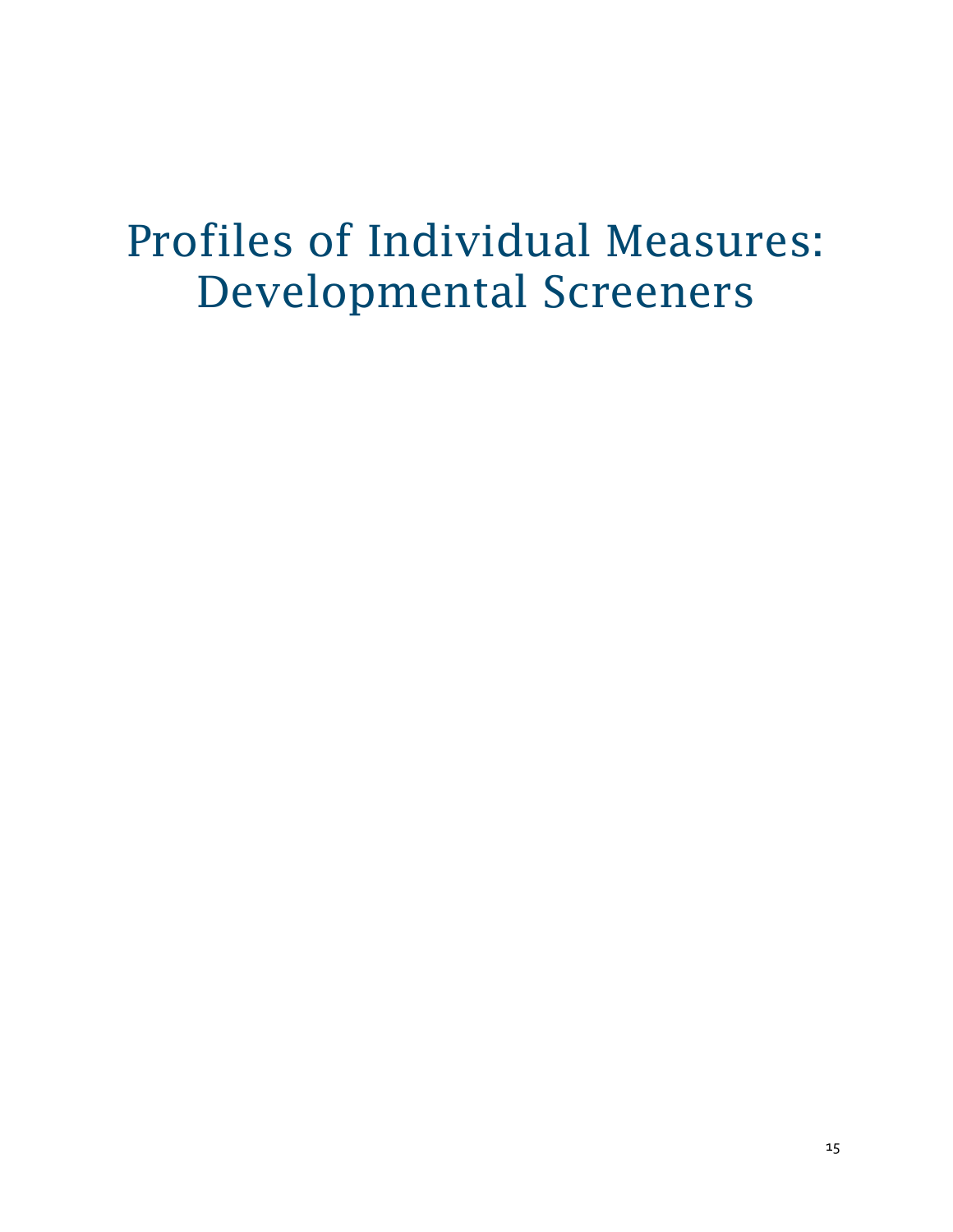# Profiles of Individual Measures: Developmental Screeners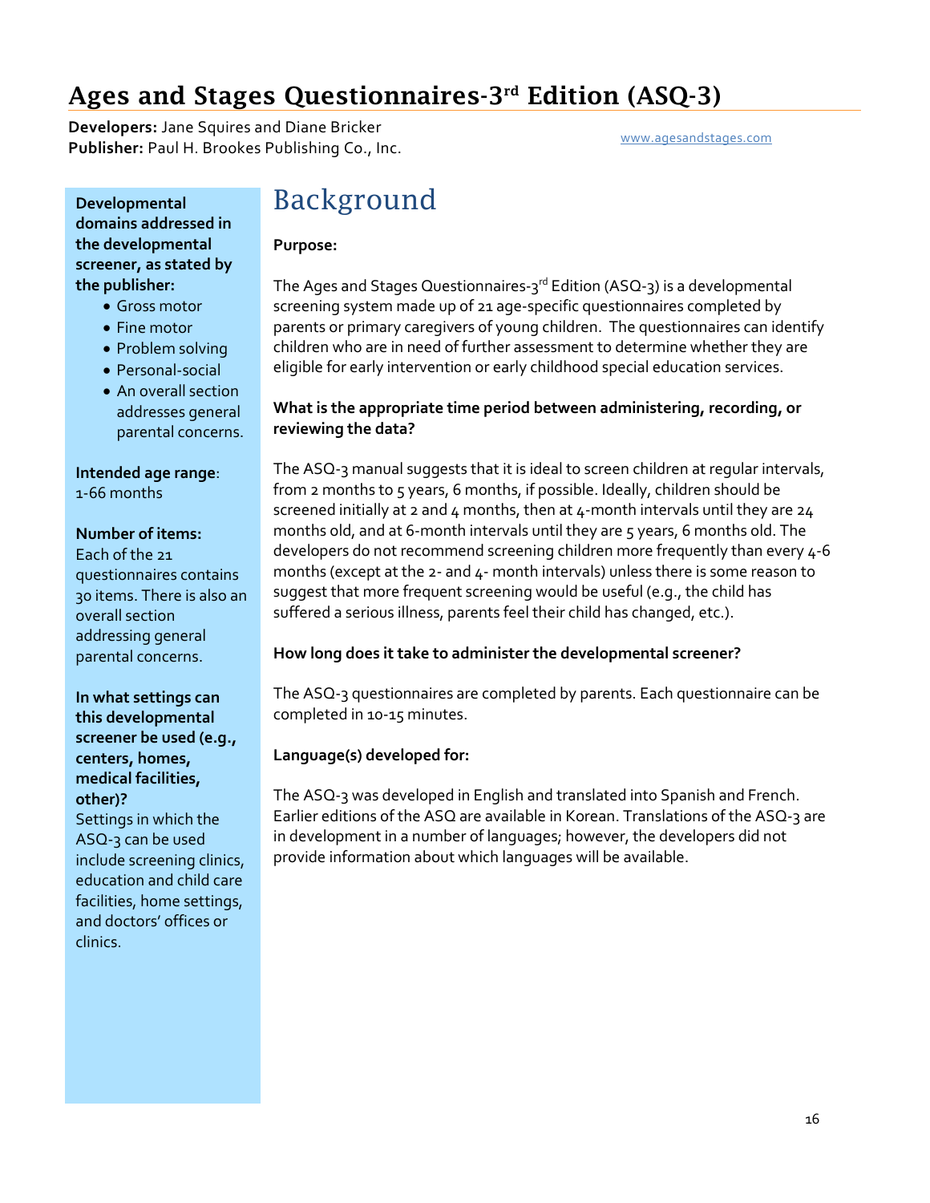# Ages and Stages Questionnaires-3rd Edition (ASQ-3)

**Developers:** Jane Squires and Diane Bricker
**Publisher:** Paul H. Brookes Publishing Co., Inc.

www.agesandstages.com

**Developmental domains addressed in the developmental screener, as stated by the publisher:**

- Gross motor
- Fine motor
- Problem solving
- Personal-social
- An overall section addresses general parental concerns.

**Intended age range**: 1-66 months

**Number of items:**
Each of the 21 questionnaires contains 30 items. There is also an overall section addressing general parental concerns.

**In what settings can this developmental screener be used (e.g., centers, homes, medical facilities, other)?**
Settings in which the ASQ-3 can be used include screening clinics, education and child care facilities, home settings, and doctors' offices or clinics.

## Background

**Purpose:**

The Ages and Stages Questionnaires-3rd Edition (ASQ-3) is a developmental screening system made up of 21 age-specific questionnaires completed by parents or primary caregivers of young children. The questionnaires can identify children who are in need of further assessment to determine whether they are eligible for early intervention or early childhood special education services.

**What is the appropriate time period between administering, recording, or reviewing the data?**

The ASQ-3 manual suggests that it is ideal to screen children at regular intervals, from 2 months to 5 years, 6 months, if possible. Ideally, children should be screened initially at 2 and 4 months, then at 4-month intervals until they are 24 months old, and at 6-month intervals until they are 5 years, 6 months old. The developers do not recommend screening children more frequently than every 4-6 months (except at the 2- and 4- month intervals) unless there is some reason to suggest that more frequent screening would be useful (e.g., the child has suffered a serious illness, parents feel their child has changed, etc.).

**How long does it take to administer the developmental screener?**

The ASQ-3 questionnaires are completed by parents. Each questionnaire can be completed in 10-15 minutes.

**Language(s) developed for:**

The ASQ-3 was developed in English and translated into Spanish and French. Earlier editions of the ASQ are available in Korean. Translations of the ASQ-3 are in development in a number of languages; however, the developers did not provide information about which languages will be available.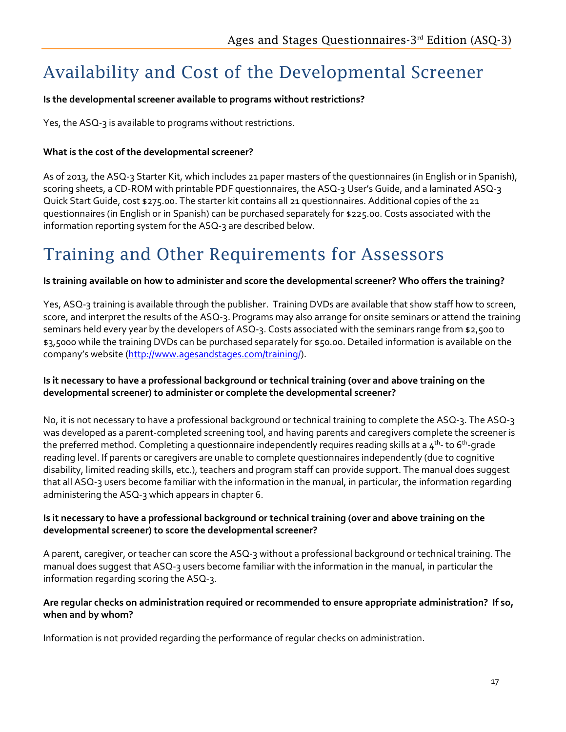# Availability and Cost of the Developmental Screener

**Is the developmental screener available to programs without restrictions?**

Yes, the ASQ-3 is available to programs without restrictions.

**What is the cost of the developmental screener?**

As of 2013, the ASQ-3 Starter Kit, which includes 21 paper masters of the questionnaires (in English or in Spanish), scoring sheets, a CD-ROM with printable PDF questionnaires, the ASQ-3 User's Guide, and a laminated ASQ-3 Quick Start Guide, cost $275.00. The starter kit contains all 21 questionnaires. Additional copies of the 21 questionnaires (in English or in Spanish) can be purchased separately for $225.00. Costs associated with the information reporting system for the ASQ-3 are described below.

# Training and Other Requirements for Assessors

**Is training available on how to administer and score the developmental screener? Who offers the training?**

Yes, ASQ-3 training is available through the publisher. Training DVDs are available that show staff how to screen, score, and interpret the results of the ASQ-3. Programs may also arrange for onsite seminars or attend the training seminars held every year by the developers of ASQ-3. Costs associated with the seminars range from $2,500 to $3,5000 while the training DVDs can be purchased separately for $50.00. Detailed information is available on the company's website (http://www.agesandstages.com/training/).

**Is it necessary to have a professional background or technical training (over and above training on the developmental screener) to administer or complete the developmental screener?**

No, it is not necessary to have a professional background or technical training to complete the ASQ-3. The ASQ-3 was developed as a parent-completed screening tool, and having parents and caregivers complete the screener is the preferred method. Completing a questionnaire independently requires reading skills at a 4th- to 6th-grade reading level. If parents or caregivers are unable to complete questionnaires independently (due to cognitive disability, limited reading skills, etc.), teachers and program staff can provide support. The manual does suggest that all ASQ-3 users become familiar with the information in the manual, in particular, the information regarding administering the ASQ-3 which appears in chapter 6.

**Is it necessary to have a professional background or technical training (over and above training on the developmental screener) to score the developmental screener?**

A parent, caregiver, or teacher can score the ASQ-3 without a professional background or technical training. The manual does suggest that ASQ-3 users become familiar with the information in the manual, in particular the information regarding scoring the ASQ-3.

**Are regular checks on administration required or recommended to ensure appropriate administration? If so, when and by whom?**

Information is not provided regarding the performance of regular checks on administration.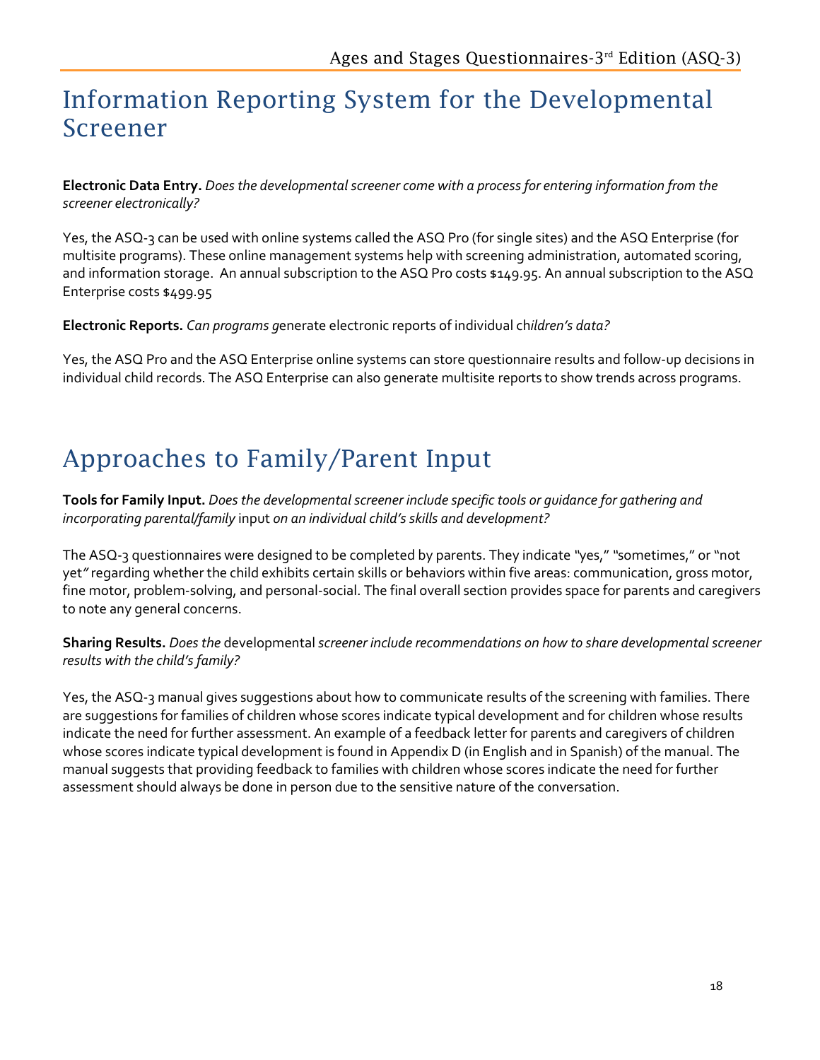# Information Reporting System for the Developmental Screener

**Electronic Data Entry.** *Does the developmental screener come with a process for entering information from the screener electronically?*

Yes, the ASQ-3 can be used with online systems called the ASQ Pro (for single sites) and the ASQ Enterprise (for multisite programs). These online management systems help with screening administration, automated scoring, and information storage. An annual subscription to the ASQ Pro costs $149.95. An annual subscription to the ASQ Enterprise costs $499.95

**Electronic Reports.** *Can programs g*enerate electronic reports of individual ch*ildren's data?*

Yes, the ASQ Pro and the ASQ Enterprise online systems can store questionnaire results and follow-up decisions in individual child records. The ASQ Enterprise can also generate multisite reports to show trends across programs.

# Approaches to Family/Parent Input

**Tools for Family Input.** *Does the developmental screener include specific tools or guidance for gathering and incorporating parental/family* input *on an individual child's skills and development?*

The ASQ-3 questionnaires were designed to be completed by parents. They indicate "yes," "sometimes," or "not yet" regarding whether the child exhibits certain skills or behaviors within five areas: communication, gross motor, fine motor, problem-solving, and personal-social. The final overall section provides space for parents and caregivers to note any general concerns.

**Sharing Results.** *Does the* developmental *screener include recommendations on how to share developmental screener results with the child's family?*

Yes, the ASQ-3 manual gives suggestions about how to communicate results of the screening with families. There are suggestions for families of children whose scores indicate typical development and for children whose results indicate the need for further assessment. An example of a feedback letter for parents and caregivers of children whose scores indicate typical development is found in Appendix D (in English and in Spanish) of the manual. The manual suggests that providing feedback to families with children whose scores indicate the need for further assessment should always be done in person due to the sensitive nature of the conversation.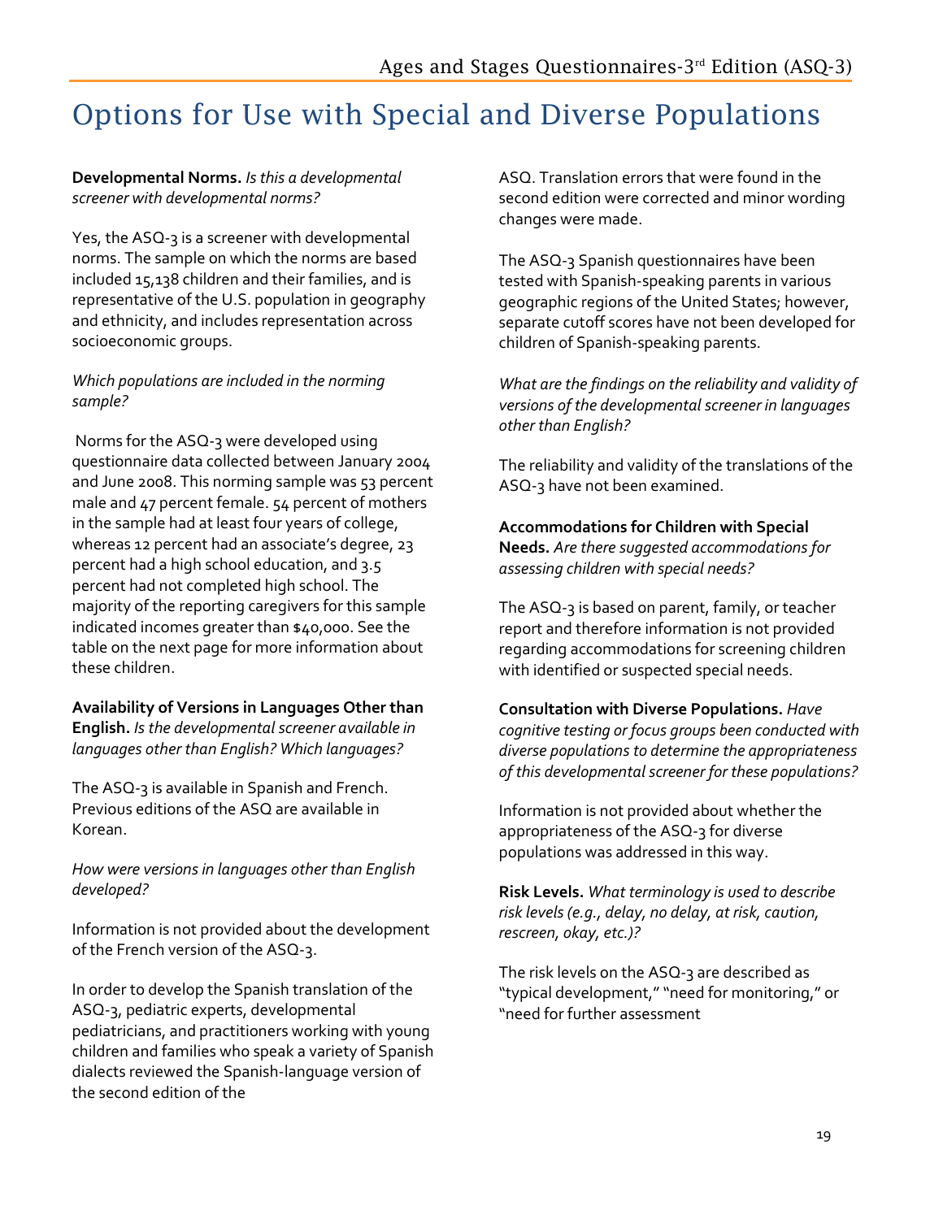# Options for Use with Special and Diverse Populations

**Developmental Norms.** *Is this a developmental screener with developmental norms?*

Yes, the ASQ-3 is a screener with developmental norms. The sample on which the norms are based included 15,138 children and their families, and is representative of the U.S. population in geography and ethnicity, and includes representation across socioeconomic groups.

*Which populations are included in the norming sample?*

Norms for the ASQ-3 were developed using questionnaire data collected between January 2004 and June 2008. This norming sample was 53 percent male and 47 percent female. 54 percent of mothers in the sample had at least four years of college, whereas 12 percent had an associate's degree, 23 percent had a high school education, and 3.5 percent had not completed high school. The majority of the reporting caregivers for this sample indicated incomes greater than $40,000. See the table on the next page for more information about these children.

**Availability of Versions in Languages Other than English.** *Is the developmental screener available in languages other than English? Which languages?*

The ASQ-3 is available in Spanish and French. Previous editions of the ASQ are available in Korean.

*How were versions in languages other than English developed?*

Information is not provided about the development of the French version of the ASQ-3.

In order to develop the Spanish translation of the ASQ-3, pediatric experts, developmental pediatricians, and practitioners working with young children and families who speak a variety of Spanish dialects reviewed the Spanish-language version of the second edition of the ASQ. Translation errors that were found in the second edition were corrected and minor wording changes were made.

The ASQ-3 Spanish questionnaires have been tested with Spanish-speaking parents in various geographic regions of the United States; however, separate cutoff scores have not been developed for children of Spanish-speaking parents.

*What are the findings on the reliability and validity of versions of the developmental screener in languages other than English?*

The reliability and validity of the translations of the ASQ-3 have not been examined.

**Accommodations for Children with Special Needs.** *Are there suggested accommodations for assessing children with special needs?*

The ASQ-3 is based on parent, family, or teacher report and therefore information is not provided regarding accommodations for screening children with identified or suspected special needs.

**Consultation with Diverse Populations.** *Have cognitive testing or focus groups been conducted with diverse populations to determine the appropriateness of this developmental screener for these populations?*

Information is not provided about whether the appropriateness of the ASQ-3 for diverse populations was addressed in this way.

**Risk Levels.** *What terminology is used to describe risk levels (e.g., delay, no delay, at risk, caution, rescreen, okay, etc.)?*

The risk levels on the ASQ-3 are described as "typical development," "need for monitoring," or "need for further assessment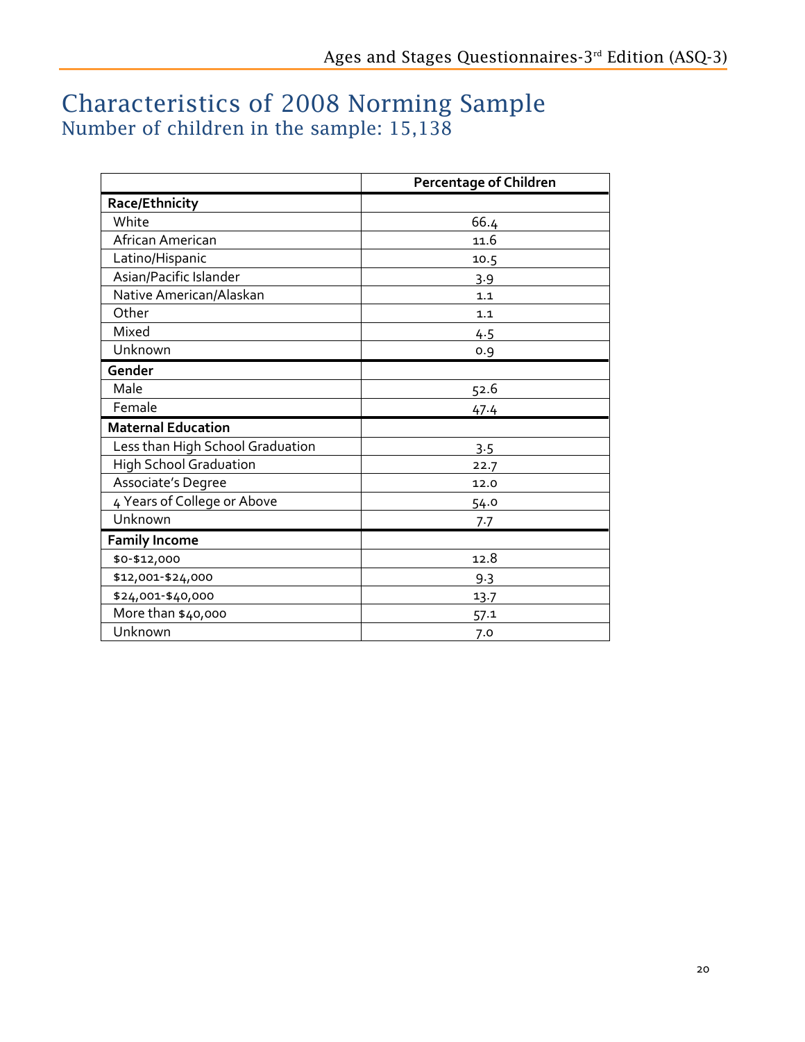# Characteristics of 2008 Norming Sample

## Number of children in the sample: 15,138

| | Percentage of Children |
|---|---|
| **Race/Ethnicity** | |
| White | 66.4 |
| African American | 11.6 |
| Latino/Hispanic | 10.5 |
| Asian/Pacific Islander | 3.9 |
| Native American/Alaskan | 1.1 |
| Other | 1.1 |
| Mixed | 4.5 |
| Unknown | 0.9 |
| **Gender** | |
| Male | 52.6 |
| Female | 47.4 |
| **Maternal Education** | |
| Less than High School Graduation | 3.5 |
| High School Graduation | 22.7 |
| Associate's Degree | 12.0 |
| 4 Years of College or Above | 54.0 |
| Unknown | 7.7 |
| **Family Income** | |
| $0-$12,000 | 12.8 |
| $12,001-$24,000 | 9.3 |
| $24,001-$40,000 | 13.7 |
| More than $40,000 | 57.1 |
| Unknown | 7.0 |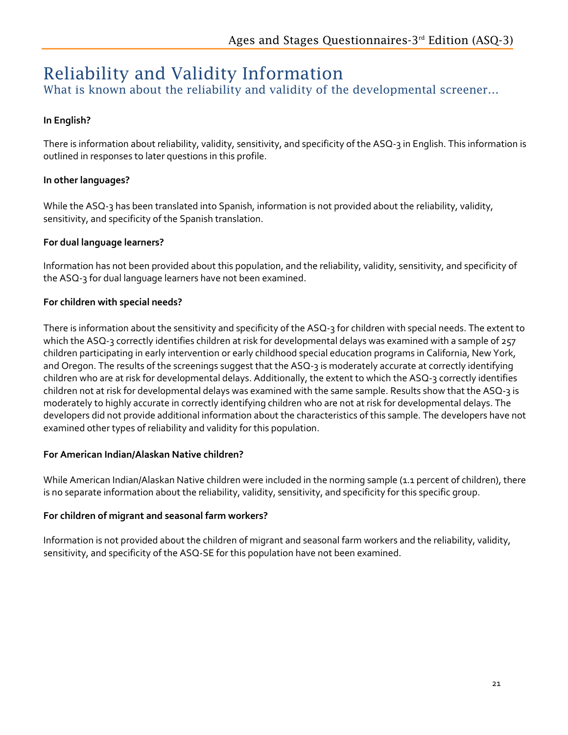# Reliability and Validity Information

## What is known about the reliability and validity of the developmental screener…

**In English?**

There is information about reliability, validity, sensitivity, and specificity of the ASQ-3 in English. This information is outlined in responses to later questions in this profile.

**In other languages?**

While the ASQ-3 has been translated into Spanish, information is not provided about the reliability, validity, sensitivity, and specificity of the Spanish translation.

**For dual language learners?**

Information has not been provided about this population, and the reliability, validity, sensitivity, and specificity of the ASQ-3 for dual language learners have not been examined.

**For children with special needs?**

There is information about the sensitivity and specificity of the ASQ-3 for children with special needs. The extent to which the ASQ-3 correctly identifies children at risk for developmental delays was examined with a sample of 257 children participating in early intervention or early childhood special education programs in California, New York, and Oregon. The results of the screenings suggest that the ASQ-3 is moderately accurate at correctly identifying children who are at risk for developmental delays. Additionally, the extent to which the ASQ-3 correctly identifies children not at risk for developmental delays was examined with the same sample. Results show that the ASQ-3 is moderately to highly accurate in correctly identifying children who are not at risk for developmental delays. The developers did not provide additional information about the characteristics of this sample. The developers have not examined other types of reliability and validity for this population.

**For American Indian/Alaskan Native children?**

While American Indian/Alaskan Native children were included in the norming sample (1.1 percent of children), there is no separate information about the reliability, validity, sensitivity, and specificity for this specific group.

**For children of migrant and seasonal farm workers?**

Information is not provided about the children of migrant and seasonal farm workers and the reliability, validity, sensitivity, and specificity of the ASQ-SE for this population have not been examined.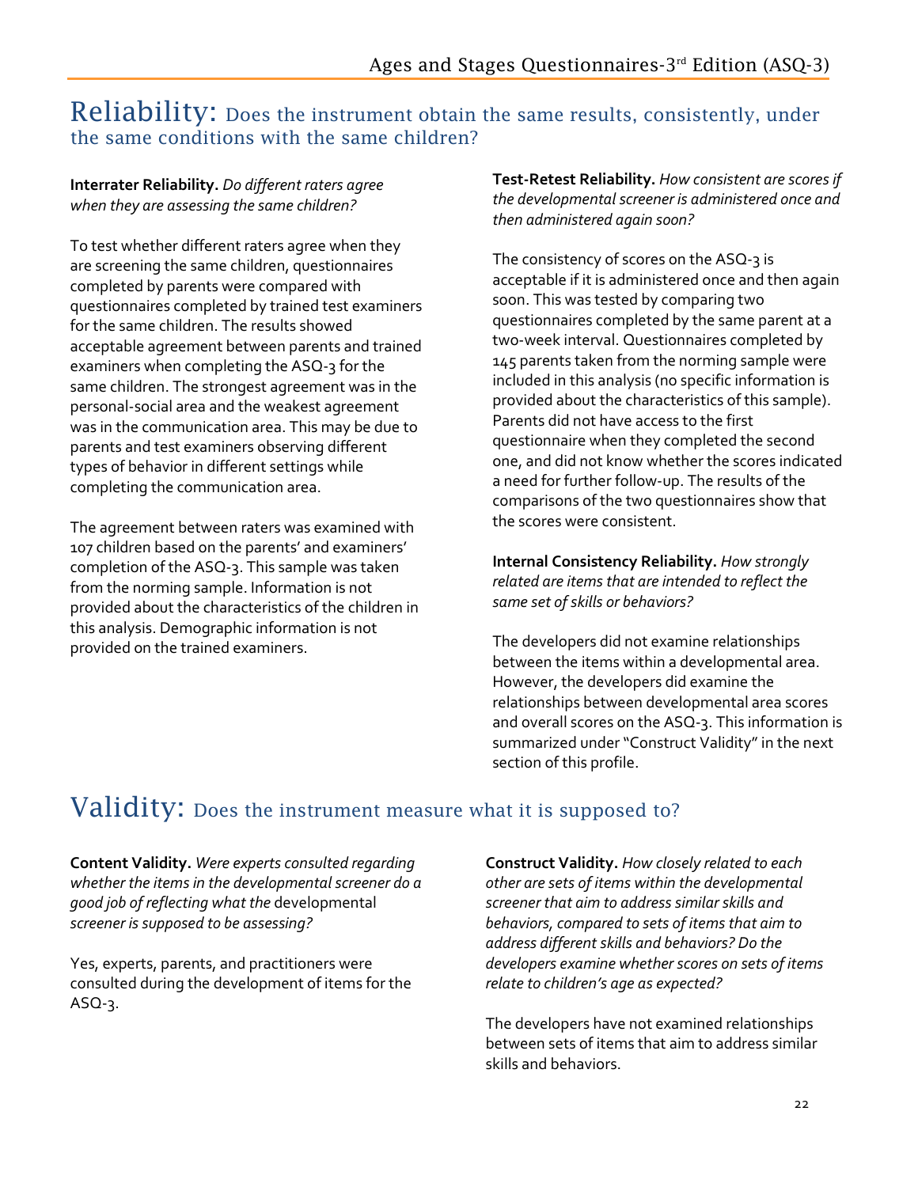# Reliability: Does the instrument obtain the same results, consistently, under the same conditions with the same children?

**Interrater Reliability.** *Do different raters agree when they are assessing the same children?*

To test whether different raters agree when they are screening the same children, questionnaires completed by parents were compared with questionnaires completed by trained test examiners for the same children. The results showed acceptable agreement between parents and trained examiners when completing the ASQ-3 for the same children. The strongest agreement was in the personal-social area and the weakest agreement was in the communication area. This may be due to parents and test examiners observing different types of behavior in different settings while completing the communication area.

The agreement between raters was examined with 107 children based on the parents' and examiners' completion of the ASQ-3. This sample was taken from the norming sample. Information is not provided about the characteristics of the children in this analysis. Demographic information is not provided on the trained examiners.

**Test-Retest Reliability.** *How consistent are scores if the developmental screener is administered once and then administered again soon?*

The consistency of scores on the ASQ-3 is acceptable if it is administered once and then again soon. This was tested by comparing two questionnaires completed by the same parent at a two-week interval. Questionnaires completed by 145 parents taken from the norming sample were included in this analysis (no specific information is provided about the characteristics of this sample). Parents did not have access to the first questionnaire when they completed the second one, and did not know whether the scores indicated a need for further follow-up. The results of the comparisons of the two questionnaires show that the scores were consistent.

**Internal Consistency Reliability.** *How strongly related are items that are intended to reflect the same set of skills or behaviors?*

The developers did not examine relationships between the items within a developmental area. However, the developers did examine the relationships between developmental area scores and overall scores on the ASQ-3. This information is summarized under "Construct Validity" in the next section of this profile.

# Validity: Does the instrument measure what it is supposed to?

**Content Validity.** *Were experts consulted regarding whether the items in the developmental screener do a good job of reflecting what the developmental screener is supposed to be assessing?*

Yes, experts, parents, and practitioners were consulted during the development of items for the ASQ-3.

**Construct Validity.** *How closely related to each other are sets of items within the developmental screener that aim to address similar skills and behaviors, compared to sets of items that aim to address different skills and behaviors? Do the developers examine whether scores on sets of items relate to children's age as expected?*

The developers have not examined relationships between sets of items that aim to address similar skills and behaviors.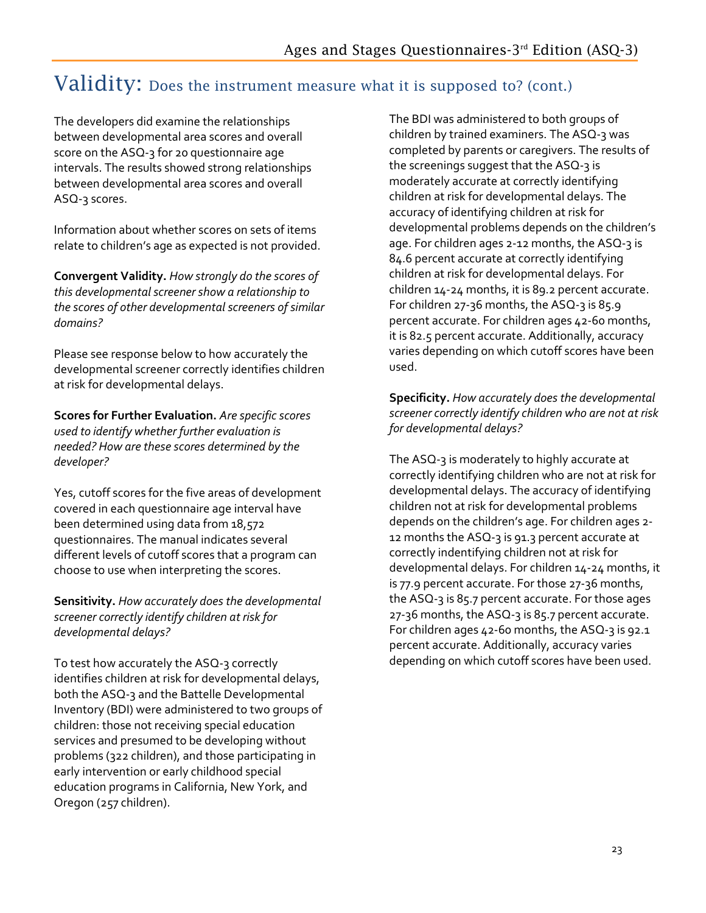# Validity: Does the instrument measure what it is supposed to? (cont.)

The developers did examine the relationships between developmental area scores and overall score on the ASQ-3 for 20 questionnaire age intervals. The results showed strong relationships between developmental area scores and overall ASQ-3 scores.

Information about whether scores on sets of items relate to children's age as expected is not provided.

**Convergent Validity.** *How strongly do the scores of this developmental screener show a relationship to the scores of other developmental screeners of similar domains?*

Please see response below to how accurately the developmental screener correctly identifies children at risk for developmental delays.

**Scores for Further Evaluation.** *Are specific scores used to identify whether further evaluation is needed? How are these scores determined by the developer?*

Yes, cutoff scores for the five areas of development covered in each questionnaire age interval have been determined using data from 18,572 questionnaires. The manual indicates several different levels of cutoff scores that a program can choose to use when interpreting the scores.

**Sensitivity.** *How accurately does the developmental screener correctly identify children at risk for developmental delays?*

To test how accurately the ASQ-3 correctly identifies children at risk for developmental delays, both the ASQ-3 and the Battelle Developmental Inventory (BDI) were administered to two groups of children: those not receiving special education services and presumed to be developing without problems (322 children), and those participating in early intervention or early childhood special education programs in California, New York, and Oregon (257 children).

The BDI was administered to both groups of children by trained examiners. The ASQ-3 was completed by parents or caregivers. The results of the screenings suggest that the ASQ-3 is moderately accurate at correctly identifying children at risk for developmental delays. The accuracy of identifying children at risk for developmental problems depends on the children's age. For children ages 2-12 months, the ASQ-3 is 84.6 percent accurate at correctly identifying children at risk for developmental delays. For children 14-24 months, it is 89.2 percent accurate. For children 27-36 months, the ASQ-3 is 85.9 percent accurate. For children ages 42-60 months, it is 82.5 percent accurate. Additionally, accuracy varies depending on which cutoff scores have been used.

**Specificity.** *How accurately does the developmental screener correctly identify children who are not at risk for developmental delays?*

The ASQ-3 is moderately to highly accurate at correctly identifying children who are not at risk for developmental delays. The accuracy of identifying children not at risk for developmental problems depends on the children's age. For children ages 2-12 months the ASQ-3 is 91.3 percent accurate at correctly indentifying children not at risk for developmental delays. For children 14-24 months, it is 77.9 percent accurate. For those 27-36 months, the ASQ-3 is 85.7 percent accurate. For those ages 27-36 months, the ASQ-3 is 85.7 percent accurate. For children ages 42-60 months, the ASQ-3 is 92.1 percent accurate. Additionally, accuracy varies depending on which cutoff scores have been used.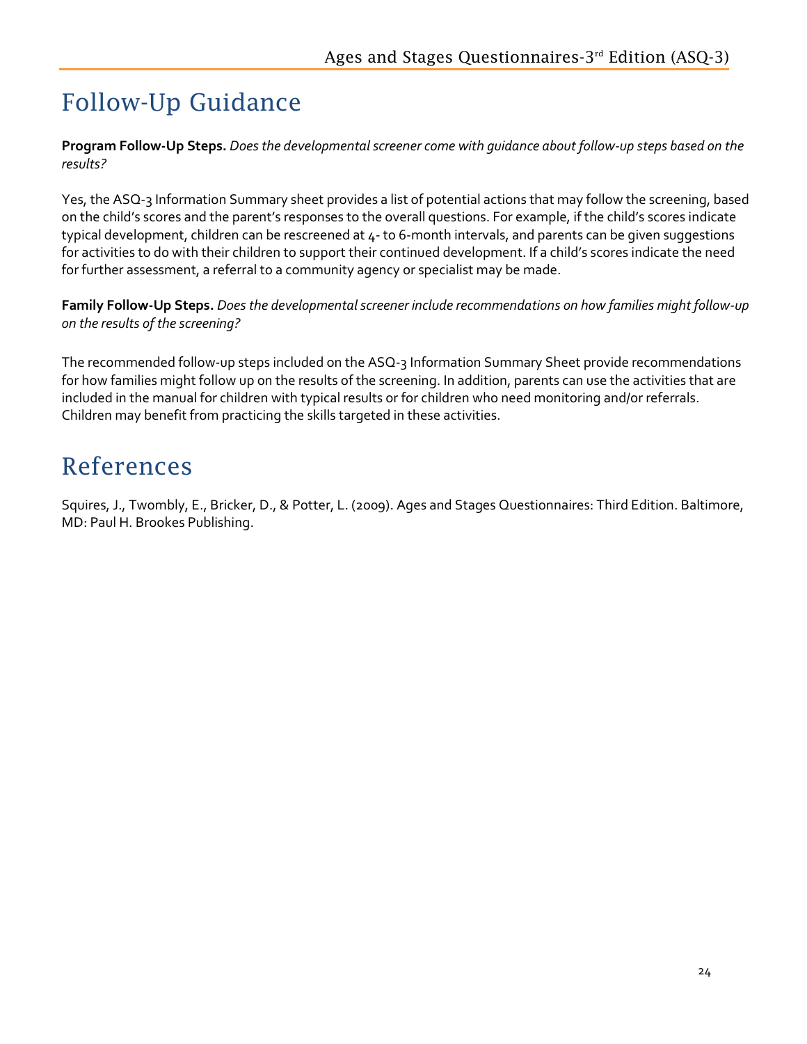# Follow-Up Guidance

**Program Follow-Up Steps.** *Does the developmental screener come with guidance about follow-up steps based on the results?*

Yes, the ASQ-3 Information Summary sheet provides a list of potential actions that may follow the screening, based on the child's scores and the parent's responses to the overall questions. For example, if the child's scores indicate typical development, children can be rescreened at 4- to 6-month intervals, and parents can be given suggestions for activities to do with their children to support their continued development. If a child's scores indicate the need for further assessment, a referral to a community agency or specialist may be made.

**Family Follow-Up Steps.** *Does the developmental screener include recommendations on how families might follow-up on the results of the screening?*

The recommended follow-up steps included on the ASQ-3 Information Summary Sheet provide recommendations for how families might follow up on the results of the screening. In addition, parents can use the activities that are included in the manual for children with typical results or for children who need monitoring and/or referrals. Children may benefit from practicing the skills targeted in these activities.

# References

Squires, J., Twombly, E., Bricker, D., & Potter, L. (2009). Ages and Stages Questionnaires: Third Edition. Baltimore, MD: Paul H. Brookes Publishing.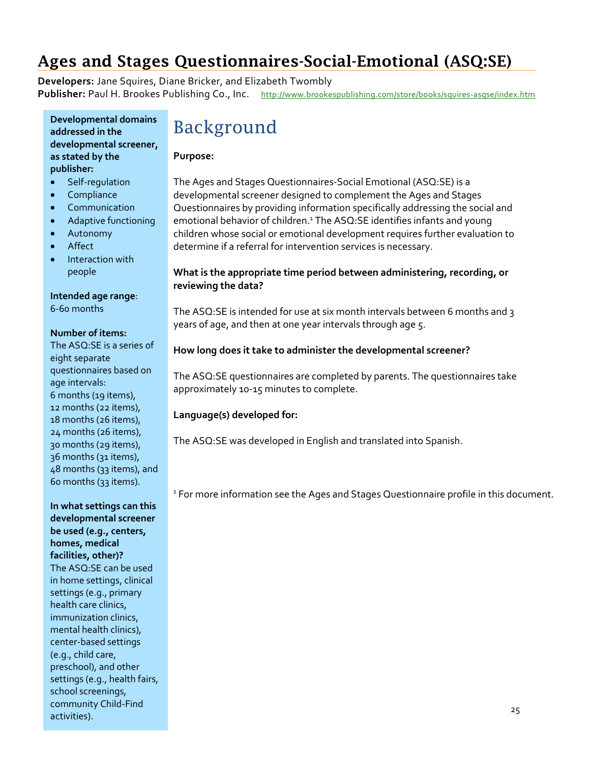# Ages and Stages Questionnaires-Social-Emotional (ASQ:SE)

**Developers:** Jane Squires, Diane Bricker, and Elizabeth Twombly
**Publisher:** Paul H. Brookes Publishing Co., Inc. http://www.brookespublishing.com/store/books/squires-asqse/index.htm

**Developmental domains addressed in the developmental screener, as stated by the publisher:**

- Self-regulation
- Compliance
- Communication
- Adaptive functioning
- Autonomy
- Affect
- Interaction with people

**Intended age range**: 6-60 months

**Number of items:**
The ASQ:SE is a series of eight separate questionnaires based on age intervals:
6 months (19 items),
12 months (22 items),
18 months (26 items),
24 months (26 items),
30 months (29 items),
36 months (31 items),
48 months (33 items), and
60 months (33 items).

**In what settings can this developmental screener be used (e.g., centers, homes, medical facilities, other)?**
The ASQ:SE can be used in home settings, clinical settings (e.g., primary health care clinics, immunization clinics, mental health clinics), center-based settings (e.g., child care, preschool), and other settings (e.g., health fairs, school screenings, community Child-Find activities).

## Background

**Purpose:**

The Ages and Stages Questionnaires-Social Emotional (ASQ:SE) is a developmental screener designed to complement the Ages and Stages Questionnaires by providing information specifically addressing the social and emotional behavior of children.[1] The ASQ:SE identifies infants and young children whose social or emotional development requires further evaluation to determine if a referral for intervention services is necessary.

**What is the appropriate time period between administering, recording, or reviewing the data?**

The ASQ:SE is intended for use at six month intervals between 6 months and 3 years of age, and then at one year intervals through age 5.

**How long does it take to administer the developmental screener?**

The ASQ:SE questionnaires are completed by parents. The questionnaires take approximately 10-15 minutes to complete.

**Language(s) developed for:**

The ASQ:SE was developed in English and translated into Spanish.

[1] For more information see the Ages and Stages Questionnaire profile in this document.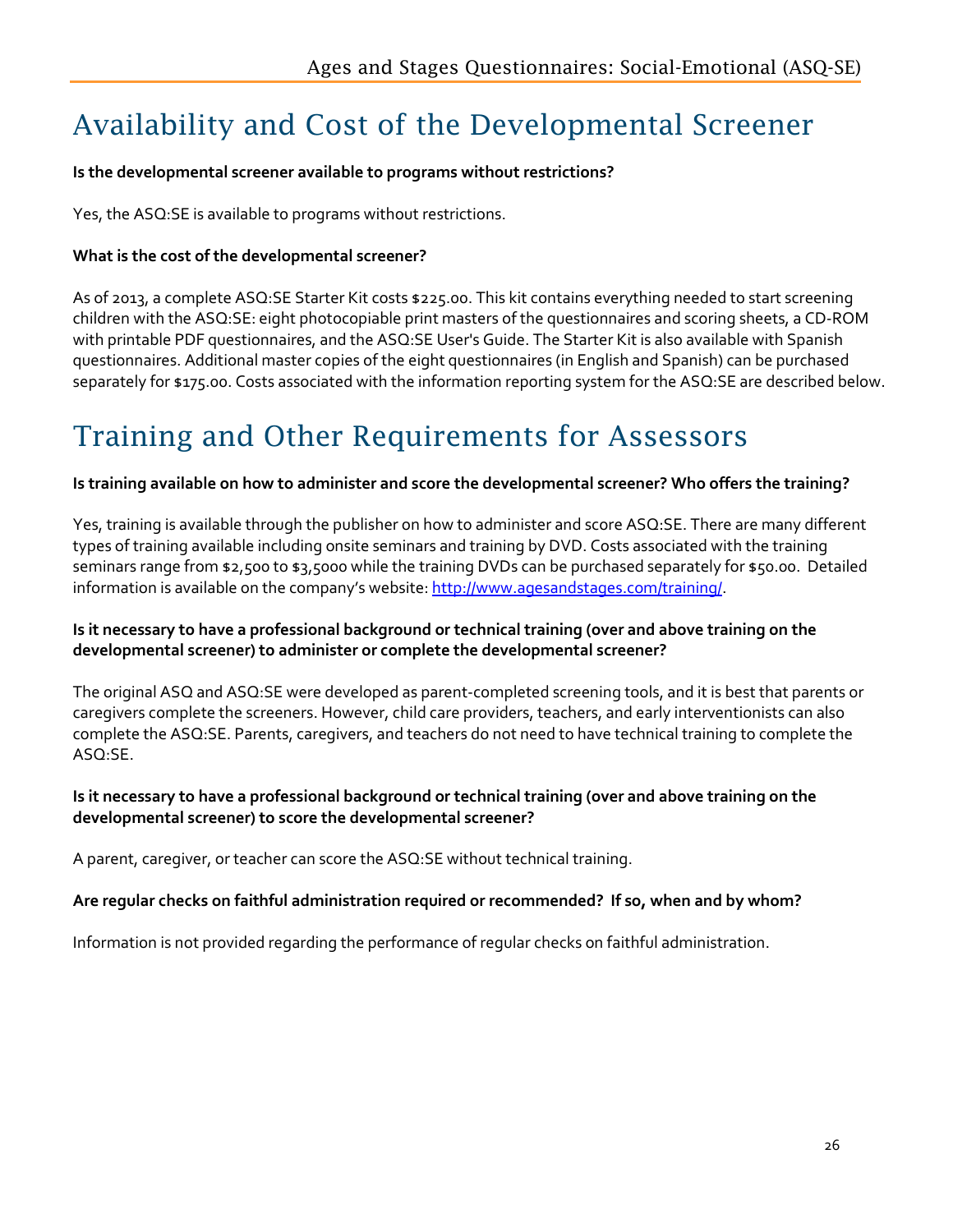# Availability and Cost of the Developmental Screener

**Is the developmental screener available to programs without restrictions?**

Yes, the ASQ:SE is available to programs without restrictions.

**What is the cost of the developmental screener?**

As of 2013, a complete ASQ:SE Starter Kit costs $225.00. This kit contains everything needed to start screening children with the ASQ:SE: eight photocopiable print masters of the questionnaires and scoring sheets, a CD-ROM with printable PDF questionnaires, and the ASQ:SE User's Guide. The Starter Kit is also available with Spanish questionnaires. Additional master copies of the eight questionnaires (in English and Spanish) can be purchased separately for $175.00. Costs associated with the information reporting system for the ASQ:SE are described below.

# Training and Other Requirements for Assessors

**Is training available on how to administer and score the developmental screener? Who offers the training?**

Yes, training is available through the publisher on how to administer and score ASQ:SE. There are many different types of training available including onsite seminars and training by DVD. Costs associated with the training seminars range from $2,500 to $3,5000 while the training DVDs can be purchased separately for $50.00. Detailed information is available on the company's website: http://www.agesandstages.com/training/.

**Is it necessary to have a professional background or technical training (over and above training on the developmental screener) to administer or complete the developmental screener?**

The original ASQ and ASQ:SE were developed as parent-completed screening tools, and it is best that parents or caregivers complete the screeners. However, child care providers, teachers, and early interventionists can also complete the ASQ:SE. Parents, caregivers, and teachers do not need to have technical training to complete the ASQ:SE.

**Is it necessary to have a professional background or technical training (over and above training on the developmental screener) to score the developmental screener?**

A parent, caregiver, or teacher can score the ASQ:SE without technical training.

**Are regular checks on faithful administration required or recommended? If so, when and by whom?**

Information is not provided regarding the performance of regular checks on faithful administration.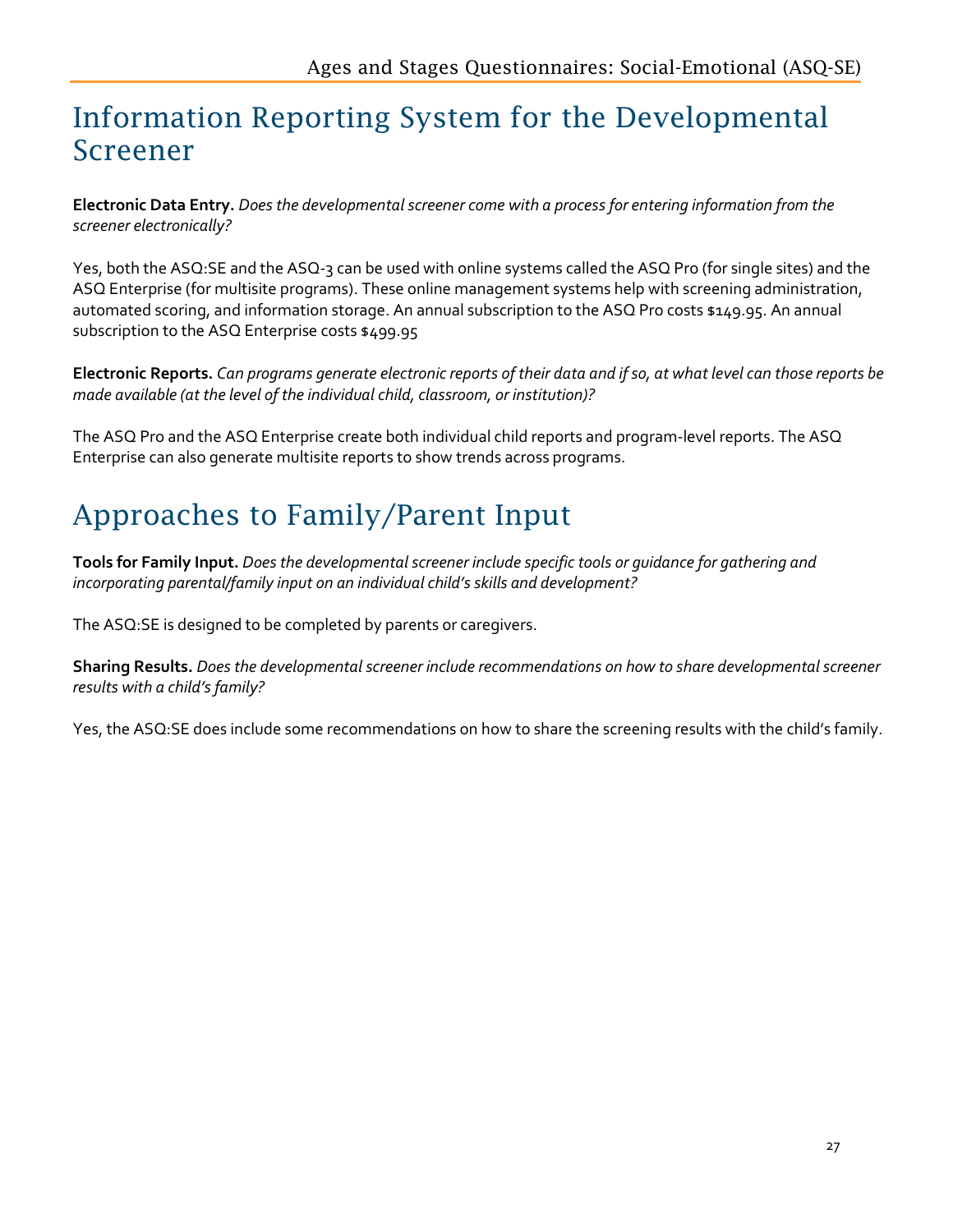# Information Reporting System for the Developmental Screener

**Electronic Data Entry.** *Does the developmental screener come with a process for entering information from the screener electronically?*

Yes, both the ASQ:SE and the ASQ-3 can be used with online systems called the ASQ Pro (for single sites) and the ASQ Enterprise (for multisite programs). These online management systems help with screening administration, automated scoring, and information storage. An annual subscription to the ASQ Pro costs $149.95. An annual subscription to the ASQ Enterprise costs $499.95

**Electronic Reports.** *Can programs generate electronic reports of their data and if so, at what level can those reports be made available (at the level of the individual child, classroom, or institution)?*

The ASQ Pro and the ASQ Enterprise create both individual child reports and program-level reports. The ASQ Enterprise can also generate multisite reports to show trends across programs.

# Approaches to Family/Parent Input

**Tools for Family Input.** *Does the developmental screener include specific tools or guidance for gathering and incorporating parental/family input on an individual child's skills and development?*

The ASQ:SE is designed to be completed by parents or caregivers.

**Sharing Results.** *Does the developmental screener include recommendations on how to share developmental screener results with a child's family?*

Yes, the ASQ:SE does include some recommendations on how to share the screening results with the child's family.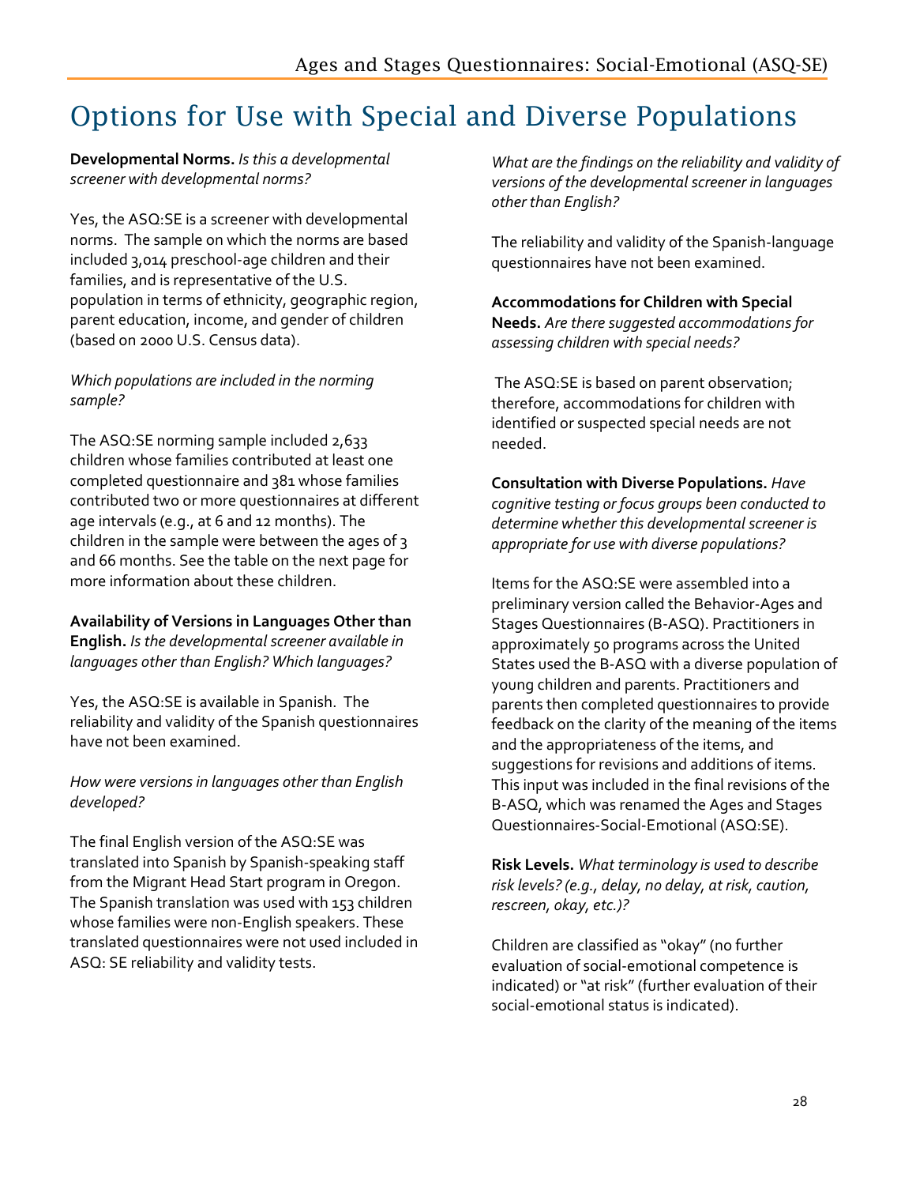# Options for Use with Special and Diverse Populations

**Developmental Norms.** *Is this a developmental screener with developmental norms?*

Yes, the ASQ:SE is a screener with developmental norms. The sample on which the norms are based included 3,014 preschool-age children and their families, and is representative of the U.S. population in terms of ethnicity, geographic region, parent education, income, and gender of children (based on 2000 U.S. Census data).

*Which populations are included in the norming sample?*

The ASQ:SE norming sample included 2,633 children whose families contributed at least one completed questionnaire and 381 whose families contributed two or more questionnaires at different age intervals (e.g., at 6 and 12 months). The children in the sample were between the ages of 3 and 66 months. See the table on the next page for more information about these children.

**Availability of Versions in Languages Other than English.** *Is the developmental screener available in languages other than English? Which languages?*

Yes, the ASQ:SE is available in Spanish. The reliability and validity of the Spanish questionnaires have not been examined.

*How were versions in languages other than English developed?*

The final English version of the ASQ:SE was translated into Spanish by Spanish-speaking staff from the Migrant Head Start program in Oregon. The Spanish translation was used with 153 children whose families were non-English speakers. These translated questionnaires were not used included in ASQ: SE reliability and validity tests.

*What are the findings on the reliability and validity of versions of the developmental screener in languages other than English?*

The reliability and validity of the Spanish-language questionnaires have not been examined.

**Accommodations for Children with Special Needs.** *Are there suggested accommodations for assessing children with special needs?*

The ASQ:SE is based on parent observation; therefore, accommodations for children with identified or suspected special needs are not needed.

**Consultation with Diverse Populations.** *Have cognitive testing or focus groups been conducted to determine whether this developmental screener is appropriate for use with diverse populations?*

Items for the ASQ:SE were assembled into a preliminary version called the Behavior-Ages and Stages Questionnaires (B-ASQ). Practitioners in approximately 50 programs across the United States used the B-ASQ with a diverse population of young children and parents. Practitioners and parents then completed questionnaires to provide feedback on the clarity of the meaning of the items and the appropriateness of the items, and suggestions for revisions and additions of items. This input was included in the final revisions of the B-ASQ, which was renamed the Ages and Stages Questionnaires-Social-Emotional (ASQ:SE).

**Risk Levels.** *What terminology is used to describe risk levels? (e.g., delay, no delay, at risk, caution, rescreen, okay, etc.)?*

Children are classified as "okay" (no further evaluation of social-emotional competence is indicated) or "at risk" (further evaluation of their social-emotional status is indicated).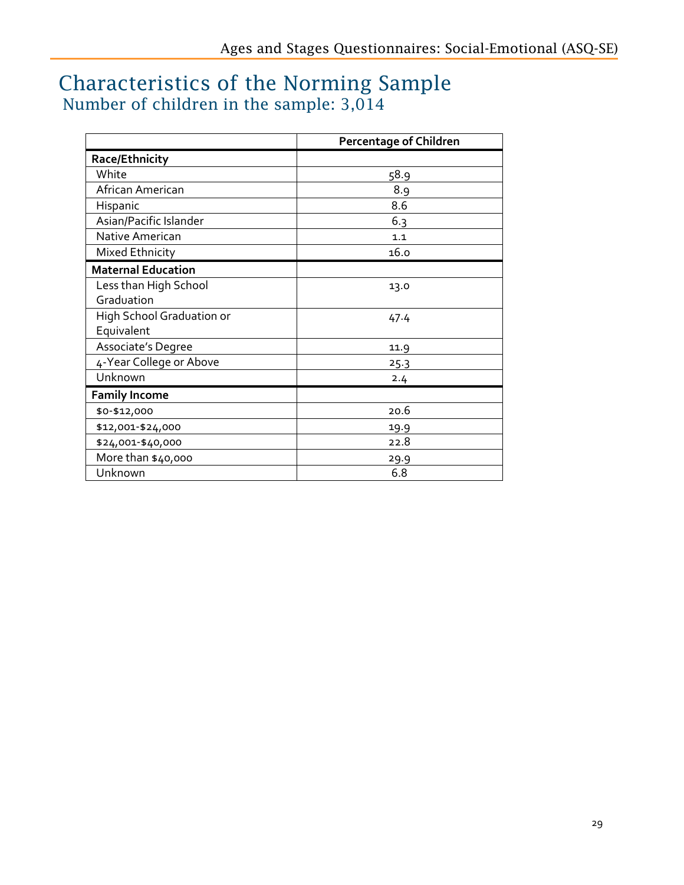# Characteristics of the Norming Sample

## Number of children in the sample: 3,014

| | Percentage of Children |
|---|---|
| **Race/Ethnicity** | |
| White | 58.9 |
| African American | 8.9 |
| Hispanic | 8.6 |
| Asian/Pacific Islander | 6.3 |
| Native American | 1.1 |
| Mixed Ethnicity | 16.0 |
| **Maternal Education** | |
| Less than High School Graduation | 13.0 |
| High School Graduation or Equivalent | 47.4 |
| Associate's Degree | 11.9 |
| 4-Year College or Above | 25.3 |
| Unknown | 2.4 |
| **Family Income** | |
| $0-$12,000 | 20.6 |
| $12,001-$24,000 | 19.9 |
| $24,001-$40,000 | 22.8 |
| More than $40,000 | 29.9 |
| Unknown | 6.8 |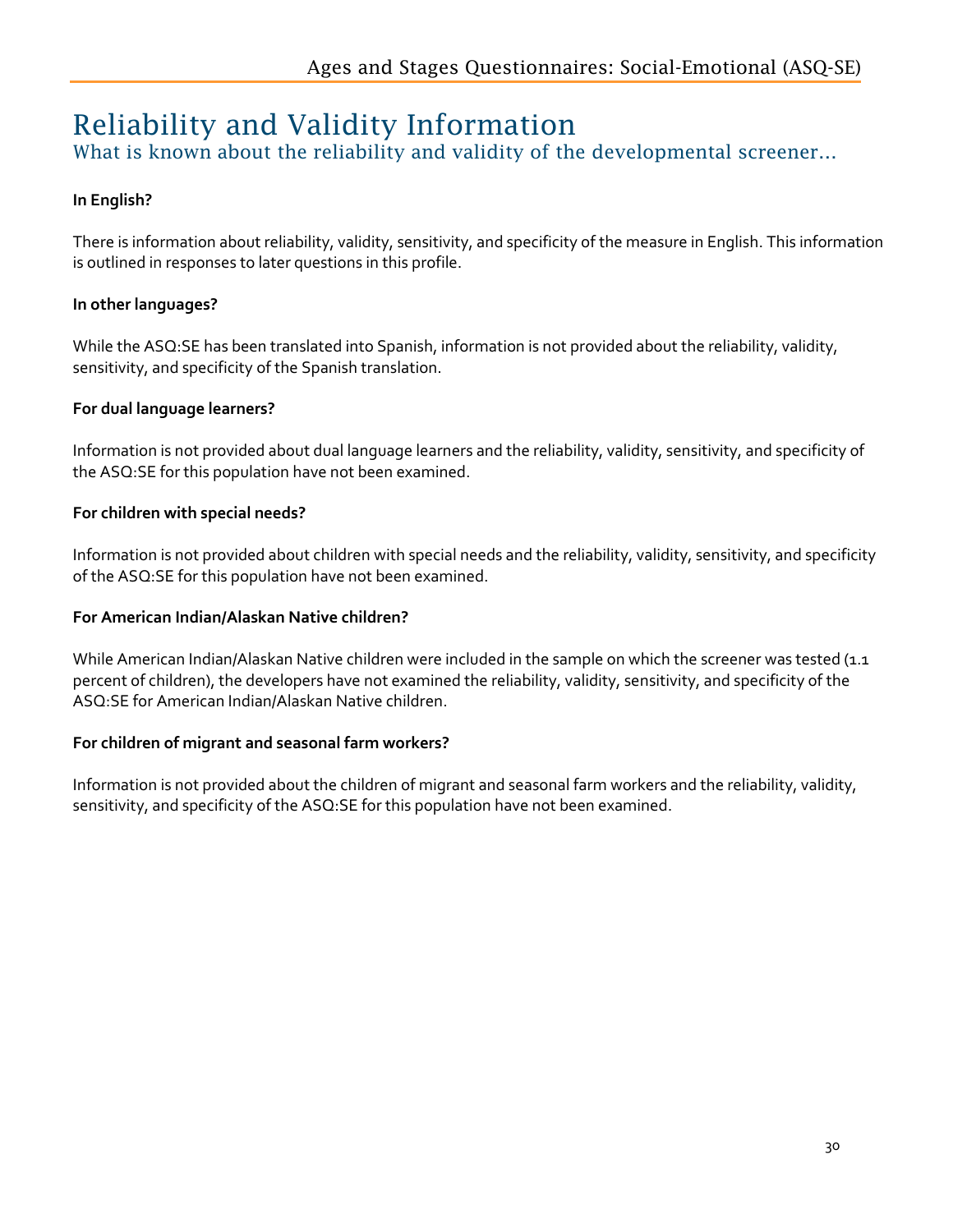# Reliability and Validity Information

## What is known about the reliability and validity of the developmental screener…

**In English?**

There is information about reliability, validity, sensitivity, and specificity of the measure in English. This information is outlined in responses to later questions in this profile.

**In other languages?**

While the ASQ:SE has been translated into Spanish, information is not provided about the reliability, validity, sensitivity, and specificity of the Spanish translation.

**For dual language learners?**

Information is not provided about dual language learners and the reliability, validity, sensitivity, and specificity of the ASQ:SE for this population have not been examined.

**For children with special needs?**

Information is not provided about children with special needs and the reliability, validity, sensitivity, and specificity of the ASQ:SE for this population have not been examined.

**For American Indian/Alaskan Native children?**

While American Indian/Alaskan Native children were included in the sample on which the screener was tested (1.1 percent of children), the developers have not examined the reliability, validity, sensitivity, and specificity of the ASQ:SE for American Indian/Alaskan Native children.

**For children of migrant and seasonal farm workers?**

Information is not provided about the children of migrant and seasonal farm workers and the reliability, validity, sensitivity, and specificity of the ASQ:SE for this population have not been examined.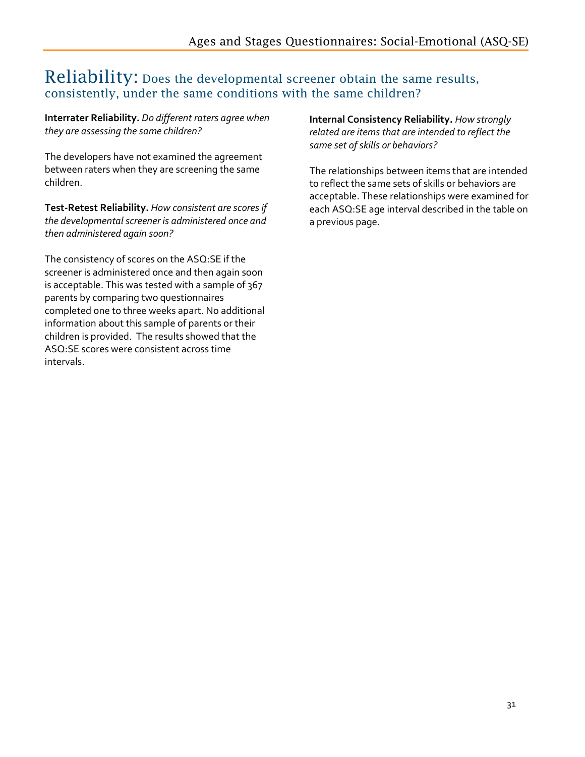# Reliability: Does the developmental screener obtain the same results, consistently, under the same conditions with the same children?

**Interrater Reliability.** *Do different raters agree when they are assessing the same children?*

The developers have not examined the agreement between raters when they are screening the same children.

**Test-Retest Reliability.** *How consistent are scores if the developmental screener is administered once and then administered again soon?*

The consistency of scores on the ASQ:SE if the screener is administered once and then again soon is acceptable. This was tested with a sample of 367 parents by comparing two questionnaires completed one to three weeks apart. No additional information about this sample of parents or their children is provided. The results showed that the ASQ:SE scores were consistent across time intervals.

**Internal Consistency Reliability.** *How strongly related are items that are intended to reflect the same set of skills or behaviors?*

The relationships between items that are intended to reflect the same sets of skills or behaviors are acceptable. These relationships were examined for each ASQ:SE age interval described in the table on a previous page.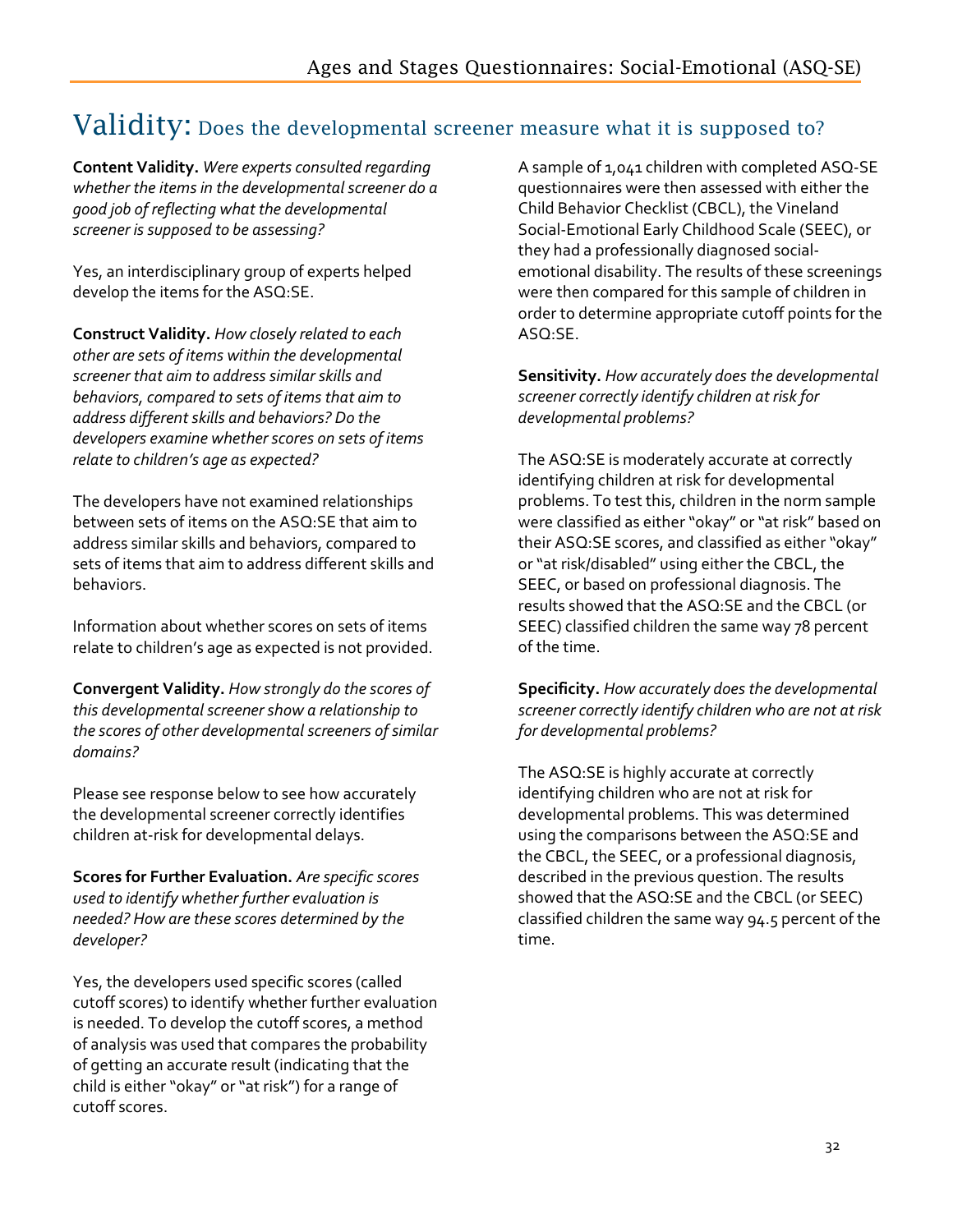# Validity: Does the developmental screener measure what it is supposed to?

**Content Validity.** *Were experts consulted regarding whether the items in the developmental screener do a good job of reflecting what the developmental screener is supposed to be assessing?*

Yes, an interdisciplinary group of experts helped develop the items for the ASQ:SE.

**Construct Validity.** *How closely related to each other are sets of items within the developmental screener that aim to address similar skills and behaviors, compared to sets of items that aim to address different skills and behaviors? Do the developers examine whether scores on sets of items relate to children's age as expected?*

The developers have not examined relationships between sets of items on the ASQ:SE that aim to address similar skills and behaviors, compared to sets of items that aim to address different skills and behaviors.

Information about whether scores on sets of items relate to children's age as expected is not provided.

**Convergent Validity.** *How strongly do the scores of this developmental screener show a relationship to the scores of other developmental screeners of similar domains?*

Please see response below to see how accurately the developmental screener correctly identifies children at-risk for developmental delays.

**Scores for Further Evaluation.** *Are specific scores used to identify whether further evaluation is needed? How are these scores determined by the developer?*

Yes, the developers used specific scores (called cutoff scores) to identify whether further evaluation is needed. To develop the cutoff scores, a method of analysis was used that compares the probability of getting an accurate result (indicating that the child is either "okay" or "at risk") for a range of cutoff scores.

A sample of 1,041 children with completed ASQ-SE questionnaires were then assessed with either the Child Behavior Checklist (CBCL), the Vineland Social-Emotional Early Childhood Scale (SEEC), or they had a professionally diagnosed social-emotional disability. The results of these screenings were then compared for this sample of children in order to determine appropriate cutoff points for the ASQ:SE.

**Sensitivity.** *How accurately does the developmental screener correctly identify children at risk for developmental problems?*

The ASQ:SE is moderately accurate at correctly identifying children at risk for developmental problems. To test this, children in the norm sample were classified as either "okay" or "at risk" based on their ASQ:SE scores, and classified as either "okay" or "at risk/disabled" using either the CBCL, the SEEC, or based on professional diagnosis. The results showed that the ASQ:SE and the CBCL (or SEEC) classified children the same way 78 percent of the time.

**Specificity.** *How accurately does the developmental screener correctly identify children who are not at risk for developmental problems?*

The ASQ:SE is highly accurate at correctly identifying children who are not at risk for developmental problems. This was determined using the comparisons between the ASQ:SE and the CBCL, the SEEC, or a professional diagnosis, described in the previous question. The results showed that the ASQ:SE and the CBCL (or SEEC) classified children the same way 94.5 percent of the time.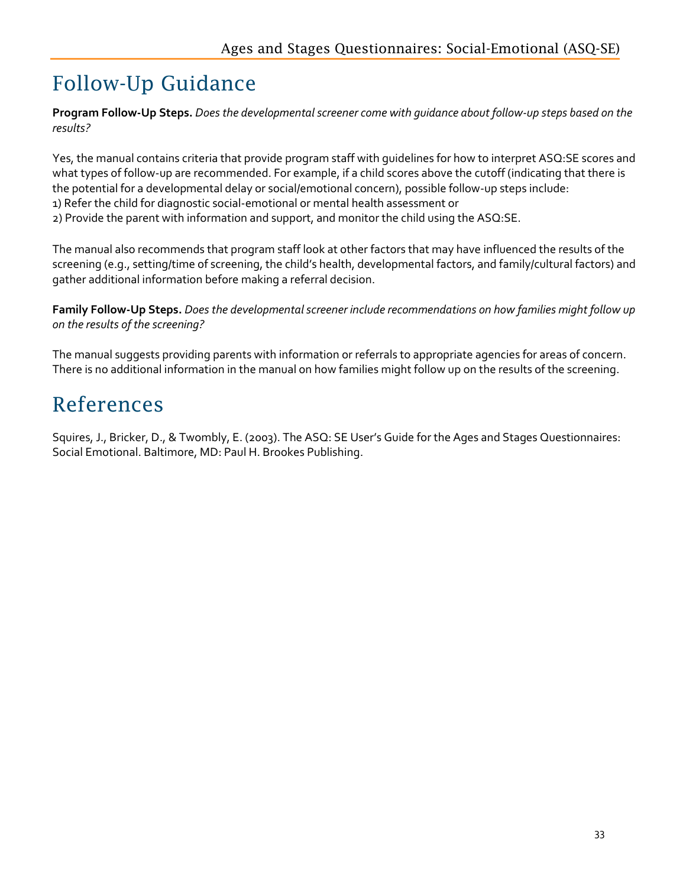# Follow-Up Guidance

**Program Follow-Up Steps.** *Does the developmental screener come with guidance about follow-up steps based on the results?*

Yes, the manual contains criteria that provide program staff with guidelines for how to interpret ASQ:SE scores and what types of follow-up are recommended. For example, if a child scores above the cutoff (indicating that there is the potential for a developmental delay or social/emotional concern), possible follow-up steps include:
1) Refer the child for diagnostic social-emotional or mental health assessment or
2) Provide the parent with information and support, and monitor the child using the ASQ:SE.

The manual also recommends that program staff look at other factors that may have influenced the results of the screening (e.g., setting/time of screening, the child's health, developmental factors, and family/cultural factors) and gather additional information before making a referral decision.

**Family Follow-Up Steps.** *Does the developmental screener include recommendations on how families might follow up on the results of the screening?*

The manual suggests providing parents with information or referrals to appropriate agencies for areas of concern. There is no additional information in the manual on how families might follow up on the results of the screening.

# References

Squires, J., Bricker, D., & Twombly, E. (2003). The ASQ: SE User's Guide for the Ages and Stages Questionnaires: Social Emotional. Baltimore, MD: Paul H. Brookes Publishing.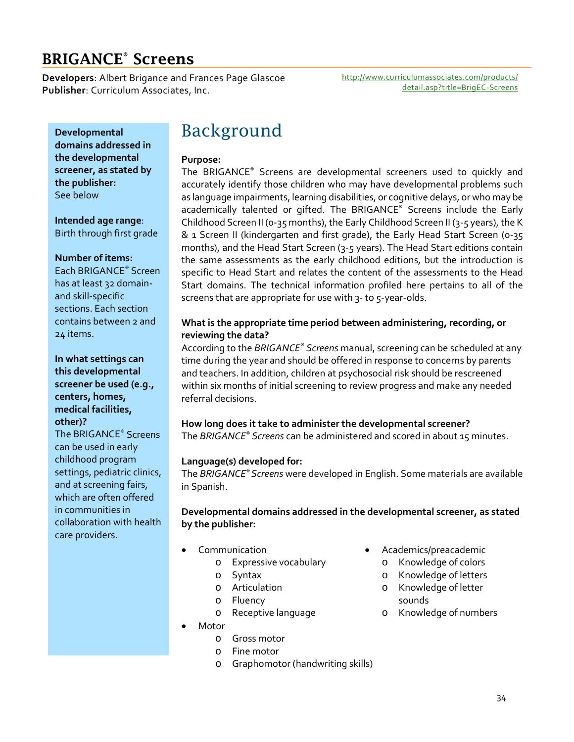# BRIGANCE® Screens

**Developers**: Albert Brigance and Frances Page Glascoe
**Publisher**: Curriculum Associates, Inc.

http://www.curriculumassociates.com/products/detail.asp?title=BrigEC-Screens

**Developmental domains addressed in the developmental screener, as stated by the publisher:**
See below

**Intended age range**:
Birth through first grade

**Number of items:**
Each BRIGANCE® Screen has at least 32 domain- and skill-specific sections. Each section contains between 2 and 24 items.

**In what settings can this developmental screener be used (e.g., centers, homes, medical facilities, other)?**
The BRIGANCE® Screens can be used in early childhood program settings, pediatric clinics, and at screening fairs, which are often offered in communities in collaboration with health care providers.

## Background

**Purpose:**
The BRIGANCE® Screens are developmental screeners used to quickly and accurately identify those children who may have developmental problems such as language impairments, learning disabilities, or cognitive delays, or who may be academically talented or gifted. The BRIGANCE® Screens include the Early Childhood Screen II (0-35 months), the Early Childhood Screen II (3-5 years), the K & 1 Screen II (kindergarten and first grade), the Early Head Start Screen (0-35 months), and the Head Start Screen (3-5 years). The Head Start editions contain the same assessments as the early childhood editions, but the introduction is specific to Head Start and relates the content of the assessments to the Head Start domains. The technical information profiled here pertains to all of the screens that are appropriate for use with 3- to 5-year-olds.

**What is the appropriate time period between administering, recording, or reviewing the data?**
According to the *BRIGANCE® Screens* manual, screening can be scheduled at any time during the year and should be offered in response to concerns by parents and teachers. In addition, children at psychosocial risk should be rescreened within six months of initial screening to review progress and make any needed referral decisions.

**How long does it take to administer the developmental screener?**
The *BRIGANCE® Screens* can be administered and scored in about 15 minutes.

**Language(s) developed for:**
The *BRIGANCE® Screens* were developed in English. Some materials are available in Spanish.

**Developmental domains addressed in the developmental screener, as stated by the publisher:**

- Communication
  - Expressive vocabulary
  - Syntax
  - Articulation
  - Fluency
  - Receptive language
- Motor
  - Gross motor
  - Fine motor
  - Graphomotor (handwriting skills)
- Academics/preacademic
  - Knowledge of colors
  - Knowledge of letters
  - Knowledge of letter sounds
  - Knowledge of numbers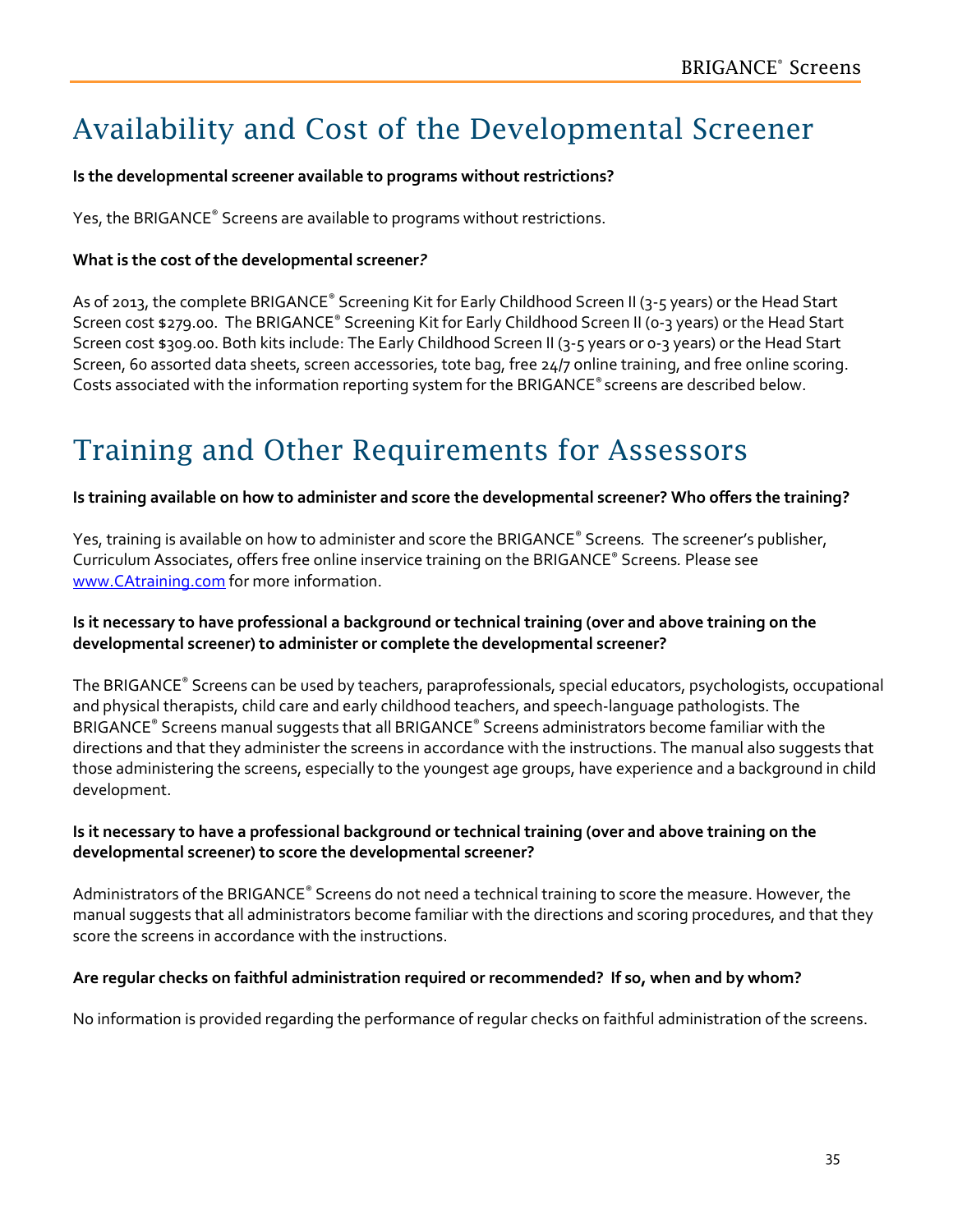# Availability and Cost of the Developmental Screener

**Is the developmental screener available to programs without restrictions?**

Yes, the BRIGANCE® Screens are available to programs without restrictions.

**What is the cost of the developmental screener?**

As of 2013, the complete BRIGANCE® Screening Kit for Early Childhood Screen II (3-5 years) or the Head Start Screen cost $279.00. The BRIGANCE® Screening Kit for Early Childhood Screen II (0-3 years) or the Head Start Screen cost $309.00. Both kits include: The Early Childhood Screen II (3-5 years or 0-3 years) or the Head Start Screen, 60 assorted data sheets, screen accessories, tote bag, free 24/7 online training, and free online scoring. Costs associated with the information reporting system for the BRIGANCE® screens are described below.

# Training and Other Requirements for Assessors

**Is training available on how to administer and score the developmental screener? Who offers the training?**

Yes, training is available on how to administer and score the BRIGANCE® Screens. The screener's publisher, Curriculum Associates, offers free online inservice training on the BRIGANCE® Screens. Please see www.CAtraining.com for more information.

**Is it necessary to have professional a background or technical training (over and above training on the developmental screener) to administer or complete the developmental screener?**

The BRIGANCE® Screens can be used by teachers, paraprofessionals, special educators, psychologists, occupational and physical therapists, child care and early childhood teachers, and speech-language pathologists. The BRIGANCE® Screens manual suggests that all BRIGANCE® Screens administrators become familiar with the directions and that they administer the screens in accordance with the instructions. The manual also suggests that those administering the screens, especially to the youngest age groups, have experience and a background in child development.

**Is it necessary to have a professional background or technical training (over and above training on the developmental screener) to score the developmental screener?**

Administrators of the BRIGANCE® Screens do not need a technical training to score the measure. However, the manual suggests that all administrators become familiar with the directions and scoring procedures, and that they score the screens in accordance with the instructions.

**Are regular checks on faithful administration required or recommended? If so, when and by whom?**

No information is provided regarding the performance of regular checks on faithful administration of the screens.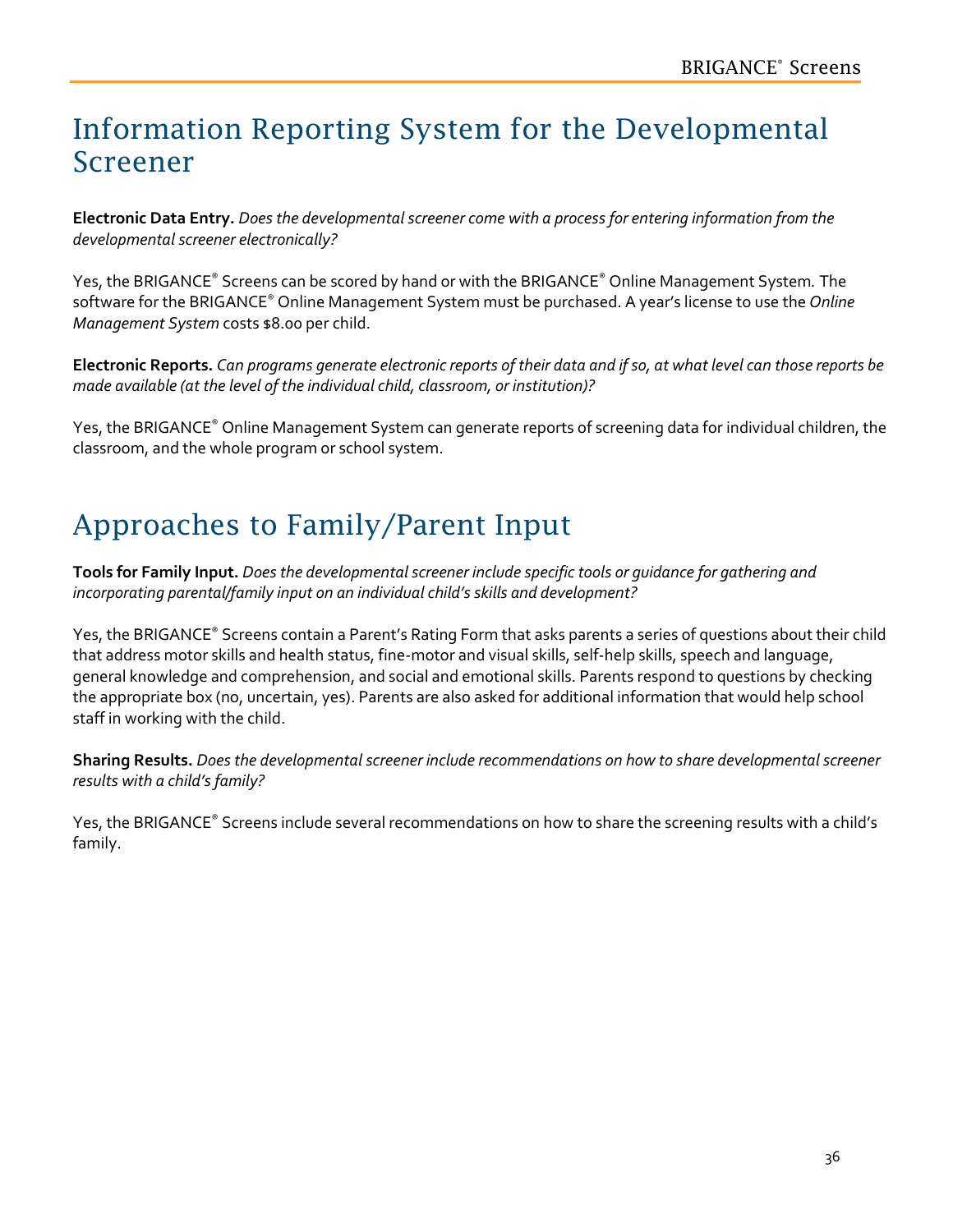# Information Reporting System for the Developmental Screener

**Electronic Data Entry.** *Does the developmental screener come with a process for entering information from the developmental screener electronically?*

Yes, the BRIGANCE® Screens can be scored by hand or with the BRIGANCE® Online Management System. The software for the BRIGANCE® Online Management System must be purchased. A year's license to use the *Online Management System* costs $8.00 per child.

**Electronic Reports.** *Can programs generate electronic reports of their data and if so, at what level can those reports be made available (at the level of the individual child, classroom, or institution)?*

Yes, the BRIGANCE® Online Management System can generate reports of screening data for individual children, the classroom, and the whole program or school system.

# Approaches to Family/Parent Input

**Tools for Family Input.** *Does the developmental screener include specific tools or guidance for gathering and incorporating parental/family input on an individual child's skills and development?*

Yes, the BRIGANCE® Screens contain a Parent's Rating Form that asks parents a series of questions about their child that address motor skills and health status, fine-motor and visual skills, self-help skills, speech and language, general knowledge and comprehension, and social and emotional skills. Parents respond to questions by checking the appropriate box (no, uncertain, yes). Parents are also asked for additional information that would help school staff in working with the child.

**Sharing Results.** *Does the developmental screener include recommendations on how to share developmental screener results with a child's family?*

Yes, the BRIGANCE® Screens include several recommendations on how to share the screening results with a child's family.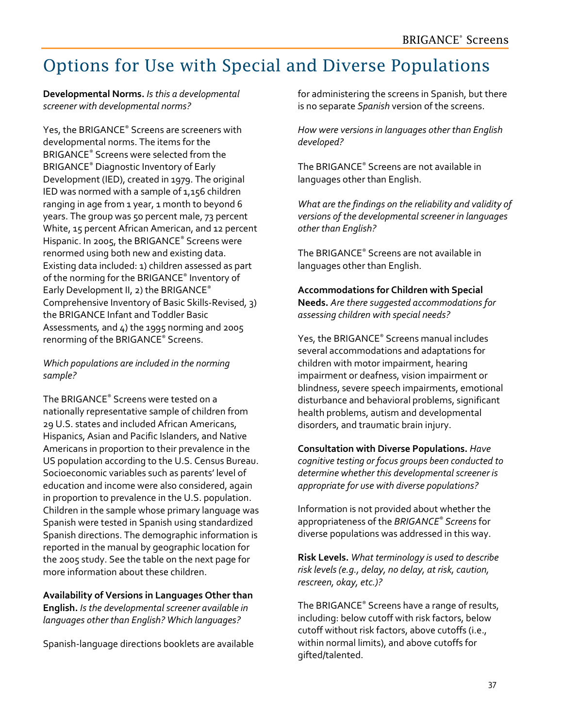# Options for Use with Special and Diverse Populations

**Developmental Norms.** *Is this a developmental screener with developmental norms?*

Yes, the BRIGANCE® Screens are screeners with developmental norms. The items for the BRIGANCE® Screens were selected from the BRIGANCE® Diagnostic Inventory of Early Development (IED), created in 1979. The original IED was normed with a sample of 1,156 children ranging in age from 1 year, 1 month to beyond 6 years. The group was 50 percent male, 73 percent White, 15 percent African American, and 12 percent Hispanic. In 2005, the BRIGANCE® Screens were renormed using both new and existing data. Existing data included: 1) children assessed as part of the norming for the BRIGANCE® Inventory of Early Development II, 2) the BRIGANCE® Comprehensive Inventory of Basic Skills-Revised, 3) the BRIGANCE Infant and Toddler Basic Assessments, and 4) the 1995 norming and 2005 renorming of the BRIGANCE® Screens.

*Which populations are included in the norming sample?*

The BRIGANCE® Screens were tested on a nationally representative sample of children from 29 U.S. states and included African Americans, Hispanics, Asian and Pacific Islanders, and Native Americans in proportion to their prevalence in the US population according to the U.S. Census Bureau. Socioeconomic variables such as parents' level of education and income were also considered, again in proportion to prevalence in the U.S. population. Children in the sample whose primary language was Spanish were tested in Spanish using standardized Spanish directions. The demographic information is reported in the manual by geographic location for the 2005 study. See the table on the next page for more information about these children.

**Availability of Versions in Languages Other than English.** *Is the developmental screener available in languages other than English? Which languages?*

Spanish-language directions booklets are available for administering the screens in Spanish, but there is no separate *Spanish* version of the screens.

*How were versions in languages other than English developed?*

The BRIGANCE® Screens are not available in languages other than English.

*What are the findings on the reliability and validity of versions of the developmental screener in languages other than English?*

The BRIGANCE® Screens are not available in languages other than English.

**Accommodations for Children with Special Needs.** *Are there suggested accommodations for assessing children with special needs?*

Yes, the BRIGANCE® Screens manual includes several accommodations and adaptations for children with motor impairment, hearing impairment or deafness, vision impairment or blindness, severe speech impairments, emotional disturbance and behavioral problems, significant health problems, autism and developmental disorders, and traumatic brain injury.

**Consultation with Diverse Populations.** *Have cognitive testing or focus groups been conducted to determine whether this developmental screener is appropriate for use with diverse populations?*

Information is not provided about whether the appropriateness of the *BRIGANCE® Screens* for diverse populations was addressed in this way.

**Risk Levels.** *What terminology is used to describe risk levels (e.g., delay, no delay, at risk, caution, rescreen, okay, etc.)?*

The BRIGANCE® Screens have a range of results, including: below cutoff with risk factors, below cutoff without risk factors, above cutoffs (i.e., within normal limits), and above cutoffs for gifted/talented.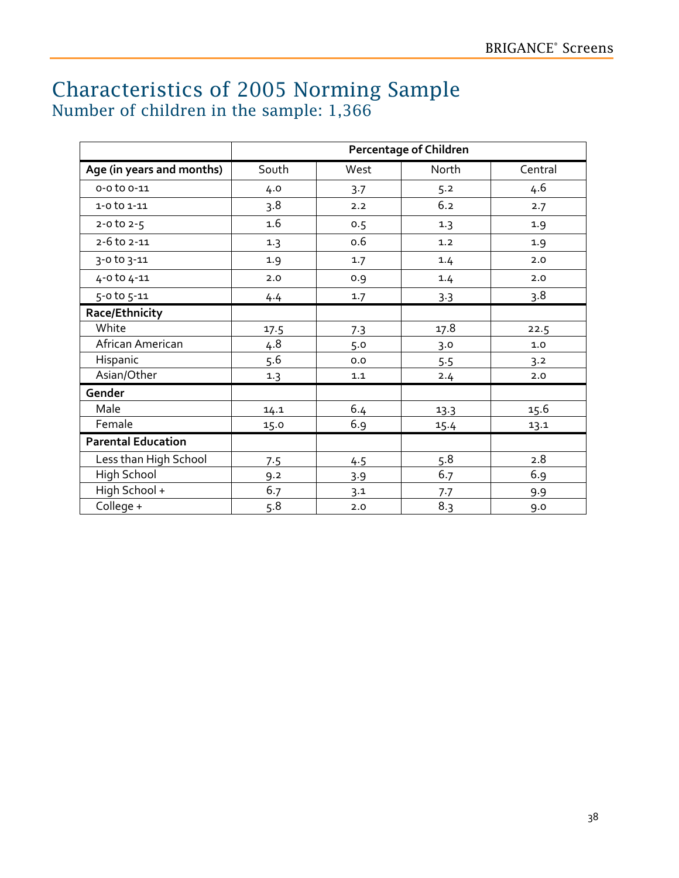# Characteristics of 2005 Norming Sample

## Number of children in the sample: 1,366

| | Percentage of Children | | | |
|---|---|---|---|---|
| **Age (in years and months)** | South | West | North | Central |
| 0-0 to 0-11 | 4.0 | 3.7 | 5.2 | 4.6 |
| 1-0 to 1-11 | 3.8 | 2.2 | 6.2 | 2.7 |
| 2-0 to 2-5 | 1.6 | 0.5 | 1.3 | 1.9 |
| 2-6 to 2-11 | 1.3 | 0.6 | 1.2 | 1.9 |
| 3-0 to 3-11 | 1.9 | 1.7 | 1.4 | 2.0 |
| 4-0 to 4-11 | 2.0 | 0.9 | 1.4 | 2.0 |
| 5-0 to 5-11 | 4.4 | 1.7 | 3.3 | 3.8 |
| **Race/Ethnicity** | | | | |
| White | 17.5 | 7.3 | 17.8 | 22.5 |
| African American | 4.8 | 5.0 | 3.0 | 1.0 |
| Hispanic | 5.6 | 0.0 | 5.5 | 3.2 |
| Asian/Other | 1.3 | 1.1 | 2.4 | 2.0 |
| **Gender** | | | | |
| Male | 14.1 | 6.4 | 13.3 | 15.6 |
| Female | 15.0 | 6.9 | 15.4 | 13.1 |
| **Parental Education** | | | | |
| Less than High School | 7.5 | 4.5 | 5.8 | 2.8 |
| High School | 9.2 | 3.9 | 6.7 | 6.9 |
| High School + | 6.7 | 3.1 | 7.7 | 9.9 |
| College + | 5.8 | 2.0 | 8.3 | 9.0 |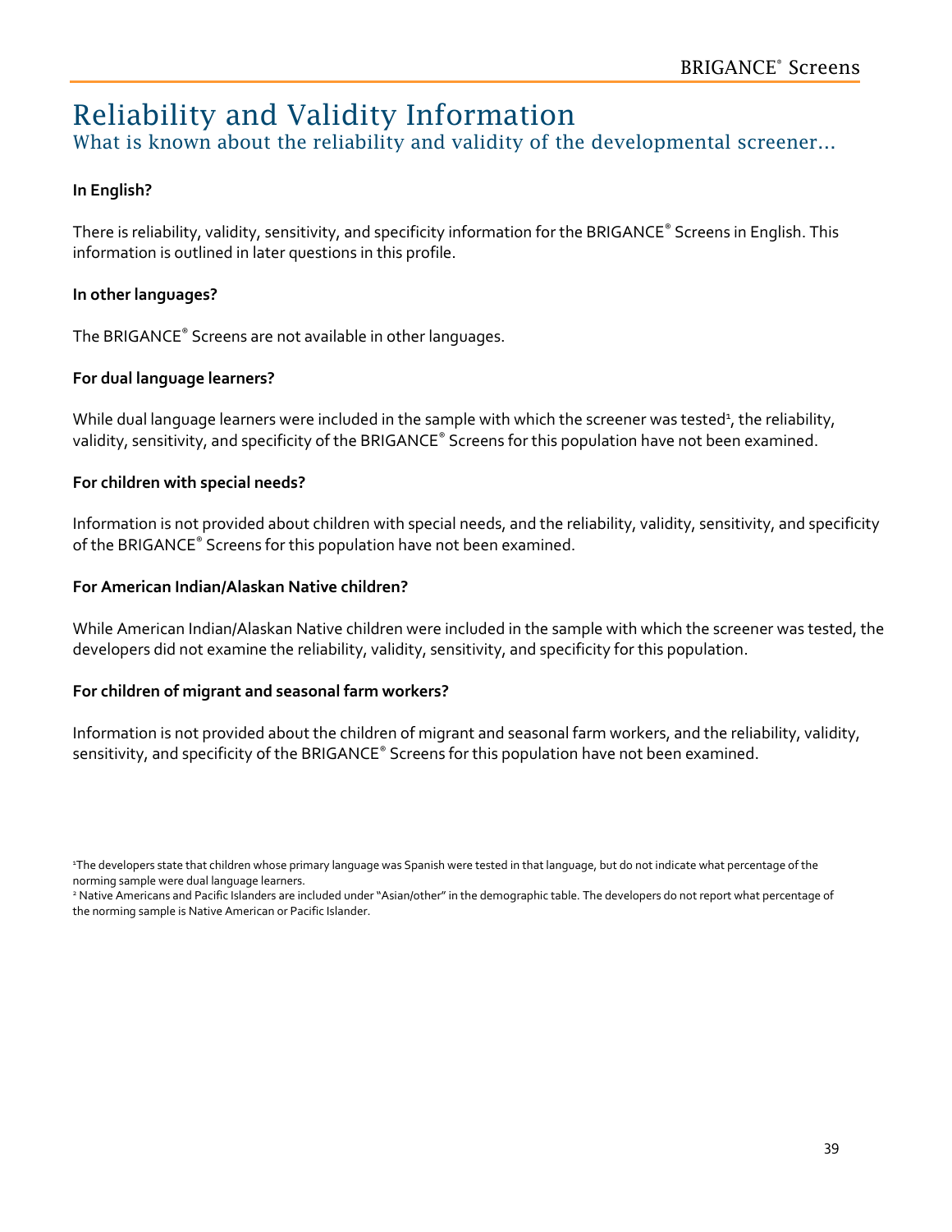# Reliability and Validity Information

## What is known about the reliability and validity of the developmental screener…

**In English?**

There is reliability, validity, sensitivity, and specificity information for the BRIGANCE® Screens in English. This information is outlined in later questions in this profile.

**In other languages?**

The BRIGANCE® Screens are not available in other languages.

**For dual language learners?**

While dual language learners were included in the sample with which the screener was tested[1], the reliability, validity, sensitivity, and specificity of the BRIGANCE® Screens for this population have not been examined.

**For children with special needs?**

Information is not provided about children with special needs, and the reliability, validity, sensitivity, and specificity of the BRIGANCE® Screens for this population have not been examined.

**For American Indian/Alaskan Native children?**

While American Indian/Alaskan Native children were included in the sample with which the screener was tested, the developers did not examine the reliability, validity, sensitivity, and specificity for this population.

**For children of migrant and seasonal farm workers?**

Information is not provided about the children of migrant and seasonal farm workers, and the reliability, validity, sensitivity, and specificity of the BRIGANCE® Screens for this population have not been examined.

[1]The developers state that children whose primary language was Spanish were tested in that language, but do not indicate what percentage of the norming sample were dual language learners.

[2] Native Americans and Pacific Islanders are included under "Asian/other" in the demographic table. The developers do not report what percentage of the norming sample is Native American or Pacific Islander.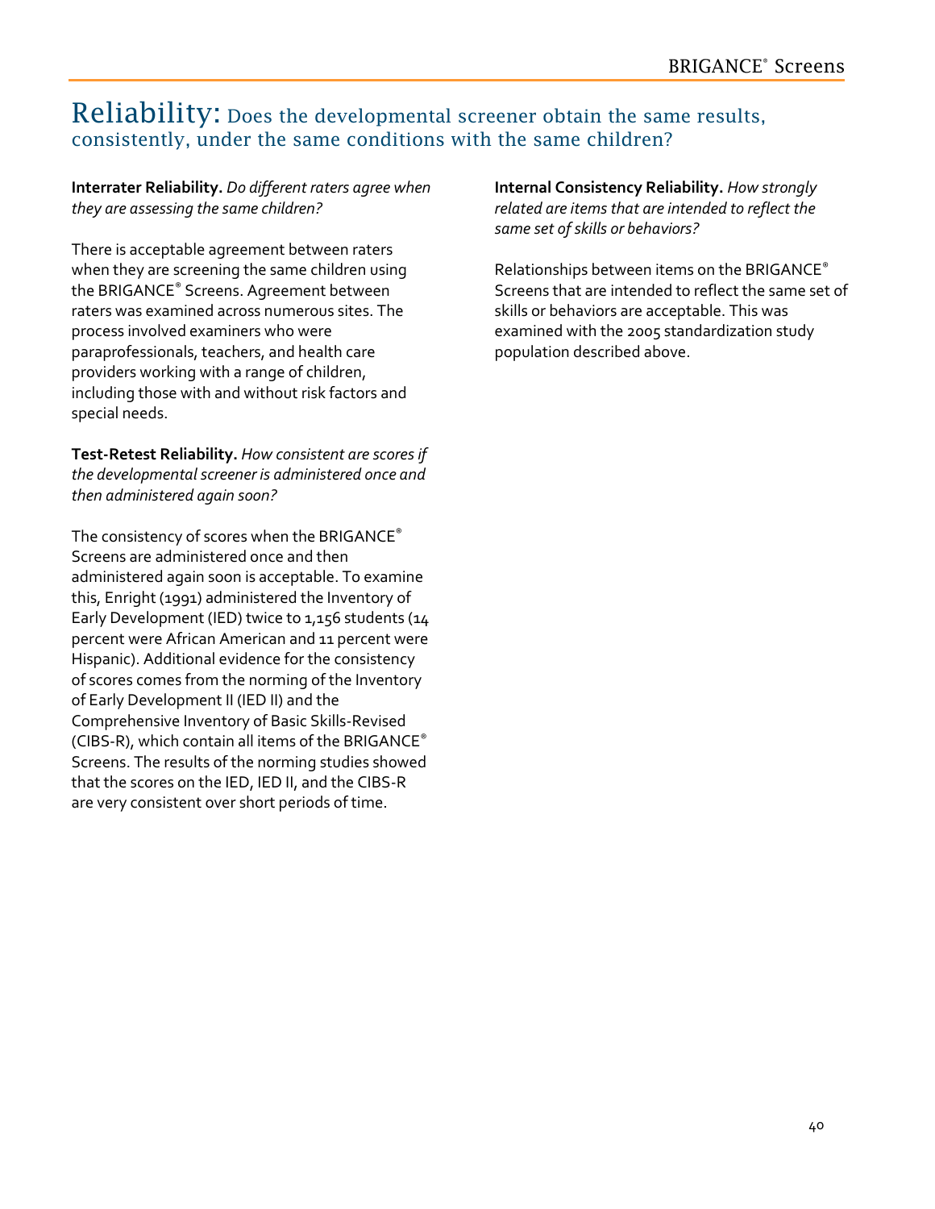# Reliability: Does the developmental screener obtain the same results, consistently, under the same conditions with the same children?

**Interrater Reliability.** *Do different raters agree when they are assessing the same children?*

There is acceptable agreement between raters when they are screening the same children using the BRIGANCE® Screens. Agreement between raters was examined across numerous sites. The process involved examiners who were paraprofessionals, teachers, and health care providers working with a range of children, including those with and without risk factors and special needs.

**Test-Retest Reliability.** *How consistent are scores if the developmental screener is administered once and then administered again soon?*

The consistency of scores when the BRIGANCE® Screens are administered once and then administered again soon is acceptable. To examine this, Enright (1991) administered the Inventory of Early Development (IED) twice to 1,156 students (14 percent were African American and 11 percent were Hispanic). Additional evidence for the consistency of scores comes from the norming of the Inventory of Early Development II (IED II) and the Comprehensive Inventory of Basic Skills-Revised (CIBS-R), which contain all items of the BRIGANCE® Screens. The results of the norming studies showed that the scores on the IED, IED II, and the CIBS-R are very consistent over short periods of time.

**Internal Consistency Reliability.** *How strongly related are items that are intended to reflect the same set of skills or behaviors?*

Relationships between items on the BRIGANCE® Screens that are intended to reflect the same set of skills or behaviors are acceptable. This was examined with the 2005 standardization study population described above.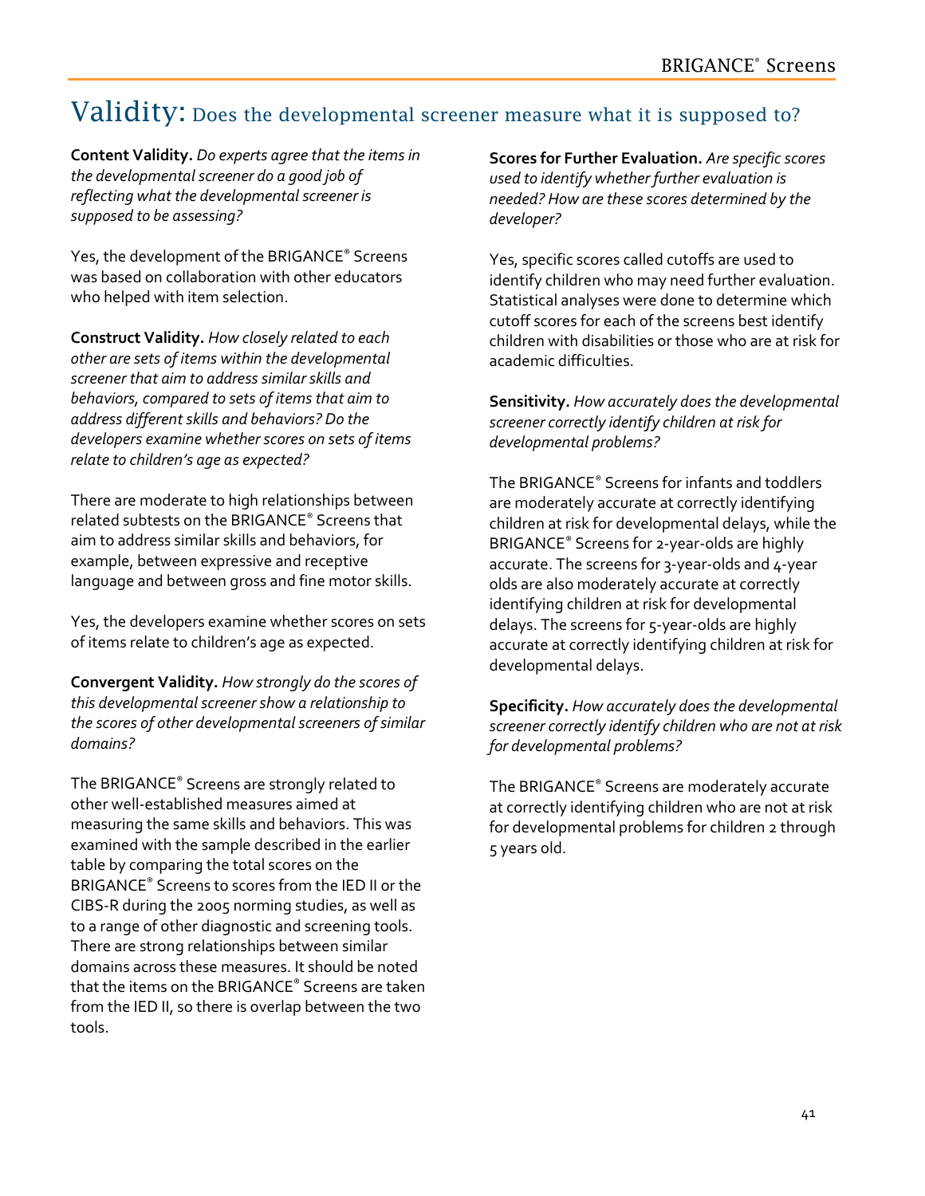# Validity: Does the developmental screener measure what it is supposed to?

**Content Validity.** *Do experts agree that the items in the developmental screener do a good job of reflecting what the developmental screener is supposed to be assessing?*

Yes, the development of the BRIGANCE® Screens was based on collaboration with other educators who helped with item selection.

**Construct Validity.** *How closely related to each other are sets of items within the developmental screener that aim to address similar skills and behaviors, compared to sets of items that aim to address different skills and behaviors? Do the developers examine whether scores on sets of items relate to children's age as expected?*

There are moderate to high relationships between related subtests on the BRIGANCE® Screens that aim to address similar skills and behaviors, for example, between expressive and receptive language and between gross and fine motor skills.

Yes, the developers examine whether scores on sets of items relate to children's age as expected.

**Convergent Validity.** *How strongly do the scores of this developmental screener show a relationship to the scores of other developmental screeners of similar domains?*

The BRIGANCE® Screens are strongly related to other well-established measures aimed at measuring the same skills and behaviors. This was examined with the sample described in the earlier table by comparing the total scores on the BRIGANCE® Screens to scores from the IED II or the CIBS-R during the 2005 norming studies, as well as to a range of other diagnostic and screening tools. There are strong relationships between similar domains across these measures. It should be noted that the items on the BRIGANCE® Screens are taken from the IED II, so there is overlap between the two tools.

**Scores for Further Evaluation.** *Are specific scores used to identify whether further evaluation is needed? How are these scores determined by the developer?*

Yes, specific scores called cutoffs are used to identify children who may need further evaluation. Statistical analyses were done to determine which cutoff scores for each of the screens best identify children with disabilities or those who are at risk for academic difficulties.

**Sensitivity.** *How accurately does the developmental screener correctly identify children at risk for developmental problems?*

The BRIGANCE® Screens for infants and toddlers are moderately accurate at correctly identifying children at risk for developmental delays, while the BRIGANCE® Screens for 2-year-olds are highly accurate. The screens for 3-year-olds and 4-year olds are also moderately accurate at correctly identifying children at risk for developmental delays. The screens for 5-year-olds are highly accurate at correctly identifying children at risk for developmental delays.

**Specificity.** *How accurately does the developmental screener correctly identify children who are not at risk for developmental problems?*

The BRIGANCE® Screens are moderately accurate at correctly identifying children who are not at risk for developmental problems for children 2 through 5 years old.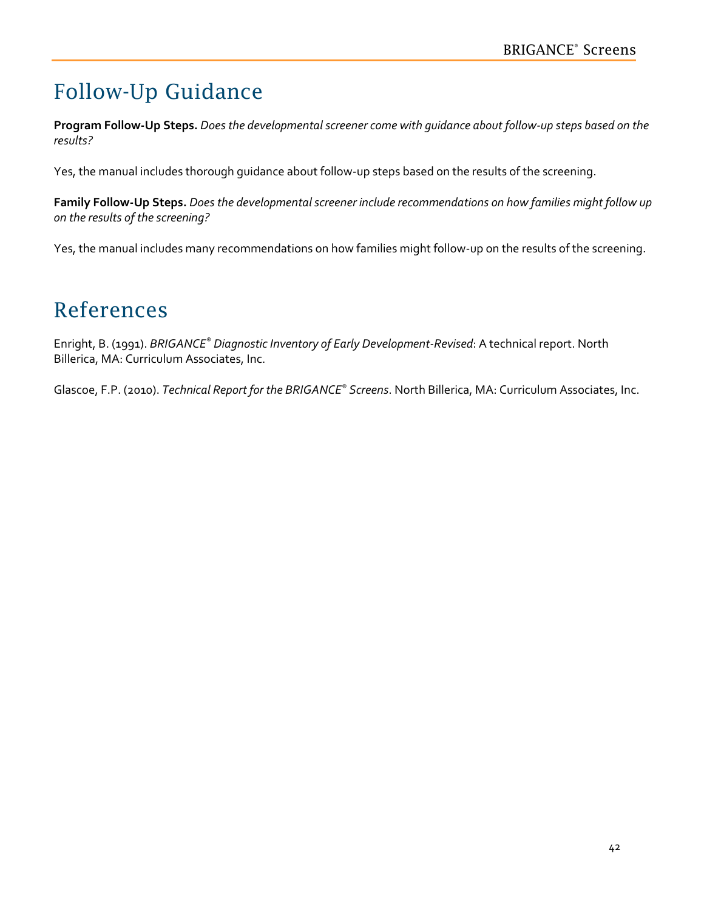# Follow-Up Guidance

**Program Follow-Up Steps.** *Does the developmental screener come with guidance about follow-up steps based on the results?*

Yes, the manual includes thorough guidance about follow-up steps based on the results of the screening.

**Family Follow-Up Steps.** *Does the developmental screener include recommendations on how families might follow up on the results of the screening?*

Yes, the manual includes many recommendations on how families might follow-up on the results of the screening.

# References

Enright, B. (1991). *BRIGANCE® Diagnostic Inventory of Early Development-Revised*: A technical report. North Billerica, MA: Curriculum Associates, Inc.

Glascoe, F.P. (2010). *Technical Report for the BRIGANCE® Screens*. North Billerica, MA: Curriculum Associates, Inc.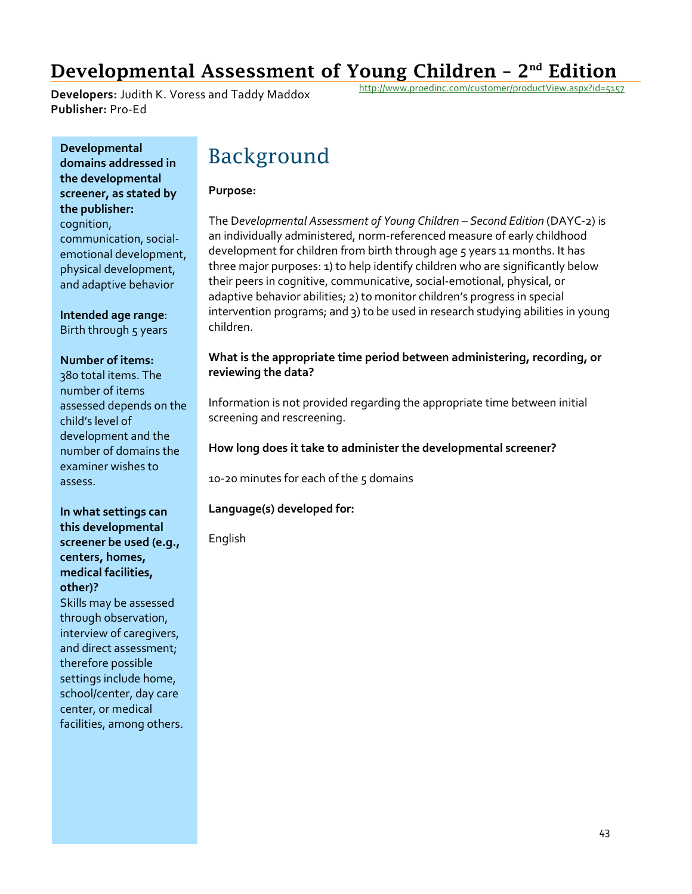# Developmental Assessment of Young Children – 2nd Edition

**Developers:** Judith K. Voress and Taddy Maddox
**Publisher:** Pro-Ed

http://www.proedinc.com/customer/productView.aspx?id=5157

**Developmental domains addressed in the developmental screener, as stated by the publisher:** cognition, communication, social-emotional development, physical development, and adaptive behavior

**Intended age range**: Birth through 5 years

**Number of items:** 380 total items. The number of items assessed depends on the child's level of development and the number of domains the examiner wishes to assess.

**In what settings can this developmental screener be used (e.g., centers, homes, medical facilities, other)?** Skills may be assessed through observation, interview of caregivers, and direct assessment; therefore possible settings include home, school/center, day care center, or medical facilities, among others.

## Background

**Purpose:**

The *Developmental Assessment of Young Children – Second Edition* (DAYC-2) is an individually administered, norm-referenced measure of early childhood development for children from birth through age 5 years 11 months. It has three major purposes: 1) to help identify children who are significantly below their peers in cognitive, communicative, social-emotional, physical, or adaptive behavior abilities; 2) to monitor children's progress in special intervention programs; and 3) to be used in research studying abilities in young children.

**What is the appropriate time period between administering, recording, or reviewing the data?**

Information is not provided regarding the appropriate time between initial screening and rescreening.

**How long does it take to administer the developmental screener?**

10-20 minutes for each of the 5 domains

**Language(s) developed for:**

English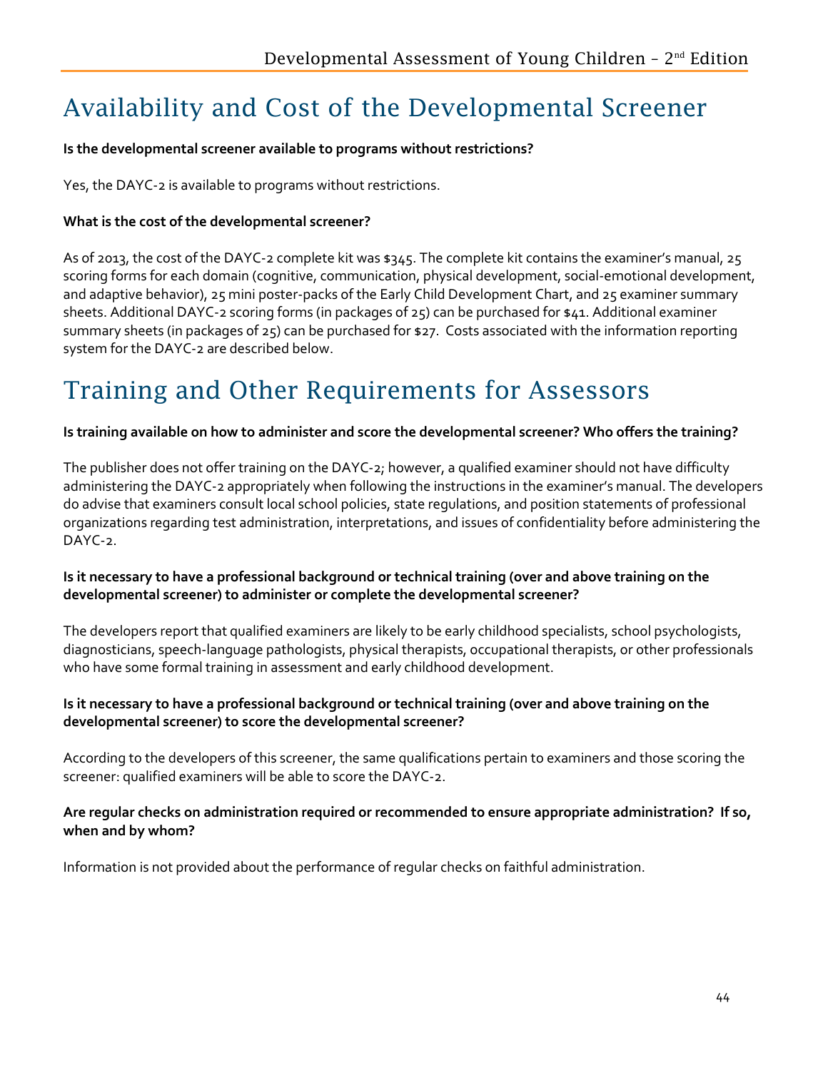# Availability and Cost of the Developmental Screener

**Is the developmental screener available to programs without restrictions?**

Yes, the DAYC-2 is available to programs without restrictions.

**What is the cost of the developmental screener?**

As of 2013, the cost of the DAYC-2 complete kit was $345. The complete kit contains the examiner's manual, 25 scoring forms for each domain (cognitive, communication, physical development, social-emotional development, and adaptive behavior), 25 mini poster-packs of the Early Child Development Chart, and 25 examiner summary sheets. Additional DAYC-2 scoring forms (in packages of 25) can be purchased for $41. Additional examiner summary sheets (in packages of 25) can be purchased for $27. Costs associated with the information reporting system for the DAYC-2 are described below.

# Training and Other Requirements for Assessors

**Is training available on how to administer and score the developmental screener? Who offers the training?**

The publisher does not offer training on the DAYC-2; however, a qualified examiner should not have difficulty administering the DAYC-2 appropriately when following the instructions in the examiner's manual. The developers do advise that examiners consult local school policies, state regulations, and position statements of professional organizations regarding test administration, interpretations, and issues of confidentiality before administering the DAYC-2.

**Is it necessary to have a professional background or technical training (over and above training on the developmental screener) to administer or complete the developmental screener?**

The developers report that qualified examiners are likely to be early childhood specialists, school psychologists, diagnosticians, speech-language pathologists, physical therapists, occupational therapists, or other professionals who have some formal training in assessment and early childhood development.

**Is it necessary to have a professional background or technical training (over and above training on the developmental screener) to score the developmental screener?**

According to the developers of this screener, the same qualifications pertain to examiners and those scoring the screener: qualified examiners will be able to score the DAYC-2.

**Are regular checks on administration required or recommended to ensure appropriate administration? If so, when and by whom?**

Information is not provided about the performance of regular checks on faithful administration.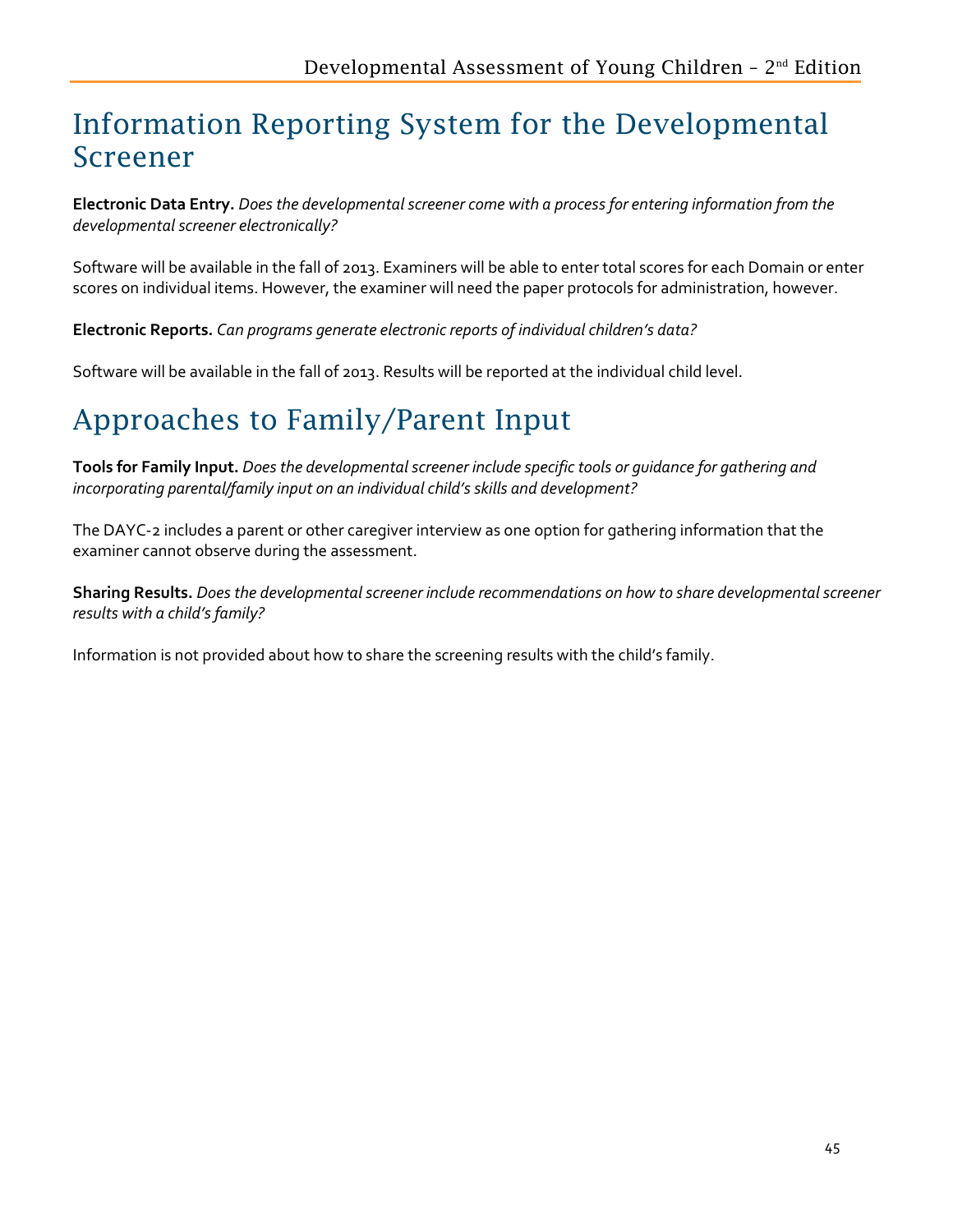# Information Reporting System for the Developmental Screener

**Electronic Data Entry.** *Does the developmental screener come with a process for entering information from the developmental screener electronically?*

Software will be available in the fall of 2013. Examiners will be able to enter total scores for each Domain or enter scores on individual items. However, the examiner will need the paper protocols for administration, however.

**Electronic Reports.** *Can programs generate electronic reports of individual children's data?*

Software will be available in the fall of 2013. Results will be reported at the individual child level.

# Approaches to Family/Parent Input

**Tools for Family Input.** *Does the developmental screener include specific tools or guidance for gathering and incorporating parental/family input on an individual child's skills and development?*

The DAYC-2 includes a parent or other caregiver interview as one option for gathering information that the examiner cannot observe during the assessment.

**Sharing Results.** *Does the developmental screener include recommendations on how to share developmental screener results with a child's family?*

Information is not provided about how to share the screening results with the child's family.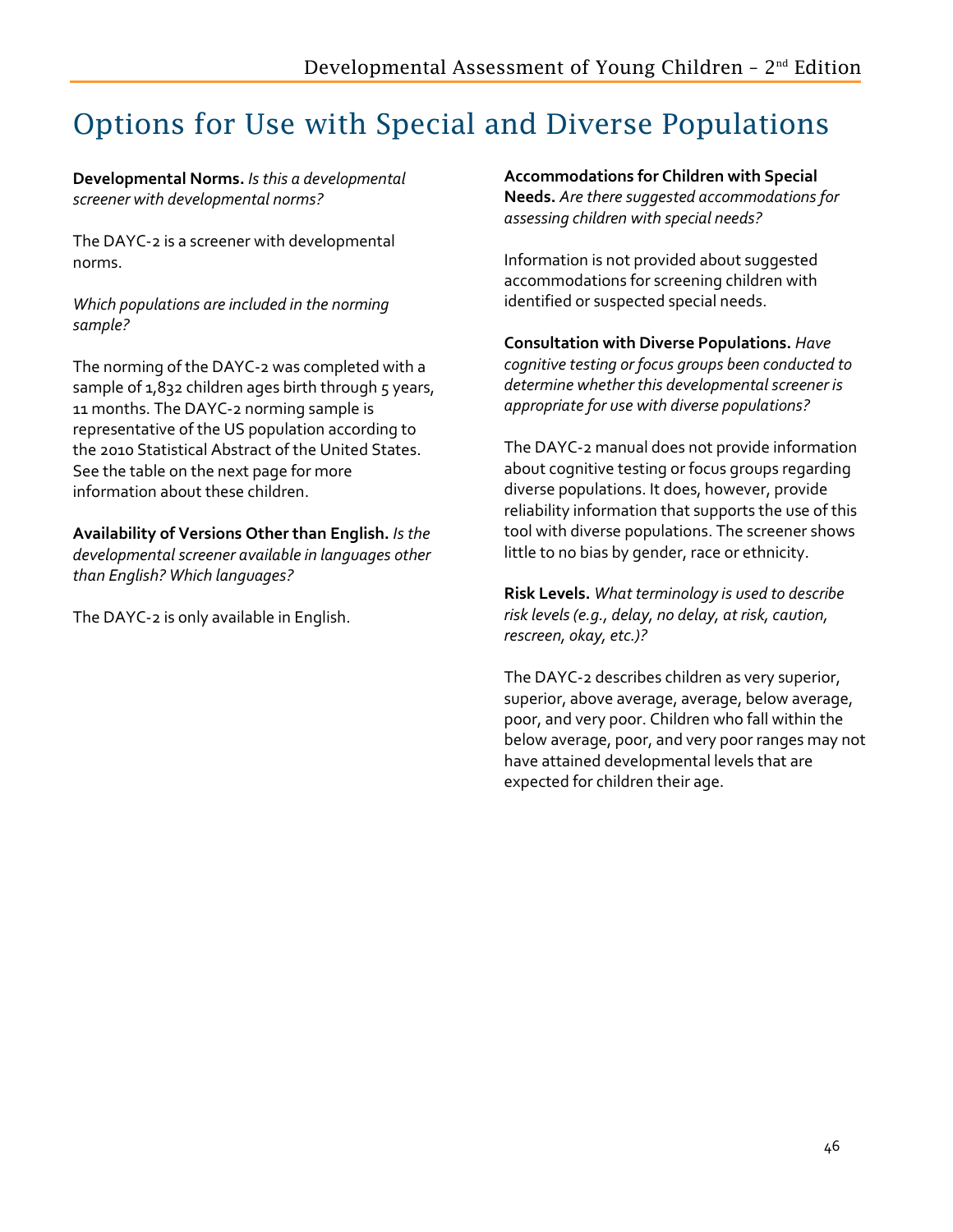# Options for Use with Special and Diverse Populations

**Developmental Norms.** *Is this a developmental screener with developmental norms?*

The DAYC-2 is a screener with developmental norms.

*Which populations are included in the norming sample?*

The norming of the DAYC-2 was completed with a sample of 1,832 children ages birth through 5 years, 11 months. The DAYC-2 norming sample is representative of the US population according to the 2010 Statistical Abstract of the United States. See the table on the next page for more information about these children.

**Availability of Versions Other than English.** *Is the developmental screener available in languages other than English? Which languages?*

The DAYC-2 is only available in English.

**Accommodations for Children with Special Needs.** *Are there suggested accommodations for assessing children with special needs?*

Information is not provided about suggested accommodations for screening children with identified or suspected special needs.

**Consultation with Diverse Populations.** *Have cognitive testing or focus groups been conducted to determine whether this developmental screener is appropriate for use with diverse populations?*

The DAYC-2 manual does not provide information about cognitive testing or focus groups regarding diverse populations. It does, however, provide reliability information that supports the use of this tool with diverse populations. The screener shows little to no bias by gender, race or ethnicity.

**Risk Levels.** *What terminology is used to describe risk levels (e.g., delay, no delay, at risk, caution, rescreen, okay, etc.)?*

The DAYC-2 describes children as very superior, superior, above average, average, below average, poor, and very poor. Children who fall within the below average, poor, and very poor ranges may not have attained developmental levels that are expected for children their age.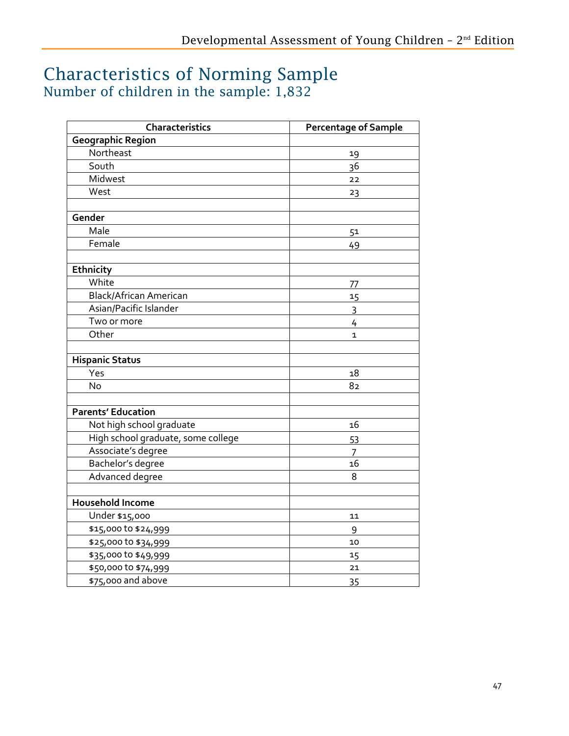# Characteristics of Norming Sample

## Number of children in the sample: 1,832

| Characteristics | Percentage of Sample |
|---|---|
| **Geographic Region** | |
| Northeast | 19 |
| South | 36 |
| Midwest | 22 |
| West | 23 |
| | |
| **Gender** | |
| Male | 51 |
| Female | 49 |
| | |
| **Ethnicity** | |
| White | 77 |
| Black/African American | 15 |
| Asian/Pacific Islander | 3 |
| Two or more | 4 |
| Other | 1 |
| | |
| **Hispanic Status** | |
| Yes | 18 |
| No | 82 |
| | |
| **Parents' Education** | |
| Not high school graduate | 16 |
| High school graduate, some college | 53 |
| Associate's degree | 7 |
| Bachelor's degree | 16 |
| Advanced degree | 8 |
| | |
| **Household Income** | |
| Under $15,000 | 11 |
| $15,000 to $24,999 | 9 |
| $25,000 to $34,999 | 10 |
| $35,000 to $49,999 | 15 |
| $50,000 to $74,999 | 21 |
| $75,000 and above | 35 |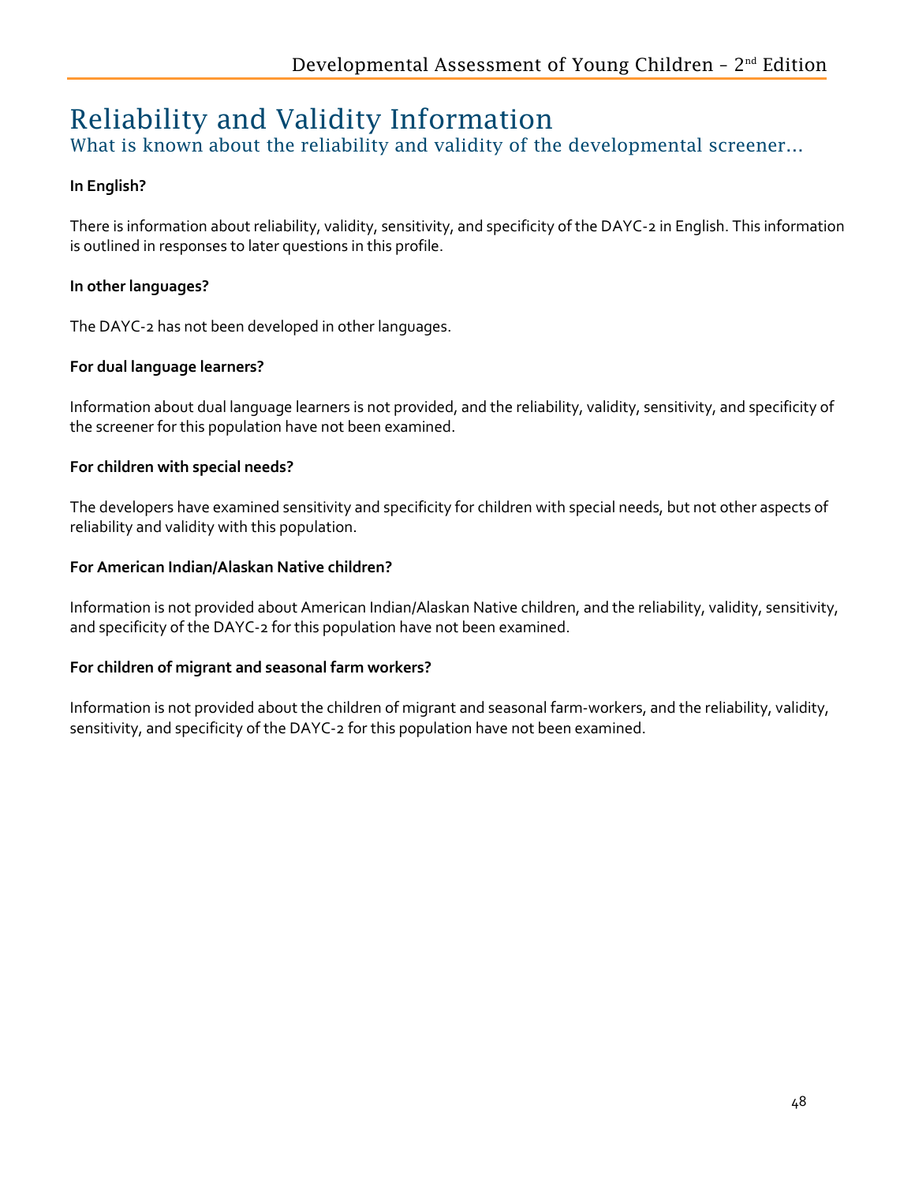# Reliability and Validity Information

## What is known about the reliability and validity of the developmental screener…

**In English?**

There is information about reliability, validity, sensitivity, and specificity of the DAYC-2 in English. This information is outlined in responses to later questions in this profile.

**In other languages?**

The DAYC-2 has not been developed in other languages.

**For dual language learners?**

Information about dual language learners is not provided, and the reliability, validity, sensitivity, and specificity of the screener for this population have not been examined.

**For children with special needs?**

The developers have examined sensitivity and specificity for children with special needs, but not other aspects of reliability and validity with this population.

**For American Indian/Alaskan Native children?**

Information is not provided about American Indian/Alaskan Native children, and the reliability, validity, sensitivity, and specificity of the DAYC-2 for this population have not been examined.

**For children of migrant and seasonal farm workers?**

Information is not provided about the children of migrant and seasonal farm-workers, and the reliability, validity, sensitivity, and specificity of the DAYC-2 for this population have not been examined.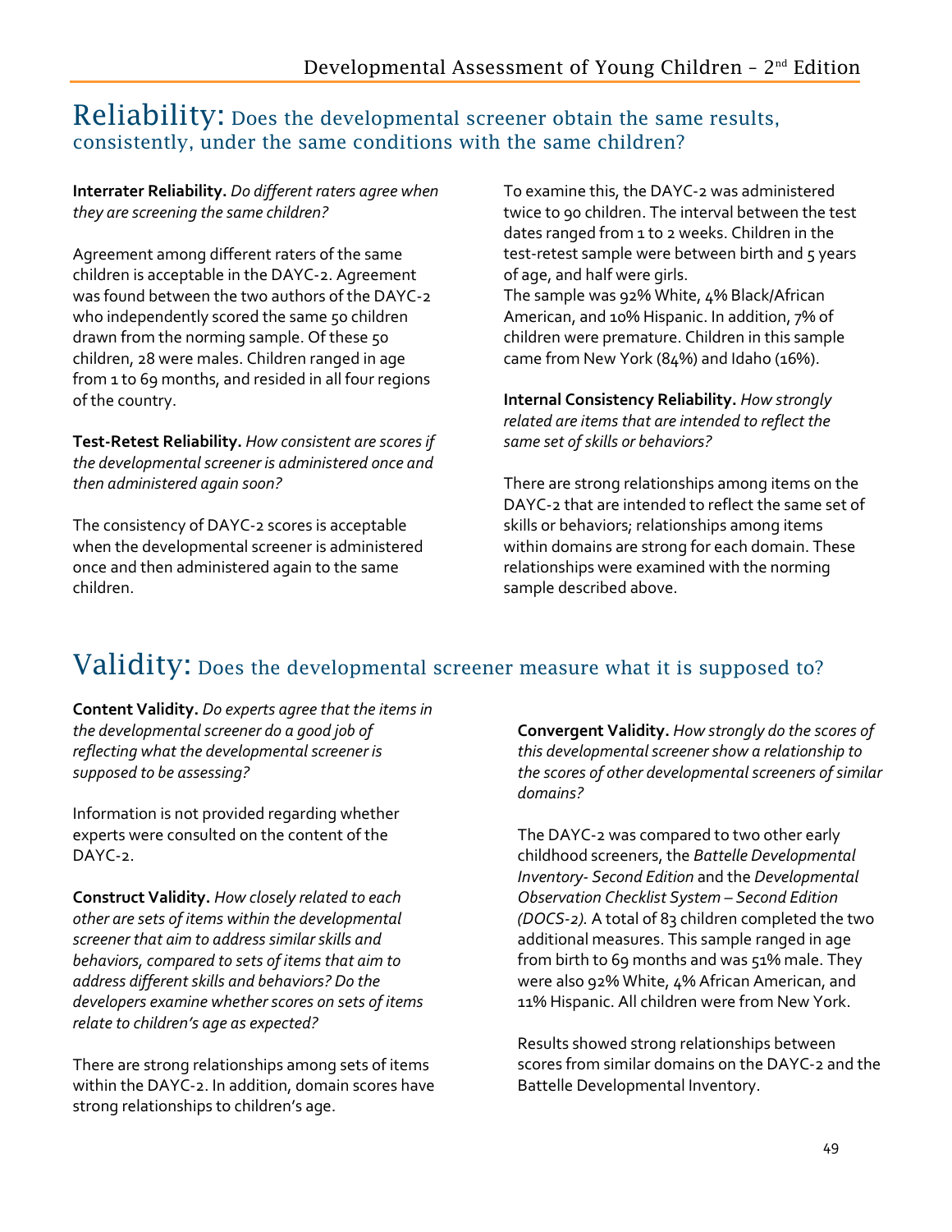## Reliability: Does the developmental screener obtain the same results, consistently, under the same conditions with the same children?

**Interrater Reliability.** *Do different raters agree when they are screening the same children?*

Agreement among different raters of the same children is acceptable in the DAYC-2. Agreement was found between the two authors of the DAYC-2 who independently scored the same 50 children drawn from the norming sample. Of these 50 children, 28 were males. Children ranged in age from 1 to 69 months, and resided in all four regions of the country.

**Test-Retest Reliability.** *How consistent are scores if the developmental screener is administered once and then administered again soon?*

The consistency of DAYC-2 scores is acceptable when the developmental screener is administered once and then administered again to the same children.

To examine this, the DAYC-2 was administered twice to 90 children. The interval between the test dates ranged from 1 to 2 weeks. Children in the test-retest sample were between birth and 5 years of age, and half were girls.
The sample was 92% White, 4% Black/African American, and 10% Hispanic. In addition, 7% of children were premature. Children in this sample came from New York (84%) and Idaho (16%).

**Internal Consistency Reliability.** *How strongly related are items that are intended to reflect the same set of skills or behaviors?*

There are strong relationships among items on the DAYC-2 that are intended to reflect the same set of skills or behaviors; relationships among items within domains are strong for each domain. These relationships were examined with the norming sample described above.

## Validity: Does the developmental screener measure what it is supposed to?

**Content Validity.** *Do experts agree that the items in the developmental screener do a good job of reflecting what the developmental screener is supposed to be assessing?*

Information is not provided regarding whether experts were consulted on the content of the DAYC-2.

**Construct Validity.** *How closely related to each other are sets of items within the developmental screener that aim to address similar skills and behaviors, compared to sets of items that aim to address different skills and behaviors? Do the developers examine whether scores on sets of items relate to children's age as expected?*

There are strong relationships among sets of items within the DAYC-2. In addition, domain scores have strong relationships to children's age.

**Convergent Validity.** *How strongly do the scores of this developmental screener show a relationship to the scores of other developmental screeners of similar domains?*

The DAYC-2 was compared to two other early childhood screeners, the *Battelle Developmental Inventory- Second Edition* and the *Developmental Observation Checklist System – Second Edition (DOCS-2).* A total of 83 children completed the two additional measures. This sample ranged in age from birth to 69 months and was 51% male. They were also 92% White, 4% African American, and 11% Hispanic. All children were from New York.

Results showed strong relationships between scores from similar domains on the DAYC-2 and the Battelle Developmental Inventory.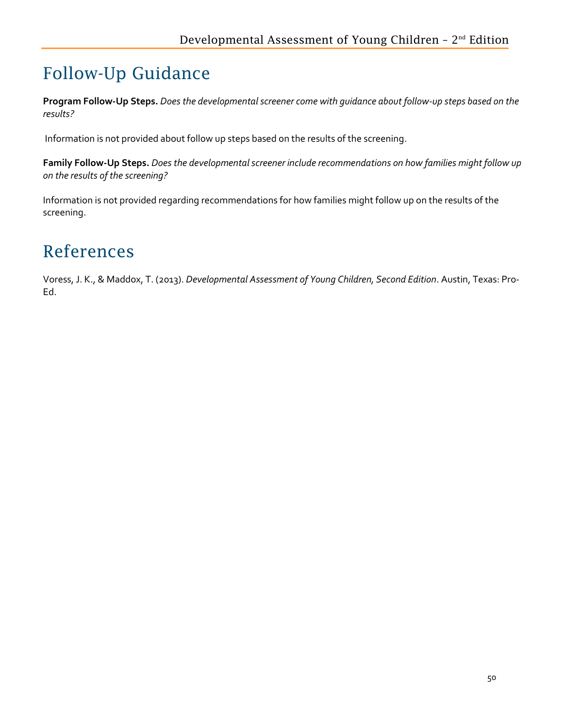# Follow-Up Guidance

**Program Follow-Up Steps.** *Does the developmental screener come with guidance about follow-up steps based on the results?*

Information is not provided about follow up steps based on the results of the screening.

**Family Follow-Up Steps.** *Does the developmental screener include recommendations on how families might follow up on the results of the screening?*

Information is not provided regarding recommendations for how families might follow up on the results of the screening.

# References

Voress, J. K., & Maddox, T. (2013). *Developmental Assessment of Young Children, Second Edition*. Austin, Texas: Pro-Ed.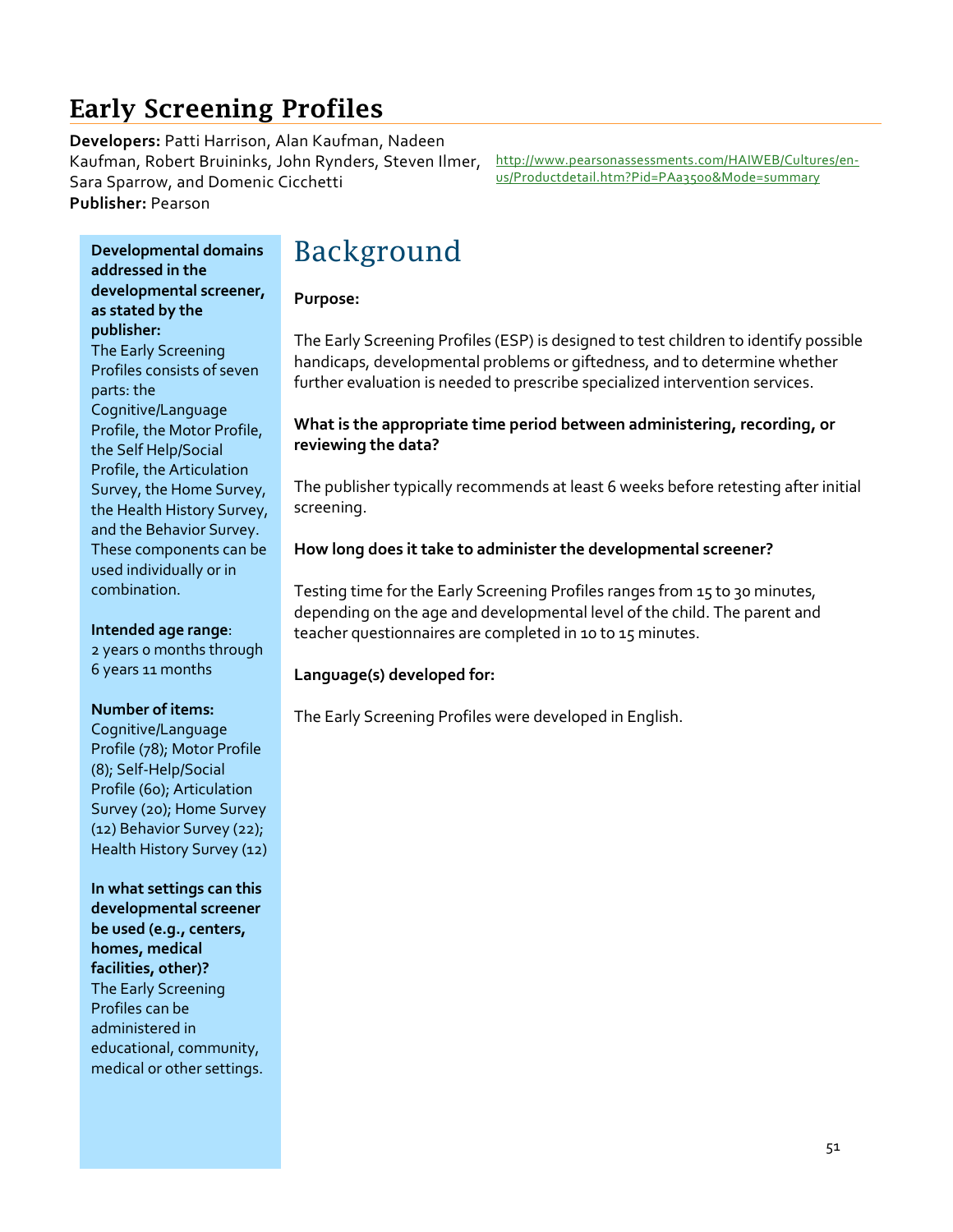# Early Screening Profiles

**Developers:** Patti Harrison, Alan Kaufman, Nadeen Kaufman, Robert Bruininks, John Rynders, Steven Ilmer, Sara Sparrow, and Domenic Cicchetti
**Publisher:** Pearson

http://www.pearsonassessments.com/HAIWEB/Cultures/en-us/Productdetail.htm?Pid=PAa3500&Mode=summary

**Developmental domains addressed in the developmental screener, as stated by the publisher:**
The Early Screening Profiles consists of seven parts: the Cognitive/Language Profile, the Motor Profile, the Self Help/Social Profile, the Articulation Survey, the Home Survey, the Health History Survey, and the Behavior Survey. These components can be used individually or in combination.

**Intended age range**:
2 years 0 months through 6 years 11 months

**Number of items:**
Cognitive/Language Profile (78); Motor Profile (8); Self-Help/Social Profile (60); Articulation Survey (20); Home Survey (12) Behavior Survey (22); Health History Survey (12)

**In what settings can this developmental screener be used (e.g., centers, homes, medical facilities, other)?**
The Early Screening Profiles can be administered in educational, community, medical or other settings.

## Background

**Purpose:**

The Early Screening Profiles (ESP) is designed to test children to identify possible handicaps, developmental problems or giftedness, and to determine whether further evaluation is needed to prescribe specialized intervention services.

**What is the appropriate time period between administering, recording, or reviewing the data?**

The publisher typically recommends at least 6 weeks before retesting after initial screening.

**How long does it take to administer the developmental screener?**

Testing time for the Early Screening Profiles ranges from 15 to 30 minutes, depending on the age and developmental level of the child. The parent and teacher questionnaires are completed in 10 to 15 minutes.

**Language(s) developed for:**

The Early Screening Profiles were developed in English.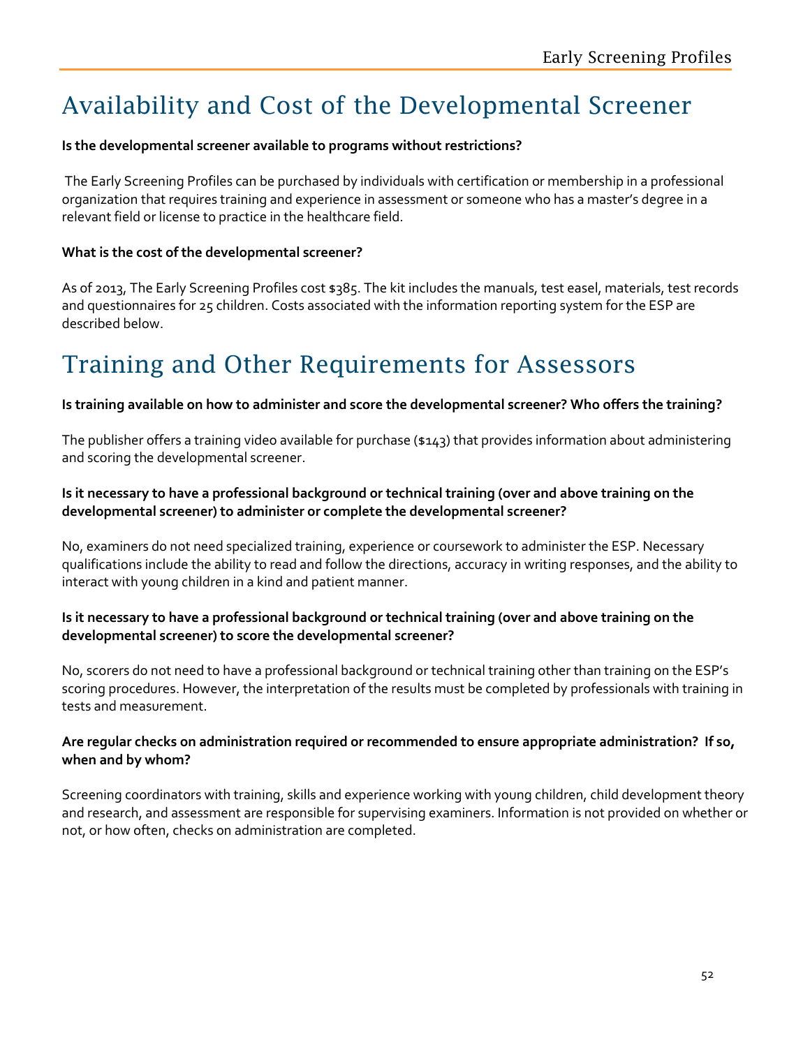# Availability and Cost of the Developmental Screener

**Is the developmental screener available to programs without restrictions?**

The Early Screening Profiles can be purchased by individuals with certification or membership in a professional organization that requires training and experience in assessment or someone who has a master's degree in a relevant field or license to practice in the healthcare field.

**What is the cost of the developmental screener?**

As of 2013, The Early Screening Profiles cost $385. The kit includes the manuals, test easel, materials, test records and questionnaires for 25 children. Costs associated with the information reporting system for the ESP are described below.

# Training and Other Requirements for Assessors

**Is training available on how to administer and score the developmental screener? Who offers the training?**

The publisher offers a training video available for purchase ($143) that provides information about administering and scoring the developmental screener.

**Is it necessary to have a professional background or technical training (over and above training on the developmental screener) to administer or complete the developmental screener?**

No, examiners do not need specialized training, experience or coursework to administer the ESP. Necessary qualifications include the ability to read and follow the directions, accuracy in writing responses, and the ability to interact with young children in a kind and patient manner.

**Is it necessary to have a professional background or technical training (over and above training on the developmental screener) to score the developmental screener?**

No, scorers do not need to have a professional background or technical training other than training on the ESP's scoring procedures. However, the interpretation of the results must be completed by professionals with training in tests and measurement.

**Are regular checks on administration required or recommended to ensure appropriate administration? If so, when and by whom?**

Screening coordinators with training, skills and experience working with young children, child development theory and research, and assessment are responsible for supervising examiners. Information is not provided on whether or not, or how often, checks on administration are completed.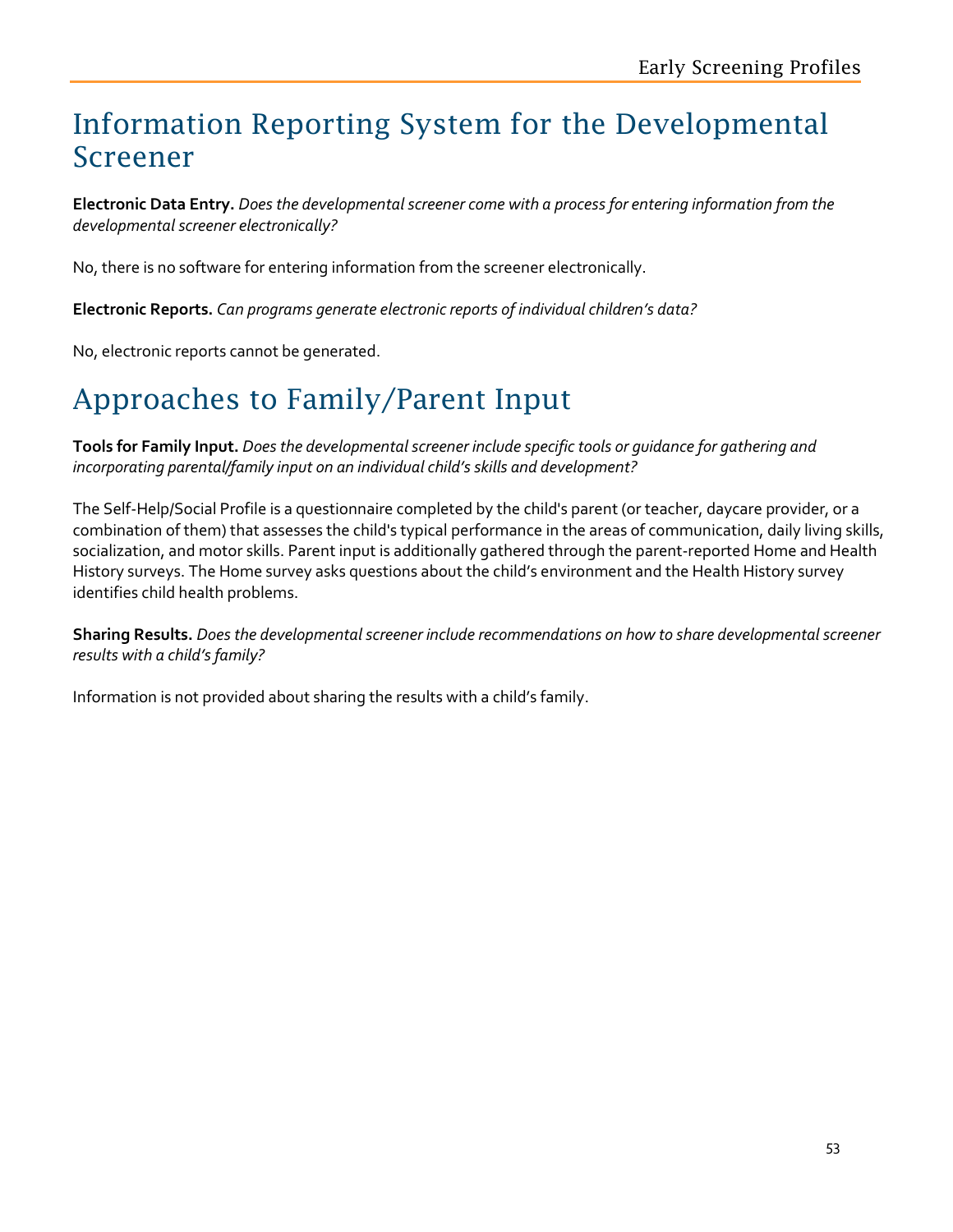# Information Reporting System for the Developmental Screener

**Electronic Data Entry.** *Does the developmental screener come with a process for entering information from the developmental screener electronically?*

No, there is no software for entering information from the screener electronically.

**Electronic Reports.** *Can programs generate electronic reports of individual children's data?*

No, electronic reports cannot be generated.

# Approaches to Family/Parent Input

**Tools for Family Input.** *Does the developmental screener include specific tools or guidance for gathering and incorporating parental/family input on an individual child's skills and development?*

The Self-Help/Social Profile is a questionnaire completed by the child's parent (or teacher, daycare provider, or a combination of them) that assesses the child's typical performance in the areas of communication, daily living skills, socialization, and motor skills. Parent input is additionally gathered through the parent-reported Home and Health History surveys. The Home survey asks questions about the child's environment and the Health History survey identifies child health problems.

**Sharing Results.** *Does the developmental screener include recommendations on how to share developmental screener results with a child's family?*

Information is not provided about sharing the results with a child's family.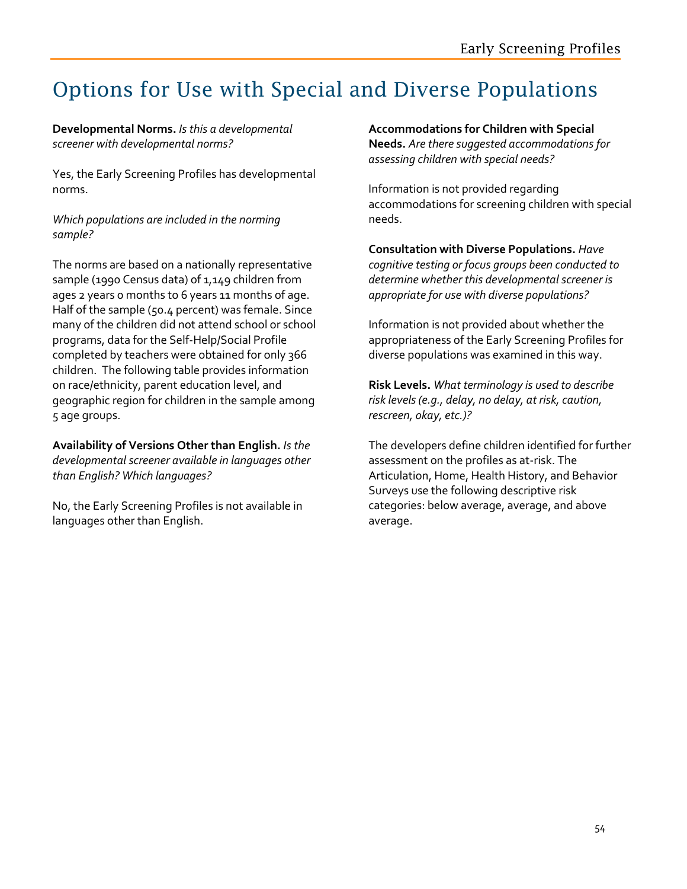# Options for Use with Special and Diverse Populations

**Developmental Norms.** *Is this a developmental screener with developmental norms?*

Yes, the Early Screening Profiles has developmental norms.

*Which populations are included in the norming sample?*

The norms are based on a nationally representative sample (1990 Census data) of 1,149 children from ages 2 years 0 months to 6 years 11 months of age. Half of the sample (50.4 percent) was female. Since many of the children did not attend school or school programs, data for the Self-Help/Social Profile completed by teachers were obtained for only 366 children. The following table provides information on race/ethnicity, parent education level, and geographic region for children in the sample among 5 age groups.

**Availability of Versions Other than English.** *Is the developmental screener available in languages other than English? Which languages?*

No, the Early Screening Profiles is not available in languages other than English.

**Accommodations for Children with Special Needs.** *Are there suggested accommodations for assessing children with special needs?*

Information is not provided regarding accommodations for screening children with special needs.

**Consultation with Diverse Populations.** *Have cognitive testing or focus groups been conducted to determine whether this developmental screener is appropriate for use with diverse populations?*

Information is not provided about whether the appropriateness of the Early Screening Profiles for diverse populations was examined in this way.

**Risk Levels.** *What terminology is used to describe risk levels (e.g., delay, no delay, at risk, caution, rescreen, okay, etc.)?*

The developers define children identified for further assessment on the profiles as at-risk. The Articulation, Home, Health History, and Behavior Surveys use the following descriptive risk categories: below average, average, and above average.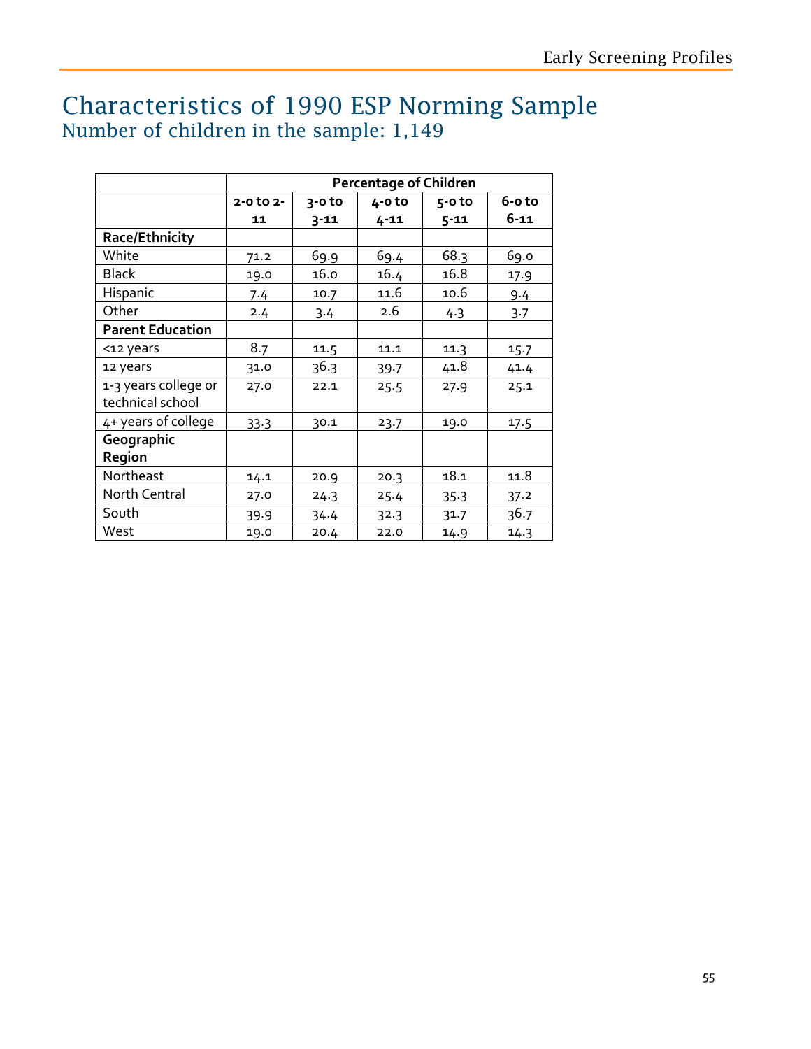# Characteristics of 1990 ESP Norming Sample

## Number of children in the sample: 1,149

| | Percentage of Children | | | | |
|---|---|---|---|---|---|
| | 2-0 to 2-11 | 3-0 to 3-11 | 4-0 to 4-11 | 5-0 to 5-11 | 6-0 to 6-11 |
| **Race/Ethnicity** | | | | | |
| White | 71.2 | 69.9 | 69.4 | 68.3 | 69.0 |
| Black | 19.0 | 16.0 | 16.4 | 16.8 | 17.9 |
| Hispanic | 7.4 | 10.7 | 11.6 | 10.6 | 9.4 |
| Other | 2.4 | 3.4 | 2.6 | 4.3 | 3.7 |
| **Parent Education** | | | | | |
| <12 years | 8.7 | 11.5 | 11.1 | 11.3 | 15.7 |
| 12 years | 31.0 | 36.3 | 39.7 | 41.8 | 41.4 |
| 1-3 years college or technical school | 27.0 | 22.1 | 25.5 | 27.9 | 25.1 |
| 4+ years of college | 33.3 | 30.1 | 23.7 | 19.0 | 17.5 |
| **Geographic Region** | | | | | |
| Northeast | 14.1 | 20.9 | 20.3 | 18.1 | 11.8 |
| North Central | 27.0 | 24.3 | 25.4 | 35.3 | 37.2 |
| South | 39.9 | 34.4 | 32.3 | 31.7 | 36.7 |
| West | 19.0 | 20.4 | 22.0 | 14.9 | 14.3 |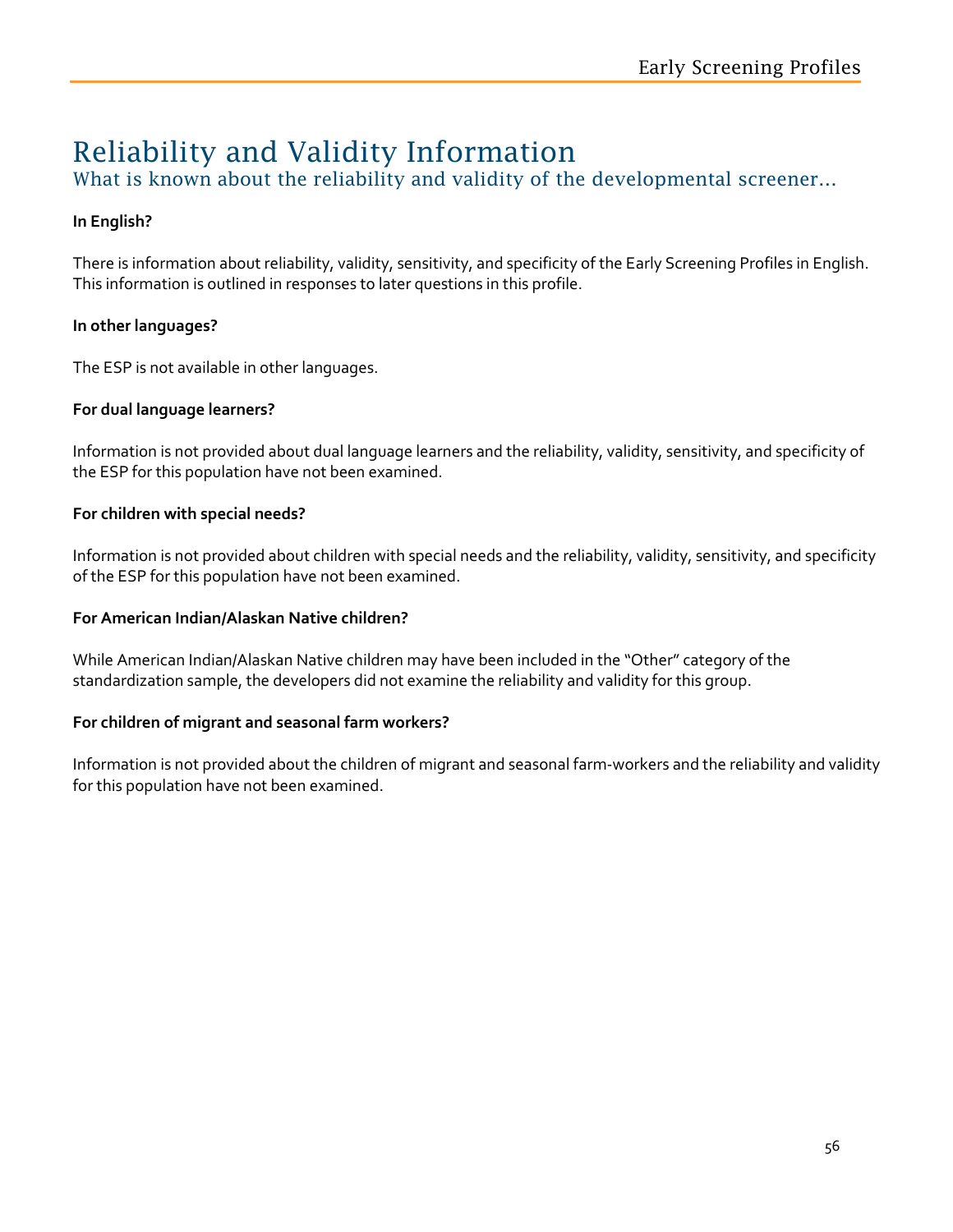# Reliability and Validity Information

## What is known about the reliability and validity of the developmental screener…

**In English?**

There is information about reliability, validity, sensitivity, and specificity of the Early Screening Profiles in English. This information is outlined in responses to later questions in this profile.

**In other languages?**

The ESP is not available in other languages.

**For dual language learners?**

Information is not provided about dual language learners and the reliability, validity, sensitivity, and specificity of the ESP for this population have not been examined.

**For children with special needs?**

Information is not provided about children with special needs and the reliability, validity, sensitivity, and specificity of the ESP for this population have not been examined.

**For American Indian/Alaskan Native children?**

While American Indian/Alaskan Native children may have been included in the "Other" category of the standardization sample, the developers did not examine the reliability and validity for this group.

**For children of migrant and seasonal farm workers?**

Information is not provided about the children of migrant and seasonal farm-workers and the reliability and validity for this population have not been examined.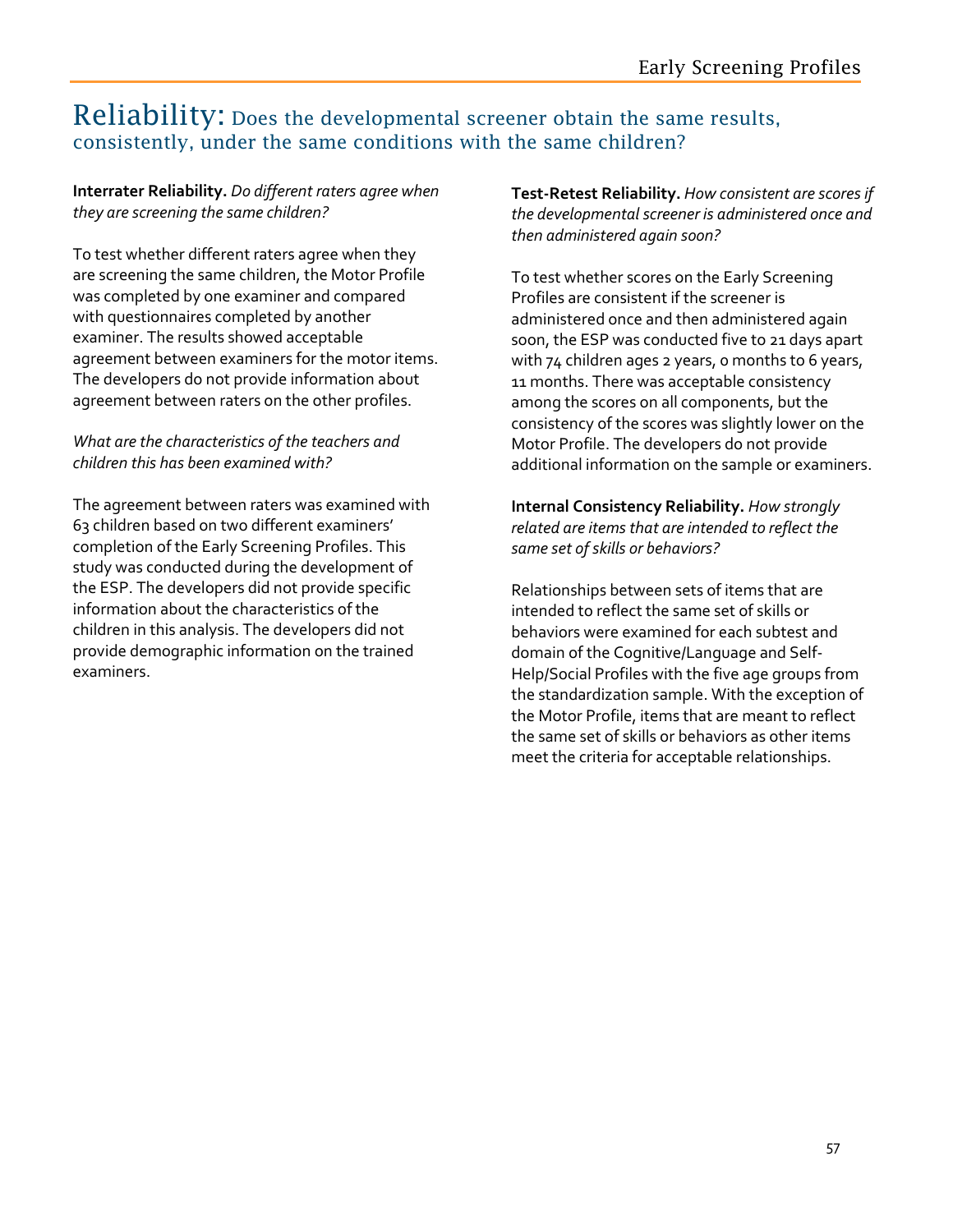# Reliability: Does the developmental screener obtain the same results, consistently, under the same conditions with the same children?

**Interrater Reliability.** *Do different raters agree when they are screening the same children?*

To test whether different raters agree when they are screening the same children, the Motor Profile was completed by one examiner and compared with questionnaires completed by another examiner. The results showed acceptable agreement between examiners for the motor items. The developers do not provide information about agreement between raters on the other profiles.

*What are the characteristics of the teachers and children this has been examined with?*

The agreement between raters was examined with 63 children based on two different examiners' completion of the Early Screening Profiles. This study was conducted during the development of the ESP. The developers did not provide specific information about the characteristics of the children in this analysis. The developers did not provide demographic information on the trained examiners.

**Test-Retest Reliability.** *How consistent are scores if the developmental screener is administered once and then administered again soon?*

To test whether scores on the Early Screening Profiles are consistent if the screener is administered once and then administered again soon, the ESP was conducted five to 21 days apart with 74 children ages 2 years, 0 months to 6 years, 11 months. There was acceptable consistency among the scores on all components, but the consistency of the scores was slightly lower on the Motor Profile. The developers do not provide additional information on the sample or examiners.

**Internal Consistency Reliability.** *How strongly related are items that are intended to reflect the same set of skills or behaviors?*

Relationships between sets of items that are intended to reflect the same set of skills or behaviors were examined for each subtest and domain of the Cognitive/Language and Self-Help/Social Profiles with the five age groups from the standardization sample. With the exception of the Motor Profile, items that are meant to reflect the same set of skills or behaviors as other items meet the criteria for acceptable relationships.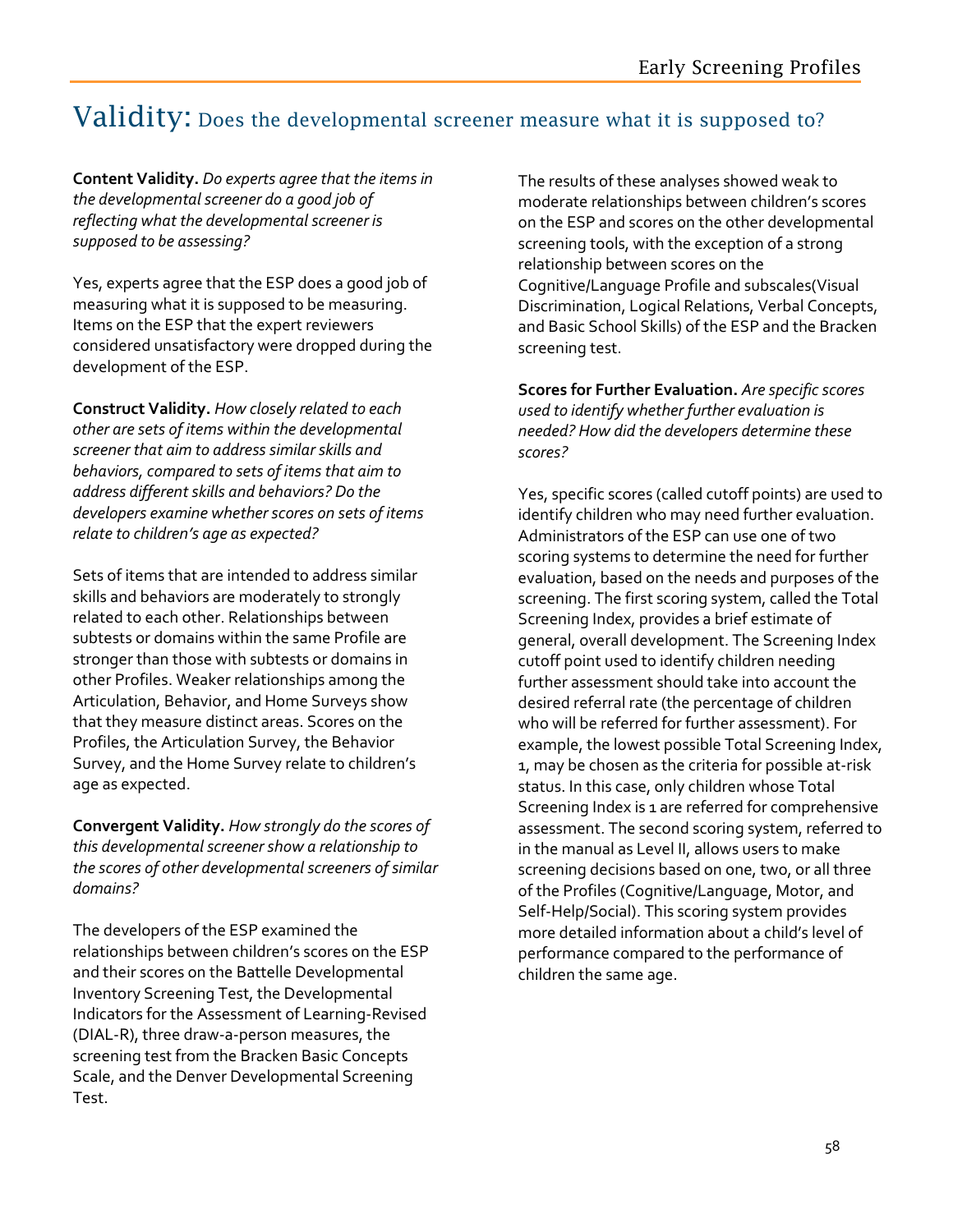# Validity: Does the developmental screener measure what it is supposed to?

**Content Validity.** *Do experts agree that the items in the developmental screener do a good job of reflecting what the developmental screener is supposed to be assessing?*

Yes, experts agree that the ESP does a good job of measuring what it is supposed to be measuring. Items on the ESP that the expert reviewers considered unsatisfactory were dropped during the development of the ESP.

**Construct Validity.** *How closely related to each other are sets of items within the developmental screener that aim to address similar skills and behaviors, compared to sets of items that aim to address different skills and behaviors? Do the developers examine whether scores on sets of items relate to children's age as expected?*

Sets of items that are intended to address similar skills and behaviors are moderately to strongly related to each other. Relationships between subtests or domains within the same Profile are stronger than those with subtests or domains in other Profiles. Weaker relationships among the Articulation, Behavior, and Home Surveys show that they measure distinct areas. Scores on the Profiles, the Articulation Survey, the Behavior Survey, and the Home Survey relate to children's age as expected.

**Convergent Validity.** *How strongly do the scores of this developmental screener show a relationship to the scores of other developmental screeners of similar domains?*

The developers of the ESP examined the relationships between children's scores on the ESP and their scores on the Battelle Developmental Inventory Screening Test, the Developmental Indicators for the Assessment of Learning-Revised (DIAL-R), three draw-a-person measures, the screening test from the Bracken Basic Concepts Scale, and the Denver Developmental Screening Test.

The results of these analyses showed weak to moderate relationships between children's scores on the ESP and scores on the other developmental screening tools, with the exception of a strong relationship between scores on the Cognitive/Language Profile and subscales(Visual Discrimination, Logical Relations, Verbal Concepts, and Basic School Skills) of the ESP and the Bracken screening test.

**Scores for Further Evaluation.** *Are specific scores used to identify whether further evaluation is needed? How did the developers determine these scores?*

Yes, specific scores (called cutoff points) are used to identify children who may need further evaluation. Administrators of the ESP can use one of two scoring systems to determine the need for further evaluation, based on the needs and purposes of the screening. The first scoring system, called the Total Screening Index, provides a brief estimate of general, overall development. The Screening Index cutoff point used to identify children needing further assessment should take into account the desired referral rate (the percentage of children who will be referred for further assessment). For example, the lowest possible Total Screening Index, 1, may be chosen as the criteria for possible at-risk status. In this case, only children whose Total Screening Index is 1 are referred for comprehensive assessment. The second scoring system, referred to in the manual as Level II, allows users to make screening decisions based on one, two, or all three of the Profiles (Cognitive/Language, Motor, and Self-Help/Social). This scoring system provides more detailed information about a child's level of performance compared to the performance of children the same age.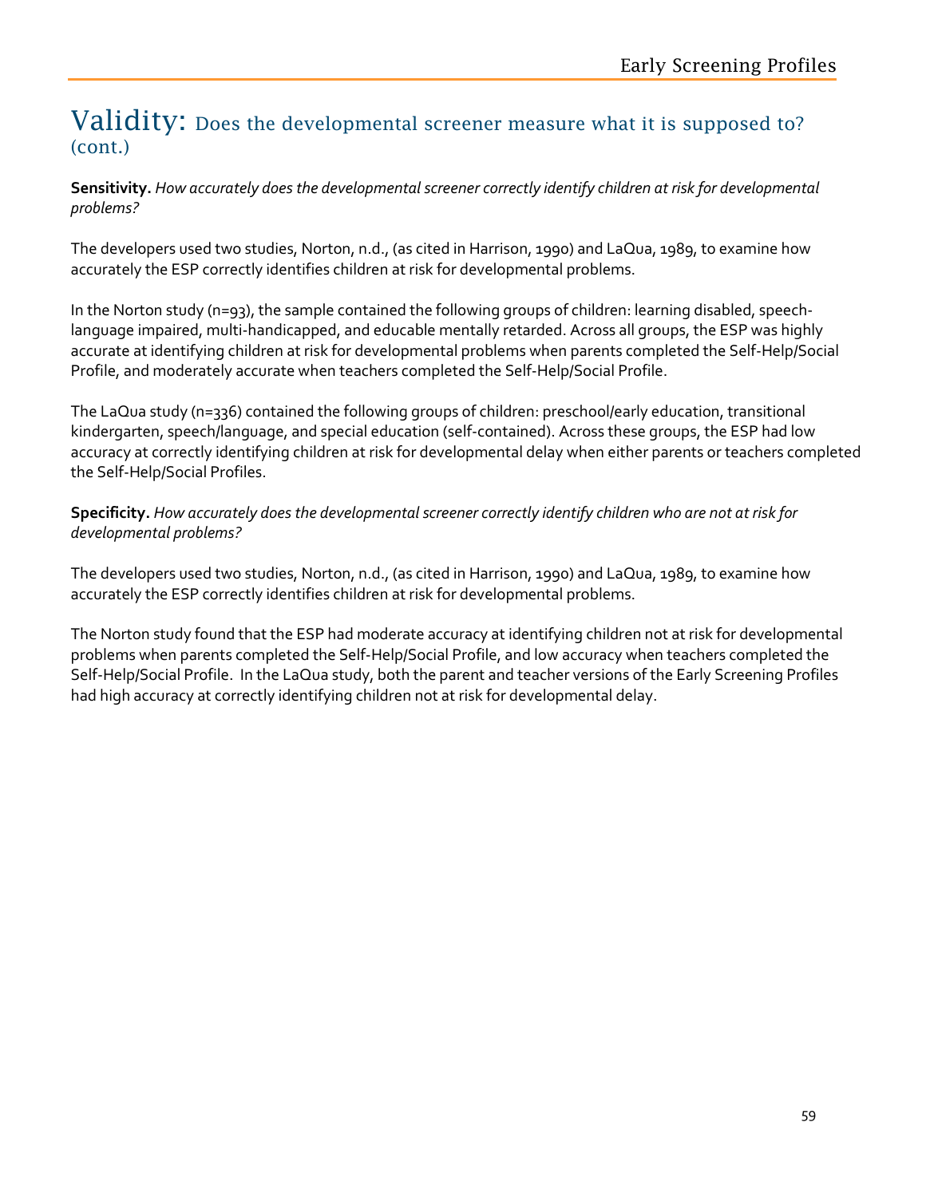# Validity: Does the developmental screener measure what it is supposed to? (cont.)

**Sensitivity.** *How accurately does the developmental screener correctly identify children at risk for developmental problems?*

The developers used two studies, Norton, n.d., (as cited in Harrison, 1990) and LaQua, 1989, to examine how accurately the ESP correctly identifies children at risk for developmental problems.

In the Norton study (n=93), the sample contained the following groups of children: learning disabled, speech-language impaired, multi-handicapped, and educable mentally retarded. Across all groups, the ESP was highly accurate at identifying children at risk for developmental problems when parents completed the Self-Help/Social Profile, and moderately accurate when teachers completed the Self-Help/Social Profile.

The LaQua study (n=336) contained the following groups of children: preschool/early education, transitional kindergarten, speech/language, and special education (self-contained). Across these groups, the ESP had low accuracy at correctly identifying children at risk for developmental delay when either parents or teachers completed the Self-Help/Social Profiles.

**Specificity.** *How accurately does the developmental screener correctly identify children who are not at risk for developmental problems?*

The developers used two studies, Norton, n.d., (as cited in Harrison, 1990) and LaQua, 1989, to examine how accurately the ESP correctly identifies children at risk for developmental problems.

The Norton study found that the ESP had moderate accuracy at identifying children not at risk for developmental problems when parents completed the Self-Help/Social Profile, and low accuracy when teachers completed the Self-Help/Social Profile. In the LaQua study, both the parent and teacher versions of the Early Screening Profiles had high accuracy at correctly identifying children not at risk for developmental delay.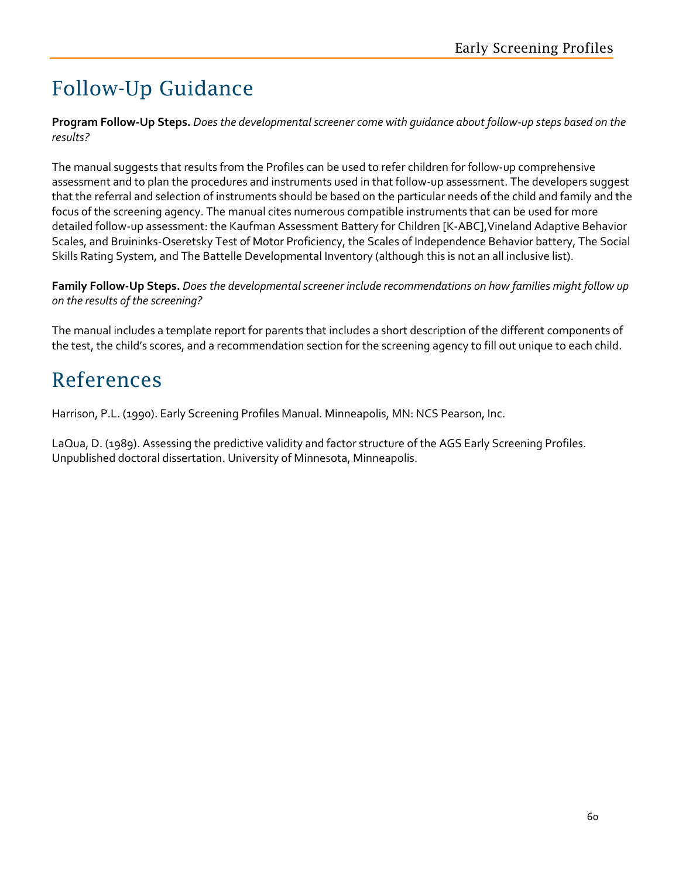# Follow-Up Guidance

**Program Follow-Up Steps.** *Does the developmental screener come with guidance about follow-up steps based on the results?*

The manual suggests that results from the Profiles can be used to refer children for follow-up comprehensive assessment and to plan the procedures and instruments used in that follow-up assessment. The developers suggest that the referral and selection of instruments should be based on the particular needs of the child and family and the focus of the screening agency. The manual cites numerous compatible instruments that can be used for more detailed follow-up assessment: the Kaufman Assessment Battery for Children [K-ABC],Vineland Adaptive Behavior Scales, and Bruininks-Oseretsky Test of Motor Proficiency, the Scales of Independence Behavior battery, The Social Skills Rating System, and The Battelle Developmental Inventory (although this is not an all inclusive list).

**Family Follow-Up Steps.** *Does the developmental screener include recommendations on how families might follow up on the results of the screening?*

The manual includes a template report for parents that includes a short description of the different components of the test, the child's scores, and a recommendation section for the screening agency to fill out unique to each child.

# References

Harrison, P.L. (1990). Early Screening Profiles Manual. Minneapolis, MN: NCS Pearson, Inc.

LaQua, D. (1989). Assessing the predictive validity and factor structure of the AGS Early Screening Profiles. Unpublished doctoral dissertation. University of Minnesota, Minneapolis.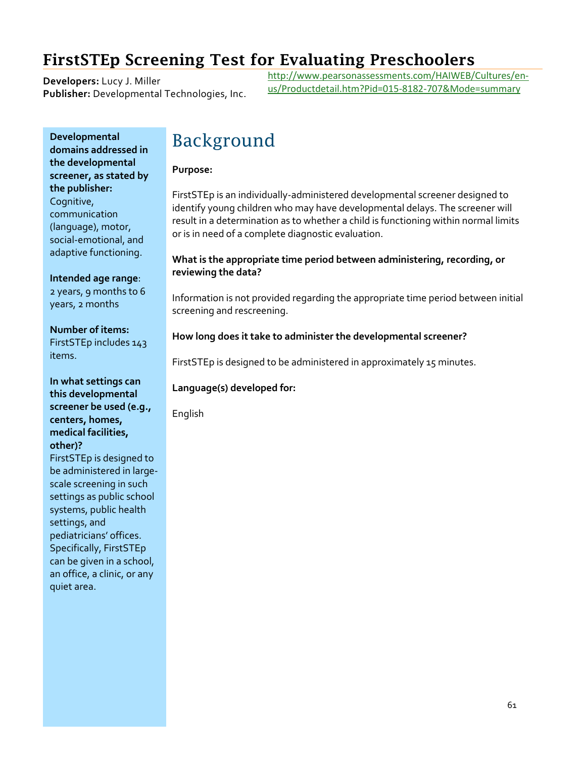# FirstSTEp Screening Test for Evaluating Preschoolers

**Developers:** Lucy J. Miller
**Publisher:** Developmental Technologies, Inc.

http://www.pearsonassessments.com/HAIWEB/Cultures/en-us/Productdetail.htm?Pid=015-8182-707&Mode=summary

**Developmental domains addressed in the developmental screener, as stated by the publisher:**
Cognitive, communication (language), motor, social-emotional, and adaptive functioning.

**Intended age range**:
2 years, 9 months to 6 years, 2 months

**Number of items:**
FirstSTEp includes 143 items.

**In what settings can this developmental screener be used (e.g., centers, homes, medical facilities, other)?**
FirstSTEp is designed to be administered in large-scale screening in such settings as public school systems, public health settings, and pediatricians' offices. Specifically, FirstSTEp can be given in a school, an office, a clinic, or any quiet area.

## Background

**Purpose:**

FirstSTEp is an individually-administered developmental screener designed to identify young children who may have developmental delays. The screener will result in a determination as to whether a child is functioning within normal limits or is in need of a complete diagnostic evaluation.

**What is the appropriate time period between administering, recording, or reviewing the data?**

Information is not provided regarding the appropriate time period between initial screening and rescreening.

**How long does it take to administer the developmental screener?**

FirstSTEp is designed to be administered in approximately 15 minutes.

**Language(s) developed for:**

English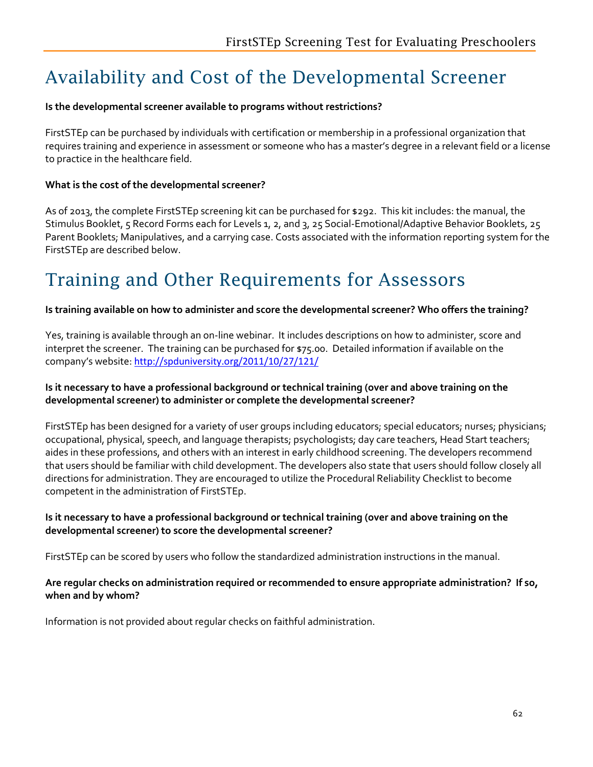# Availability and Cost of the Developmental Screener

**Is the developmental screener available to programs without restrictions?**

FirstSTEp can be purchased by individuals with certification or membership in a professional organization that requires training and experience in assessment or someone who has a master's degree in a relevant field or a license to practice in the healthcare field.

**What is the cost of the developmental screener?**

As of 2013, the complete FirstSTEp screening kit can be purchased for $292. This kit includes: the manual, the Stimulus Booklet, 5 Record Forms each for Levels 1, 2, and 3, 25 Social-Emotional/Adaptive Behavior Booklets, 25 Parent Booklets; Manipulatives, and a carrying case. Costs associated with the information reporting system for the FirstSTEp are described below.

# Training and Other Requirements for Assessors

**Is training available on how to administer and score the developmental screener? Who offers the training?**

Yes, training is available through an on-line webinar. It includes descriptions on how to administer, score and interpret the screener. The training can be purchased for $75.00. Detailed information if available on the company's website: http://spduniversity.org/2011/10/27/121/

**Is it necessary to have a professional background or technical training (over and above training on the developmental screener) to administer or complete the developmental screener?**

FirstSTEp has been designed for a variety of user groups including educators; special educators; nurses; physicians; occupational, physical, speech, and language therapists; psychologists; day care teachers, Head Start teachers; aides in these professions, and others with an interest in early childhood screening. The developers recommend that users should be familiar with child development. The developers also state that users should follow closely all directions for administration. They are encouraged to utilize the Procedural Reliability Checklist to become competent in the administration of FirstSTEp.

**Is it necessary to have a professional background or technical training (over and above training on the developmental screener) to score the developmental screener?**

FirstSTEp can be scored by users who follow the standardized administration instructions in the manual.

**Are regular checks on administration required or recommended to ensure appropriate administration? If so, when and by whom?**

Information is not provided about regular checks on faithful administration.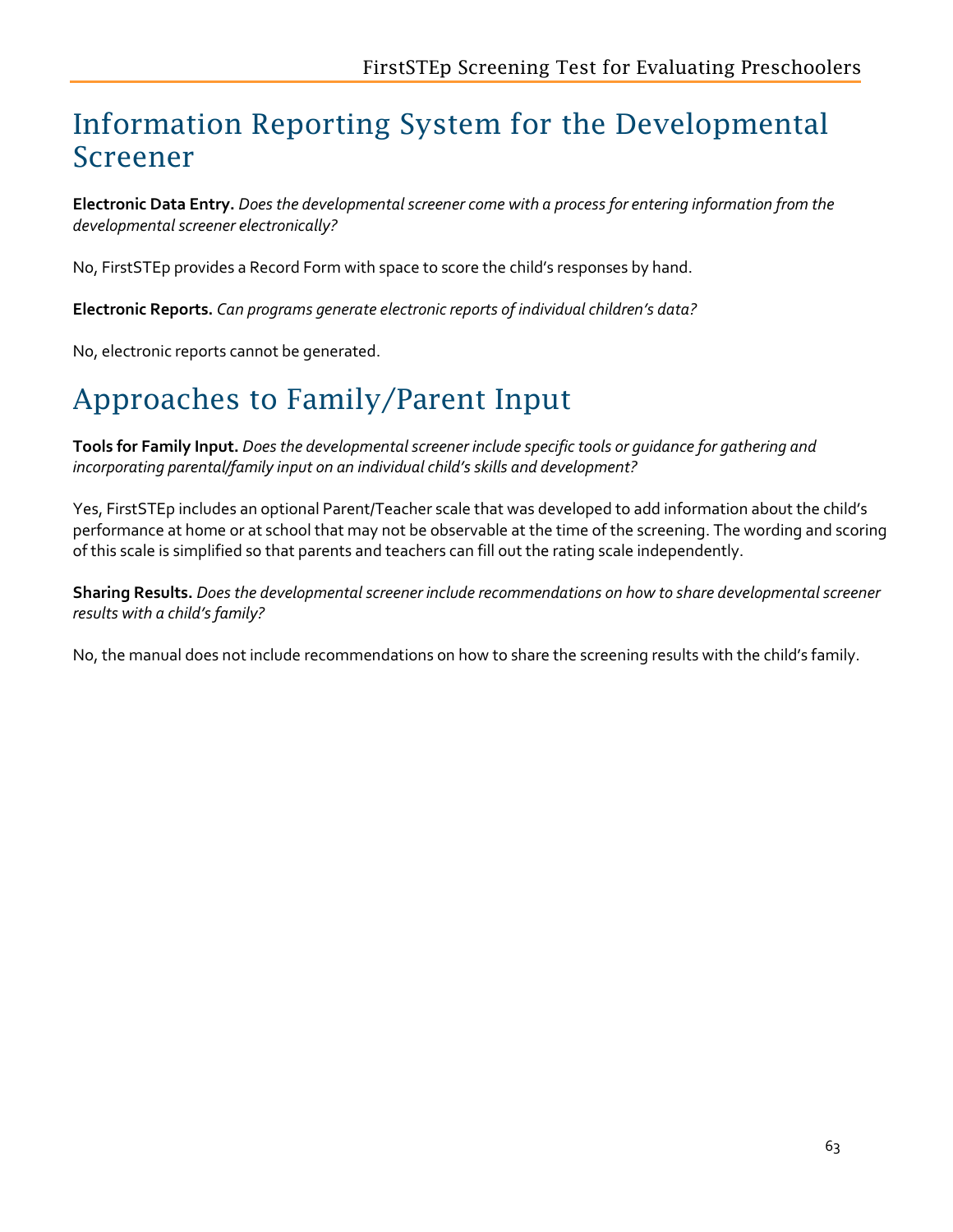# Information Reporting System for the Developmental Screener

**Electronic Data Entry.** *Does the developmental screener come with a process for entering information from the developmental screener electronically?*

No, FirstSTEp provides a Record Form with space to score the child's responses by hand.

**Electronic Reports.** *Can programs generate electronic reports of individual children's data?*

No, electronic reports cannot be generated.

# Approaches to Family/Parent Input

**Tools for Family Input.** *Does the developmental screener include specific tools or guidance for gathering and incorporating parental/family input on an individual child's skills and development?*

Yes, FirstSTEp includes an optional Parent/Teacher scale that was developed to add information about the child's performance at home or at school that may not be observable at the time of the screening. The wording and scoring of this scale is simplified so that parents and teachers can fill out the rating scale independently.

**Sharing Results.** *Does the developmental screener include recommendations on how to share developmental screener results with a child's family?*

No, the manual does not include recommendations on how to share the screening results with the child's family.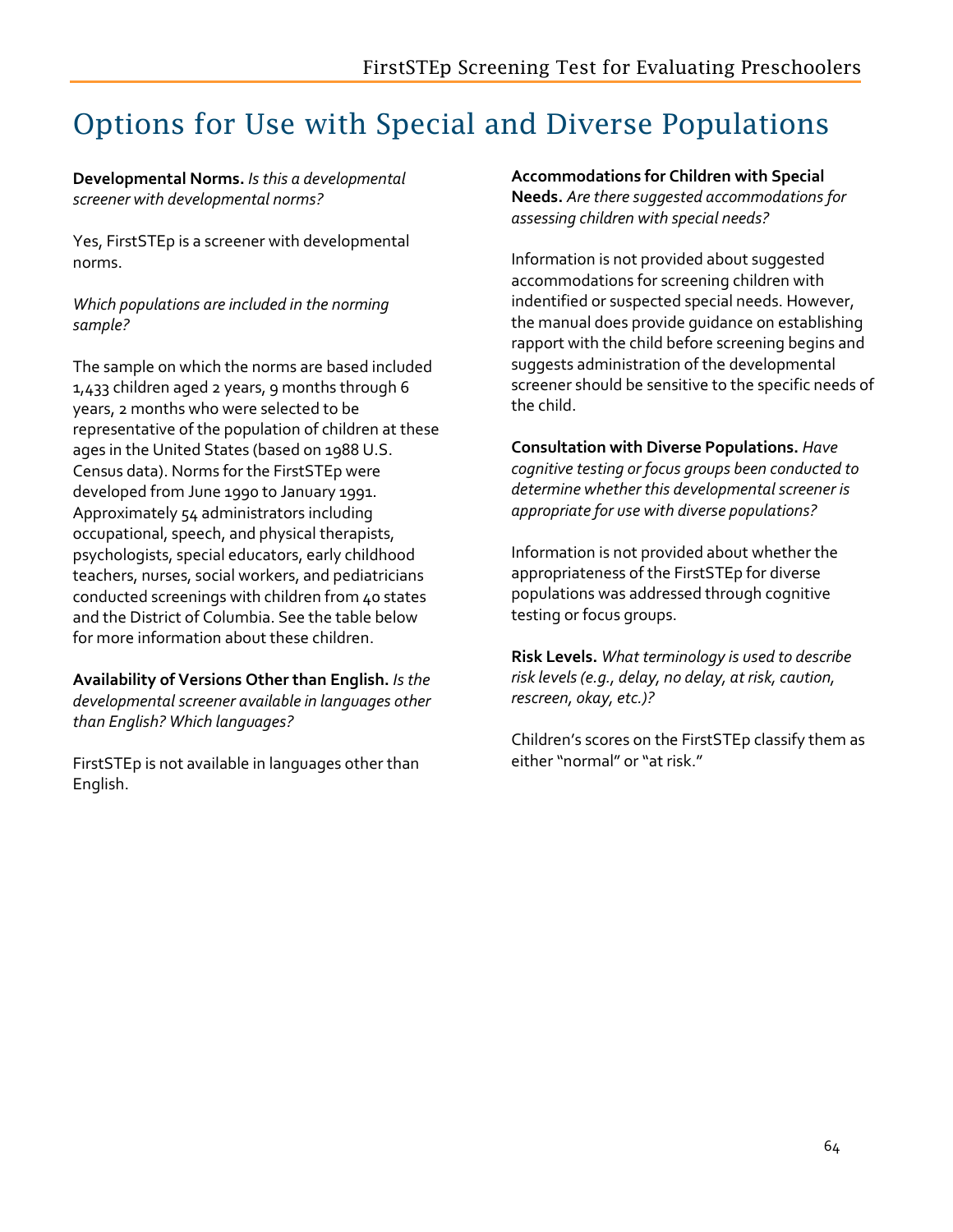# Options for Use with Special and Diverse Populations

**Developmental Norms.** *Is this a developmental screener with developmental norms?*

Yes, FirstSTEp is a screener with developmental norms.

*Which populations are included in the norming sample?*

The sample on which the norms are based included 1,433 children aged 2 years, 9 months through 6 years, 2 months who were selected to be representative of the population of children at these ages in the United States (based on 1988 U.S. Census data). Norms for the FirstSTEp were developed from June 1990 to January 1991. Approximately 54 administrators including occupational, speech, and physical therapists, psychologists, special educators, early childhood teachers, nurses, social workers, and pediatricians conducted screenings with children from 40 states and the District of Columbia. See the table below for more information about these children.

**Availability of Versions Other than English.** *Is the developmental screener available in languages other than English? Which languages?*

FirstSTEp is not available in languages other than English.

**Accommodations for Children with Special Needs.** *Are there suggested accommodations for assessing children with special needs?*

Information is not provided about suggested accommodations for screening children with indentified or suspected special needs. However, the manual does provide guidance on establishing rapport with the child before screening begins and suggests administration of the developmental screener should be sensitive to the specific needs of the child.

**Consultation with Diverse Populations.** *Have cognitive testing or focus groups been conducted to determine whether this developmental screener is appropriate for use with diverse populations?*

Information is not provided about whether the appropriateness of the FirstSTEp for diverse populations was addressed through cognitive testing or focus groups.

**Risk Levels.** *What terminology is used to describe risk levels (e.g., delay, no delay, at risk, caution, rescreen, okay, etc.)?*

Children's scores on the FirstSTEp classify them as either "normal" or "at risk."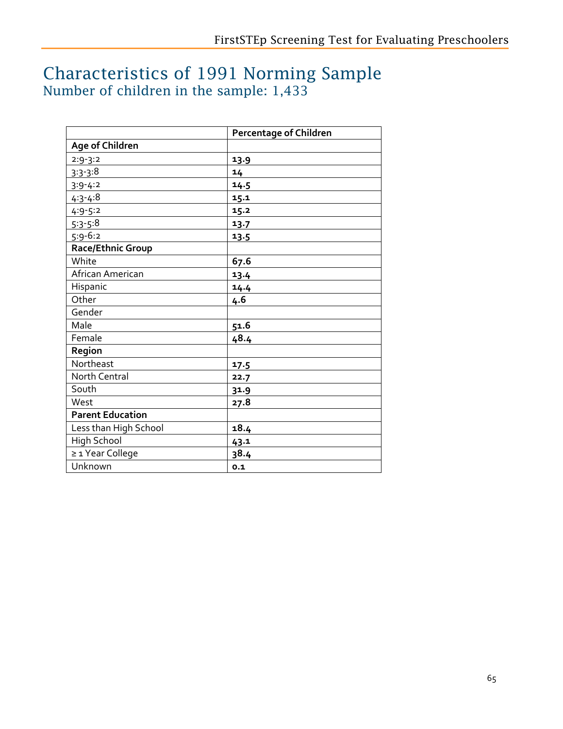# Characteristics of 1991 Norming Sample

## Number of children in the sample: 1,433

| | Percentage of Children |
|---|---|
| **Age of Children** | |
| 2:9-3:2 | **13.9** |
| 3:3-3:8 | **14** |
| 3:9-4:2 | **14.5** |
| 4:3-4:8 | **15.1** |
| 4:9-5:2 | **15.2** |
| 5:3-5:8 | **13.7** |
| 5:9-6:2 | **13.5** |
| **Race/Ethnic Group** | |
| White | **67.6** |
| African American | **13.4** |
| Hispanic | **14.4** |
| Other | **4.6** |
| Gender | |
| Male | **51.6** |
| Female | **48.4** |
| **Region** | |
| Northeast | **17.5** |
| North Central | **22.7** |
| South | **31.9** |
| West | **27.8** |
| **Parent Education** | |
| Less than High School | **18.4** |
| High School | **43.1** |
| ≥ 1 Year College | **38.4** |
| Unknown | **0.1** |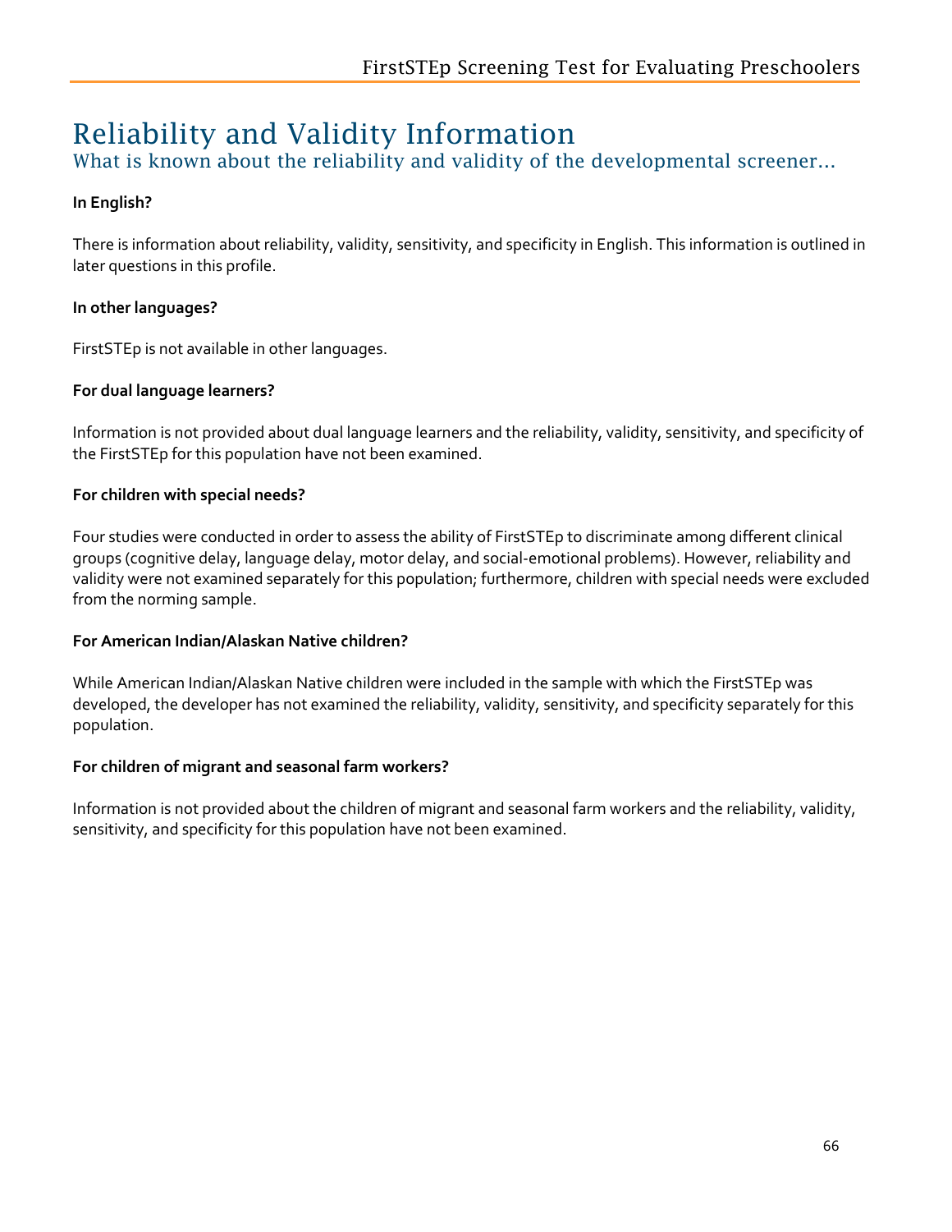# Reliability and Validity Information

## What is known about the reliability and validity of the developmental screener…

**In English?**

There is information about reliability, validity, sensitivity, and specificity in English. This information is outlined in later questions in this profile.

**In other languages?**

FirstSTEp is not available in other languages.

**For dual language learners?**

Information is not provided about dual language learners and the reliability, validity, sensitivity, and specificity of the FirstSTEp for this population have not been examined.

**For children with special needs?**

Four studies were conducted in order to assess the ability of FirstSTEp to discriminate among different clinical groups (cognitive delay, language delay, motor delay, and social-emotional problems). However, reliability and validity were not examined separately for this population; furthermore, children with special needs were excluded from the norming sample.

**For American Indian/Alaskan Native children?**

While American Indian/Alaskan Native children were included in the sample with which the FirstSTEp was developed, the developer has not examined the reliability, validity, sensitivity, and specificity separately for this population.

**For children of migrant and seasonal farm workers?**

Information is not provided about the children of migrant and seasonal farm workers and the reliability, validity, sensitivity, and specificity for this population have not been examined.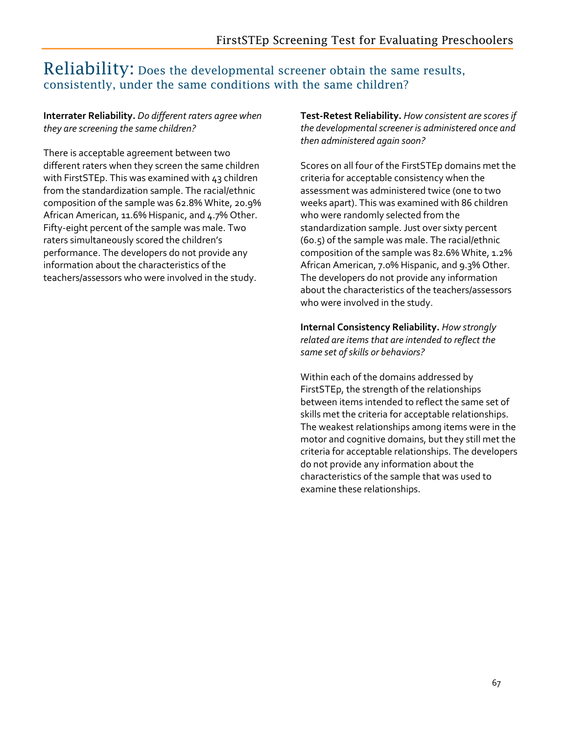# Reliability: Does the developmental screener obtain the same results, consistently, under the same conditions with the same children?

**Interrater Reliability.** *Do different raters agree when they are screening the same children?*

There is acceptable agreement between two different raters when they screen the same children with FirstSTEp. This was examined with 43 children from the standardization sample. The racial/ethnic composition of the sample was 62.8% White, 20.9% African American, 11.6% Hispanic, and 4.7% Other. Fifty-eight percent of the sample was male. Two raters simultaneously scored the children's performance. The developers do not provide any information about the characteristics of the teachers/assessors who were involved in the study.

**Test-Retest Reliability.** *How consistent are scores if the developmental screener is administered once and then administered again soon?*

Scores on all four of the FirstSTEp domains met the criteria for acceptable consistency when the assessment was administered twice (one to two weeks apart). This was examined with 86 children who were randomly selected from the standardization sample. Just over sixty percent (60.5) of the sample was male. The racial/ethnic composition of the sample was 82.6% White, 1.2% African American, 7.0% Hispanic, and 9.3% Other. The developers do not provide any information about the characteristics of the teachers/assessors who were involved in the study.

**Internal Consistency Reliability.** *How strongly related are items that are intended to reflect the same set of skills or behaviors?*

Within each of the domains addressed by FirstSTEp, the strength of the relationships between items intended to reflect the same set of skills met the criteria for acceptable relationships. The weakest relationships among items were in the motor and cognitive domains, but they still met the criteria for acceptable relationships. The developers do not provide any information about the characteristics of the sample that was used to examine these relationships.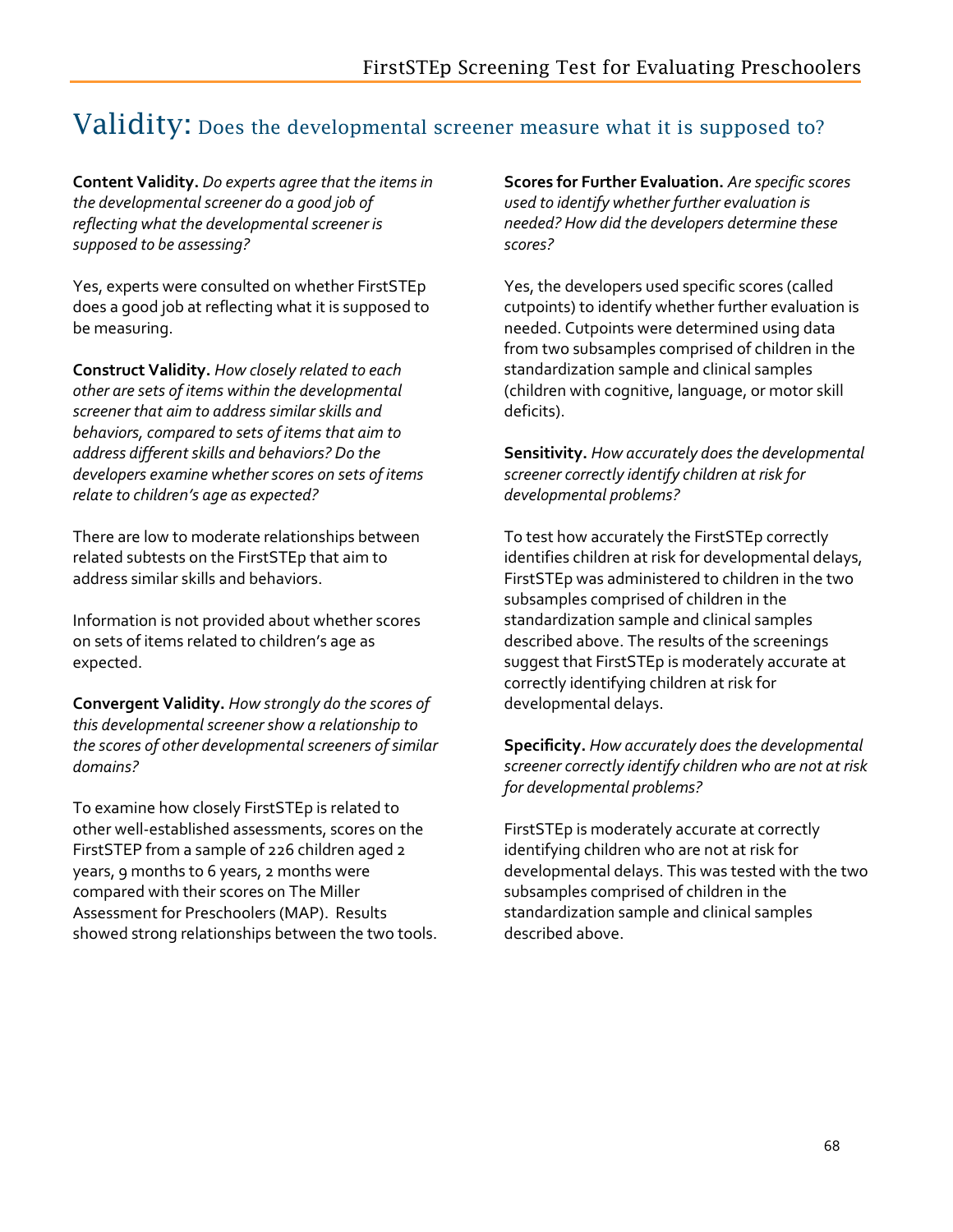# Validity: Does the developmental screener measure what it is supposed to?

**Content Validity.** *Do experts agree that the items in the developmental screener do a good job of reflecting what the developmental screener is supposed to be assessing?*

Yes, experts were consulted on whether FirstSTEp does a good job at reflecting what it is supposed to be measuring.

**Construct Validity.** *How closely related to each other are sets of items within the developmental screener that aim to address similar skills and behaviors, compared to sets of items that aim to address different skills and behaviors? Do the developers examine whether scores on sets of items relate to children's age as expected?*

There are low to moderate relationships between related subtests on the FirstSTEp that aim to address similar skills and behaviors.

Information is not provided about whether scores on sets of items related to children's age as expected.

**Convergent Validity.** *How strongly do the scores of this developmental screener show a relationship to the scores of other developmental screeners of similar domains?*

To examine how closely FirstSTEp is related to other well-established assessments, scores on the FirstSTEP from a sample of 226 children aged 2 years, 9 months to 6 years, 2 months were compared with their scores on The Miller Assessment for Preschoolers (MAP). Results showed strong relationships between the two tools.

**Scores for Further Evaluation.** *Are specific scores used to identify whether further evaluation is needed? How did the developers determine these scores?*

Yes, the developers used specific scores (called cutpoints) to identify whether further evaluation is needed. Cutpoints were determined using data from two subsamples comprised of children in the standardization sample and clinical samples (children with cognitive, language, or motor skill deficits).

**Sensitivity.** *How accurately does the developmental screener correctly identify children at risk for developmental problems?*

To test how accurately the FirstSTEp correctly identifies children at risk for developmental delays, FirstSTEp was administered to children in the two subsamples comprised of children in the standardization sample and clinical samples described above. The results of the screenings suggest that FirstSTEp is moderately accurate at correctly identifying children at risk for developmental delays.

**Specificity.** *How accurately does the developmental screener correctly identify children who are not at risk for developmental problems?*

FirstSTEp is moderately accurate at correctly identifying children who are not at risk for developmental delays. This was tested with the two subsamples comprised of children in the standardization sample and clinical samples described above.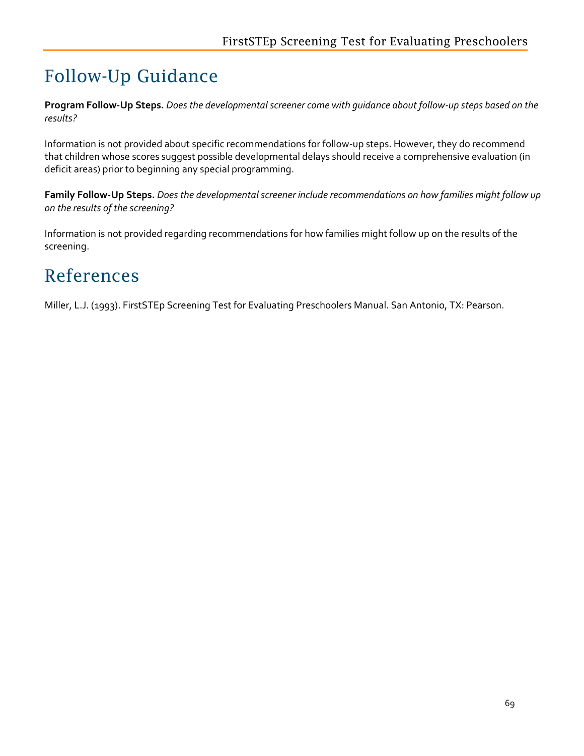# Follow-Up Guidance

**Program Follow-Up Steps.** *Does the developmental screener come with guidance about follow-up steps based on the results?*

Information is not provided about specific recommendations for follow-up steps. However, they do recommend that children whose scores suggest possible developmental delays should receive a comprehensive evaluation (in deficit areas) prior to beginning any special programming.

**Family Follow-Up Steps.** *Does the developmental screener include recommendations on how families might follow up on the results of the screening?*

Information is not provided regarding recommendations for how families might follow up on the results of the screening.

# References

Miller, L.J. (1993). FirstSTEp Screening Test for Evaluating Preschoolers Manual. San Antonio, TX: Pearson.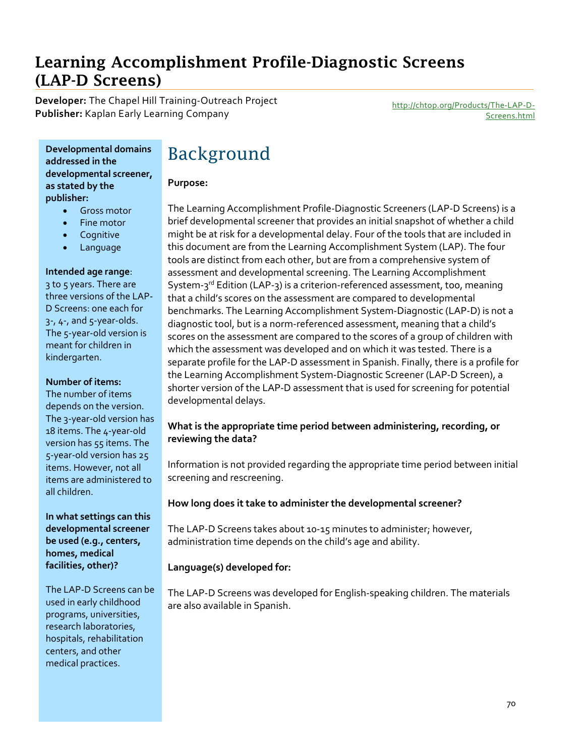# Learning Accomplishment Profile-Diagnostic Screens (LAP-D Screens)

**Developer:** The Chapel Hill Training-Outreach Project
**Publisher:** Kaplan Early Learning Company

http://chtop.org/Products/The-LAP-D-Screens.html

**Developmental domains addressed in the developmental screener, as stated by the publisher:**

- Gross motor
- Fine motor
- Cognitive
- Language

**Intended age range**: 3 to 5 years. There are three versions of the LAP-D Screens: one each for 3-, 4-, and 5-year-olds. The 5-year-old version is meant for children in kindergarten.

**Number of items:** The number of items depends on the version. The 3-year-old version has 18 items. The 4-year-old version has 55 items. The 5-year-old version has 25 items. However, not all items are administered to all children.

**In what settings can this developmental screener be used (e.g., centers, homes, medical facilities, other)?**

The LAP-D Screens can be used in early childhood programs, universities, research laboratories, hospitals, rehabilitation centers, and other medical practices.

## Background

**Purpose:**

The Learning Accomplishment Profile-Diagnostic Screeners (LAP-D Screens) is a brief developmental screener that provides an initial snapshot of whether a child might be at risk for a developmental delay. Four of the tools that are included in this document are from the Learning Accomplishment System (LAP). The four tools are distinct from each other, but are from a comprehensive system of assessment and developmental screening. The Learning Accomplishment System-3rd Edition (LAP-3) is a criterion-referenced assessment, too, meaning that a child's scores on the assessment are compared to developmental benchmarks. The Learning Accomplishment System-Diagnostic (LAP-D) is not a diagnostic tool, but is a norm-referenced assessment, meaning that a child's scores on the assessment are compared to the scores of a group of children with which the assessment was developed and on which it was tested. There is a separate profile for the LAP-D assessment in Spanish. Finally, there is a profile for the Learning Accomplishment System-Diagnostic Screener (LAP-D Screen), a shorter version of the LAP-D assessment that is used for screening for potential developmental delays.

**What is the appropriate time period between administering, recording, or reviewing the data?**

Information is not provided regarding the appropriate time period between initial screening and rescreening.

**How long does it take to administer the developmental screener?**

The LAP-D Screens takes about 10-15 minutes to administer; however, administration time depends on the child's age and ability.

**Language(s) developed for:**

The LAP-D Screens was developed for English-speaking children. The materials are also available in Spanish.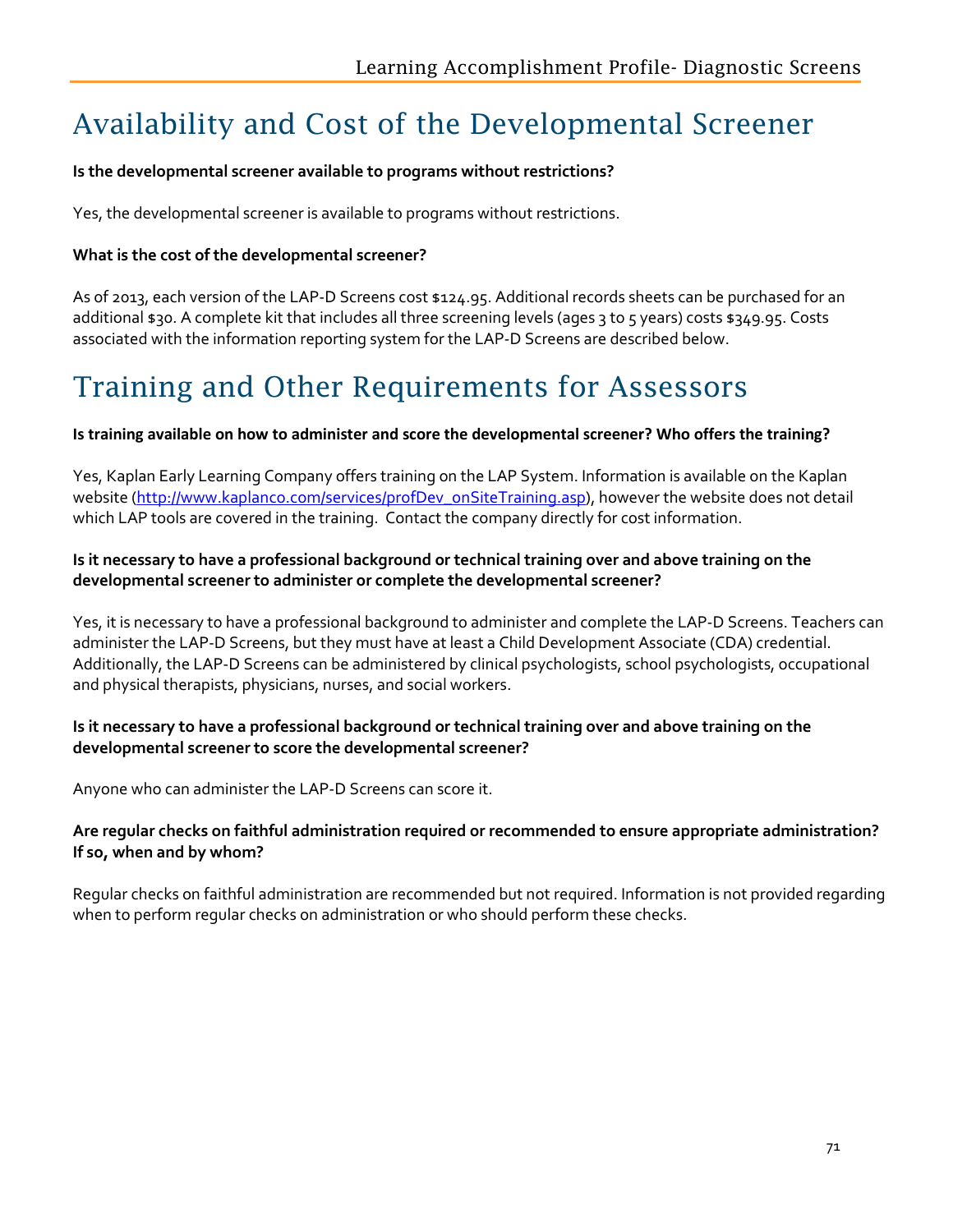# Availability and Cost of the Developmental Screener

**Is the developmental screener available to programs without restrictions?**

Yes, the developmental screener is available to programs without restrictions.

**What is the cost of the developmental screener?**

As of 2013, each version of the LAP-D Screens cost $124.95. Additional records sheets can be purchased for an additional $30. A complete kit that includes all three screening levels (ages 3 to 5 years) costs $349.95. Costs associated with the information reporting system for the LAP-D Screens are described below.

# Training and Other Requirements for Assessors

**Is training available on how to administer and score the developmental screener? Who offers the training?**

Yes, Kaplan Early Learning Company offers training on the LAP System. Information is available on the Kaplan website (http://www.kaplanco.com/services/profDev_onSiteTraining.asp), however the website does not detail which LAP tools are covered in the training. Contact the company directly for cost information.

**Is it necessary to have a professional background or technical training over and above training on the developmental screener to administer or complete the developmental screener?**

Yes, it is necessary to have a professional background to administer and complete the LAP-D Screens. Teachers can administer the LAP-D Screens, but they must have at least a Child Development Associate (CDA) credential. Additionally, the LAP-D Screens can be administered by clinical psychologists, school psychologists, occupational and physical therapists, physicians, nurses, and social workers.

**Is it necessary to have a professional background or technical training over and above training on the developmental screener to score the developmental screener?**

Anyone who can administer the LAP-D Screens can score it.

**Are regular checks on faithful administration required or recommended to ensure appropriate administration? If so, when and by whom?**

Regular checks on faithful administration are recommended but not required. Information is not provided regarding when to perform regular checks on administration or who should perform these checks.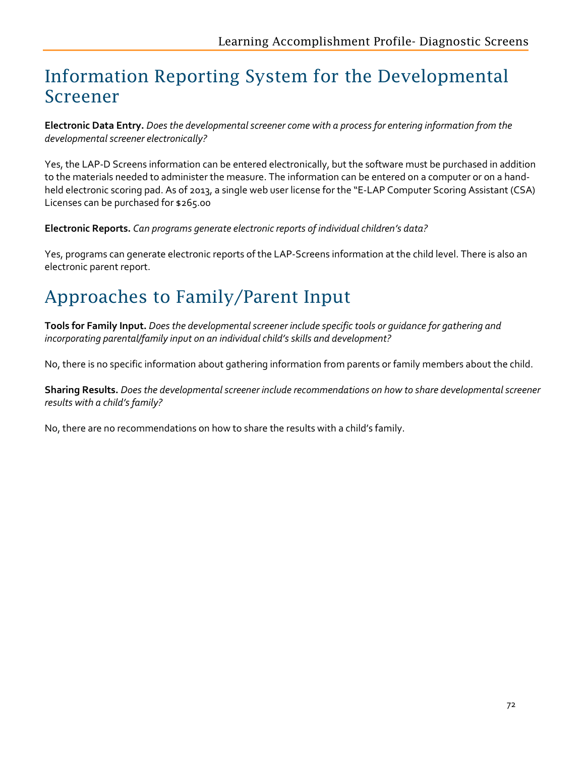# Information Reporting System for the Developmental Screener

**Electronic Data Entry.** *Does the developmental screener come with a process for entering information from the developmental screener electronically?*

Yes, the LAP-D Screens information can be entered electronically, but the software must be purchased in addition to the materials needed to administer the measure. The information can be entered on a computer or on a hand-held electronic scoring pad. As of 2013, a single web user license for the "E-LAP Computer Scoring Assistant (CSA) Licenses can be purchased for $265.00

**Electronic Reports.** *Can programs generate electronic reports of individual children's data?*

Yes, programs can generate electronic reports of the LAP-Screens information at the child level. There is also an electronic parent report.

# Approaches to Family/Parent Input

**Tools for Family Input.** *Does the developmental screener include specific tools or guidance for gathering and incorporating parental/family input on an individual child's skills and development?*

No, there is no specific information about gathering information from parents or family members about the child.

**Sharing Results.** *Does the developmental screener include recommendations on how to share developmental screener results with a child's family?*

No, there are no recommendations on how to share the results with a child's family.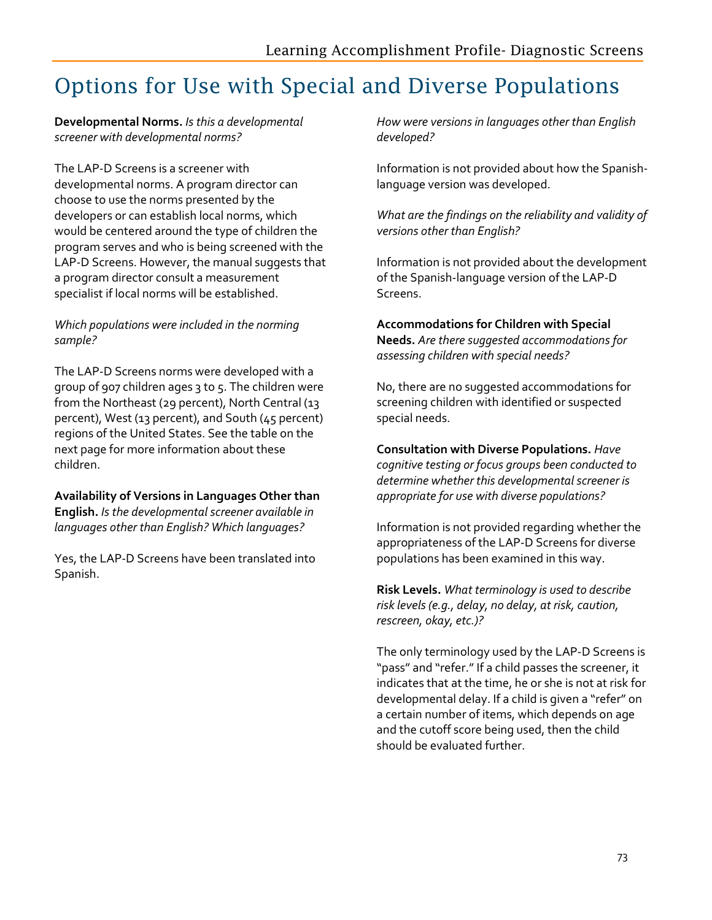# Options for Use with Special and Diverse Populations

**Developmental Norms.** *Is this a developmental screener with developmental norms?*

The LAP-D Screens is a screener with developmental norms. A program director can choose to use the norms presented by the developers or can establish local norms, which would be centered around the type of children the program serves and who is being screened with the LAP-D Screens. However, the manual suggests that a program director consult a measurement specialist if local norms will be established.

*Which populations were included in the norming sample?*

The LAP-D Screens norms were developed with a group of 907 children ages 3 to 5. The children were from the Northeast (29 percent), North Central (13 percent), West (13 percent), and South (45 percent) regions of the United States. See the table on the next page for more information about these children.

**Availability of Versions in Languages Other than English.** *Is the developmental screener available in languages other than English? Which languages?*

Yes, the LAP-D Screens have been translated into Spanish.

*How were versions in languages other than English developed?*

Information is not provided about how the Spanish-language version was developed.

*What are the findings on the reliability and validity of versions other than English?*

Information is not provided about the development of the Spanish-language version of the LAP-D Screens.

**Accommodations for Children with Special Needs.** *Are there suggested accommodations for assessing children with special needs?*

No, there are no suggested accommodations for screening children with identified or suspected special needs.

**Consultation with Diverse Populations.** *Have cognitive testing or focus groups been conducted to determine whether this developmental screener is appropriate for use with diverse populations?*

Information is not provided regarding whether the appropriateness of the LAP-D Screens for diverse populations has been examined in this way.

**Risk Levels.** *What terminology is used to describe risk levels (e.g., delay, no delay, at risk, caution, rescreen, okay, etc.)?*

The only terminology used by the LAP-D Screens is "pass" and "refer." If a child passes the screener, it indicates that at the time, he or she is not at risk for developmental delay. If a child is given a "refer" on a certain number of items, which depends on age and the cutoff score being used, then the child should be evaluated further.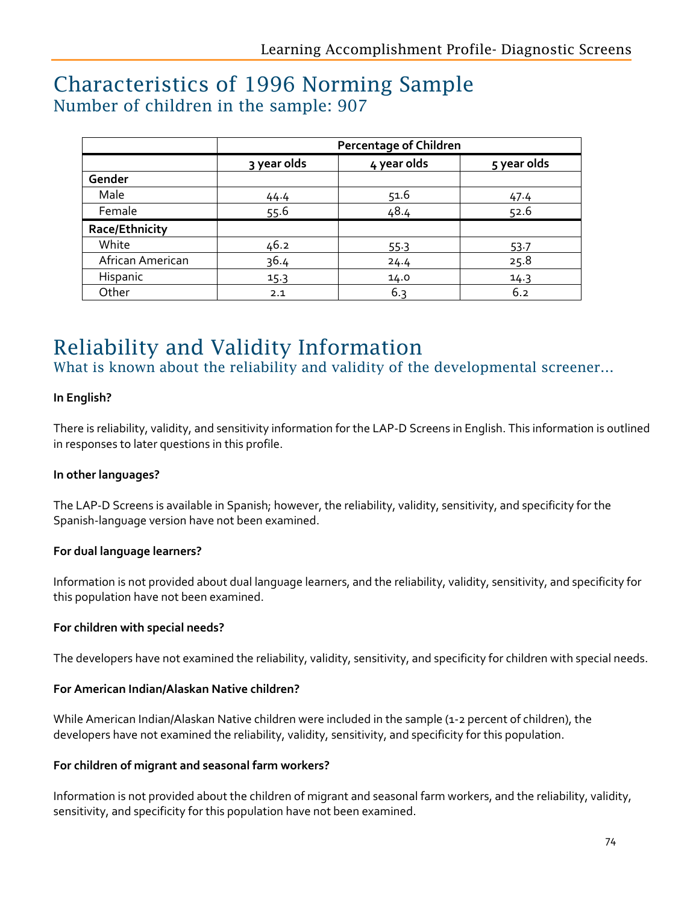# Characteristics of 1996 Norming Sample

## Number of children in the sample: 907

| | Percentage of Children | | |
|---|---|---|---|
| | 3 year olds | 4 year olds | 5 year olds |
| **Gender** | | | |
| Male | 44.4 | 51.6 | 47.4 |
| Female | 55.6 | 48.4 | 52.6 |
| **Race/Ethnicity** | | | |
| White | 46.2 | 55.3 | 53.7 |
| African American | 36.4 | 24.4 | 25.8 |
| Hispanic | 15.3 | 14.0 | 14.3 |
| Other | 2.1 | 6.3 | 6.2 |

# Reliability and Validity Information

## What is known about the reliability and validity of the developmental screener…

**In English?**

There is reliability, validity, and sensitivity information for the LAP-D Screens in English. This information is outlined in responses to later questions in this profile.

**In other languages?**

The LAP-D Screens is available in Spanish; however, the reliability, validity, sensitivity, and specificity for the Spanish-language version have not been examined.

**For dual language learners?**

Information is not provided about dual language learners, and the reliability, validity, sensitivity, and specificity for this population have not been examined.

**For children with special needs?**

The developers have not examined the reliability, validity, sensitivity, and specificity for children with special needs.

**For American Indian/Alaskan Native children?**

While American Indian/Alaskan Native children were included in the sample (1-2 percent of children), the developers have not examined the reliability, validity, sensitivity, and specificity for this population.

**For children of migrant and seasonal farm workers?**

Information is not provided about the children of migrant and seasonal farm workers, and the reliability, validity, sensitivity, and specificity for this population have not been examined.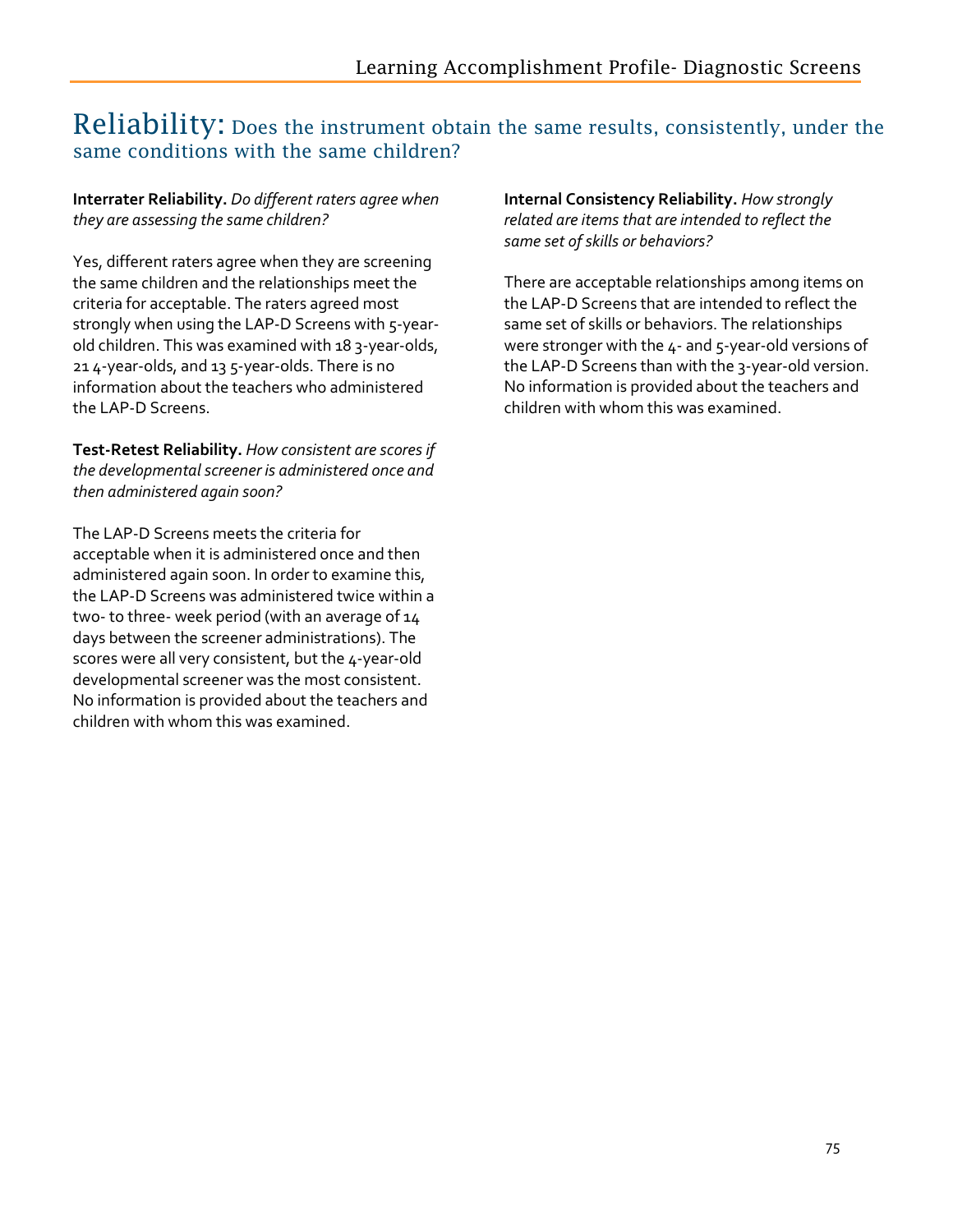# Reliability: Does the instrument obtain the same results, consistently, under the same conditions with the same children?

**Interrater Reliability.** *Do different raters agree when they are assessing the same children?*

Yes, different raters agree when they are screening the same children and the relationships meet the criteria for acceptable. The raters agreed most strongly when using the LAP-D Screens with 5-year-old children. This was examined with 18 3-year-olds, 21 4-year-olds, and 13 5-year-olds. There is no information about the teachers who administered the LAP-D Screens.

**Test-Retest Reliability.** *How consistent are scores if the developmental screener is administered once and then administered again soon?*

The LAP-D Screens meets the criteria for acceptable when it is administered once and then administered again soon. In order to examine this, the LAP-D Screens was administered twice within a two- to three- week period (with an average of 14 days between the screener administrations). The scores were all very consistent, but the 4-year-old developmental screener was the most consistent. No information is provided about the teachers and children with whom this was examined.

**Internal Consistency Reliability.** *How strongly related are items that are intended to reflect the same set of skills or behaviors?*

There are acceptable relationships among items on the LAP-D Screens that are intended to reflect the same set of skills or behaviors. The relationships were stronger with the 4- and 5-year-old versions of the LAP-D Screens than with the 3-year-old version. No information is provided about the teachers and children with whom this was examined.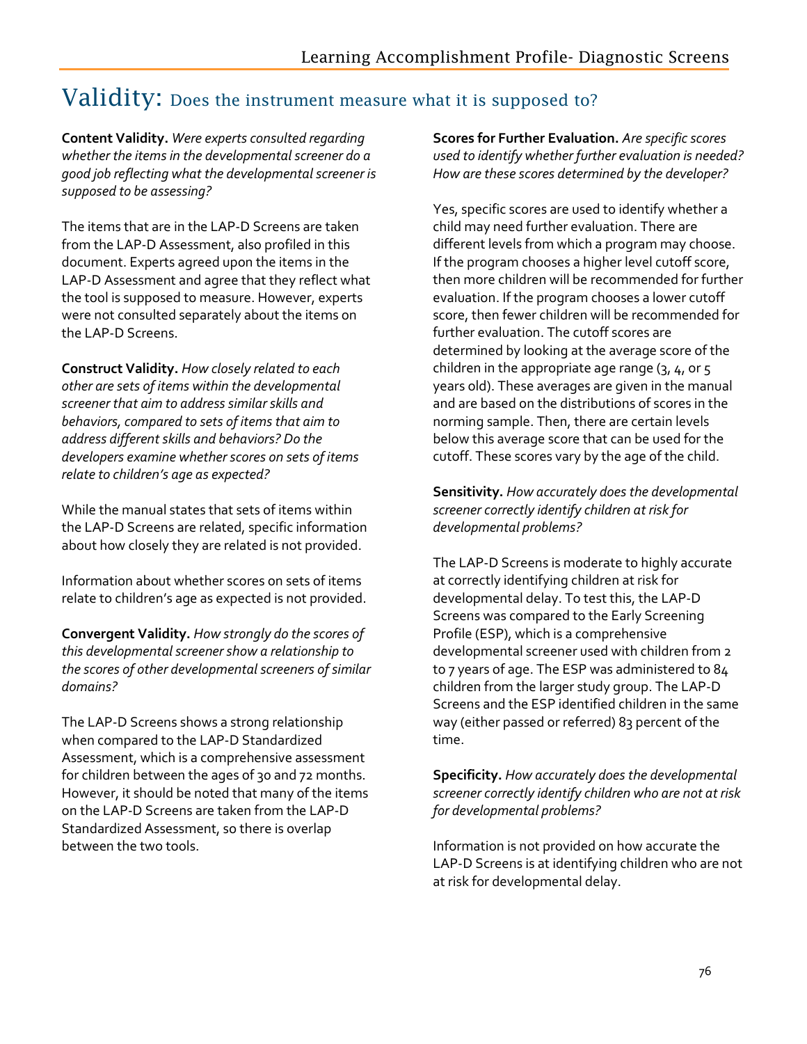# Validity: Does the instrument measure what it is supposed to?

**Content Validity.** *Were experts consulted regarding whether the items in the developmental screener do a good job reflecting what the developmental screener is supposed to be assessing?*

The items that are in the LAP-D Screens are taken from the LAP-D Assessment, also profiled in this document. Experts agreed upon the items in the LAP-D Assessment and agree that they reflect what the tool is supposed to measure. However, experts were not consulted separately about the items on the LAP-D Screens.

**Construct Validity.** *How closely related to each other are sets of items within the developmental screener that aim to address similar skills and behaviors, compared to sets of items that aim to address different skills and behaviors? Do the developers examine whether scores on sets of items relate to children's age as expected?*

While the manual states that sets of items within the LAP-D Screens are related, specific information about how closely they are related is not provided.

Information about whether scores on sets of items relate to children's age as expected is not provided.

**Convergent Validity.** *How strongly do the scores of this developmental screener show a relationship to the scores of other developmental screeners of similar domains?*

The LAP-D Screens shows a strong relationship when compared to the LAP-D Standardized Assessment, which is a comprehensive assessment for children between the ages of 30 and 72 months. However, it should be noted that many of the items on the LAP-D Screens are taken from the LAP-D Standardized Assessment, so there is overlap between the two tools.

**Scores for Further Evaluation.** *Are specific scores used to identify whether further evaluation is needed? How are these scores determined by the developer?*

Yes, specific scores are used to identify whether a child may need further evaluation. There are different levels from which a program may choose. If the program chooses a higher level cutoff score, then more children will be recommended for further evaluation. If the program chooses a lower cutoff score, then fewer children will be recommended for further evaluation. The cutoff scores are determined by looking at the average score of the children in the appropriate age range (3, 4, or 5 years old). These averages are given in the manual and are based on the distributions of scores in the norming sample. Then, there are certain levels below this average score that can be used for the cutoff. These scores vary by the age of the child.

**Sensitivity.** *How accurately does the developmental screener correctly identify children at risk for developmental problems?*

The LAP-D Screens is moderate to highly accurate at correctly identifying children at risk for developmental delay. To test this, the LAP-D Screens was compared to the Early Screening Profile (ESP), which is a comprehensive developmental screener used with children from 2 to 7 years of age. The ESP was administered to 84 children from the larger study group. The LAP-D Screens and the ESP identified children in the same way (either passed or referred) 83 percent of the time.

**Specificity.** *How accurately does the developmental screener correctly identify children who are not at risk for developmental problems?*

Information is not provided on how accurate the LAP-D Screens is at identifying children who are not at risk for developmental delay.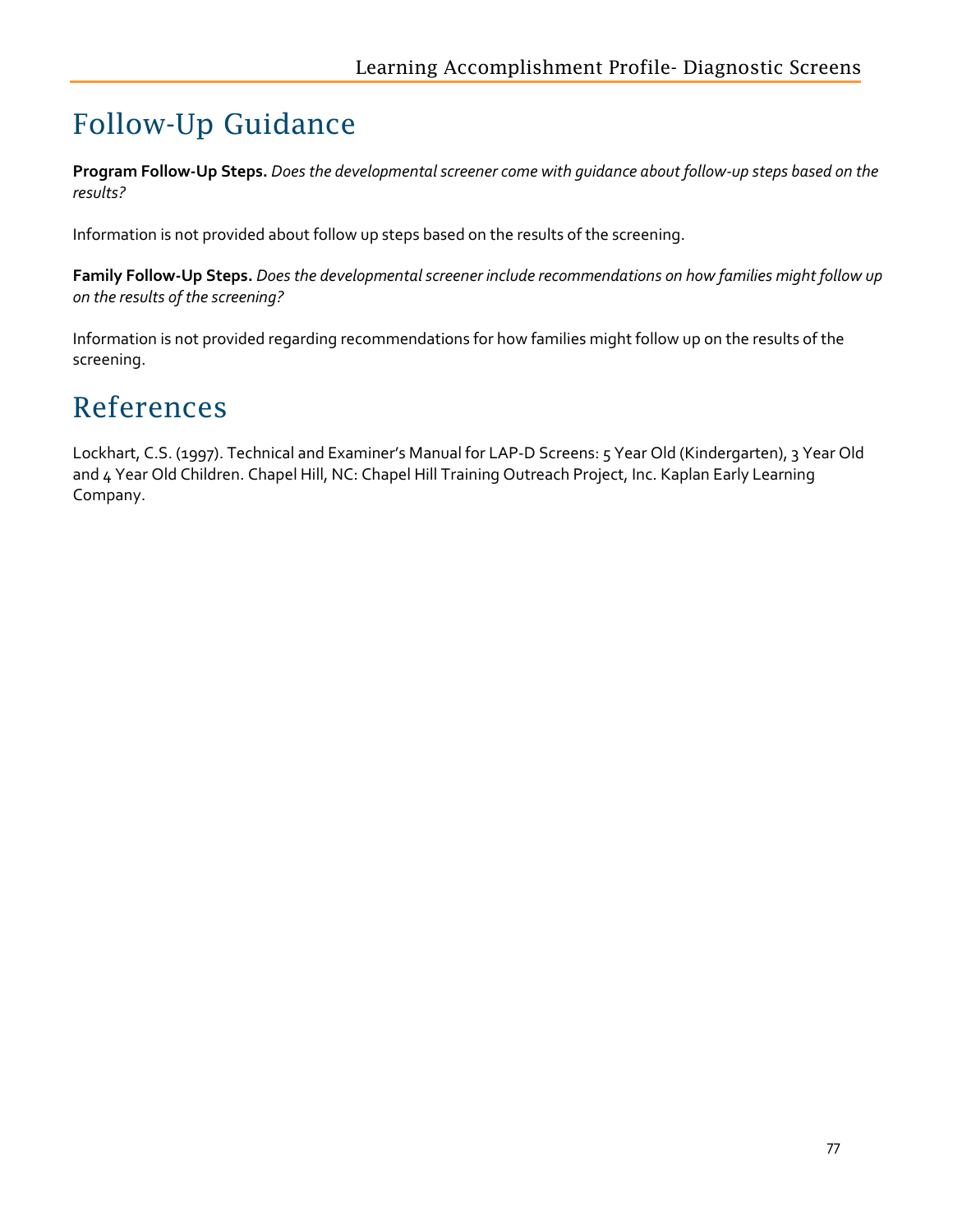# Follow-Up Guidance

**Program Follow-Up Steps.** *Does the developmental screener come with guidance about follow-up steps based on the results?*

Information is not provided about follow up steps based on the results of the screening.

**Family Follow-Up Steps.** *Does the developmental screener include recommendations on how families might follow up on the results of the screening?*

Information is not provided regarding recommendations for how families might follow up on the results of the screening.

# References

Lockhart, C.S. (1997). Technical and Examiner's Manual for LAP-D Screens: 5 Year Old (Kindergarten), 3 Year Old and 4 Year Old Children. Chapel Hill, NC: Chapel Hill Training Outreach Project, Inc. Kaplan Early Learning Company.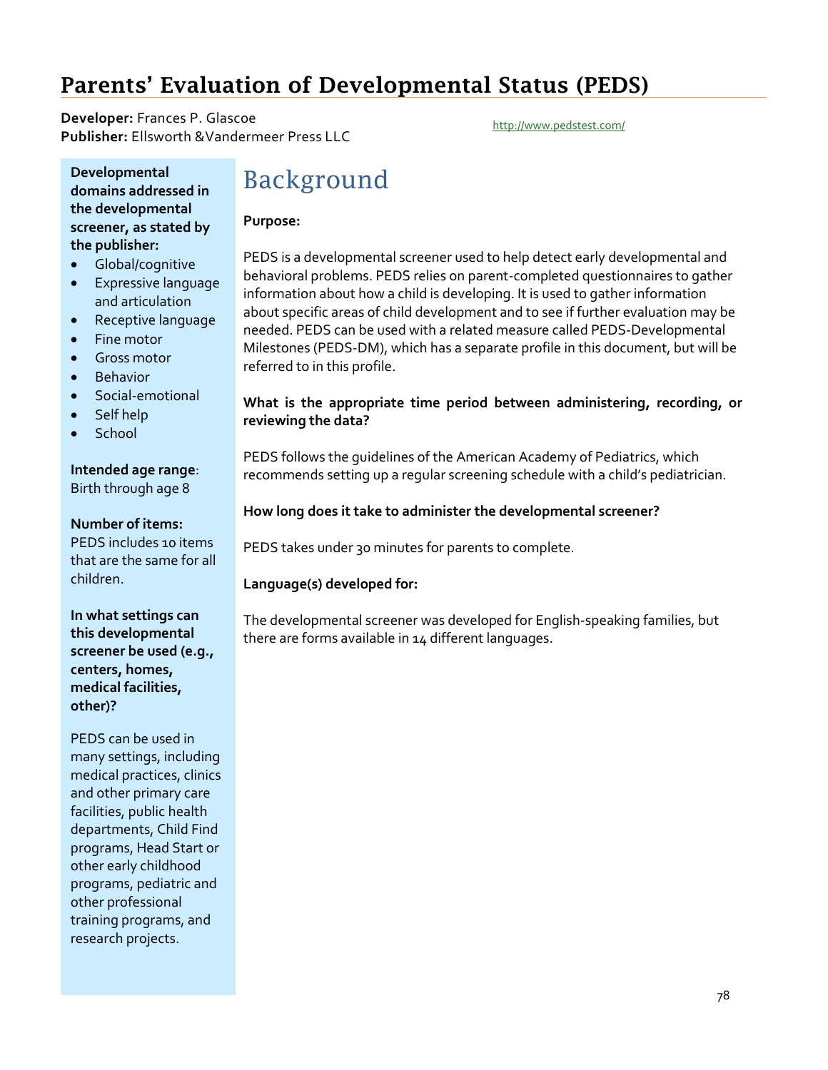# Parents' Evaluation of Developmental Status (PEDS)

**Developer:** Frances P. Glascoe
**Publisher:** Ellsworth &Vandermeer Press LLC

http://www.pedstest.com/

**Developmental domains addressed in the developmental screener, as stated by the publisher:**

- Global/cognitive
- Expressive language and articulation
- Receptive language
- Fine motor
- Gross motor
- Behavior
- Social-emotional
- Self help
- School

**Intended age range**: Birth through age 8

**Number of items:** PEDS includes 10 items that are the same for all children.

**In what settings can this developmental screener be used (e.g., centers, homes, medical facilities, other)?**

PEDS can be used in many settings, including medical practices, clinics and other primary care facilities, public health departments, Child Find programs, Head Start or other early childhood programs, pediatric and other professional training programs, and research projects.

## Background

**Purpose:**

PEDS is a developmental screener used to help detect early developmental and behavioral problems. PEDS relies on parent-completed questionnaires to gather information about how a child is developing. It is used to gather information about specific areas of child development and to see if further evaluation may be needed. PEDS can be used with a related measure called PEDS-Developmental Milestones (PEDS-DM), which has a separate profile in this document, but will be referred to in this profile.

**What is the appropriate time period between administering, recording, or reviewing the data?**

PEDS follows the guidelines of the American Academy of Pediatrics, which recommends setting up a regular screening schedule with a child's pediatrician.

**How long does it take to administer the developmental screener?**

PEDS takes under 30 minutes for parents to complete.

**Language(s) developed for:**

The developmental screener was developed for English-speaking families, but there are forms available in 14 different languages.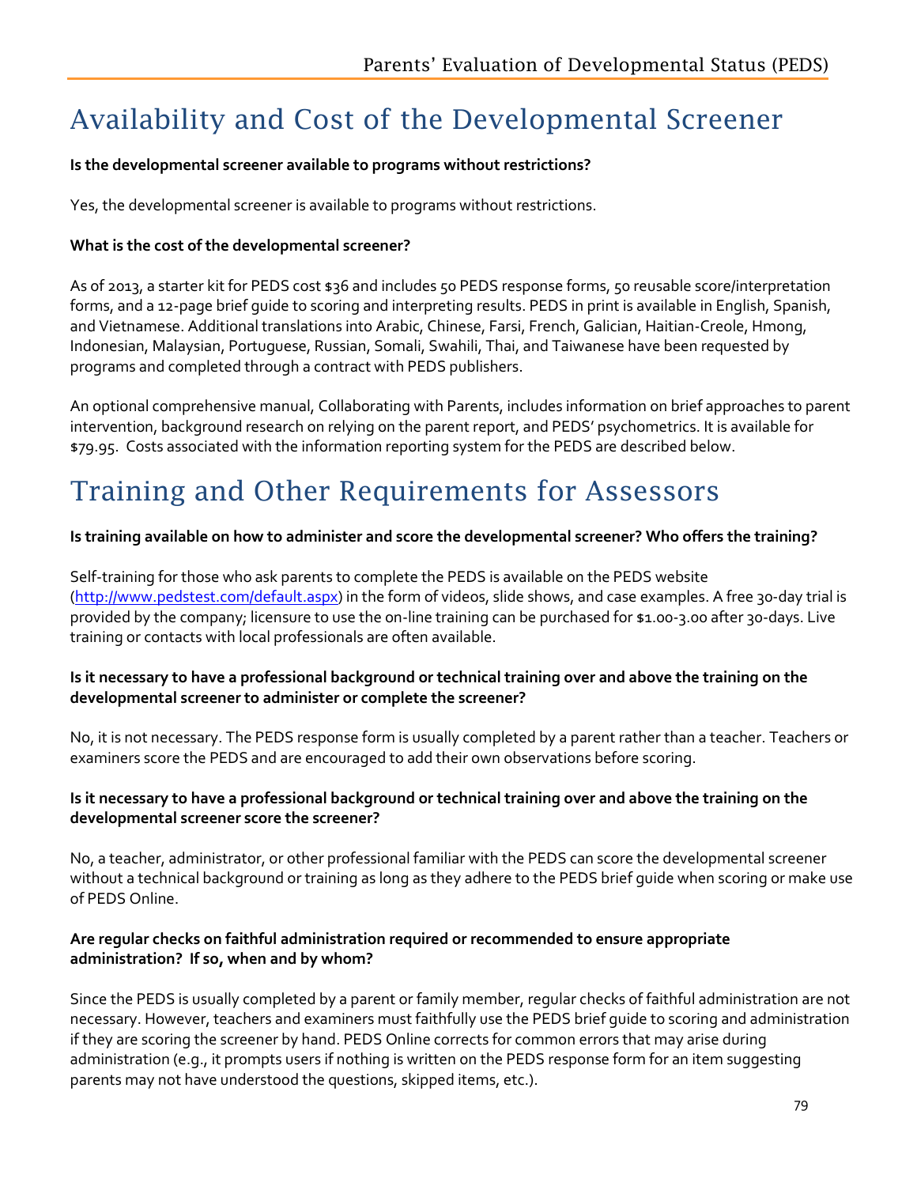# Availability and Cost of the Developmental Screener

**Is the developmental screener available to programs without restrictions?**

Yes, the developmental screener is available to programs without restrictions.

**What is the cost of the developmental screener?**

As of 2013, a starter kit for PEDS cost $36 and includes 50 PEDS response forms, 50 reusable score/interpretation forms, and a 12-page brief guide to scoring and interpreting results. PEDS in print is available in English, Spanish, and Vietnamese. Additional translations into Arabic, Chinese, Farsi, French, Galician, Haitian-Creole, Hmong, Indonesian, Malaysian, Portuguese, Russian, Somali, Swahili, Thai, and Taiwanese have been requested by programs and completed through a contract with PEDS publishers.

An optional comprehensive manual, Collaborating with Parents, includes information on brief approaches to parent intervention, background research on relying on the parent report, and PEDS' psychometrics. It is available for $79.95. Costs associated with the information reporting system for the PEDS are described below.

# Training and Other Requirements for Assessors

**Is training available on how to administer and score the developmental screener? Who offers the training?**

Self-training for those who ask parents to complete the PEDS is available on the PEDS website (http://www.pedstest.com/default.aspx) in the form of videos, slide shows, and case examples. A free 30-day trial is provided by the company; licensure to use the on-line training can be purchased for $1.00-3.00 after 30-days. Live training or contacts with local professionals are often available.

**Is it necessary to have a professional background or technical training over and above the training on the developmental screener to administer or complete the screener?**

No, it is not necessary. The PEDS response form is usually completed by a parent rather than a teacher. Teachers or examiners score the PEDS and are encouraged to add their own observations before scoring.

**Is it necessary to have a professional background or technical training over and above the training on the developmental screener score the screener?**

No, a teacher, administrator, or other professional familiar with the PEDS can score the developmental screener without a technical background or training as long as they adhere to the PEDS brief guide when scoring or make use of PEDS Online.

**Are regular checks on faithful administration required or recommended to ensure appropriate administration? If so, when and by whom?**

Since the PEDS is usually completed by a parent or family member, regular checks of faithful administration are not necessary. However, teachers and examiners must faithfully use the PEDS brief guide to scoring and administration if they are scoring the screener by hand. PEDS Online corrects for common errors that may arise during administration (e.g., it prompts users if nothing is written on the PEDS response form for an item suggesting parents may not have understood the questions, skipped items, etc.).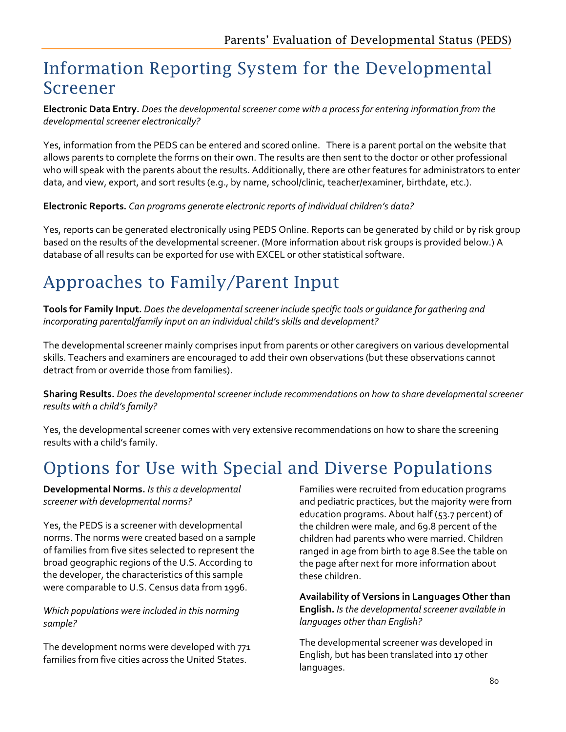# Information Reporting System for the Developmental Screener

**Electronic Data Entry.** *Does the developmental screener come with a process for entering information from the developmental screener electronically?*

Yes, information from the PEDS can be entered and scored online. There is a parent portal on the website that allows parents to complete the forms on their own. The results are then sent to the doctor or other professional who will speak with the parents about the results. Additionally, there are other features for administrators to enter data, and view, export, and sort results (e.g., by name, school/clinic, teacher/examiner, birthdate, etc.).

**Electronic Reports.** *Can programs generate electronic reports of individual children's data?*

Yes, reports can be generated electronically using PEDS Online. Reports can be generated by child or by risk group based on the results of the developmental screener. (More information about risk groups is provided below.) A database of all results can be exported for use with EXCEL or other statistical software.

# Approaches to Family/Parent Input

**Tools for Family Input.** *Does the developmental screener include specific tools or guidance for gathering and incorporating parental/family input on an individual child's skills and development?*

The developmental screener mainly comprises input from parents or other caregivers on various developmental skills. Teachers and examiners are encouraged to add their own observations (but these observations cannot detract from or override those from families).

**Sharing Results.** *Does the developmental screener include recommendations on how to share developmental screener results with a child's family?*

Yes, the developmental screener comes with very extensive recommendations on how to share the screening results with a child's family.

# Options for Use with Special and Diverse Populations

**Developmental Norms.** *Is this a developmental screener with developmental norms?*

Yes, the PEDS is a screener with developmental norms. The norms were created based on a sample of families from five sites selected to represent the broad geographic regions of the U.S. According to the developer, the characteristics of this sample were comparable to U.S. Census data from 1996.

*Which populations were included in this norming sample?*

The development norms were developed with 771 families from five cities across the United States. Families were recruited from education programs and pediatric practices, but the majority were from education programs. About half (53.7 percent) of the children were male, and 69.8 percent of the children had parents who were married. Children ranged in age from birth to age 8.See the table on the page after next for more information about these children.

**Availability of Versions in Languages Other than English.** *Is the developmental screener available in languages other than English?*

The developmental screener was developed in English, but has been translated into 17 other languages.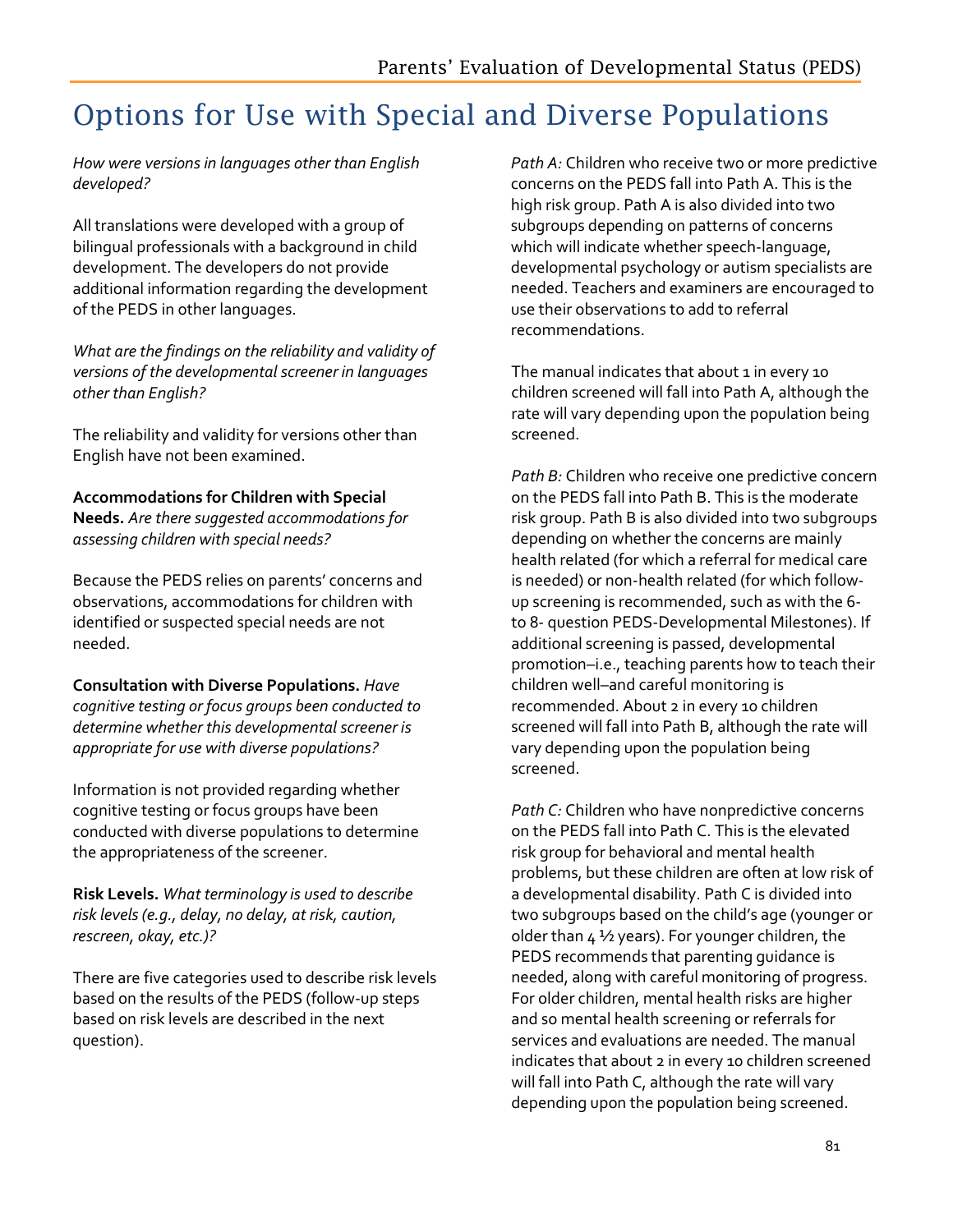# Options for Use with Special and Diverse Populations

*How were versions in languages other than English developed?*

All translations were developed with a group of bilingual professionals with a background in child development. The developers do not provide additional information regarding the development of the PEDS in other languages.

*What are the findings on the reliability and validity of versions of the developmental screener in languages other than English?*

The reliability and validity for versions other than English have not been examined.

**Accommodations for Children with Special Needs.** *Are there suggested accommodations for assessing children with special needs?*

Because the PEDS relies on parents' concerns and observations, accommodations for children with identified or suspected special needs are not needed.

**Consultation with Diverse Populations.** *Have cognitive testing or focus groups been conducted to determine whether this developmental screener is appropriate for use with diverse populations?*

Information is not provided regarding whether cognitive testing or focus groups have been conducted with diverse populations to determine the appropriateness of the screener.

**Risk Levels.** *What terminology is used to describe risk levels (e.g., delay, no delay, at risk, caution, rescreen, okay, etc.)?*

There are five categories used to describe risk levels based on the results of the PEDS (follow-up steps based on risk levels are described in the next question).

*Path A:* Children who receive two or more predictive concerns on the PEDS fall into Path A. This is the high risk group. Path A is also divided into two subgroups depending on patterns of concerns which will indicate whether speech-language, developmental psychology or autism specialists are needed. Teachers and examiners are encouraged to use their observations to add to referral recommendations.

The manual indicates that about 1 in every 10 children screened will fall into Path A, although the rate will vary depending upon the population being screened.

*Path B:* Children who receive one predictive concern on the PEDS fall into Path B. This is the moderate risk group. Path B is also divided into two subgroups depending on whether the concerns are mainly health related (for which a referral for medical care is needed) or non-health related (for which follow-up screening is recommended, such as with the 6- to 8- question PEDS-Developmental Milestones). If additional screening is passed, developmental promotion–i.e., teaching parents how to teach their children well–and careful monitoring is recommended. About 2 in every 10 children screened will fall into Path B, although the rate will vary depending upon the population being screened.

*Path C:* Children who have nonpredictive concerns on the PEDS fall into Path C. This is the elevated risk group for behavioral and mental health problems, but these children are often at low risk of a developmental disability. Path C is divided into two subgroups based on the child's age (younger or older than 4 ½ years). For younger children, the PEDS recommends that parenting guidance is needed, along with careful monitoring of progress. For older children, mental health risks are higher and so mental health screening or referrals for services and evaluations are needed. The manual indicates that about 2 in every 10 children screened will fall into Path C, although the rate will vary depending upon the population being screened.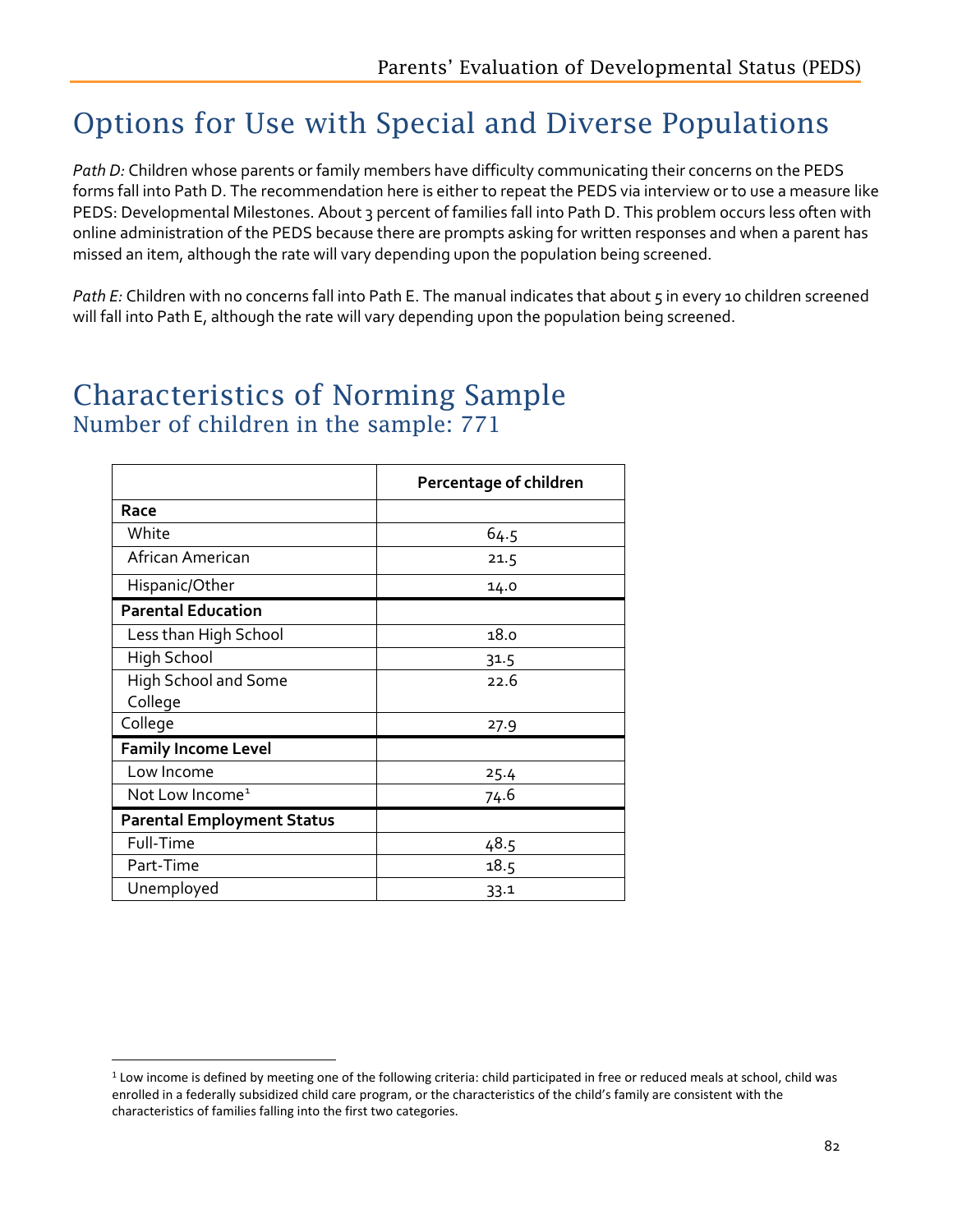# Options for Use with Special and Diverse Populations

*Path D:* Children whose parents or family members have difficulty communicating their concerns on the PEDS forms fall into Path D. The recommendation here is either to repeat the PEDS via interview or to use a measure like PEDS: Developmental Milestones. About 3 percent of families fall into Path D. This problem occurs less often with online administration of the PEDS because there are prompts asking for written responses and when a parent has missed an item, although the rate will vary depending upon the population being screened.

*Path E:* Children with no concerns fall into Path E. The manual indicates that about 5 in every 10 children screened will fall into Path E, although the rate will vary depending upon the population being screened.

# Characteristics of Norming Sample

## Number of children in the sample: 771

| | Percentage of children |
|---|---|
| **Race** | |
| White | 64.5 |
| African American | 21.5 |
| Hispanic/Other | 14.0 |
| **Parental Education** | |
| Less than High School | 18.0 |
| High School | 31.5 |
| High School and Some College | 22.6 |
| College | 27.9 |
| **Family Income Level** | |
| Low Income | 25.4 |
| Not Low Income[1] | 74.6 |
| **Parental Employment Status** | |
| Full-Time | 48.5 |
| Part-Time | 18.5 |
| Unemployed | 33.1 |

[1] Low income is defined by meeting one of the following criteria: child participated in free or reduced meals at school, child was enrolled in a federally subsidized child care program, or the characteristics of the child's family are consistent with the characteristics of families falling into the first two categories.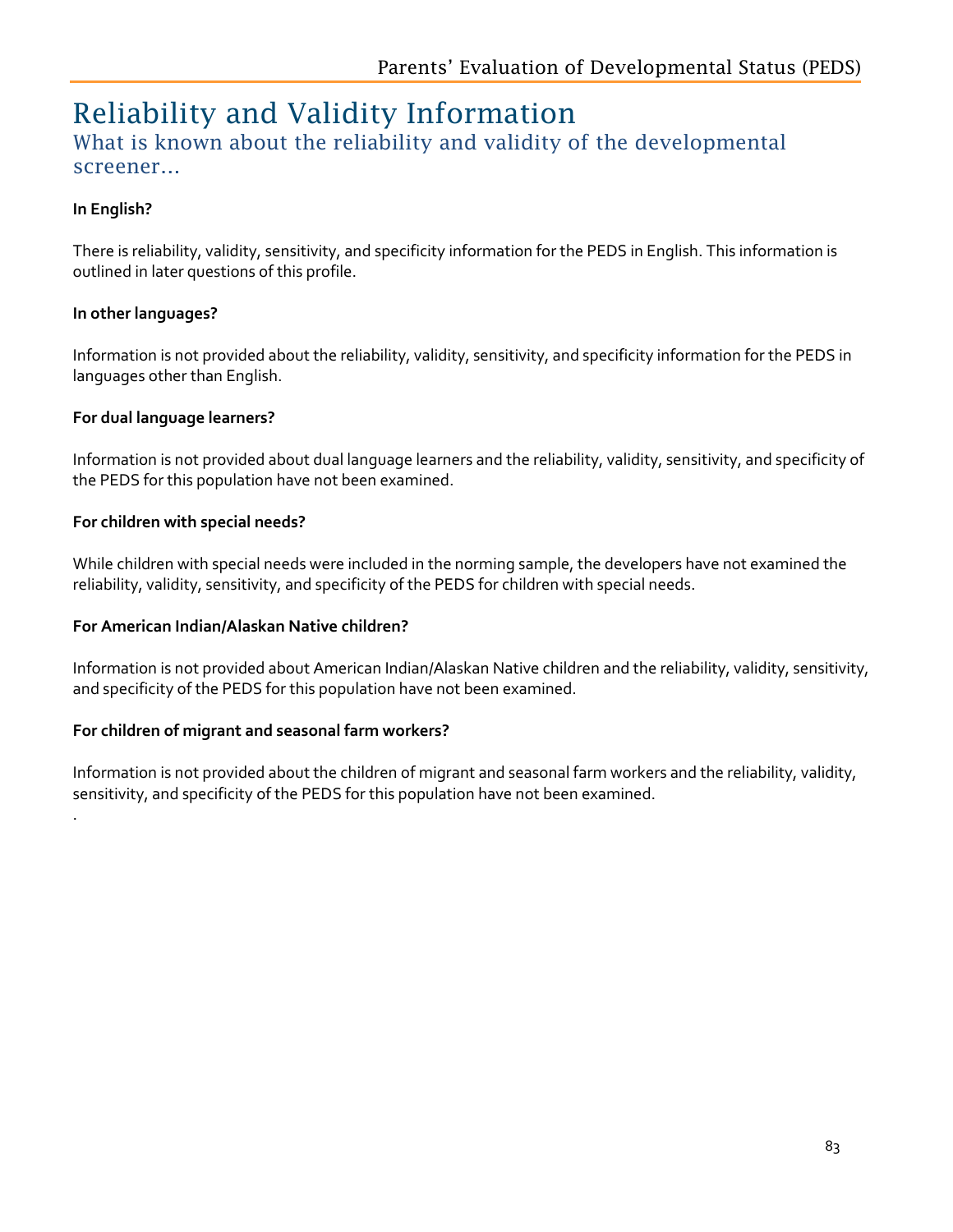# Reliability and Validity Information

## What is known about the reliability and validity of the developmental screener...

**In English?**

There is reliability, validity, sensitivity, and specificity information for the PEDS in English. This information is outlined in later questions of this profile.

**In other languages?**

Information is not provided about the reliability, validity, sensitivity, and specificity information for the PEDS in languages other than English.

**For dual language learners?**

Information is not provided about dual language learners and the reliability, validity, sensitivity, and specificity of the PEDS for this population have not been examined.

**For children with special needs?**

While children with special needs were included in the norming sample, the developers have not examined the reliability, validity, sensitivity, and specificity of the PEDS for children with special needs.

**For American Indian/Alaskan Native children?**

Information is not provided about American Indian/Alaskan Native children and the reliability, validity, sensitivity, and specificity of the PEDS for this population have not been examined.

**For children of migrant and seasonal farm workers?**

Information is not provided about the children of migrant and seasonal farm workers and the reliability, validity, sensitivity, and specificity of the PEDS for this population have not been examined.

.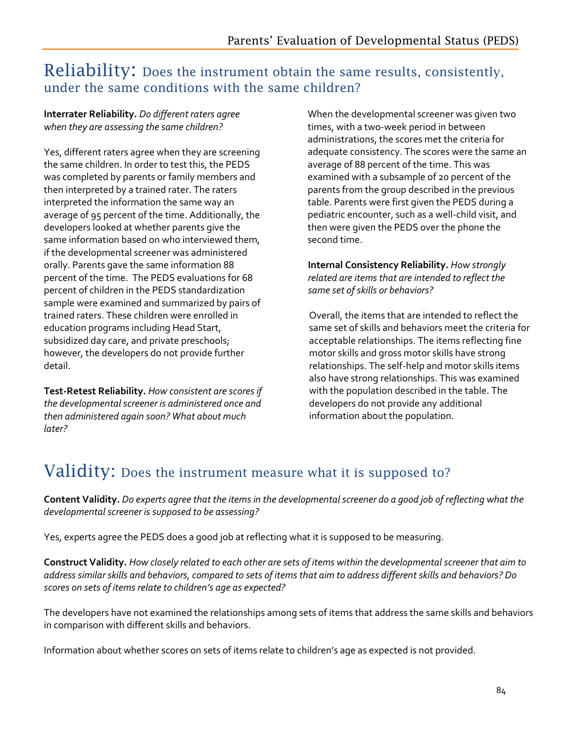# Reliability: Does the instrument obtain the same results, consistently, under the same conditions with the same children?

**Interrater Reliability.** *Do different raters agree when they are assessing the same children?*

Yes, different raters agree when they are screening the same children. In order to test this, the PEDS was completed by parents or family members and then interpreted by a trained rater. The raters interpreted the information the same way an average of 95 percent of the time. Additionally, the developers looked at whether parents give the same information based on who interviewed them, if the developmental screener was administered orally. Parents gave the same information 88 percent of the time. The PEDS evaluations for 68 percent of children in the PEDS standardization sample were examined and summarized by pairs of trained raters. These children were enrolled in education programs including Head Start, subsidized day care, and private preschools; however, the developers do not provide further detail.

**Test-Retest Reliability.** *How consistent are scores if the developmental screener is administered once and then administered again soon? What about much later?*

When the developmental screener was given two times, with a two-week period in between administrations, the scores met the criteria for adequate consistency. The scores were the same an average of 88 percent of the time. This was examined with a subsample of 20 percent of the parents from the group described in the previous table. Parents were first given the PEDS during a pediatric encounter, such as a well-child visit, and then were given the PEDS over the phone the second time.

**Internal Consistency Reliability.** *How strongly related are items that are intended to reflect the same set of skills or behaviors?*

Overall, the items that are intended to reflect the same set of skills and behaviors meet the criteria for acceptable relationships. The items reflecting fine motor skills and gross motor skills have strong relationships. The self-help and motor skills items also have strong relationships. This was examined with the population described in the table. The developers do not provide any additional information about the population.

# Validity: Does the instrument measure what it is supposed to?

**Content Validity.** *Do experts agree that the items in the developmental screener do a good job of reflecting what the developmental screener is supposed to be assessing?*

Yes, experts agree the PEDS does a good job at reflecting what it is supposed to be measuring.

**Construct Validity.** *How closely related to each other are sets of items within the developmental screener that aim to address similar skills and behaviors, compared to sets of items that aim to address different skills and behaviors? Do scores on sets of items relate to children's age as expected?*

The developers have not examined the relationships among sets of items that address the same skills and behaviors in comparison with different skills and behaviors.

Information about whether scores on sets of items relate to children's age as expected is not provided.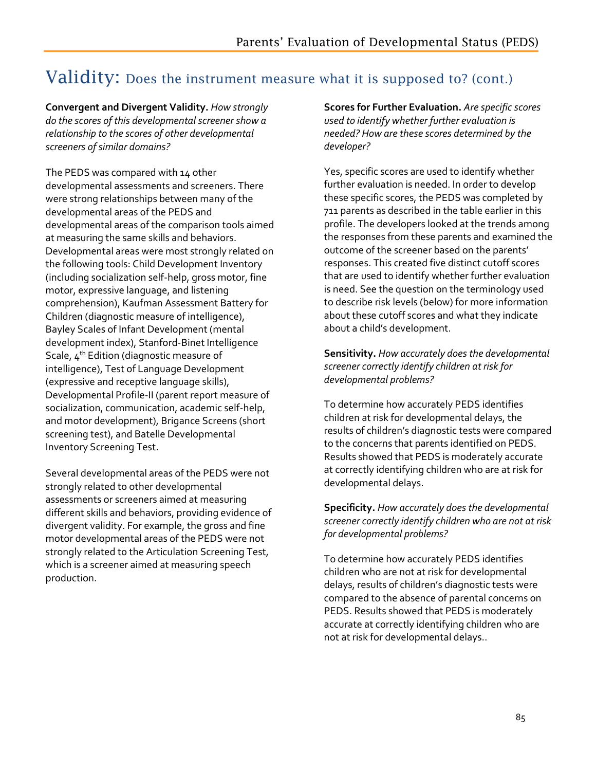## Validity: Does the instrument measure what it is supposed to? (cont.)

**Convergent and Divergent Validity.** *How strongly do the scores of this developmental screener show a relationship to the scores of other developmental screeners of similar domains?*

The PEDS was compared with 14 other developmental assessments and screeners. There were strong relationships between many of the developmental areas of the PEDS and developmental areas of the comparison tools aimed at measuring the same skills and behaviors. Developmental areas were most strongly related on the following tools: Child Development Inventory (including socialization self-help, gross motor, fine motor, expressive language, and listening comprehension), Kaufman Assessment Battery for Children (diagnostic measure of intelligence), Bayley Scales of Infant Development (mental development index), Stanford-Binet Intelligence Scale, 4th Edition (diagnostic measure of intelligence), Test of Language Development (expressive and receptive language skills), Developmental Profile-II (parent report measure of socialization, communication, academic self-help, and motor development), Brigance Screens (short screening test), and Batelle Developmental Inventory Screening Test.

Several developmental areas of the PEDS were not strongly related to other developmental assessments or screeners aimed at measuring different skills and behaviors, providing evidence of divergent validity. For example, the gross and fine motor developmental areas of the PEDS were not strongly related to the Articulation Screening Test, which is a screener aimed at measuring speech production.

**Scores for Further Evaluation.** *Are specific scores used to identify whether further evaluation is needed? How are these scores determined by the developer?*

Yes, specific scores are used to identify whether further evaluation is needed. In order to develop these specific scores, the PEDS was completed by 711 parents as described in the table earlier in this profile. The developers looked at the trends among the responses from these parents and examined the outcome of the screener based on the parents' responses. This created five distinct cutoff scores that are used to identify whether further evaluation is need. See the question on the terminology used to describe risk levels (below) for more information about these cutoff scores and what they indicate about a child's development.

**Sensitivity.** *How accurately does the developmental screener correctly identify children at risk for developmental problems?*

To determine how accurately PEDS identifies children at risk for developmental delays, the results of children's diagnostic tests were compared to the concerns that parents identified on PEDS. Results showed that PEDS is moderately accurate at correctly identifying children who are at risk for developmental delays.

**Specificity.** *How accurately does the developmental screener correctly identify children who are not at risk for developmental problems?*

To determine how accurately PEDS identifies children who are not at risk for developmental delays, results of children's diagnostic tests were compared to the absence of parental concerns on PEDS. Results showed that PEDS is moderately accurate at correctly identifying children who are not at risk for developmental delays..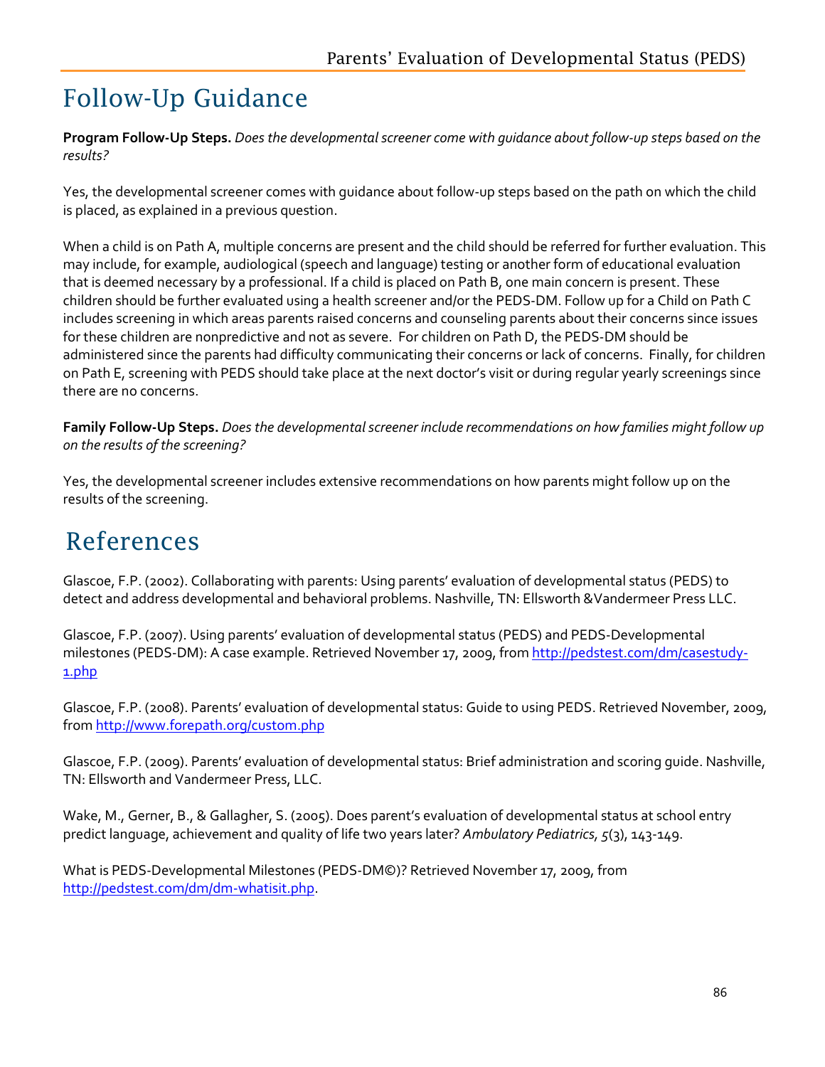# Follow-Up Guidance

**Program Follow-Up Steps.** *Does the developmental screener come with guidance about follow-up steps based on the results?*

Yes, the developmental screener comes with guidance about follow-up steps based on the path on which the child is placed, as explained in a previous question.

When a child is on Path A, multiple concerns are present and the child should be referred for further evaluation. This may include, for example, audiological (speech and language) testing or another form of educational evaluation that is deemed necessary by a professional. If a child is placed on Path B, one main concern is present. These children should be further evaluated using a health screener and/or the PEDS-DM. Follow up for a Child on Path C includes screening in which areas parents raised concerns and counseling parents about their concerns since issues for these children are nonpredictive and not as severe. For children on Path D, the PEDS-DM should be administered since the parents had difficulty communicating their concerns or lack of concerns. Finally, for children on Path E, screening with PEDS should take place at the next doctor's visit or during regular yearly screenings since there are no concerns.

**Family Follow-Up Steps.** *Does the developmental screener include recommendations on how families might follow up on the results of the screening?*

Yes, the developmental screener includes extensive recommendations on how parents might follow up on the results of the screening.

# References

Glascoe, F.P. (2002). Collaborating with parents: Using parents' evaluation of developmental status (PEDS) to detect and address developmental and behavioral problems. Nashville, TN: Ellsworth &Vandermeer Press LLC.

Glascoe, F.P. (2007). Using parents' evaluation of developmental status (PEDS) and PEDS-Developmental milestones (PEDS-DM): A case example. Retrieved November 17, 2009, from http://pedstest.com/dm/casestudy-1.php

Glascoe, F.P. (2008). Parents' evaluation of developmental status: Guide to using PEDS. Retrieved November, 2009, from http://www.forepath.org/custom.php

Glascoe, F.P. (2009). Parents' evaluation of developmental status: Brief administration and scoring guide. Nashville, TN: Ellsworth and Vandermeer Press, LLC.

Wake, M., Gerner, B., & Gallagher, S. (2005). Does parent's evaluation of developmental status at school entry predict language, achievement and quality of life two years later? *Ambulatory Pediatrics, 5*(3), 143-149.

What is PEDS-Developmental Milestones (PEDS-DM©)? Retrieved November 17, 2009, from http://pedstest.com/dm/dm-whatisit.php.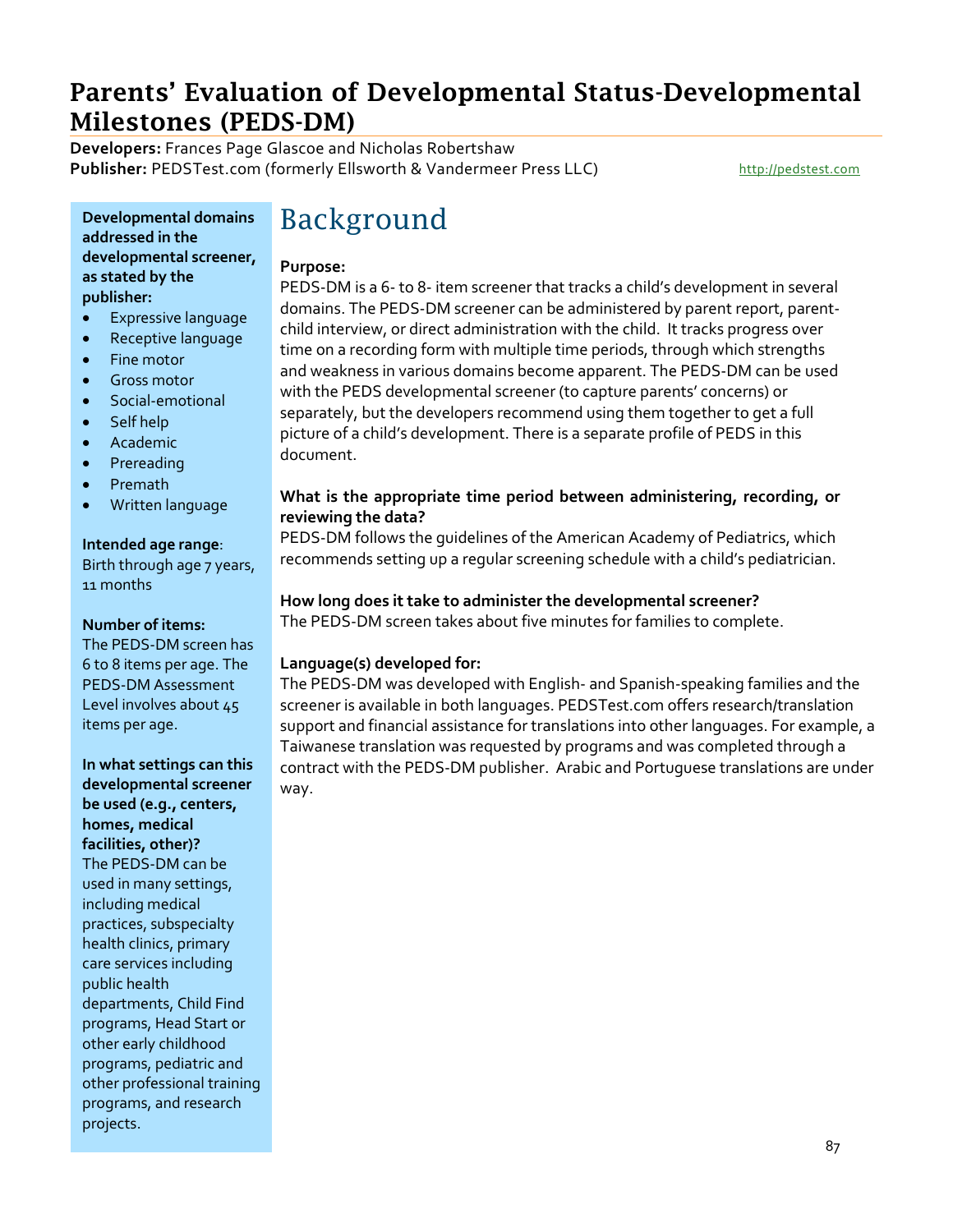# Parents' Evaluation of Developmental Status-Developmental Milestones (PEDS-DM)

**Developers:** Frances Page Glascoe and Nicholas Robertshaw
**Publisher:** PEDSTest.com (formerly Ellsworth & Vandermeer Press LLC) http://pedstest.com

**Developmental domains addressed in the developmental screener, as stated by the publisher:**

- Expressive language
- Receptive language
- Fine motor
- Gross motor
- Social-emotional
- Self help
- Academic
- Prereading
- Premath
- Written language

**Intended age range**: Birth through age 7 years, 11 months

**Number of items:** The PEDS-DM screen has 6 to 8 items per age. The PEDS-DM Assessment Level involves about 45 items per age.

**In what settings can this developmental screener be used (e.g., centers, homes, medical facilities, other)?**
The PEDS-DM can be used in many settings, including medical practices, subspecialty health clinics, primary care services including public health departments, Child Find programs, Head Start or other early childhood programs, pediatric and other professional training programs, and research projects.

## Background

**Purpose:**
PEDS-DM is a 6- to 8- item screener that tracks a child's development in several domains. The PEDS-DM screener can be administered by parent report, parent-child interview, or direct administration with the child. It tracks progress over time on a recording form with multiple time periods, through which strengths and weakness in various domains become apparent. The PEDS-DM can be used with the PEDS developmental screener (to capture parents' concerns) or separately, but the developers recommend using them together to get a full picture of a child's development. There is a separate profile of PEDS in this document.

**What is the appropriate time period between administering, recording, or reviewing the data?**
PEDS-DM follows the guidelines of the American Academy of Pediatrics, which recommends setting up a regular screening schedule with a child's pediatrician.

**How long does it take to administer the developmental screener?**
The PEDS-DM screen takes about five minutes for families to complete.

**Language(s) developed for:**
The PEDS-DM was developed with English- and Spanish-speaking families and the screener is available in both languages. PEDSTest.com offers research/translation support and financial assistance for translations into other languages. For example, a Taiwanese translation was requested by programs and was completed through a contract with the PEDS-DM publisher. Arabic and Portuguese translations are under way.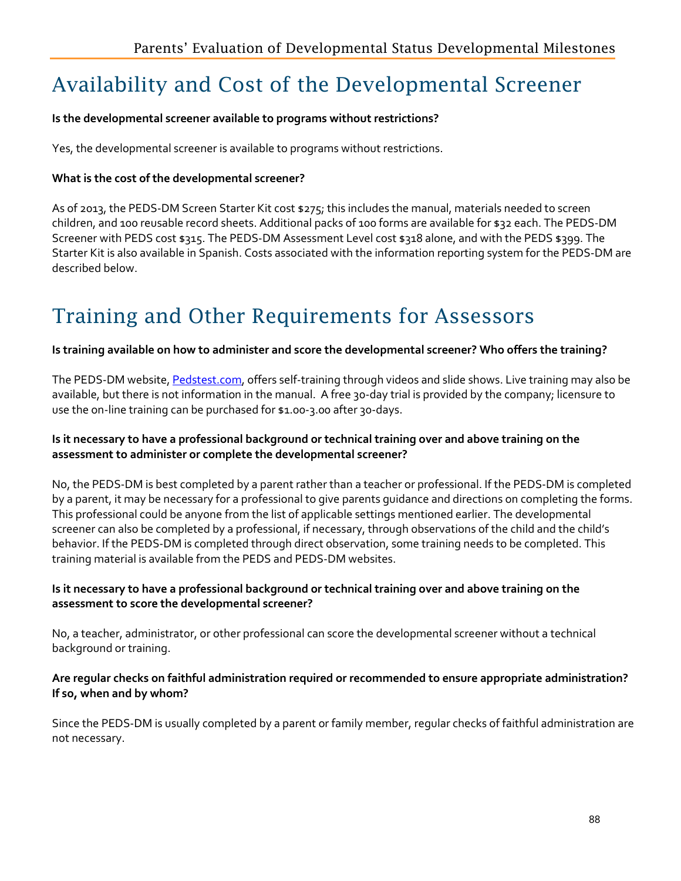# Availability and Cost of the Developmental Screener

**Is the developmental screener available to programs without restrictions?**

Yes, the developmental screener is available to programs without restrictions.

**What is the cost of the developmental screener?**

As of 2013, the PEDS-DM Screen Starter Kit cost $275; this includes the manual, materials needed to screen children, and 100 reusable record sheets. Additional packs of 100 forms are available for $32 each. The PEDS-DM Screener with PEDS cost $315. The PEDS-DM Assessment Level cost $318 alone, and with the PEDS $399. The Starter Kit is also available in Spanish. Costs associated with the information reporting system for the PEDS-DM are described below.

# Training and Other Requirements for Assessors

**Is training available on how to administer and score the developmental screener? Who offers the training?**

The PEDS-DM website, [Pedstest.com](Pedstest.com), offers self-training through videos and slide shows. Live training may also be available, but there is not information in the manual. A free 30-day trial is provided by the company; licensure to use the on-line training can be purchased for $1.00-3.00 after 30-days.

**Is it necessary to have a professional background or technical training over and above training on the assessment to administer or complete the developmental screener?**

No, the PEDS-DM is best completed by a parent rather than a teacher or professional. If the PEDS-DM is completed by a parent, it may be necessary for a professional to give parents guidance and directions on completing the forms. This professional could be anyone from the list of applicable settings mentioned earlier. The developmental screener can also be completed by a professional, if necessary, through observations of the child and the child's behavior. If the PEDS-DM is completed through direct observation, some training needs to be completed. This training material is available from the PEDS and PEDS-DM websites.

**Is it necessary to have a professional background or technical training over and above training on the assessment to score the developmental screener?**

No, a teacher, administrator, or other professional can score the developmental screener without a technical background or training.

**Are regular checks on faithful administration required or recommended to ensure appropriate administration? If so, when and by whom?**

Since the PEDS-DM is usually completed by a parent or family member, regular checks of faithful administration are not necessary.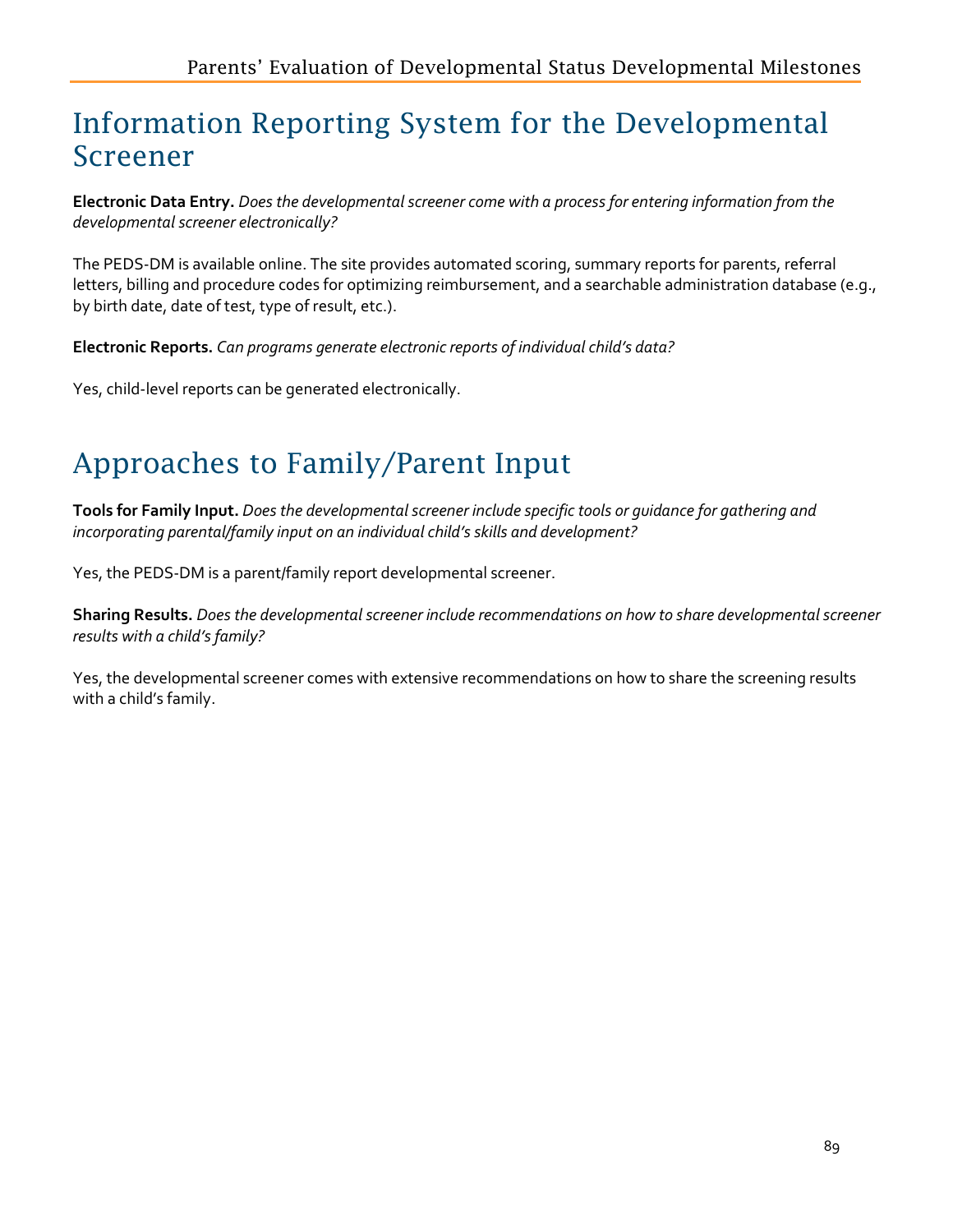# Information Reporting System for the Developmental Screener

**Electronic Data Entry.** *Does the developmental screener come with a process for entering information from the developmental screener electronically?*

The PEDS-DM is available online. The site provides automated scoring, summary reports for parents, referral letters, billing and procedure codes for optimizing reimbursement, and a searchable administration database (e.g., by birth date, date of test, type of result, etc.).

**Electronic Reports.** *Can programs generate electronic reports of individual child's data?*

Yes, child-level reports can be generated electronically.

# Approaches to Family/Parent Input

**Tools for Family Input.** *Does the developmental screener include specific tools or guidance for gathering and incorporating parental/family input on an individual child's skills and development?*

Yes, the PEDS-DM is a parent/family report developmental screener.

**Sharing Results.** *Does the developmental screener include recommendations on how to share developmental screener results with a child's family?*

Yes, the developmental screener comes with extensive recommendations on how to share the screening results with a child's family.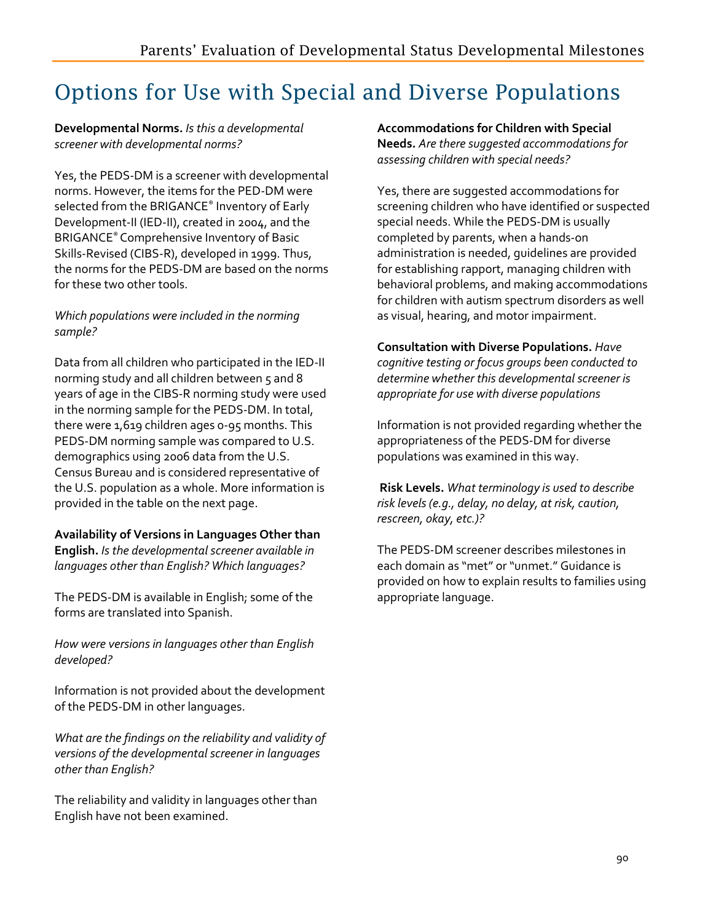# Options for Use with Special and Diverse Populations

**Developmental Norms.** *Is this a developmental screener with developmental norms?*

Yes, the PEDS-DM is a screener with developmental norms. However, the items for the PED-DM were selected from the BRIGANCE® Inventory of Early Development-II (IED-II), created in 2004, and the BRIGANCE® Comprehensive Inventory of Basic Skills-Revised (CIBS-R), developed in 1999. Thus, the norms for the PEDS-DM are based on the norms for these two other tools.

*Which populations were included in the norming sample?*

Data from all children who participated in the IED-II norming study and all children between 5 and 8 years of age in the CIBS-R norming study were used in the norming sample for the PEDS-DM. In total, there were 1,619 children ages 0-95 months. This PEDS-DM norming sample was compared to U.S. demographics using 2006 data from the U.S. Census Bureau and is considered representative of the U.S. population as a whole. More information is provided in the table on the next page.

**Availability of Versions in Languages Other than English.** *Is the developmental screener available in languages other than English? Which languages?*

The PEDS-DM is available in English; some of the forms are translated into Spanish.

*How were versions in languages other than English developed?*

Information is not provided about the development of the PEDS-DM in other languages.

*What are the findings on the reliability and validity of versions of the developmental screener in languages other than English?*

The reliability and validity in languages other than English have not been examined.

**Accommodations for Children with Special Needs.** *Are there suggested accommodations for assessing children with special needs?*

Yes, there are suggested accommodations for screening children who have identified or suspected special needs. While the PEDS-DM is usually completed by parents, when a hands-on administration is needed, guidelines are provided for establishing rapport, managing children with behavioral problems, and making accommodations for children with autism spectrum disorders as well as visual, hearing, and motor impairment.

**Consultation with Diverse Populations.** *Have cognitive testing or focus groups been conducted to determine whether this developmental screener is appropriate for use with diverse populations*

Information is not provided regarding whether the appropriateness of the PEDS-DM for diverse populations was examined in this way.

**Risk Levels.** *What terminology is used to describe risk levels (e.g., delay, no delay, at risk, caution, rescreen, okay, etc.)?*

The PEDS-DM screener describes milestones in each domain as "met" or "unmet." Guidance is provided on how to explain results to families using appropriate language.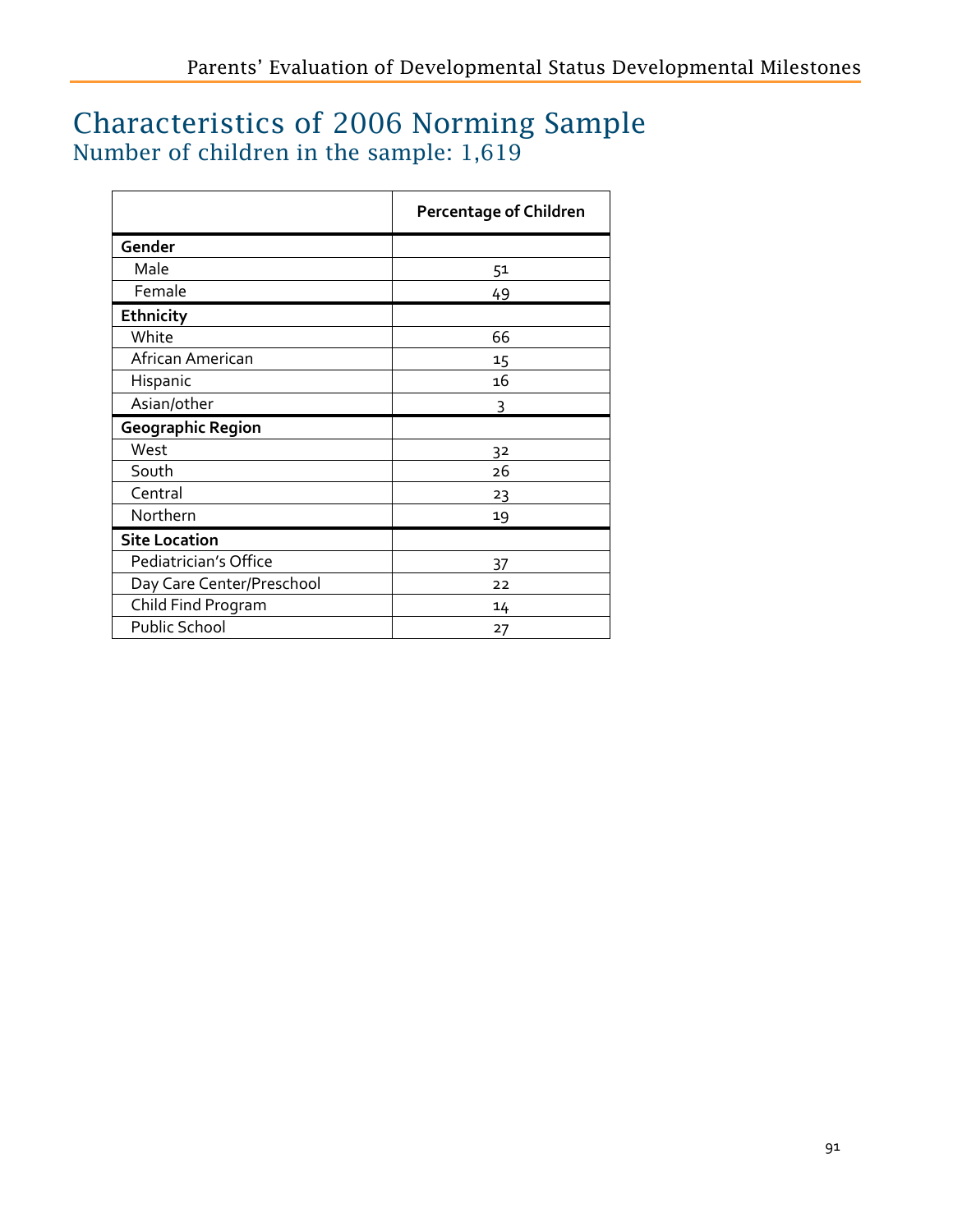# Characteristics of 2006 Norming Sample

## Number of children in the sample: 1,619

| | Percentage of Children |
|---|---|
| **Gender** | |
| Male | 51 |
| Female | 49 |
| **Ethnicity** | |
| White | 66 |
| African American | 15 |
| Hispanic | 16 |
| Asian/other | 3 |
| **Geographic Region** | |
| West | 32 |
| South | 26 |
| Central | 23 |
| Northern | 19 |
| **Site Location** | |
| Pediatrician's Office | 37 |
| Day Care Center/Preschool | 22 |
| Child Find Program | 14 |
| Public School | 27 |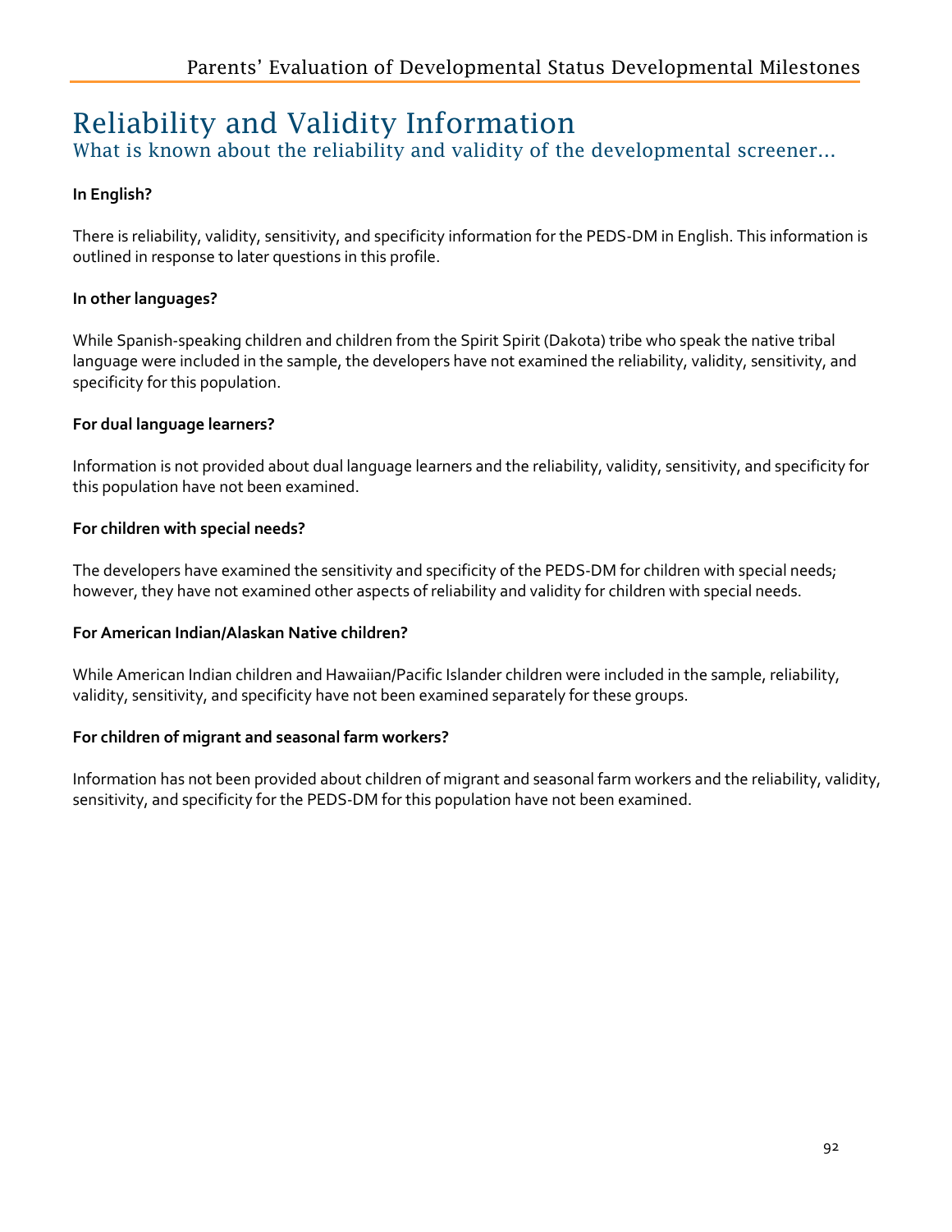# Reliability and Validity Information

## What is known about the reliability and validity of the developmental screener…

**In English?**

There is reliability, validity, sensitivity, and specificity information for the PEDS-DM in English. This information is outlined in response to later questions in this profile.

**In other languages?**

While Spanish-speaking children and children from the Spirit Spirit (Dakota) tribe who speak the native tribal language were included in the sample, the developers have not examined the reliability, validity, sensitivity, and specificity for this population.

**For dual language learners?**

Information is not provided about dual language learners and the reliability, validity, sensitivity, and specificity for this population have not been examined.

**For children with special needs?**

The developers have examined the sensitivity and specificity of the PEDS-DM for children with special needs; however, they have not examined other aspects of reliability and validity for children with special needs.

**For American Indian/Alaskan Native children?**

While American Indian children and Hawaiian/Pacific Islander children were included in the sample, reliability, validity, sensitivity, and specificity have not been examined separately for these groups.

**For children of migrant and seasonal farm workers?**

Information has not been provided about children of migrant and seasonal farm workers and the reliability, validity, sensitivity, and specificity for the PEDS-DM for this population have not been examined.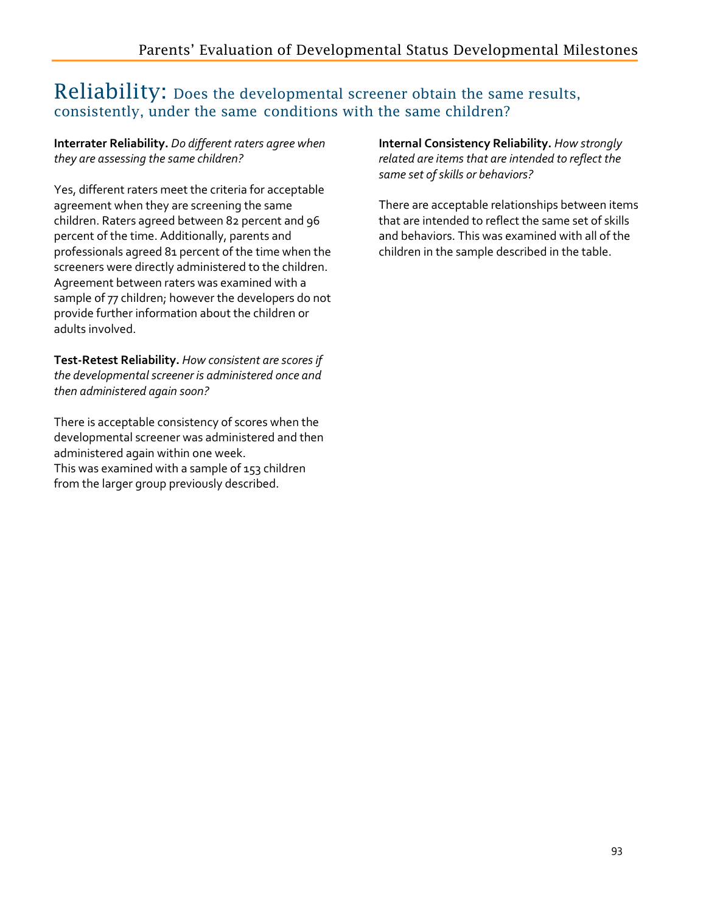# Reliability: Does the developmental screener obtain the same results, consistently, under the same conditions with the same children?

**Interrater Reliability.** *Do different raters agree when they are assessing the same children?*

Yes, different raters meet the criteria for acceptable agreement when they are screening the same children. Raters agreed between 82 percent and 96 percent of the time. Additionally, parents and professionals agreed 81 percent of the time when the screeners were directly administered to the children. Agreement between raters was examined with a sample of 77 children; however the developers do not provide further information about the children or adults involved.

**Test-Retest Reliability.** *How consistent are scores if the developmental screener is administered once and then administered again soon?*

There is acceptable consistency of scores when the developmental screener was administered and then administered again within one week.
This was examined with a sample of 153 children from the larger group previously described.

**Internal Consistency Reliability.** *How strongly related are items that are intended to reflect the same set of skills or behaviors?*

There are acceptable relationships between items that are intended to reflect the same set of skills and behaviors. This was examined with all of the children in the sample described in the table.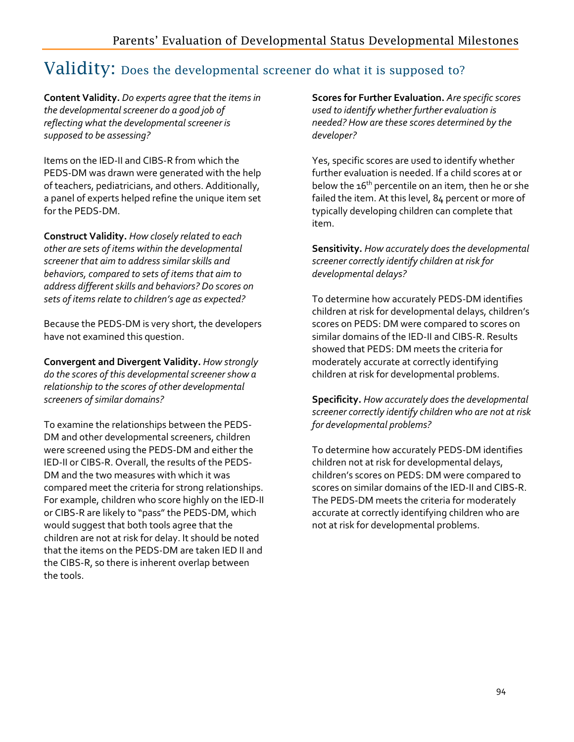# Validity: Does the developmental screener do what it is supposed to?

**Content Validity.** *Do experts agree that the items in the developmental screener do a good job of reflecting what the developmental screener is supposed to be assessing?*

Items on the IED-II and CIBS-R from which the PEDS-DM was drawn were generated with the help of teachers, pediatricians, and others. Additionally, a panel of experts helped refine the unique item set for the PEDS-DM.

**Construct Validity.** *How closely related to each other are sets of items within the developmental screener that aim to address similar skills and behaviors, compared to sets of items that aim to address different skills and behaviors? Do scores on sets of items relate to children's age as expected?*

Because the PEDS-DM is very short, the developers have not examined this question.

**Convergent and Divergent Validity.** *How strongly do the scores of this developmental screener show a relationship to the scores of other developmental screeners of similar domains?*

To examine the relationships between the PEDS-DM and other developmental screeners, children were screened using the PEDS-DM and either the IED-II or CIBS-R. Overall, the results of the PEDS-DM and the two measures with which it was compared meet the criteria for strong relationships. For example, children who score highly on the IED-II or CIBS-R are likely to "pass" the PEDS-DM, which would suggest that both tools agree that the children are not at risk for delay. It should be noted that the items on the PEDS-DM are taken IED II and the CIBS-R, so there is inherent overlap between the tools.

**Scores for Further Evaluation.** *Are specific scores used to identify whether further evaluation is needed? How are these scores determined by the developer?*

Yes, specific scores are used to identify whether further evaluation is needed. If a child scores at or below the 16th percentile on an item, then he or she failed the item. At this level, 84 percent or more of typically developing children can complete that item.

**Sensitivity.** *How accurately does the developmental screener correctly identify children at risk for developmental delays?*

To determine how accurately PEDS-DM identifies children at risk for developmental delays, children's scores on PEDS: DM were compared to scores on similar domains of the IED-II and CIBS-R. Results showed that PEDS: DM meets the criteria for moderately accurate at correctly identifying children at risk for developmental problems.

**Specificity.** *How accurately does the developmental screener correctly identify children who are not at risk for developmental problems?*

To determine how accurately PEDS-DM identifies children not at risk for developmental delays, children's scores on PEDS: DM were compared to scores on similar domains of the IED-II and CIBS-R. The PEDS-DM meets the criteria for moderately accurate at correctly identifying children who are not at risk for developmental problems.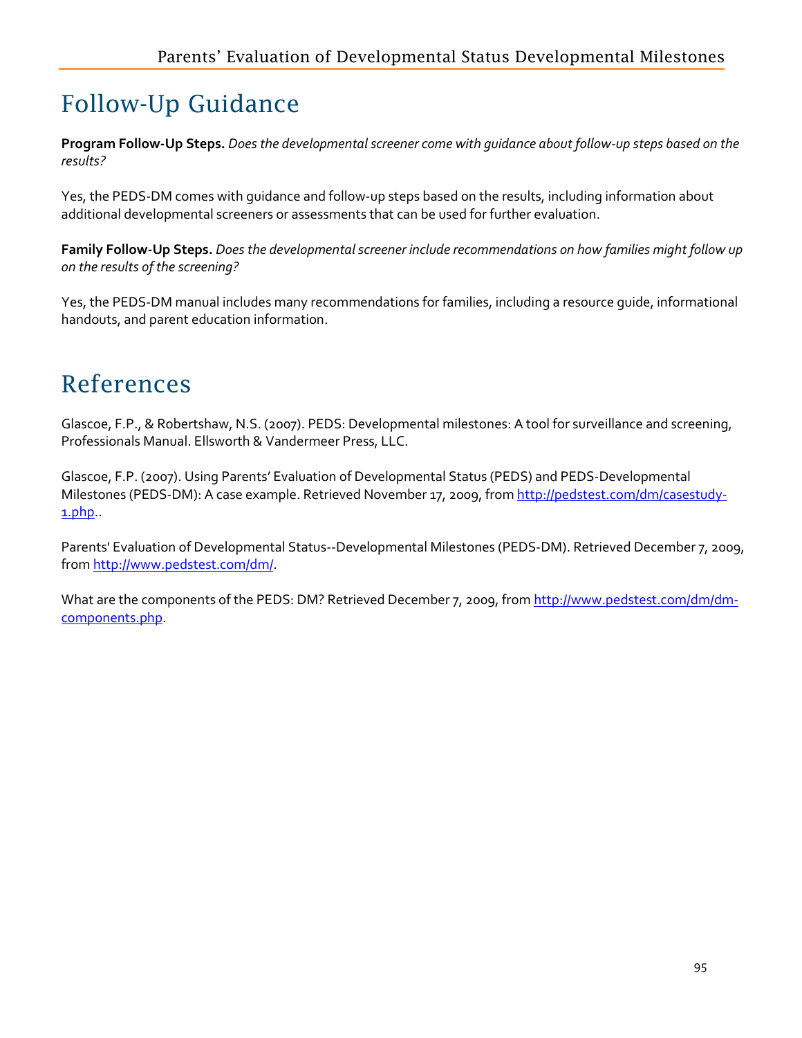# Follow-Up Guidance

**Program Follow-Up Steps.** *Does the developmental screener come with guidance about follow-up steps based on the results?*

Yes, the PEDS-DM comes with guidance and follow-up steps based on the results, including information about additional developmental screeners or assessments that can be used for further evaluation.

**Family Follow-Up Steps.** *Does the developmental screener include recommendations on how families might follow up on the results of the screening?*

Yes, the PEDS-DM manual includes many recommendations for families, including a resource guide, informational handouts, and parent education information.

# References

Glascoe, F.P., & Robertshaw, N.S. (2007). PEDS: Developmental milestones: A tool for surveillance and screening, Professionals Manual. Ellsworth & Vandermeer Press, LLC.

Glascoe, F.P. (2007). Using Parents' Evaluation of Developmental Status (PEDS) and PEDS-Developmental Milestones (PEDS-DM): A case example. Retrieved November 17, 2009, from http://pedstest.com/dm/casestudy-1.php..

Parents' Evaluation of Developmental Status--Developmental Milestones (PEDS-DM). Retrieved December 7, 2009, from http://www.pedstest.com/dm/.

What are the components of the PEDS: DM? Retrieved December 7, 2009, from http://www.pedstest.com/dm/dm-components.php.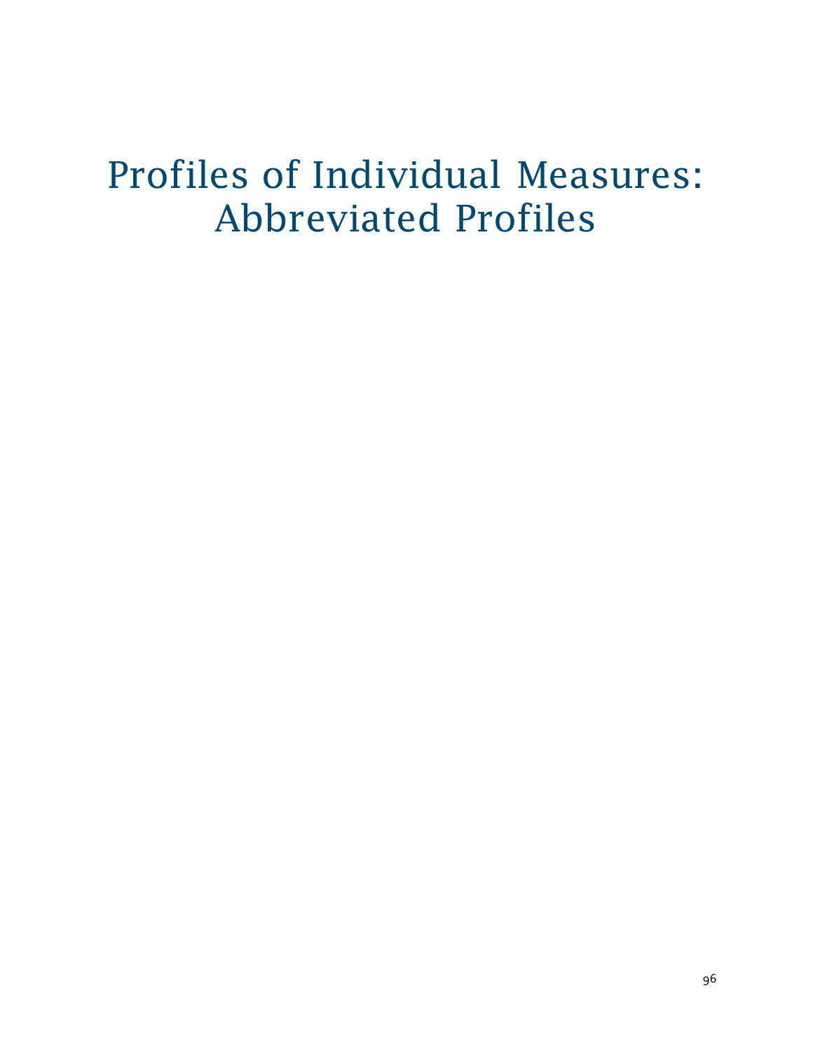# Profiles of Individual Measures: Abbreviated Profiles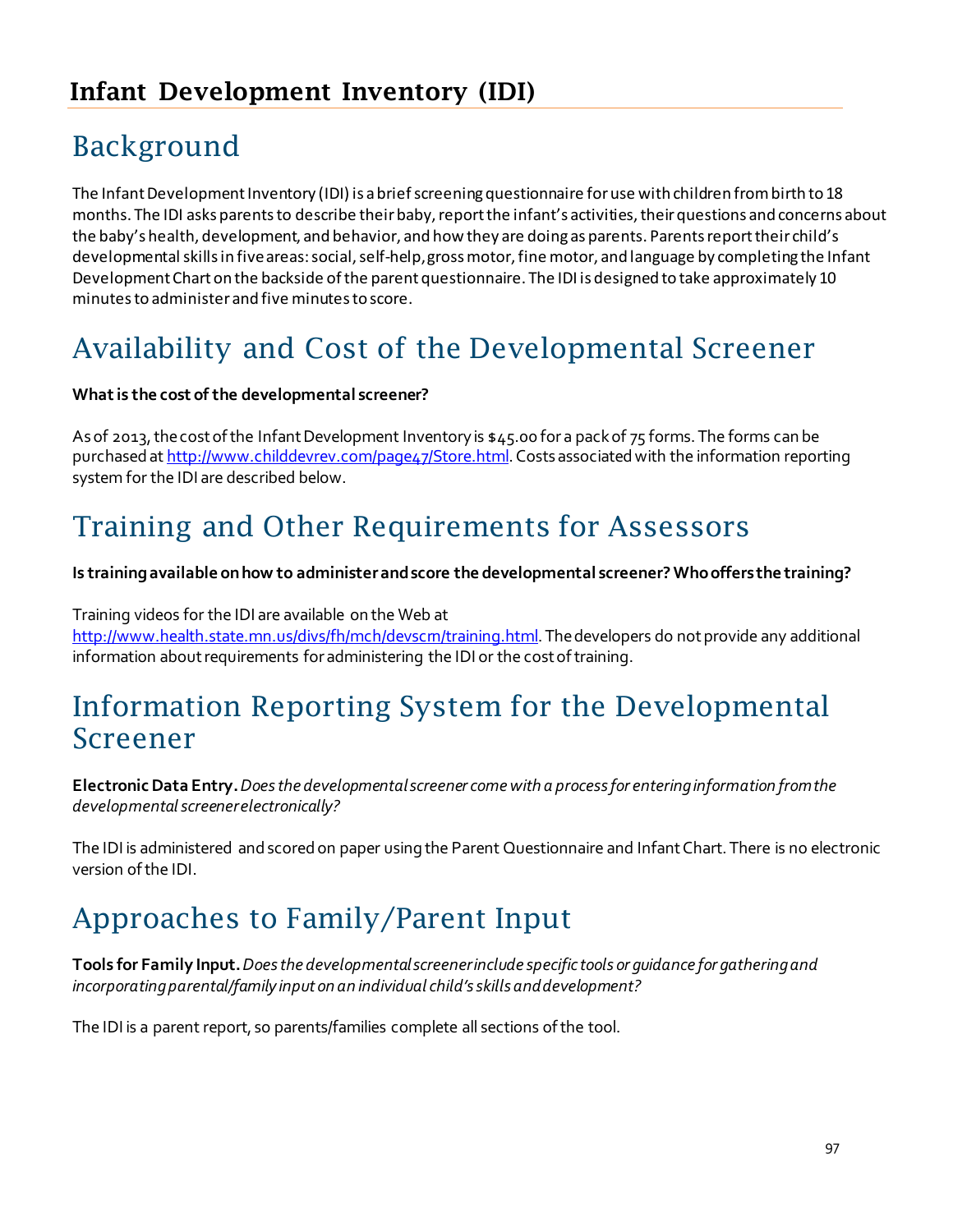# Infant Development Inventory (IDI)

## Background

The Infant Development Inventory (IDI) is a brief screening questionnaire for use with children from birth to 18 months. The IDI asks parents to describe their baby, report the infant's activities, their questions and concerns about the baby's health, development, and behavior, and how they are doing as parents. Parents report their child's developmental skills in five areas: social, self-help, gross motor, fine motor, and language by completing the Infant Development Chart on the backside of the parent questionnaire. The IDI is designed to take approximately 10 minutes to administer and five minutes to score.

## Availability and Cost of the Developmental Screener

**What is the cost of the developmental screener?**

As of 2013, the cost of the Infant Development Inventory is $45.00 for a pack of 75 forms. The forms can be purchased at http://www.childdevrev.com/page47/Store.html. Costs associated with the information reporting system for the IDI are described below.

## Training and Other Requirements for Assessors

**Is training available on how to administer and score the developmental screener? Who offers the training?**

Training videos for the IDI are available on the Web at http://www.health.state.mn.us/divs/fh/mch/devscrn/training.html. The developers do not provide any additional information about requirements for administering the IDI or the cost of training.

## Information Reporting System for the Developmental Screener

**Electronic Data Entry.** *Does the developmental screener come with a process for entering information from the developmental screener electronically?*

The IDI is administered and scored on paper using the Parent Questionnaire and Infant Chart. There is no electronic version of the IDI.

## Approaches to Family/Parent Input

**Tools for Family Input.** *Does the developmental screener include specific tools or guidance for gathering and incorporating parental/family input on an individual child's skills and development?*

The IDI is a parent report, so parents/families complete all sections of the tool.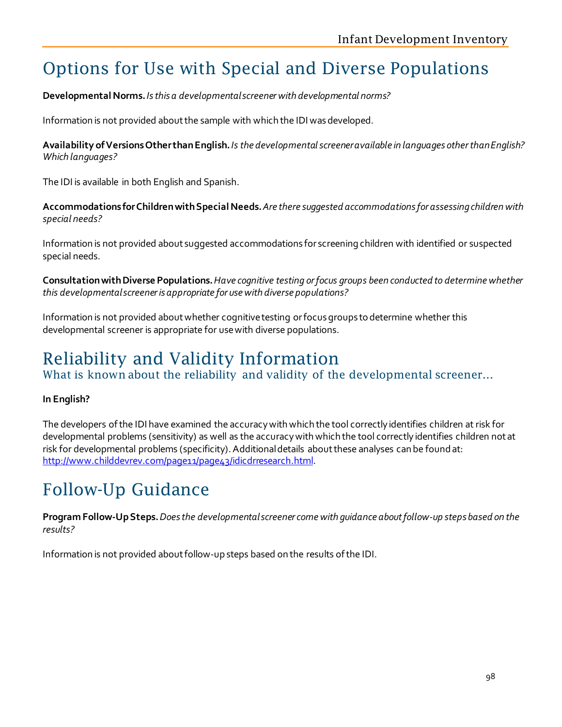# Options for Use with Special and Diverse Populations

**Developmental Norms.** *Is this a developmental screener with developmental norms?*

Information is not provided about the sample with which the IDI was developed.

**Availability of Versions Other than English.** *Is the developmental screener available in languages other than English? Which languages?*

The IDI is available in both English and Spanish.

**Accommodations for Children with Special Needs.** *Are there suggested accommodations for assessing children with special needs?*

Information is not provided about suggested accommodations for screening children with identified or suspected special needs.

**Consultation with Diverse Populations.** *Have cognitive testing or focus groups been conducted to determine whether this developmental screener is appropriate for use with diverse populations?*

Information is not provided about whether cognitive testing or focus groups to determine whether this developmental screener is appropriate for use with diverse populations.

# Reliability and Validity Information

## What is known about the reliability and validity of the developmental screener…

**In English?**

The developers of the IDI have examined the accuracy with which the tool correctly identifies children at risk for developmental problems (sensitivity) as well as the accuracy with which the tool correctly identifies children not at risk for developmental problems (specificity). Additional details about these analyses can be found at: http://www.childdevrev.com/page11/page43/idicdrresearch.html.

# Follow-Up Guidance

**Program Follow-Up Steps.** *Does the developmental screener come with guidance about follow-up steps based on the results?*

Information is not provided about follow-up steps based on the results of the IDI.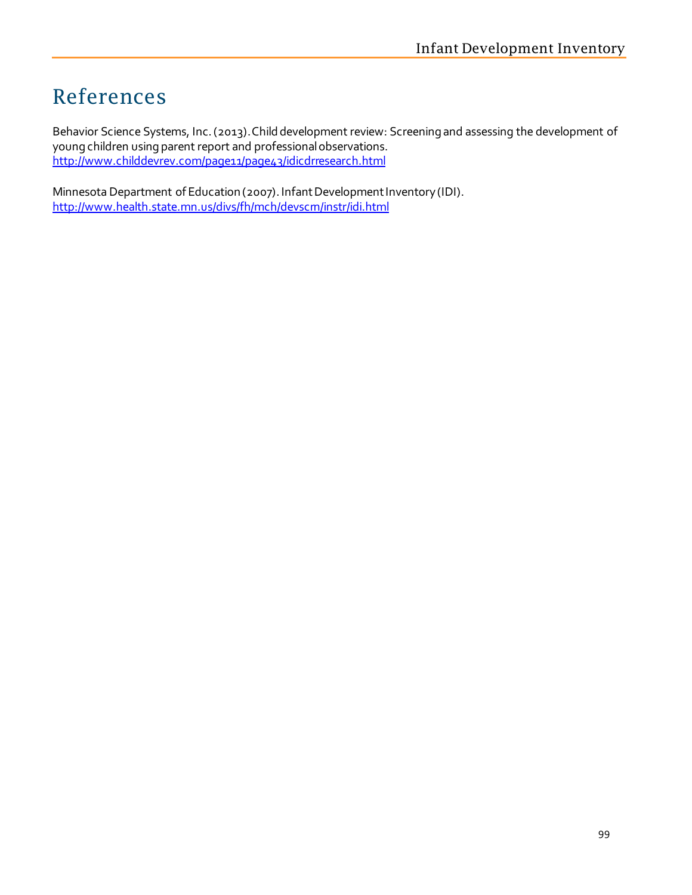# References

Behavior Science Systems, Inc. (2013). Child development review: Screening and assessing the development of young children using parent report and professional observations. http://www.childdevrev.com/page11/page43/idicdrresearch.html

Minnesota Department of Education (2007). Infant Development Inventory (IDI). http://www.health.state.mn.us/divs/fh/mch/devscrn/instr/idi.html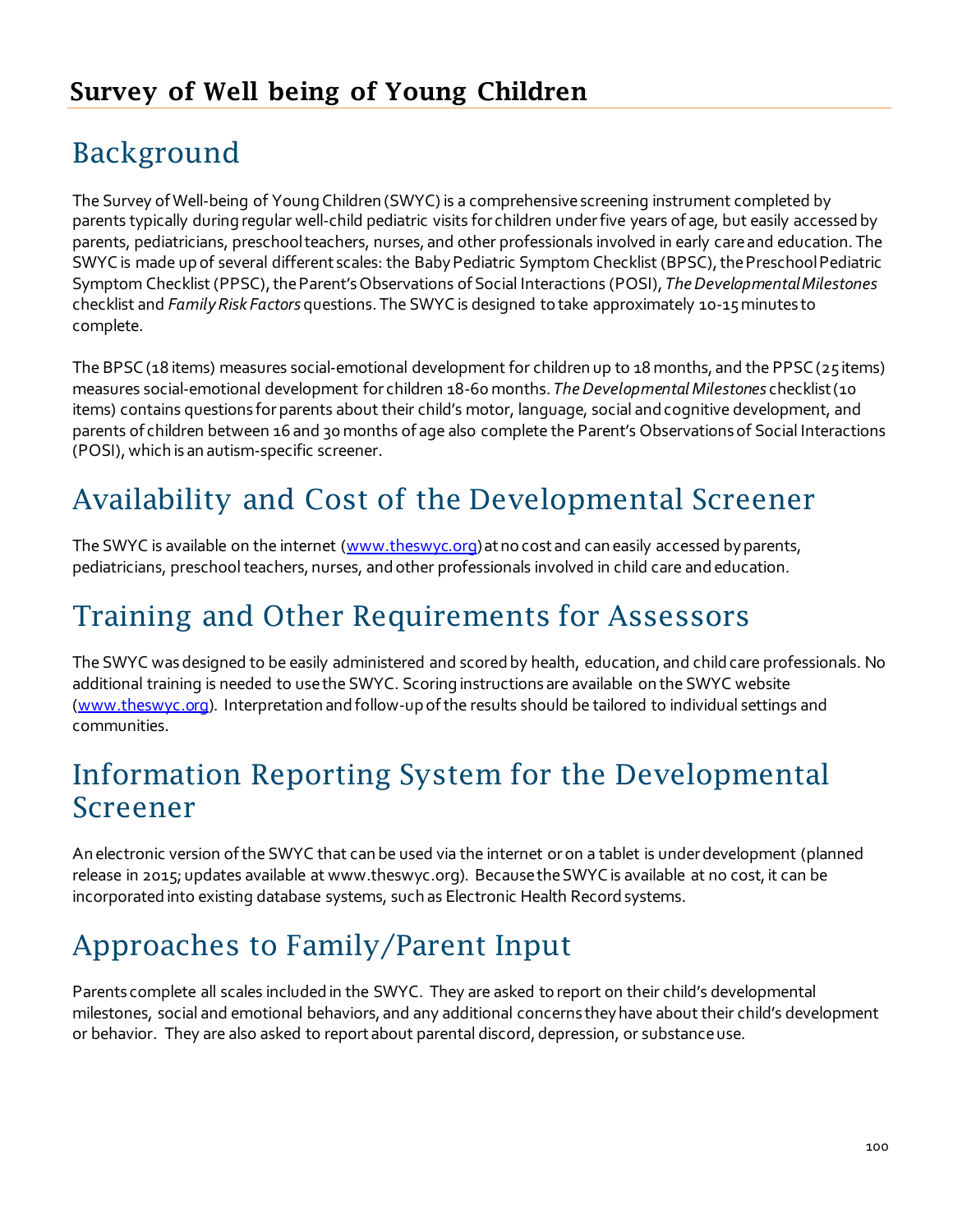# Survey of Well being of Young Children

## Background

The Survey of Well-being of Young Children (SWYC) is a comprehensive screening instrument completed by parents typically during regular well-child pediatric visits for children under five years of age, but easily accessed by parents, pediatricians, preschool teachers, nurses, and other professionals involved in early care and education. The SWYC is made up of several different scales: the Baby Pediatric Symptom Checklist (BPSC), the Preschool Pediatric Symptom Checklist (PPSC), the Parent's Observations of Social Interactions (POSI), *The Developmental Milestones* checklist and *Family Risk Factors* questions. The SWYC is designed to take approximately 10-15 minutes to complete.

The BPSC (18 items) measures social-emotional development for children up to 18 months, and the PPSC (25 items) measures social-emotional development for children 18-60 months. *The Developmental Milestones* checklist (10 items) contains questions for parents about their child's motor, language, social and cognitive development, and parents of children between 16 and 30 months of age also complete the Parent's Observations of Social Interactions (POSI), which is an autism-specific screener.

## Availability and Cost of the Developmental Screener

The SWYC is available on the internet (www.theswyc.org) at no cost and can easily accessed by parents, pediatricians, preschool teachers, nurses, and other professionals involved in child care and education.

## Training and Other Requirements for Assessors

The SWYC was designed to be easily administered and scored by health, education, and child care professionals. No additional training is needed to use the SWYC. Scoring instructions are available on the SWYC website (www.theswyc.org). Interpretation and follow-up of the results should be tailored to individual settings and communities.

## Information Reporting System for the Developmental Screener

An electronic version of the SWYC that can be used via the internet or on a tablet is under development (planned release in 2015; updates available at www.theswyc.org). Because the SWYC is available at no cost, it can be incorporated into existing database systems, such as Electronic Health Record systems.

## Approaches to Family/Parent Input

Parents complete all scales included in the SWYC. They are asked to report on their child's developmental milestones, social and emotional behaviors, and any additional concerns they have about their child's development or behavior. They are also asked to report about parental discord, depression, or substance use.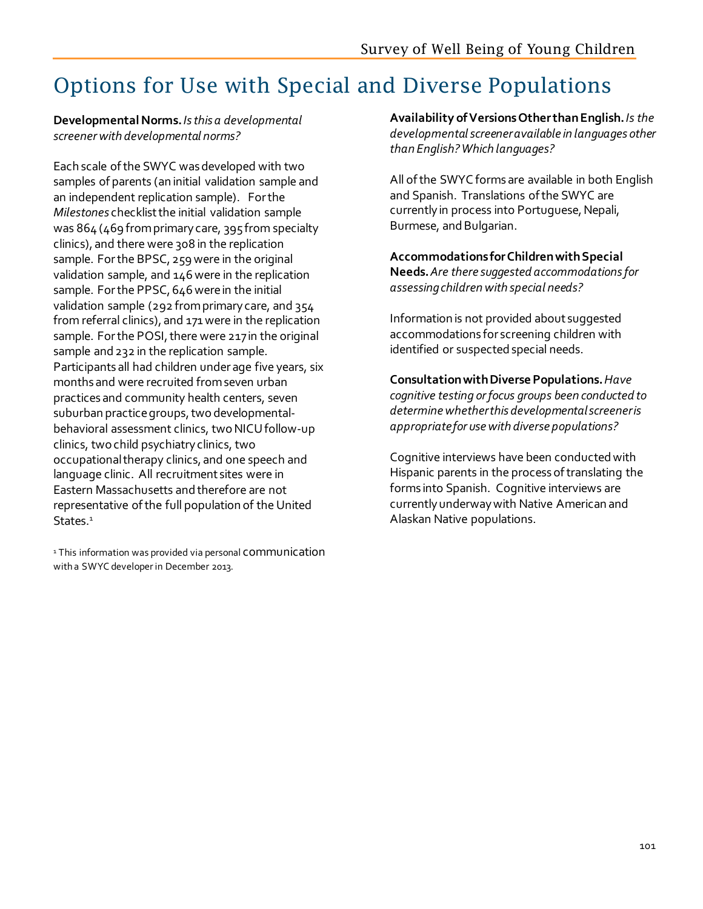# Options for Use with Special and Diverse Populations

**Developmental Norms.** *Is this a developmental screener with developmental norms?*

Each scale of the SWYC was developed with two samples of parents (an initial validation sample and an independent replication sample). For the *Milestones* checklist the initial validation sample was 864 (469 from primary care, 395 from specialty clinics), and there were 308 in the replication sample. For the BPSC, 259 were in the original validation sample, and 146 were in the replication sample. For the PPSC, 646 were in the initial validation sample (292 from primary care, and 354 from referral clinics), and 171 were in the replication sample. For the POSI, there were 217 in the original sample and 232 in the replication sample. Participants all had children under age five years, six months and were recruited from seven urban practices and community health centers, seven suburban practice groups, two developmental-behavioral assessment clinics, two NICU follow-up clinics, two child psychiatry clinics, two occupational therapy clinics, and one speech and language clinic. All recruitment sites were in Eastern Massachusetts and therefore are not representative of the full population of the United States.[1]

[1] This information was provided via personal communication with a SWYC developer in December 2013.

**Availability of Versions Other than English.** *Is the developmental screener available in languages other than English? Which languages?*

All of the SWYC forms are available in both English and Spanish. Translations of the SWYC are currently in process into Portuguese, Nepali, Burmese, and Bulgarian.

**Accommodations for Children with Special Needs.** *Are there suggested accommodations for assessing children with special needs?*

Information is not provided about suggested accommodations for screening children with identified or suspected special needs.

**Consultation with Diverse Populations.** *Have cognitive testing or focus groups been conducted to determine whether this developmental screener is appropriate for use with diverse populations?*

Cognitive interviews have been conducted with Hispanic parents in the process of translating the forms into Spanish. Cognitive interviews are currently underway with Native American and Alaskan Native populations.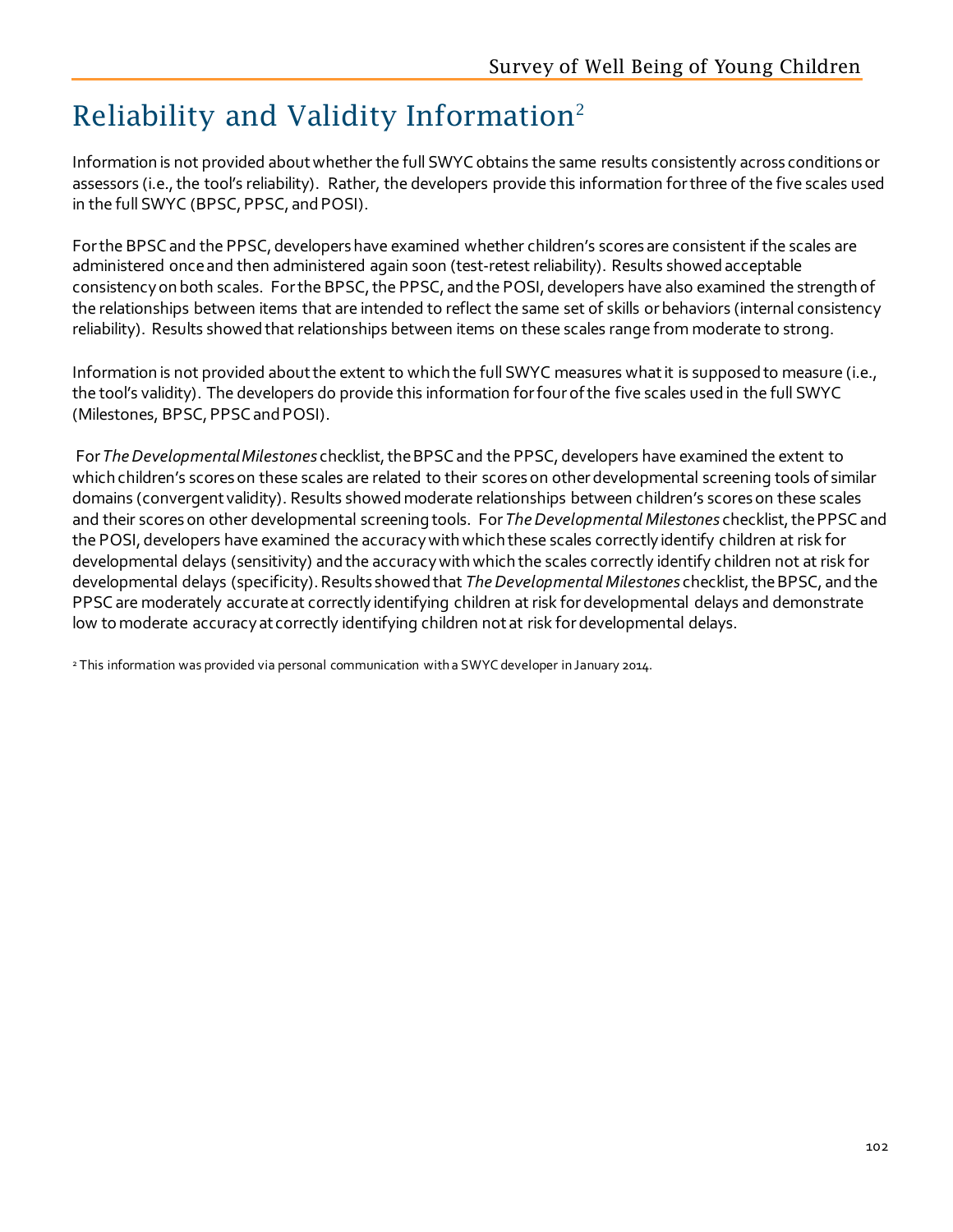# Reliability and Validity Information[2]

Information is not provided about whether the full SWYC obtains the same results consistently across conditions or assessors (i.e., the tool's reliability). Rather, the developers provide this information for three of the five scales used in the full SWYC (BPSC, PPSC, and POSI).

For the BPSC and the PPSC, developers have examined whether children's scores are consistent if the scales are administered once and then administered again soon (test-retest reliability). Results showed acceptable consistency on both scales. For the BPSC, the PPSC, and the POSI, developers have also examined the strength of the relationships between items that are intended to reflect the same set of skills or behaviors (internal consistency reliability). Results showed that relationships between items on these scales range from moderate to strong.

Information is not provided about the extent to which the full SWYC measures what it is supposed to measure (i.e., the tool's validity). The developers do provide this information for four of the five scales used in the full SWYC (Milestones, BPSC, PPSC and POSI).

For *The Developmental Milestones* checklist, the BPSC and the PPSC, developers have examined the extent to which children's scores on these scales are related to their scores on other developmental screening tools of similar domains (convergent validity). Results showed moderate relationships between children's scores on these scales and their scores on other developmental screening tools. For *The Developmental Milestones* checklist, the PPSC and the POSI, developers have examined the accuracy with which these scales correctly identify children at risk for developmental delays (sensitivity) and the accuracy with which the scales correctly identify children not at risk for developmental delays (specificity). Results showed that *The Developmental Milestones* checklist, the BPSC, and the PPSC are moderately accurate at correctly identifying children at risk for developmental delays and demonstrate low to moderate accuracy at correctly identifying children not at risk for developmental delays.

[2] This information was provided via personal communication with a SWYC developer in January 2014.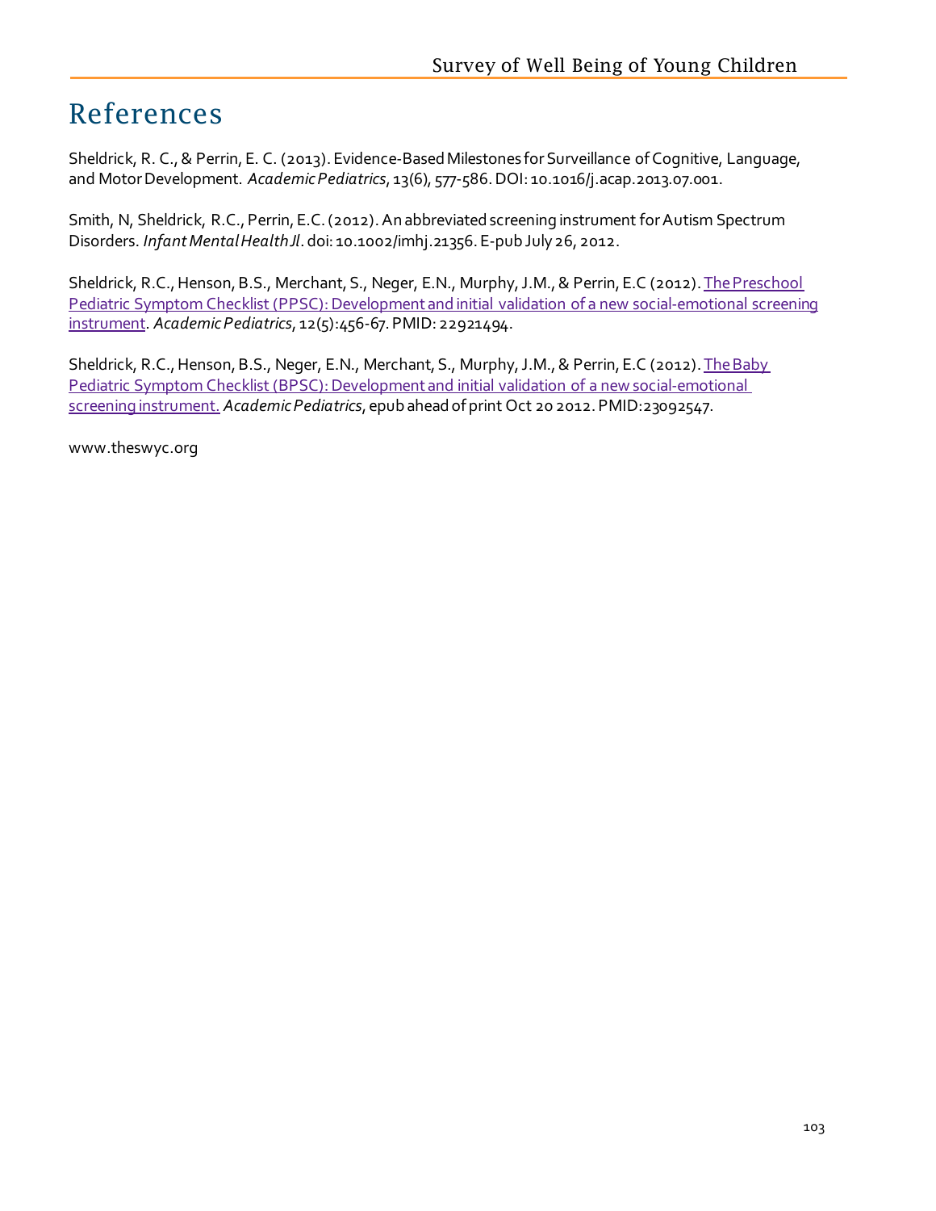# References

Sheldrick, R. C., & Perrin, E. C. (2013). Evidence-Based Milestones for Surveillance of Cognitive, Language, and Motor Development. *Academic Pediatrics*, 13(6), 577-586. DOI: 10.1016/j.acap.2013.07.001.

Smith, N, Sheldrick, R.C., Perrin, E.C. (2012). An abbreviated screening instrument for Autism Spectrum Disorders. *Infant Mental Health Jl*. doi: 10.1002/imhj.21356. E-pub July 26, 2012.

Sheldrick, R.C., Henson, B.S., Merchant, S., Neger, E.N., Murphy, J.M., & Perrin, E.C (2012). The Preschool Pediatric Symptom Checklist (PPSC): Development and initial validation of a new social-emotional screening instrument. *Academic Pediatrics*, 12(5):456-67. PMID: 22921494.

Sheldrick, R.C., Henson, B.S., Neger, E.N., Merchant, S., Murphy, J.M., & Perrin, E.C (2012). The Baby Pediatric Symptom Checklist (BPSC): Development and initial validation of a new social-emotional screening instrument. *Academic Pediatrics*, epub ahead of print Oct 20 2012. PMID:23092547.

www.theswyc.org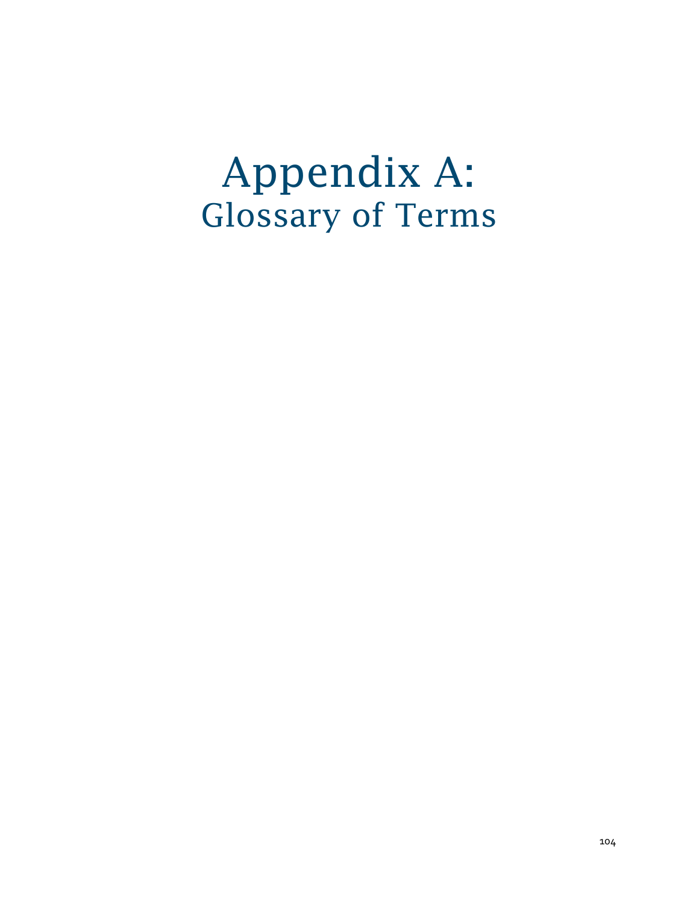# Appendix A:
## Glossary of Terms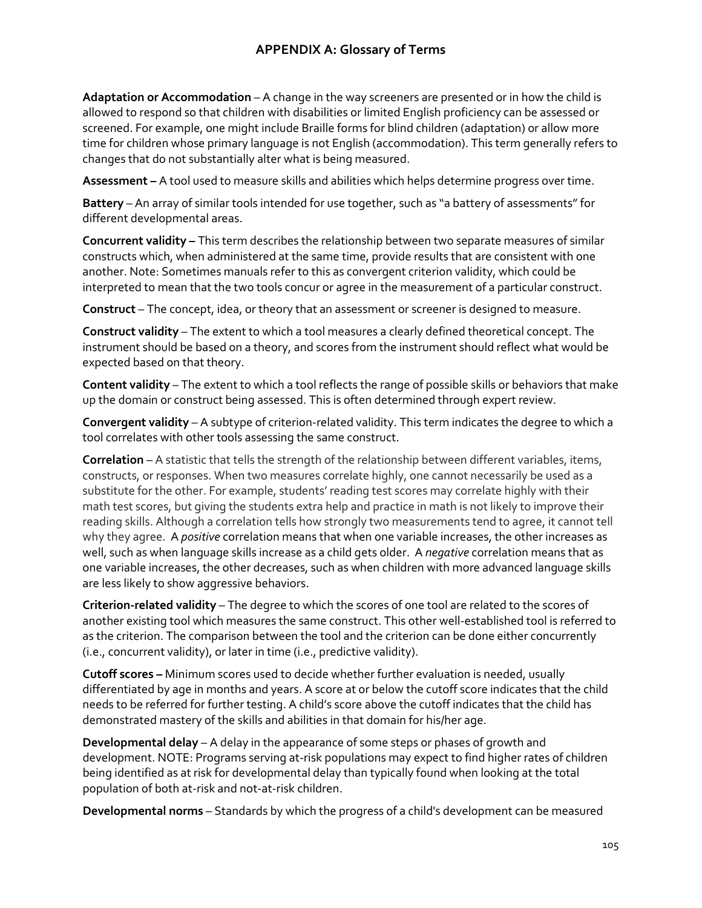## APPENDIX A: Glossary of Terms

**Adaptation or Accommodation** – A change in the way screeners are presented or in how the child is allowed to respond so that children with disabilities or limited English proficiency can be assessed or screened. For example, one might include Braille forms for blind children (adaptation) or allow more time for children whose primary language is not English (accommodation). This term generally refers to changes that do not substantially alter what is being measured.

**Assessment –** A tool used to measure skills and abilities which helps determine progress over time.

**Battery** – An array of similar tools intended for use together, such as "a battery of assessments" for different developmental areas.

**Concurrent validity –** This term describes the relationship between two separate measures of similar constructs which, when administered at the same time, provide results that are consistent with one another. Note: Sometimes manuals refer to this as convergent criterion validity, which could be interpreted to mean that the two tools concur or agree in the measurement of a particular construct.

**Construct** – The concept, idea, or theory that an assessment or screener is designed to measure.

**Construct validity** – The extent to which a tool measures a clearly defined theoretical concept. The instrument should be based on a theory, and scores from the instrument should reflect what would be expected based on that theory.

**Content validity** – The extent to which a tool reflects the range of possible skills or behaviors that make up the domain or construct being assessed. This is often determined through expert review.

**Convergent validity** – A subtype of criterion-related validity. This term indicates the degree to which a tool correlates with other tools assessing the same construct.

**Correlation** – A statistic that tells the strength of the relationship between different variables, items, constructs, or responses. When two measures correlate highly, one cannot necessarily be used as a substitute for the other. For example, students' reading test scores may correlate highly with their math test scores, but giving the students extra help and practice in math is not likely to improve their reading skills. Although a correlation tells how strongly two measurements tend to agree, it cannot tell why they agree. A *positive* correlation means that when one variable increases, the other increases as well, such as when language skills increase as a child gets older. A *negative* correlation means that as one variable increases, the other decreases, such as when children with more advanced language skills are less likely to show aggressive behaviors.

**Criterion-related validity** – The degree to which the scores of one tool are related to the scores of another existing tool which measures the same construct. This other well-established tool is referred to as the criterion. The comparison between the tool and the criterion can be done either concurrently (i.e., concurrent validity), or later in time (i.e., predictive validity).

**Cutoff scores –** Minimum scores used to decide whether further evaluation is needed, usually differentiated by age in months and years. A score at or below the cutoff score indicates that the child needs to be referred for further testing. A child's score above the cutoff indicates that the child has demonstrated mastery of the skills and abilities in that domain for his/her age.

**Developmental delay** – A delay in the appearance of some steps or phases of growth and development. NOTE: Programs serving at-risk populations may expect to find higher rates of children being identified as at risk for developmental delay than typically found when looking at the total population of both at-risk and not-at-risk children.

**Developmental norms** – Standards by which the progress of a child's development can be measured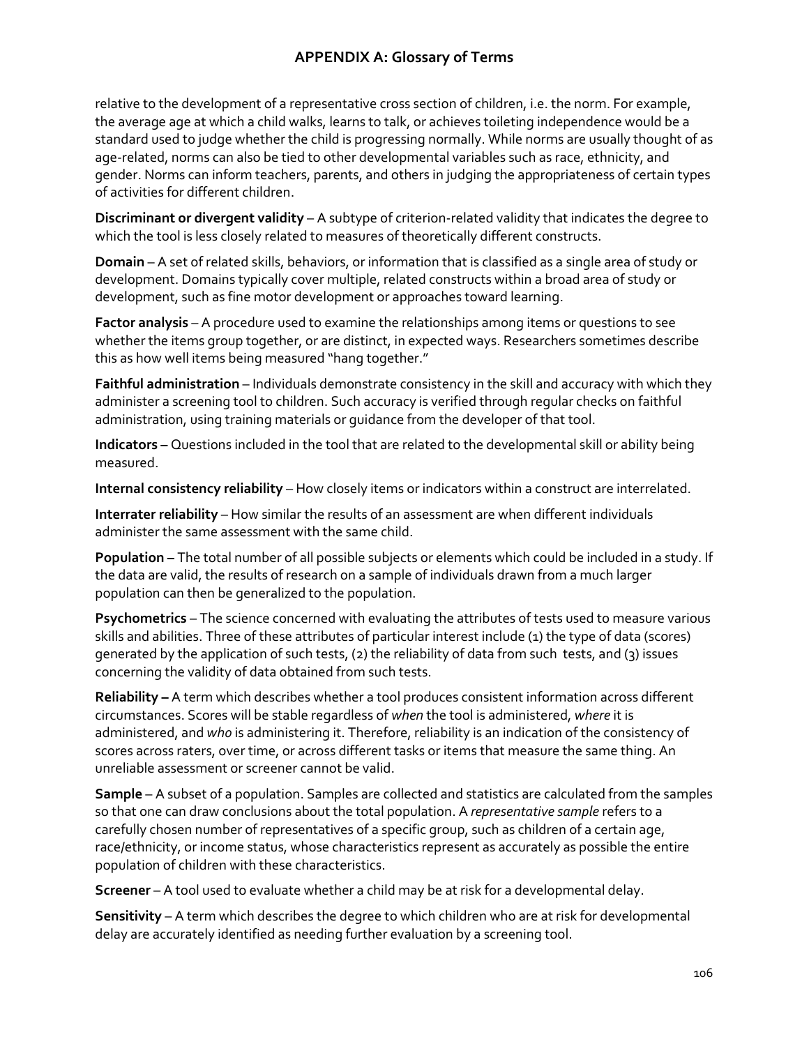## APPENDIX A: Glossary of Terms

relative to the development of a representative cross section of children, i.e. the norm. For example, the average age at which a child walks, learns to talk, or achieves toileting independence would be a standard used to judge whether the child is progressing normally. While norms are usually thought of as age-related, norms can also be tied to other developmental variables such as race, ethnicity, and gender. Norms can inform teachers, parents, and others in judging the appropriateness of certain types of activities for different children.

**Discriminant or divergent validity** – A subtype of criterion-related validity that indicates the degree to which the tool is less closely related to measures of theoretically different constructs.

**Domain** – A set of related skills, behaviors, or information that is classified as a single area of study or development. Domains typically cover multiple, related constructs within a broad area of study or development, such as fine motor development or approaches toward learning.

**Factor analysis** – A procedure used to examine the relationships among items or questions to see whether the items group together, or are distinct, in expected ways. Researchers sometimes describe this as how well items being measured "hang together."

**Faithful administration** – Individuals demonstrate consistency in the skill and accuracy with which they administer a screening tool to children. Such accuracy is verified through regular checks on faithful administration, using training materials or guidance from the developer of that tool.

**Indicators –** Questions included in the tool that are related to the developmental skill or ability being measured.

**Internal consistency reliability** – How closely items or indicators within a construct are interrelated.

**Interrater reliability** – How similar the results of an assessment are when different individuals administer the same assessment with the same child.

**Population –** The total number of all possible subjects or elements which could be included in a study. If the data are valid, the results of research on a sample of individuals drawn from a much larger population can then be generalized to the population.

**Psychometrics** – The science concerned with evaluating the attributes of tests used to measure various skills and abilities. Three of these attributes of particular interest include (1) the type of data (scores) generated by the application of such tests, (2) the reliability of data from such tests, and (3) issues concerning the validity of data obtained from such tests.

**Reliability –** A term which describes whether a tool produces consistent information across different circumstances. Scores will be stable regardless of *when* the tool is administered, *where* it is administered, and *who* is administering it. Therefore, reliability is an indication of the consistency of scores across raters, over time, or across different tasks or items that measure the same thing. An unreliable assessment or screener cannot be valid.

**Sample** – A subset of a population. Samples are collected and statistics are calculated from the samples so that one can draw conclusions about the total population. A *representative sample* refers to a carefully chosen number of representatives of a specific group, such as children of a certain age, race/ethnicity, or income status, whose characteristics represent as accurately as possible the entire population of children with these characteristics.

**Screener** – A tool used to evaluate whether a child may be at risk for a developmental delay.

**Sensitivity** – A term which describes the degree to which children who are at risk for developmental delay are accurately identified as needing further evaluation by a screening tool.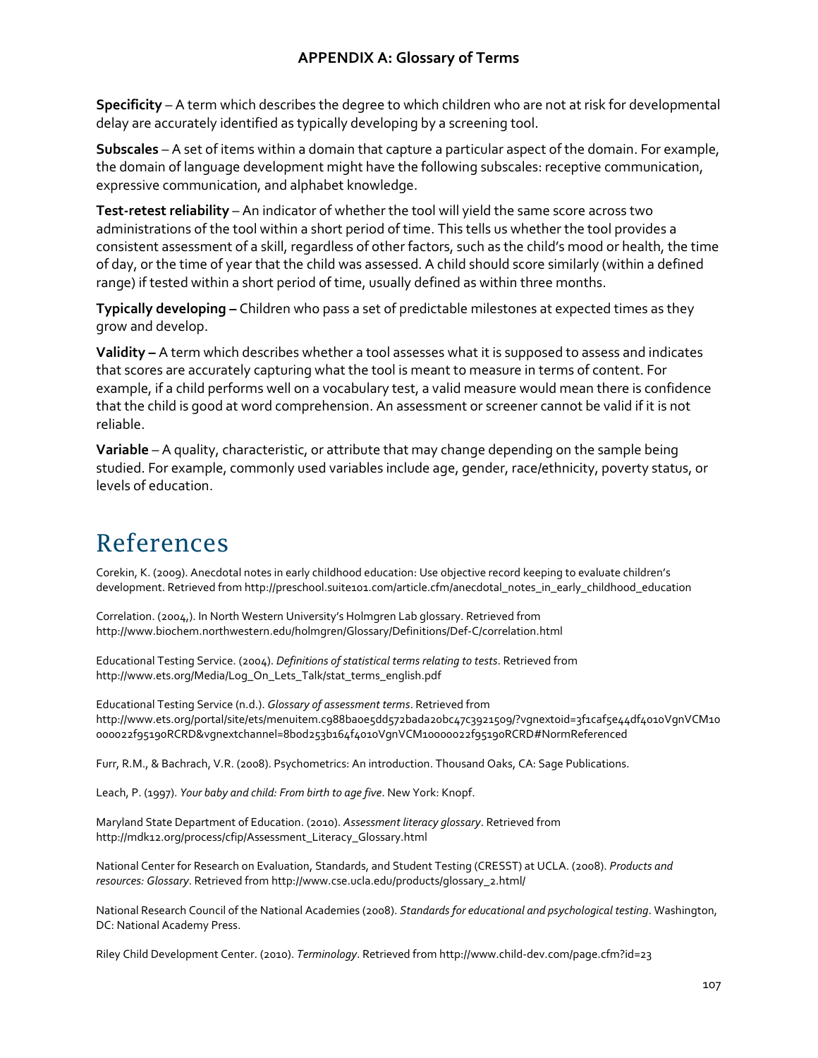## APPENDIX A: Glossary of Terms

**Specificity** – A term which describes the degree to which children who are not at risk for developmental delay are accurately identified as typically developing by a screening tool.

**Subscales** – A set of items within a domain that capture a particular aspect of the domain. For example, the domain of language development might have the following subscales: receptive communication, expressive communication, and alphabet knowledge.

**Test-retest reliability** – An indicator of whether the tool will yield the same score across two administrations of the tool within a short period of time. This tells us whether the tool provides a consistent assessment of a skill, regardless of other factors, such as the child's mood or health, the time of day, or the time of year that the child was assessed. A child should score similarly (within a defined range) if tested within a short period of time, usually defined as within three months.

**Typically developing –** Children who pass a set of predictable milestones at expected times as they grow and develop.

**Validity –** A term which describes whether a tool assesses what it is supposed to assess and indicates that scores are accurately capturing what the tool is meant to measure in terms of content. For example, if a child performs well on a vocabulary test, a valid measure would mean there is confidence that the child is good at word comprehension. An assessment or screener cannot be valid if it is not reliable.

**Variable** – A quality, characteristic, or attribute that may change depending on the sample being studied. For example, commonly used variables include age, gender, race/ethnicity, poverty status, or levels of education.

# References

Corekin, K. (2009). Anecdotal notes in early childhood education: Use objective record keeping to evaluate children's development. Retrieved from http://preschool.suite101.com/article.cfm/anecdotal_notes_in_early_childhood_education

Correlation. (2004,). In North Western University's Holmgren Lab glossary. Retrieved from http://www.biochem.northwestern.edu/holmgren/Glossary/Definitions/Def-C/correlation.html

Educational Testing Service. (2004). *Definitions of statistical terms relating to tests*. Retrieved from http://www.ets.org/Media/Log_On_Lets_Talk/stat_terms_english.pdf

Educational Testing Service (n.d.). *Glossary of assessment terms*. Retrieved from http://www.ets.org/portal/site/ets/menuitem.c988ba0e5dd572bada20bc47c3921509/?vgnextoid=3f1caf5e44df4010VgnVCM10000022f95190RCRD&vgnextchannel=8b0d253b164f4010VgnVCM10000022f95190RCRD#NormReferenced

Furr, R.M., & Bachrach, V.R. (2008). Psychometrics: An introduction. Thousand Oaks, CA: Sage Publications.

Leach, P. (1997). *Your baby and child: From birth to age five*. New York: Knopf.

Maryland State Department of Education. (2010). *Assessment literacy glossary*. Retrieved from http://mdk12.org/process/cfip/Assessment_Literacy_Glossary.html

National Center for Research on Evaluation, Standards, and Student Testing (CRESST) at UCLA. (2008). *Products and resources: Glossary*. Retrieved from http://www.cse.ucla.edu/products/glossary_2.html/

National Research Council of the National Academies (2008). *Standards for educational and psychological testing*. Washington, DC: National Academy Press.

Riley Child Development Center. (2010). *Terminology*. Retrieved from http://www.child-dev.com/page.cfm?id=23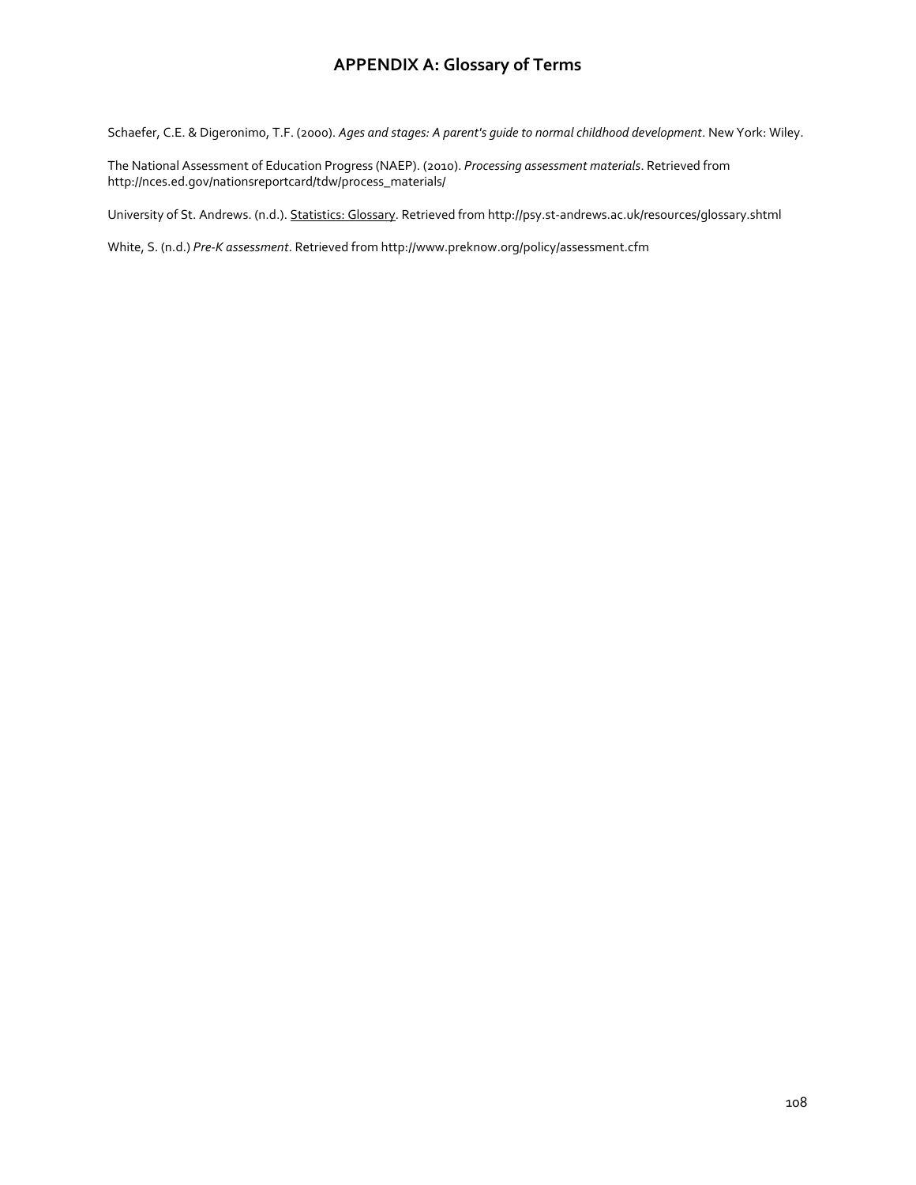# APPENDIX A: Glossary of Terms

Schaefer, C.E. & Digeronimo, T.F. (2000). *Ages and stages: A parent's guide to normal childhood development*. New York: Wiley.

The National Assessment of Education Progress (NAEP). (2010). *Processing assessment materials*. Retrieved from http://nces.ed.gov/nationsreportcard/tdw/process_materials/

University of St. Andrews. (n.d.). Statistics: Glossary. Retrieved from http://psy.st-andrews.ac.uk/resources/glossary.shtml

White, S. (n.d.) *Pre-K assessment*. Retrieved from http://www.preknow.org/policy/assessment.cfm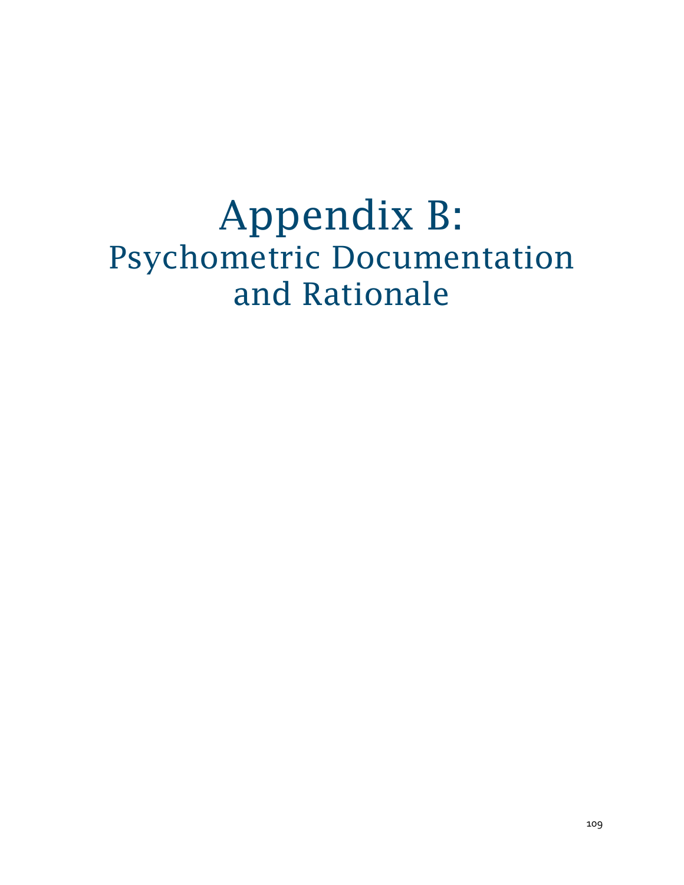# Appendix B:
## Psychometric Documentation and Rationale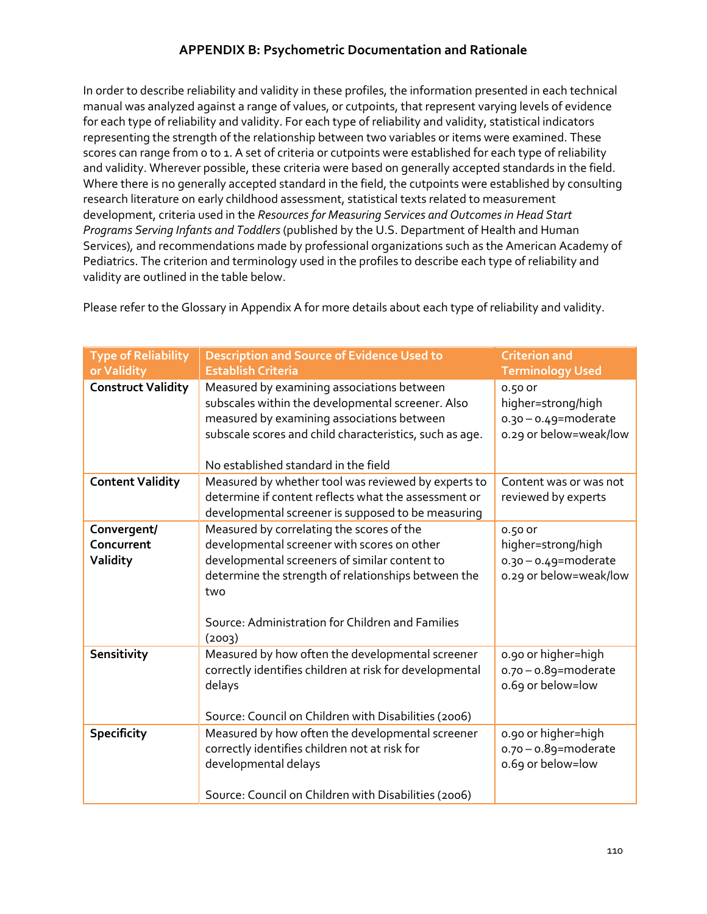# APPENDIX B: Psychometric Documentation and Rationale

In order to describe reliability and validity in these profiles, the information presented in each technical manual was analyzed against a range of values, or cutpoints, that represent varying levels of evidence for each type of reliability and validity. For each type of reliability and validity, statistical indicators representing the strength of the relationship between two variables or items were examined. These scores can range from 0 to 1. A set of criteria or cutpoints were established for each type of reliability and validity. Wherever possible, these criteria were based on generally accepted standards in the field. Where there is no generally accepted standard in the field, the cutpoints were established by consulting research literature on early childhood assessment, statistical texts related to measurement development, criteria used in the *Resources for Measuring Services and Outcomes in Head Start Programs Serving Infants and Toddlers* (published by the U.S. Department of Health and Human Services), and recommendations made by professional organizations such as the American Academy of Pediatrics. The criterion and terminology used in the profiles to describe each type of reliability and validity are outlined in the table below.

Please refer to the Glossary in Appendix A for more details about each type of reliability and validity.

| Type of Reliability or Validity | Description and Source of Evidence Used to Establish Criteria | Criterion and Terminology Used |
|---|---|---|
| **Construct Validity** | Measured by examining associations between subscales within the developmental screener. Also measured by examining associations between subscale scores and child characteristics, such as age.<br><br>No established standard in the field | 0.50 or higher=strong/high<br>0.30 – 0.49=moderate<br>0.29 or below=weak/low |
| **Content Validity** | Measured by whether tool was reviewed by experts to determine if content reflects what the assessment or developmental screener is supposed to be measuring | Content was or was not reviewed by experts |
| **Convergent/ Concurrent Validity** | Measured by correlating the scores of the developmental screener with scores on other developmental screeners of similar content to determine the strength of relationships between the two<br><br>Source: Administration for Children and Families (2003) | 0.50 or higher=strong/high<br>0.30 – 0.49=moderate<br>0.29 or below=weak/low |
| **Sensitivity** | Measured by how often the developmental screener correctly identifies children at risk for developmental delays<br><br>Source: Council on Children with Disabilities (2006) | 0.90 or higher=high<br>0.70 – 0.89=moderate<br>0.69 or below=low |
| **Specificity** | Measured by how often the developmental screener correctly identifies children not at risk for developmental delays<br><br>Source: Council on Children with Disabilities (2006) | 0.90 or higher=high<br>0.70 – 0.89=moderate<br>0.69 or below=low |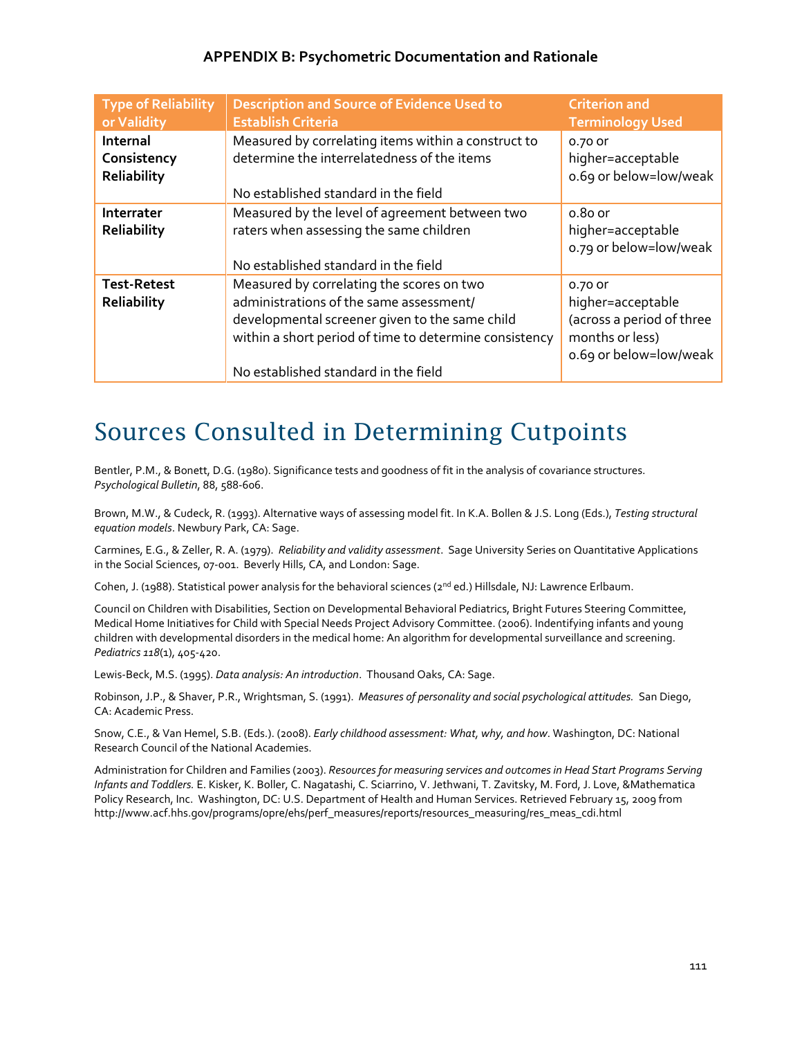## APPENDIX B: Psychometric Documentation and Rationale

| Type of Reliability or Validity | Description and Source of Evidence Used to Establish Criteria | Criterion and Terminology Used |
|---|---|---|
| **Internal Consistency Reliability** | Measured by correlating items within a construct to determine the interrelatedness of the items<br><br>No established standard in the field | 0.70 or higher=acceptable<br>0.69 or below=low/weak |
| **Interrater Reliability** | Measured by the level of agreement between two raters when assessing the same children<br><br>No established standard in the field | 0.80 or higher=acceptable<br>0.79 or below=low/weak |
| **Test-Retest Reliability** | Measured by correlating the scores on two administrations of the same assessment/ developmental screener given to the same child within a short period of time to determine consistency<br><br>No established standard in the field | 0.70 or higher=acceptable (across a period of three months or less)<br>0.69 or below=low/weak |

# Sources Consulted in Determining Cutpoints

Bentler, P.M., & Bonett, D.G. (1980). Significance tests and goodness of fit in the analysis of covariance structures. *Psychological Bulletin*, 88, 588-606.

Brown, M.W., & Cudeck, R. (1993). Alternative ways of assessing model fit. In K.A. Bollen & J.S. Long (Eds.), *Testing structural equation models*. Newbury Park, CA: Sage.

Carmines, E.G., & Zeller, R. A. (1979). *Reliability and validity assessment*. Sage University Series on Quantitative Applications in the Social Sciences, 07-001. Beverly Hills, CA, and London: Sage.

Cohen, J. (1988). Statistical power analysis for the behavioral sciences (2nd ed.) Hillsdale, NJ: Lawrence Erlbaum.

Council on Children with Disabilities, Section on Developmental Behavioral Pediatrics, Bright Futures Steering Committee, Medical Home Initiatives for Child with Special Needs Project Advisory Committee. (2006). Indentifying infants and young children with developmental disorders in the medical home: An algorithm for developmental surveillance and screening. *Pediatrics 118*(1), 405-420.

Lewis-Beck, M.S. (1995). *Data analysis: An introduction*. Thousand Oaks, CA: Sage.

Robinson, J.P., & Shaver, P.R., Wrightsman, S. (1991). *Measures of personality and social psychological attitudes.* San Diego, CA: Academic Press.

Snow, C.E., & Van Hemel, S.B. (Eds.). (2008). *Early childhood assessment: What, why, and how*. Washington, DC: National Research Council of the National Academies.

Administration for Children and Families (2003). *Resources for measuring services and outcomes in Head Start Programs Serving Infants and Toddlers.* E. Kisker, K. Boller, C. Nagatashi, C. Sciarrino, V. Jethwani, T. Zavitsky, M. Ford, J. Love, &Mathematica Policy Research, Inc. Washington, DC: U.S. Department of Health and Human Services. Retrieved February 15, 2009 from http://www.acf.hhs.gov/programs/opre/ehs/perf_measures/reports/resources_measuring/res_meas_cdi.html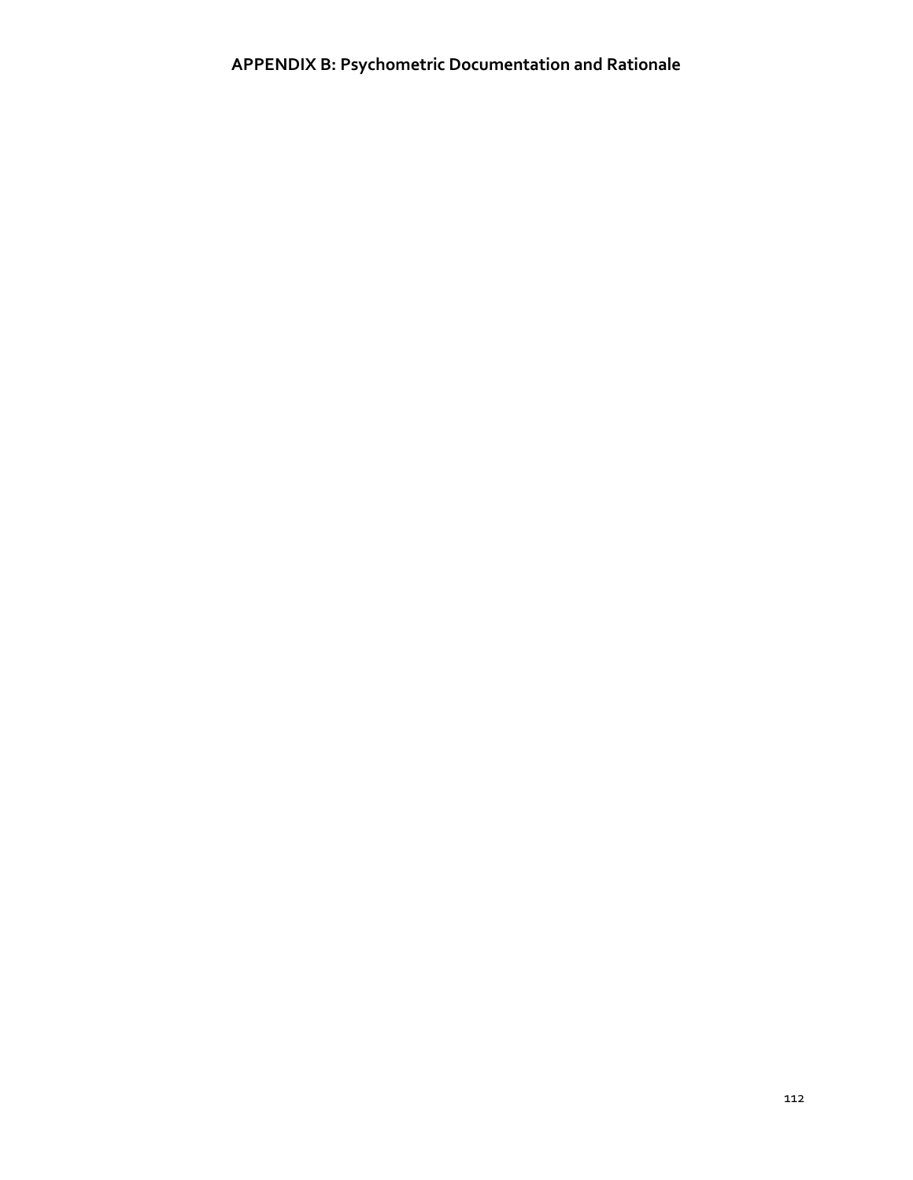## APPENDIX B: Psychometric Documentation and Rationale